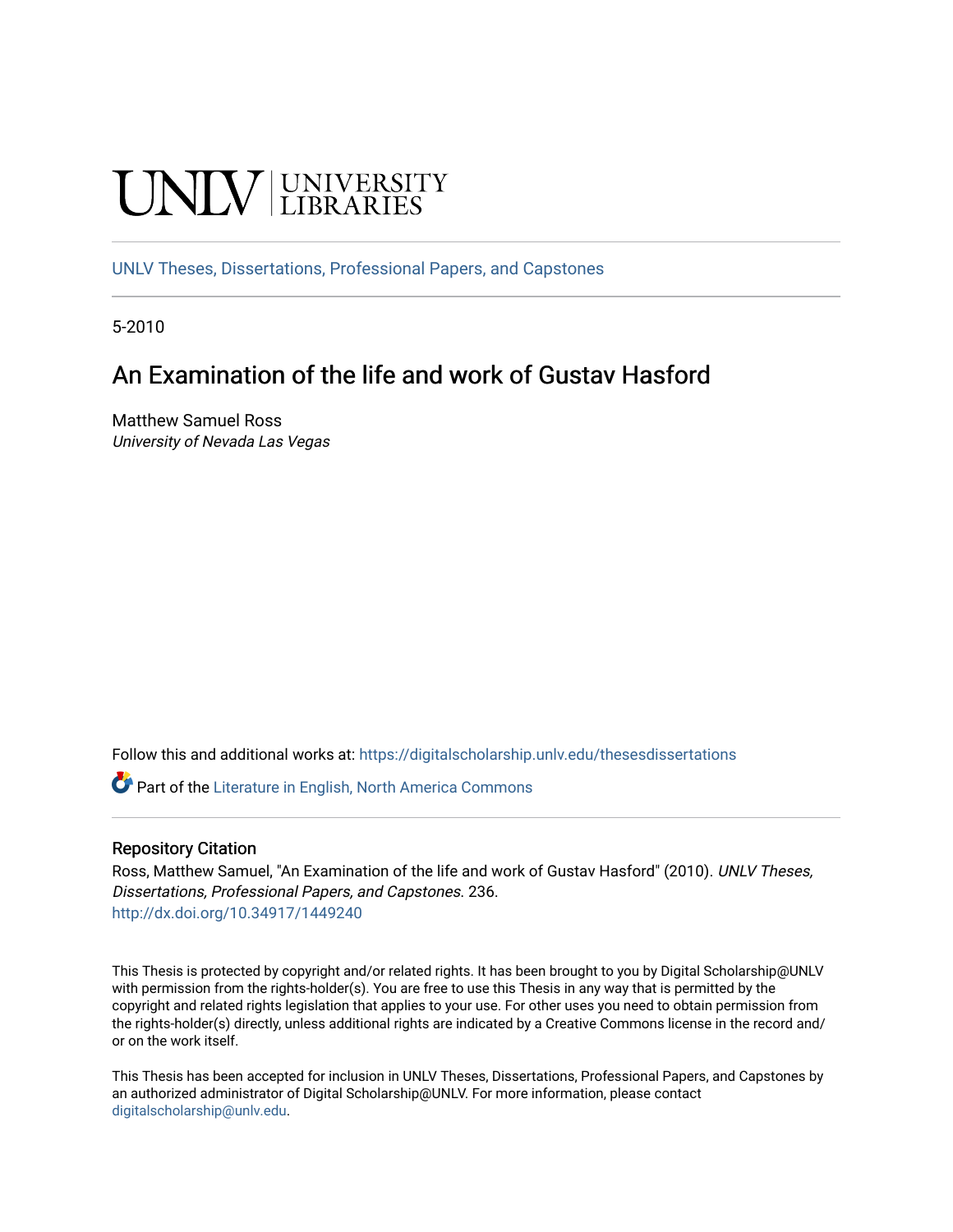UNLV | UNIVERSITY LIBRARIES

UNLV Theses, Dissertations, Professional Papers, and Capstones

5-2010

# An Examination of the life and work of Gustav Hasford

Matthew Samuel Ross
*University of Nevada Las Vegas*

Follow this and additional works at: https://digitalscholarship.unlv.edu/thesesdissertations

Part of the Literature in English, North America Commons

## Repository Citation

Ross, Matthew Samuel, "An Examination of the life and work of Gustav Hasford" (2010). *UNLV Theses, Dissertations, Professional Papers, and Capstones*. 236.
http://dx.doi.org/10.34917/1449240

This Thesis is protected by copyright and/or related rights. It has been brought to you by Digital Scholarship@UNLV with permission from the rights-holder(s). You are free to use this Thesis in any way that is permitted by the copyright and related rights legislation that applies to your use. For other uses you need to obtain permission from the rights-holder(s) directly, unless additional rights are indicated by a Creative Commons license in the record and/or on the work itself.

This Thesis has been accepted for inclusion in UNLV Theses, Dissertations, Professional Papers, and Capstones by an authorized administrator of Digital Scholarship@UNLV. For more information, please contact digitalscholarship@unlv.edu.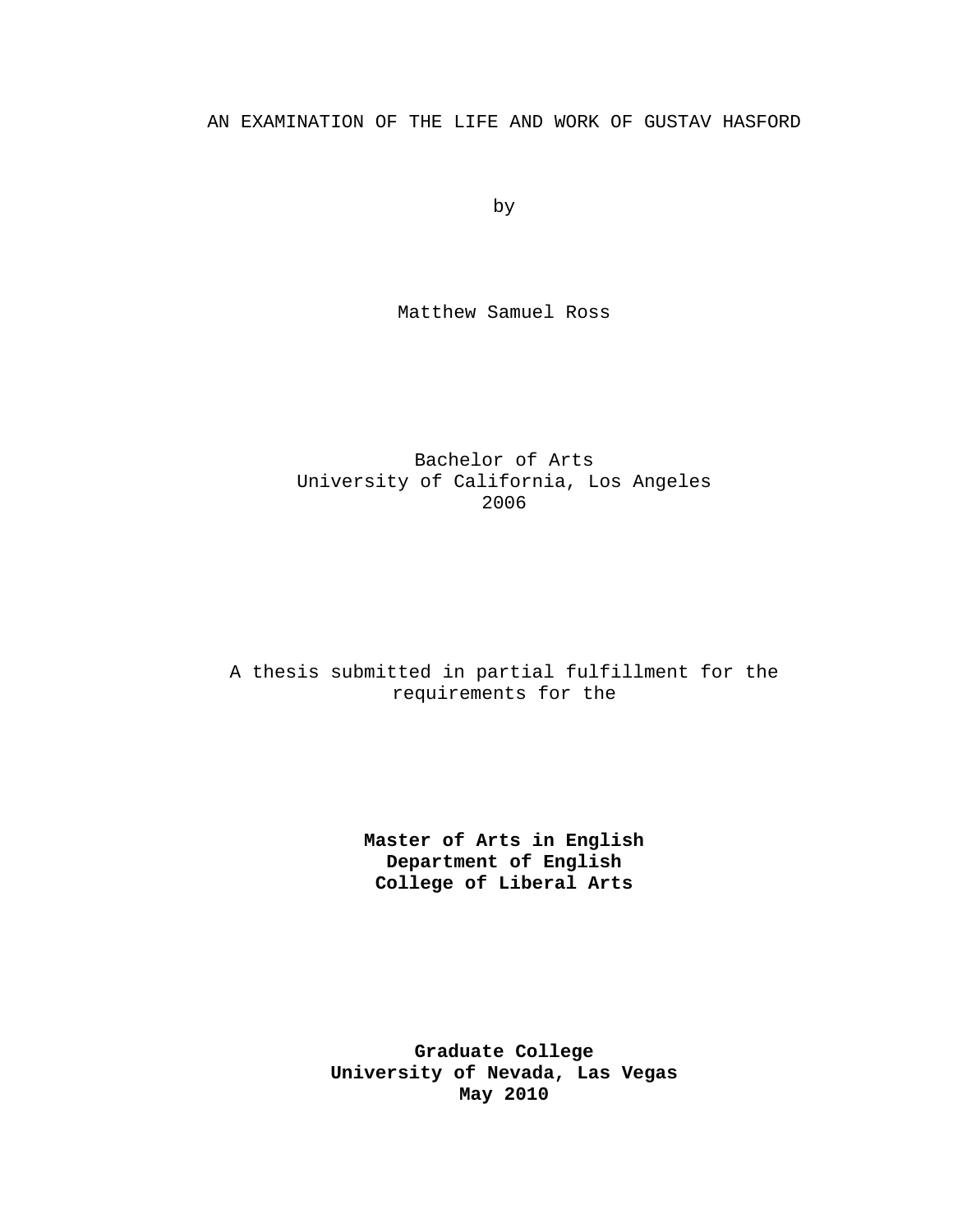AN EXAMINATION OF THE LIFE AND WORK OF GUSTAV HASFORD

by

Matthew Samuel Ross

Bachelor of Arts
University of California, Los Angeles
2006

A thesis submitted in partial fulfillment for the
requirements for the

**Master of Arts in English**
**Department of English**
**College of Liberal Arts**

**Graduate College**
**University of Nevada, Las Vegas**
**May 2010**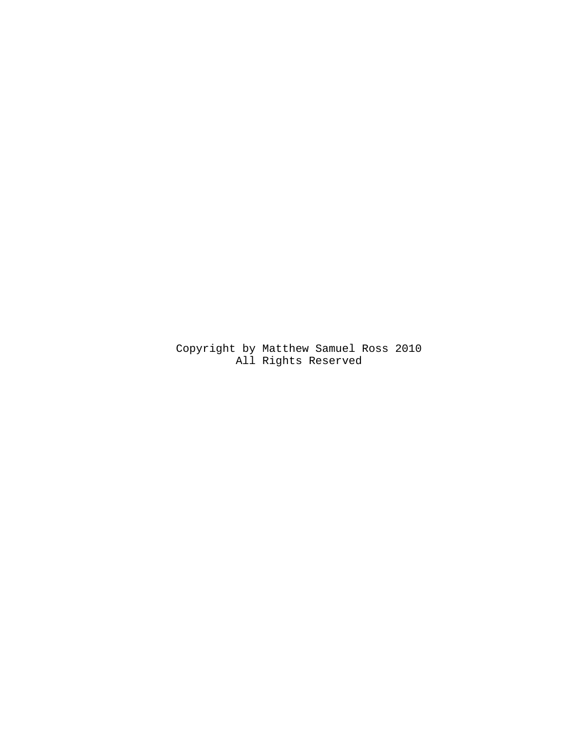Copyright by Matthew Samuel Ross 2010
All Rights Reserved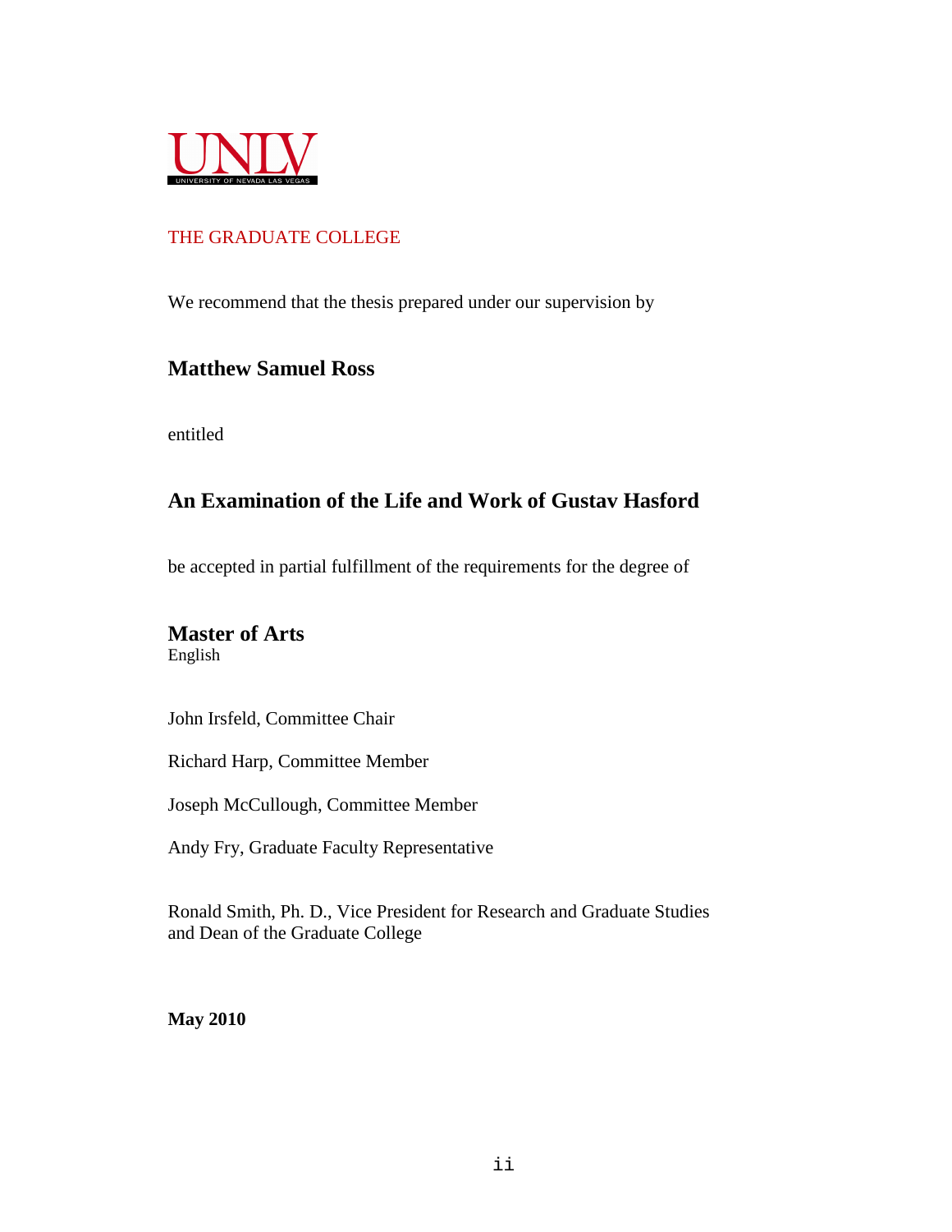UNLV
UNIVERSITY OF NEVADA LAS VEGAS

THE GRADUATE COLLEGE

We recommend that the thesis prepared under our supervision by

**Matthew Samuel Ross**

entitled

**An Examination of the Life and Work of Gustav Hasford**

be accepted in partial fulfillment of the requirements for the degree of

**Master of Arts**
English

John Irsfeld, Committee Chair

Richard Harp, Committee Member

Joseph McCullough, Committee Member

Andy Fry, Graduate Faculty Representative

Ronald Smith, Ph. D., Vice President for Research and Graduate Studies
and Dean of the Graduate College

**May 2010**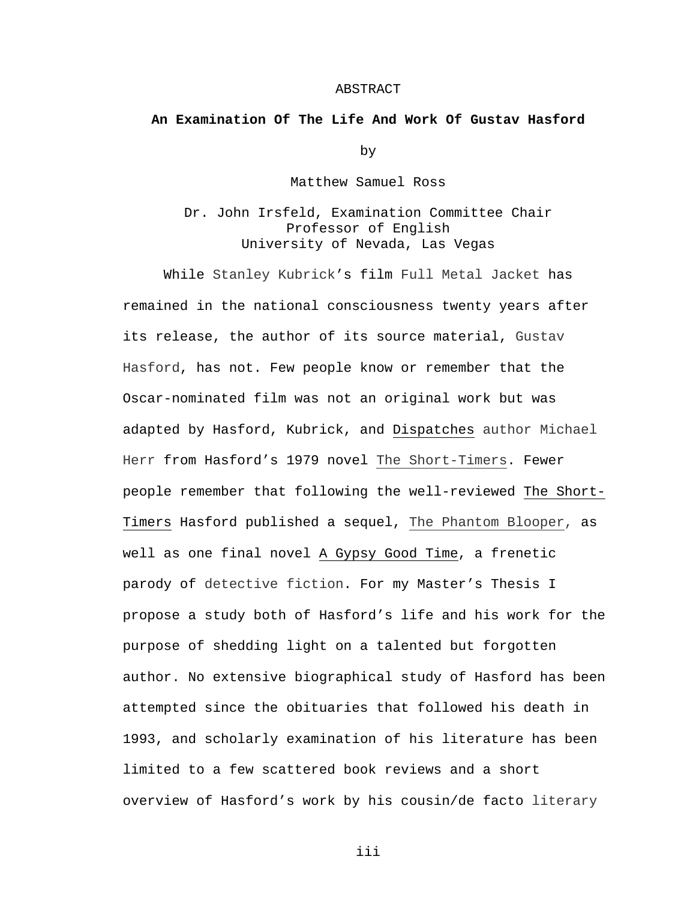ABSTRACT

**An Examination Of The Life And Work Of Gustav Hasford**

by

Matthew Samuel Ross

Dr. John Irsfeld, Examination Committee Chair
Professor of English
University of Nevada, Las Vegas

While Stanley Kubrick's film Full Metal Jacket has remained in the national consciousness twenty years after its release, the author of its source material, Gustav Hasford, has not. Few people know or remember that the Oscar-nominated film was not an original work but was adapted by Hasford, Kubrick, and Dispatches author Michael Herr from Hasford's 1979 novel The Short-Timers. Fewer people remember that following the well-reviewed The Short-Timers Hasford published a sequel, The Phantom Blooper, as well as one final novel A Gypsy Good Time, a frenetic parody of detective fiction. For my Master's Thesis I propose a study both of Hasford's life and his work for the purpose of shedding light on a talented but forgotten author. No extensive biographical study of Hasford has been attempted since the obituaries that followed his death in 1993, and scholarly examination of his literature has been limited to a few scattered book reviews and a short overview of Hasford's work by his cousin/de facto literary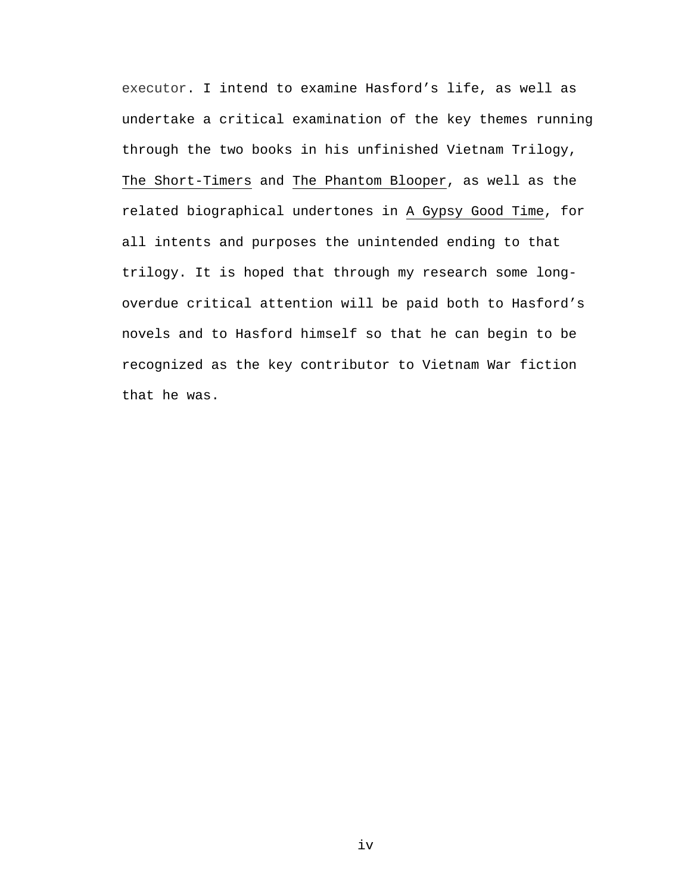executor. I intend to examine Hasford's life, as well as undertake a critical examination of the key themes running through the two books in his unfinished Vietnam Trilogy, The Short-Timers and The Phantom Blooper, as well as the related biographical undertones in A Gypsy Good Time, for all intents and purposes the unintended ending to that trilogy. It is hoped that through my research some long-overdue critical attention will be paid both to Hasford's novels and to Hasford himself so that he can begin to be recognized as the key contributor to Vietnam War fiction that he was.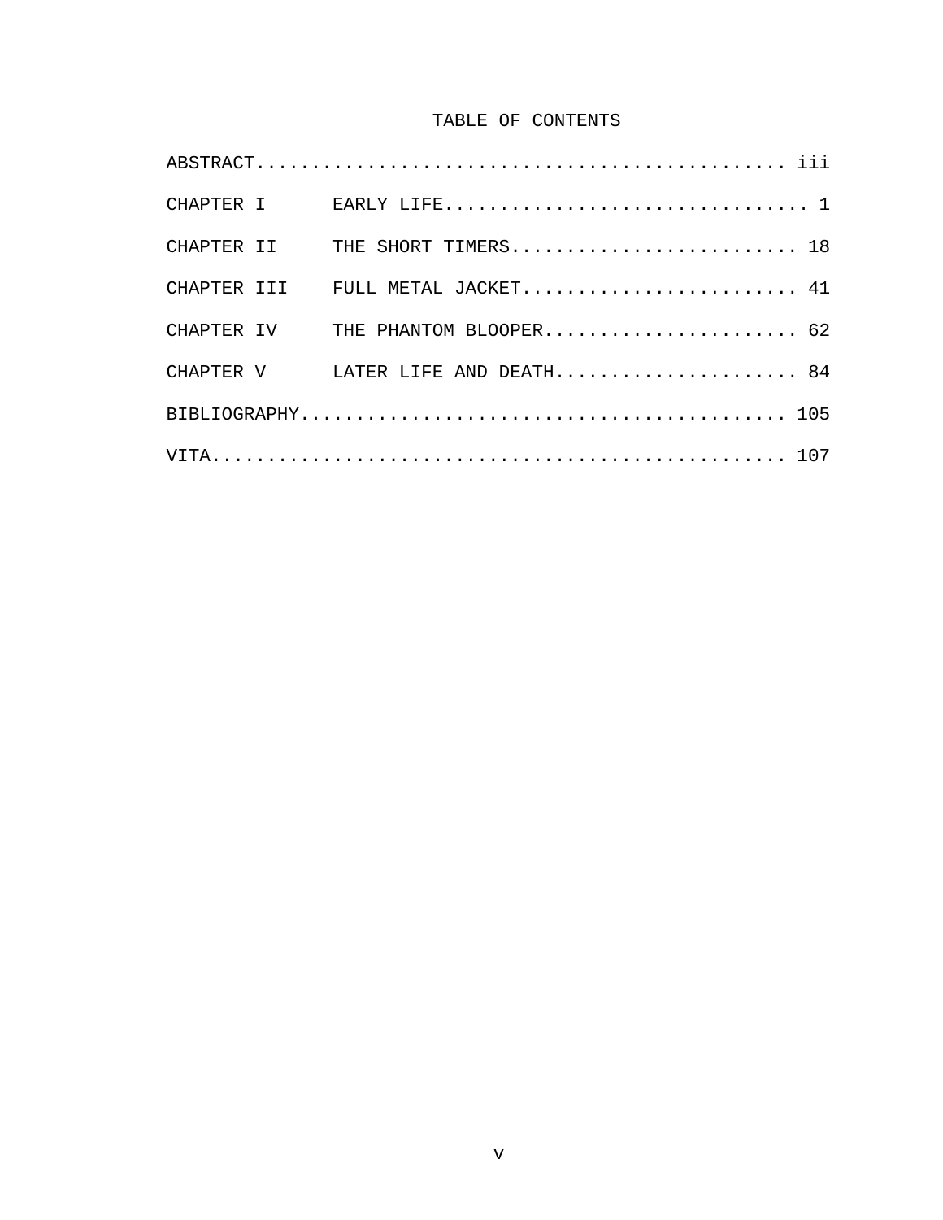# TABLE OF CONTENTS

| | | |
|---|---|---|
| ABSTRACT | | iii |
| CHAPTER I | EARLY LIFE | 1 |
| CHAPTER II | THE SHORT TIMERS | 18 |
| CHAPTER III | FULL METAL JACKET | 41 |
| CHAPTER IV | THE PHANTOM BLOOPER | 62 |
| CHAPTER V | LATER LIFE AND DEATH | 84 |
| BIBLIOGRAPHY | | 105 |
| VITA | | 107 |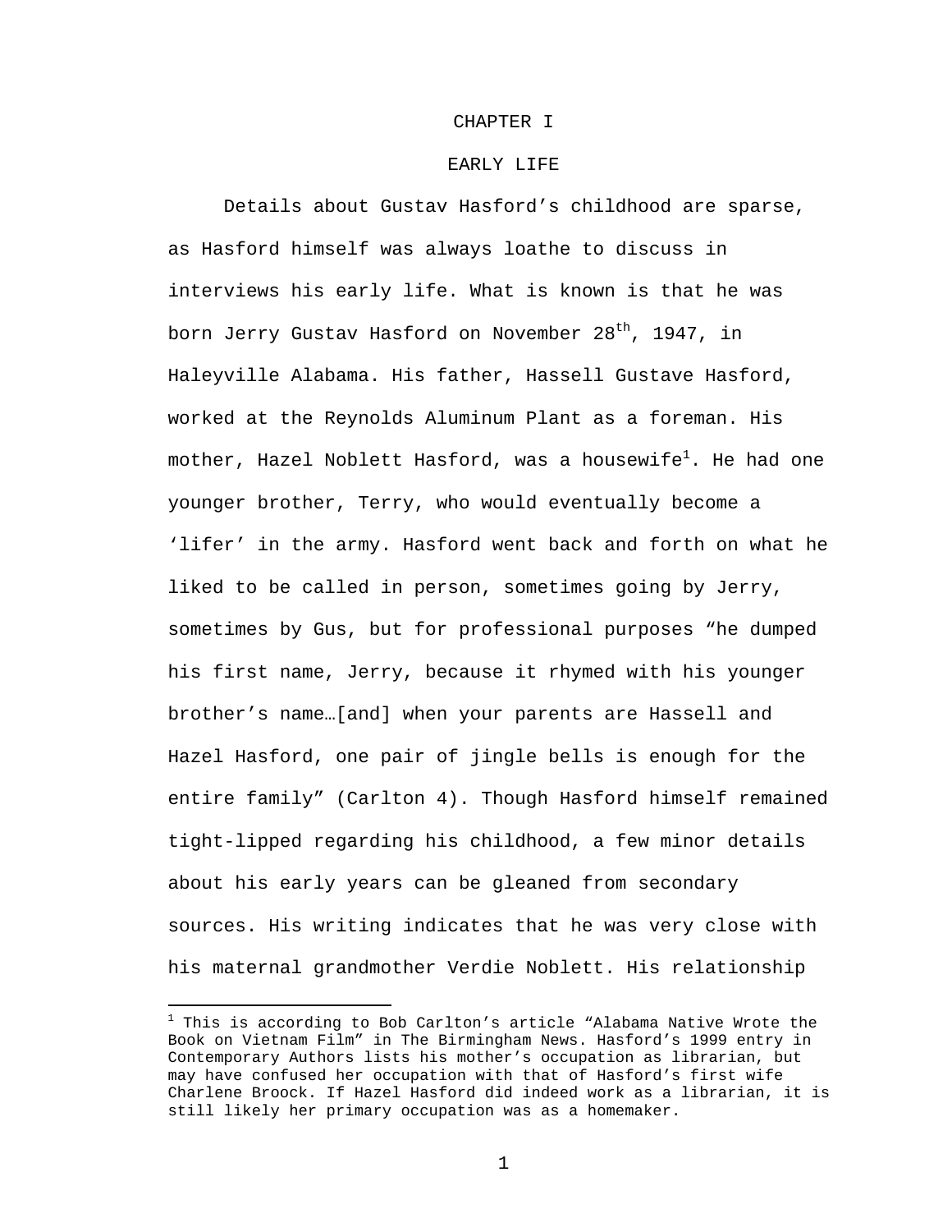# CHAPTER I

## EARLY LIFE

Details about Gustav Hasford's childhood are sparse, as Hasford himself was always loathe to discuss in interviews his early life. What is known is that he was born Jerry Gustav Hasford on November 28th, 1947, in Haleyville Alabama. His father, Hassell Gustave Hasford, worked at the Reynolds Aluminum Plant as a foreman. His mother, Hazel Noblett Hasford, was a housewife[1]. He had one younger brother, Terry, who would eventually become a 'lifer' in the army. Hasford went back and forth on what he liked to be called in person, sometimes going by Jerry, sometimes by Gus, but for professional purposes "he dumped his first name, Jerry, because it rhymed with his younger brother's name…[and] when your parents are Hassell and Hazel Hasford, one pair of jingle bells is enough for the entire family" (Carlton 4). Though Hasford himself remained tight-lipped regarding his childhood, a few minor details about his early years can be gleaned from secondary sources. His writing indicates that he was very close with his maternal grandmother Verdie Noblett. His relationship

---

[1] This is according to Bob Carlton's article "Alabama Native Wrote the Book on Vietnam Film" in The Birmingham News. Hasford's 1999 entry in Contemporary Authors lists his mother's occupation as librarian, but may have confused her occupation with that of Hasford's first wife Charlene Broock. If Hazel Hasford did indeed work as a librarian, it is still likely her primary occupation was as a homemaker.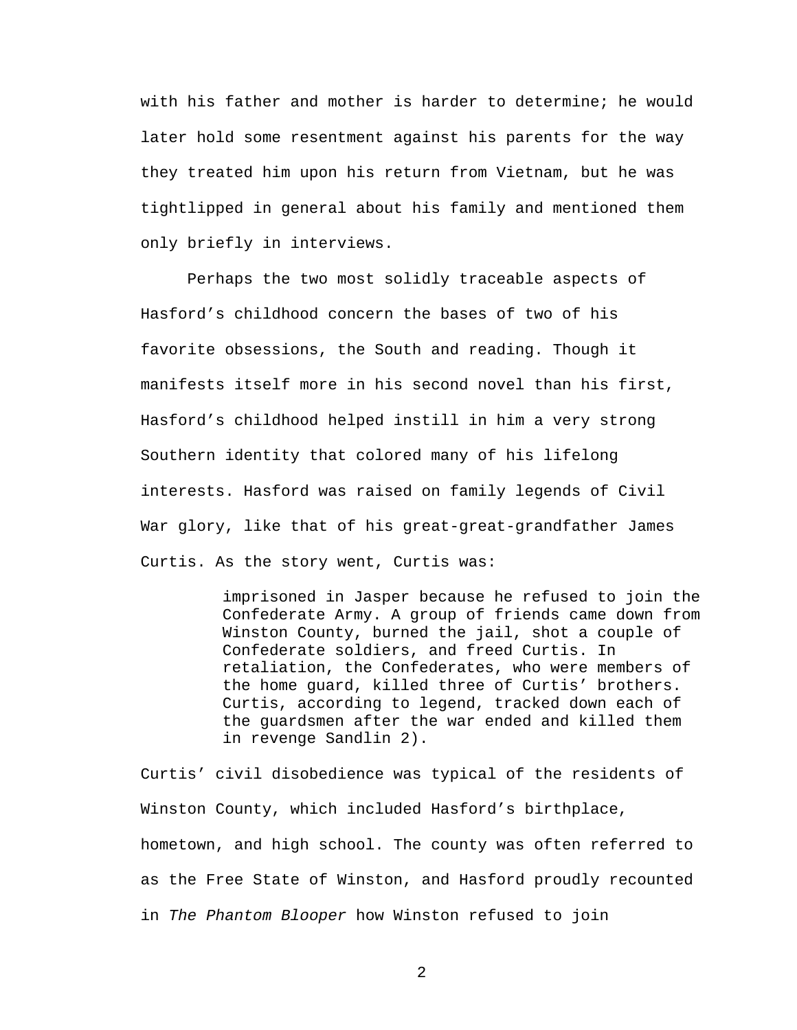with his father and mother is harder to determine; he would later hold some resentment against his parents for the way they treated him upon his return from Vietnam, but he was tightlipped in general about his family and mentioned them only briefly in interviews.

Perhaps the two most solidly traceable aspects of Hasford's childhood concern the bases of two of his favorite obsessions, the South and reading. Though it manifests itself more in his second novel than his first, Hasford's childhood helped instill in him a very strong Southern identity that colored many of his lifelong interests. Hasford was raised on family legends of Civil War glory, like that of his great-great-grandfather James Curtis. As the story went, Curtis was:

> imprisoned in Jasper because he refused to join the Confederate Army. A group of friends came down from Winston County, burned the jail, shot a couple of Confederate soldiers, and freed Curtis. In retaliation, the Confederates, who were members of the home guard, killed three of Curtis' brothers. Curtis, according to legend, tracked down each of the guardsmen after the war ended and killed them in revenge Sandlin 2).

Curtis' civil disobedience was typical of the residents of Winston County, which included Hasford's birthplace, hometown, and high school. The county was often referred to as the Free State of Winston, and Hasford proudly recounted in *The Phantom Blooper* how Winston refused to join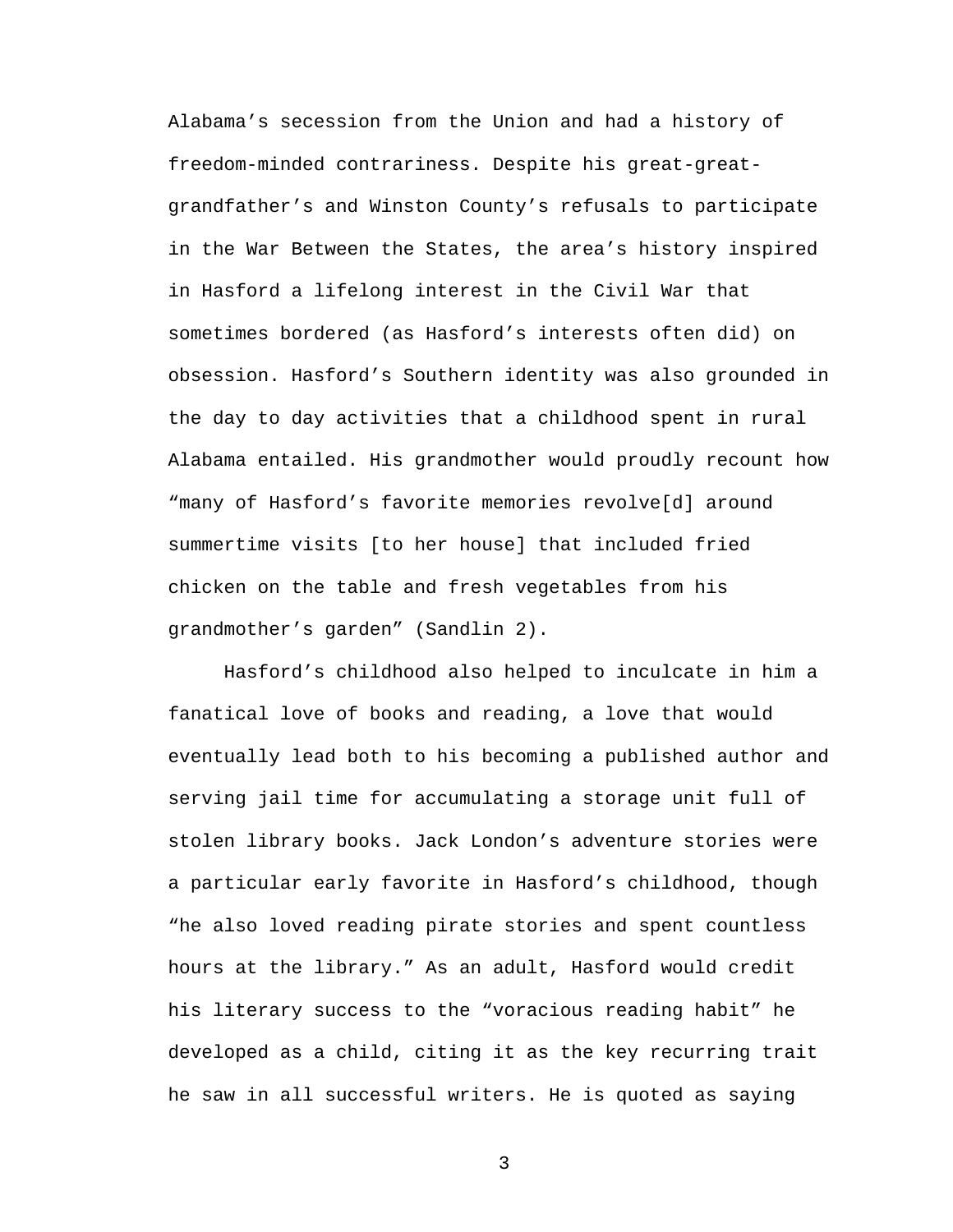Alabama’s secession from the Union and had a history of freedom-minded contrariness. Despite his great-great-grandfather’s and Winston County’s refusals to participate in the War Between the States, the area’s history inspired in Hasford a lifelong interest in the Civil War that sometimes bordered (as Hasford’s interests often did) on obsession. Hasford’s Southern identity was also grounded in the day to day activities that a childhood spent in rural Alabama entailed. His grandmother would proudly recount how “many of Hasford’s favorite memories revolve[d] around summertime visits [to her house] that included fried chicken on the table and fresh vegetables from his grandmother’s garden” (Sandlin 2).

Hasford’s childhood also helped to inculcate in him a fanatical love of books and reading, a love that would eventually lead both to his becoming a published author and serving jail time for accumulating a storage unit full of stolen library books. Jack London’s adventure stories were a particular early favorite in Hasford’s childhood, though “he also loved reading pirate stories and spent countless hours at the library.” As an adult, Hasford would credit his literary success to the “voracious reading habit” he developed as a child, citing it as the key recurring trait he saw in all successful writers. He is quoted as saying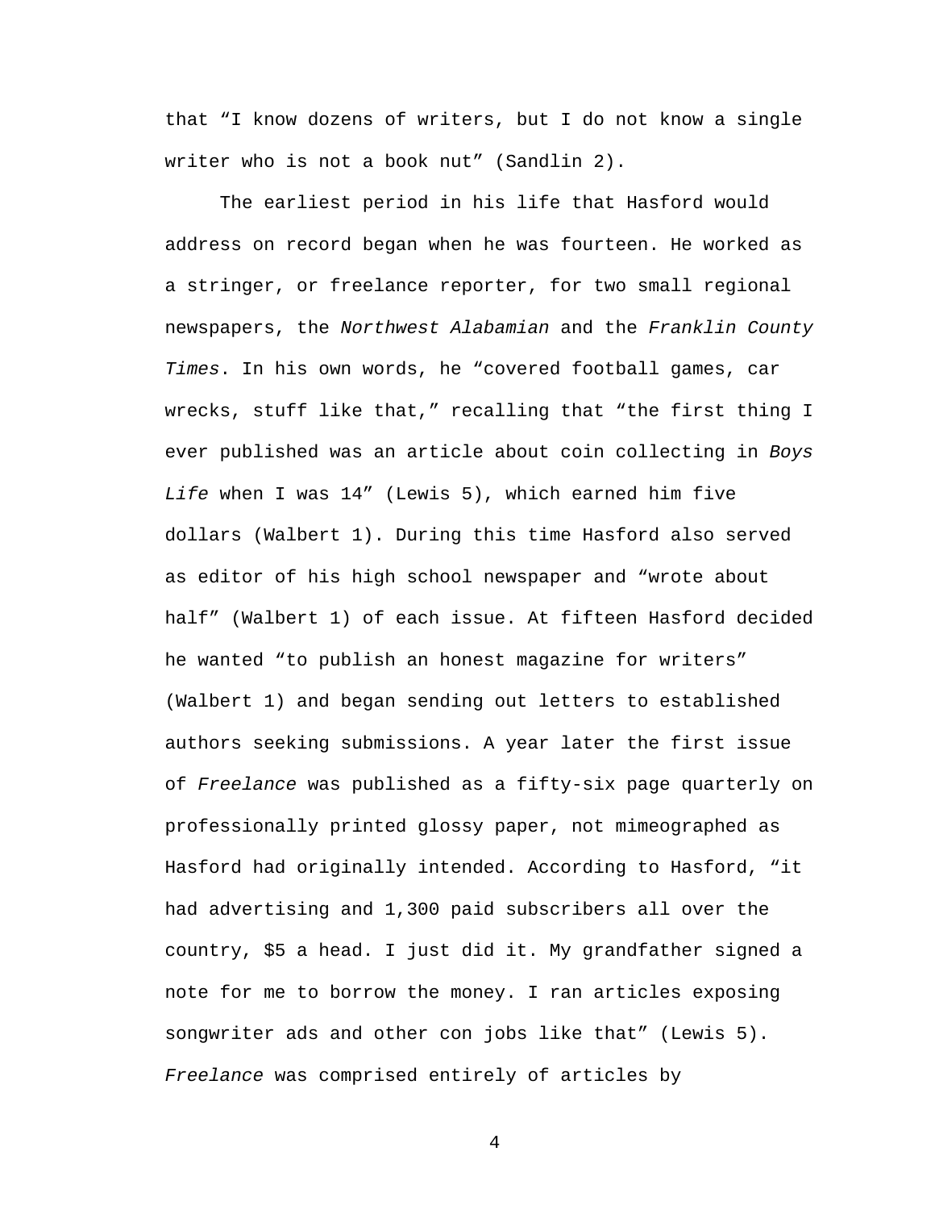that "I know dozens of writers, but I do not know a single writer who is not a book nut" (Sandlin 2).

The earliest period in his life that Hasford would address on record began when he was fourteen. He worked as a stringer, or freelance reporter, for two small regional newspapers, the *Northwest Alabamian* and the *Franklin County Times*. In his own words, he "covered football games, car wrecks, stuff like that," recalling that "the first thing I ever published was an article about coin collecting in *Boys Life* when I was 14" (Lewis 5), which earned him five dollars (Walbert 1). During this time Hasford also served as editor of his high school newspaper and "wrote about half" (Walbert 1) of each issue. At fifteen Hasford decided he wanted "to publish an honest magazine for writers" (Walbert 1) and began sending out letters to established authors seeking submissions. A year later the first issue of *Freelance* was published as a fifty-six page quarterly on professionally printed glossy paper, not mimeographed as Hasford had originally intended. According to Hasford, "it had advertising and 1,300 paid subscribers all over the country, $5 a head. I just did it. My grandfather signed a note for me to borrow the money. I ran articles exposing songwriter ads and other con jobs like that" (Lewis 5). *Freelance* was comprised entirely of articles by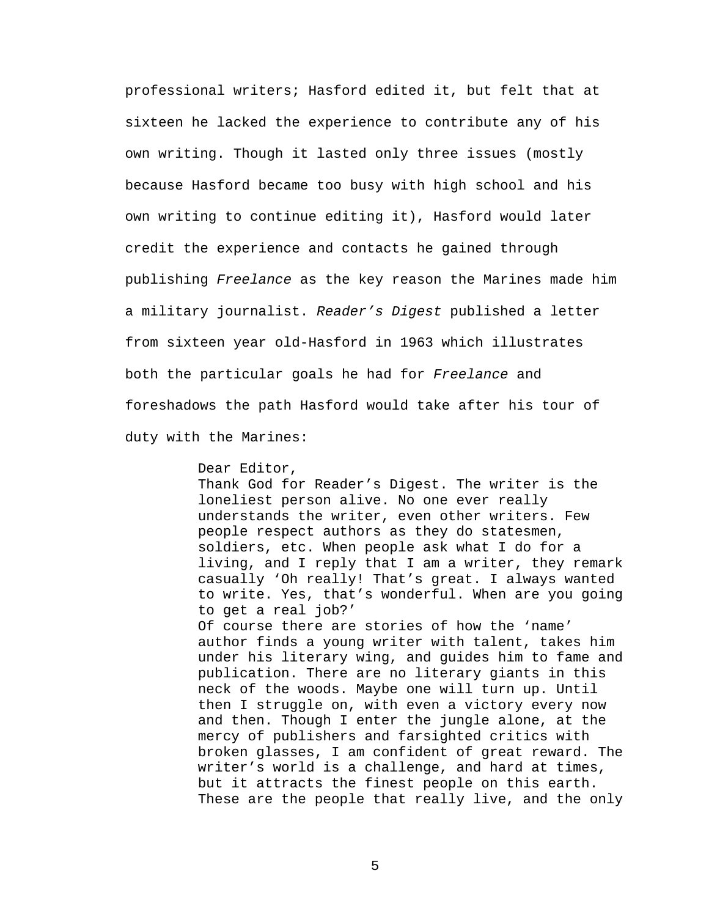professional writers; Hasford edited it, but felt that at sixteen he lacked the experience to contribute any of his own writing. Though it lasted only three issues (mostly because Hasford became too busy with high school and his own writing to continue editing it), Hasford would later credit the experience and contacts he gained through publishing *Freelance* as the key reason the Marines made him a military journalist. *Reader's Digest* published a letter from sixteen year old-Hasford in 1963 which illustrates both the particular goals he had for *Freelance* and foreshadows the path Hasford would take after his tour of duty with the Marines:

> Dear Editor,
> Thank God for Reader's Digest. The writer is the loneliest person alive. No one ever really understands the writer, even other writers. Few people respect authors as they do statesmen, soldiers, etc. When people ask what I do for a living, and I reply that I am a writer, they remark casually 'Oh really! That's great. I always wanted to write. Yes, that's wonderful. When are you going to get a real job?'
> Of course there are stories of how the 'name' author finds a young writer with talent, takes him under his literary wing, and guides him to fame and publication. There are no literary giants in this neck of the woods. Maybe one will turn up. Until then I struggle on, with even a victory every now and then. Though I enter the jungle alone, at the mercy of publishers and farsighted critics with broken glasses, I am confident of great reward. The writer's world is a challenge, and hard at times, but it attracts the finest people on this earth. These are the people that really live, and the only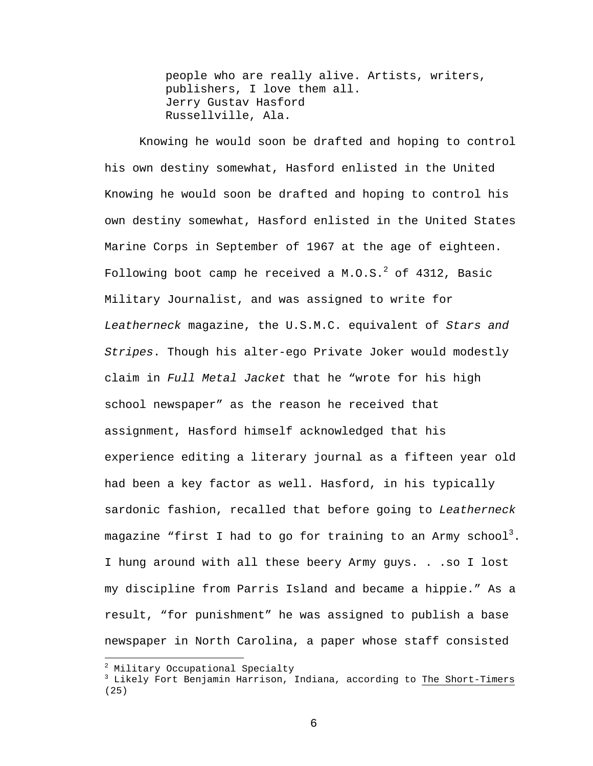> people who are really alive. Artists, writers, publishers, I love them all.
> Jerry Gustav Hasford
> Russellville, Ala.

Knowing he would soon be drafted and hoping to control his own destiny somewhat, Hasford enlisted in the United Knowing he would soon be drafted and hoping to control his own destiny somewhat, Hasford enlisted in the United States Marine Corps in September of 1967 at the age of eighteen. Following boot camp he received a M.O.S.[2] of 4312, Basic Military Journalist, and was assigned to write for *Leatherneck* magazine, the U.S.M.C. equivalent of *Stars and Stripes*. Though his alter-ego Private Joker would modestly claim in *Full Metal Jacket* that he "wrote for his high school newspaper" as the reason he received that assignment, Hasford himself acknowledged that his experience editing a literary journal as a fifteen year old had been a key factor as well. Hasford, in his typically sardonic fashion, recalled that before going to *Leatherneck* magazine "first I had to go for training to an Army school[3]. I hung around with all these beery Army guys. . .so I lost my discipline from Parris Island and became a hippie." As a result, "for punishment" he was assigned to publish a base newspaper in North Carolina, a paper whose staff consisted

---

[2] Military Occupational Specialty

[3] Likely Fort Benjamin Harrison, Indiana, according to The Short-Timers (25)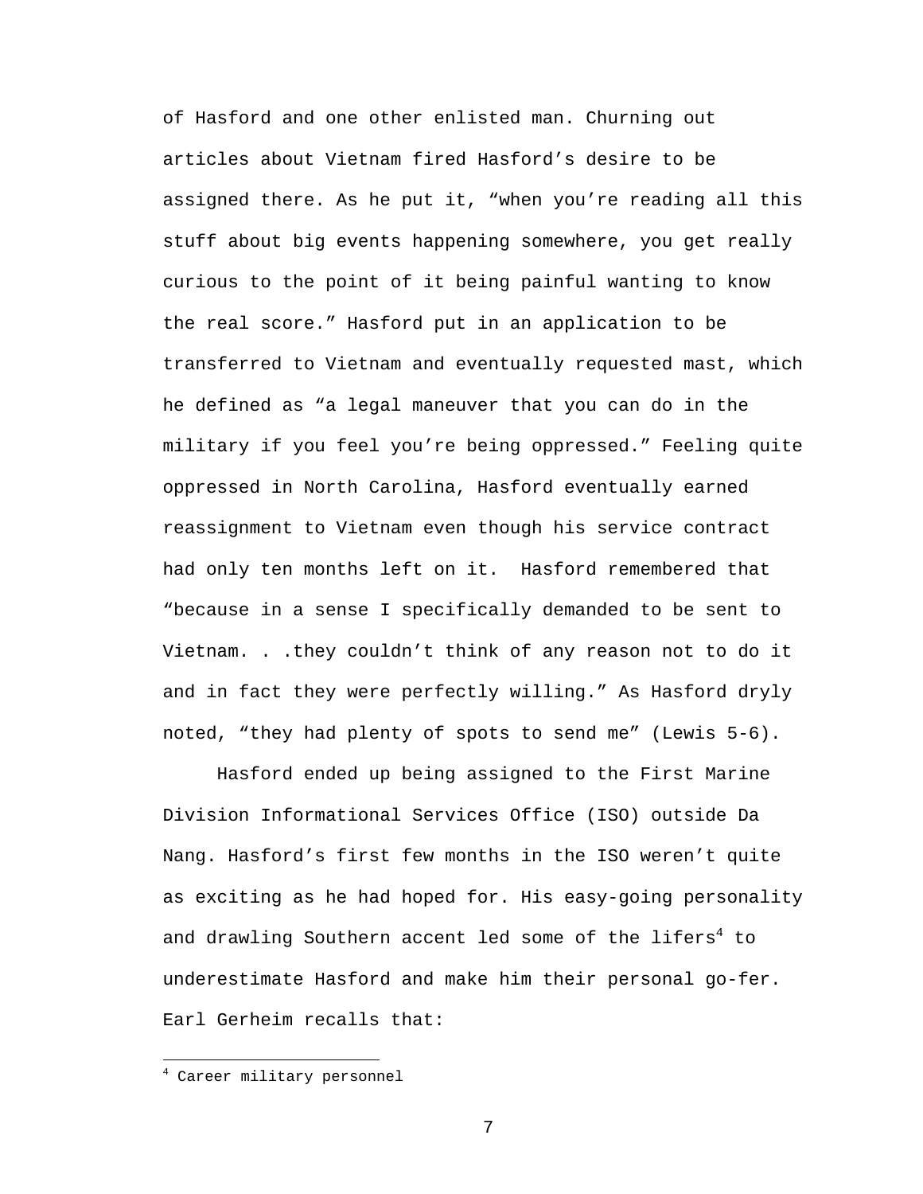of Hasford and one other enlisted man. Churning out articles about Vietnam fired Hasford's desire to be assigned there. As he put it, "when you're reading all this stuff about big events happening somewhere, you get really curious to the point of it being painful wanting to know the real score." Hasford put in an application to be transferred to Vietnam and eventually requested mast, which he defined as "a legal maneuver that you can do in the military if you feel you're being oppressed." Feeling quite oppressed in North Carolina, Hasford eventually earned reassignment to Vietnam even though his service contract had only ten months left on it. Hasford remembered that "because in a sense I specifically demanded to be sent to Vietnam. . .they couldn't think of any reason not to do it and in fact they were perfectly willing." As Hasford dryly noted, "they had plenty of spots to send me" (Lewis 5-6).

Hasford ended up being assigned to the First Marine Division Informational Services Office (ISO) outside Da Nang. Hasford's first few months in the ISO weren't quite as exciting as he had hoped for. His easy-going personality and drawling Southern accent led some of the lifers[4] to underestimate Hasford and make him their personal go-fer. Earl Gerheim recalls that:

[4] Career military personnel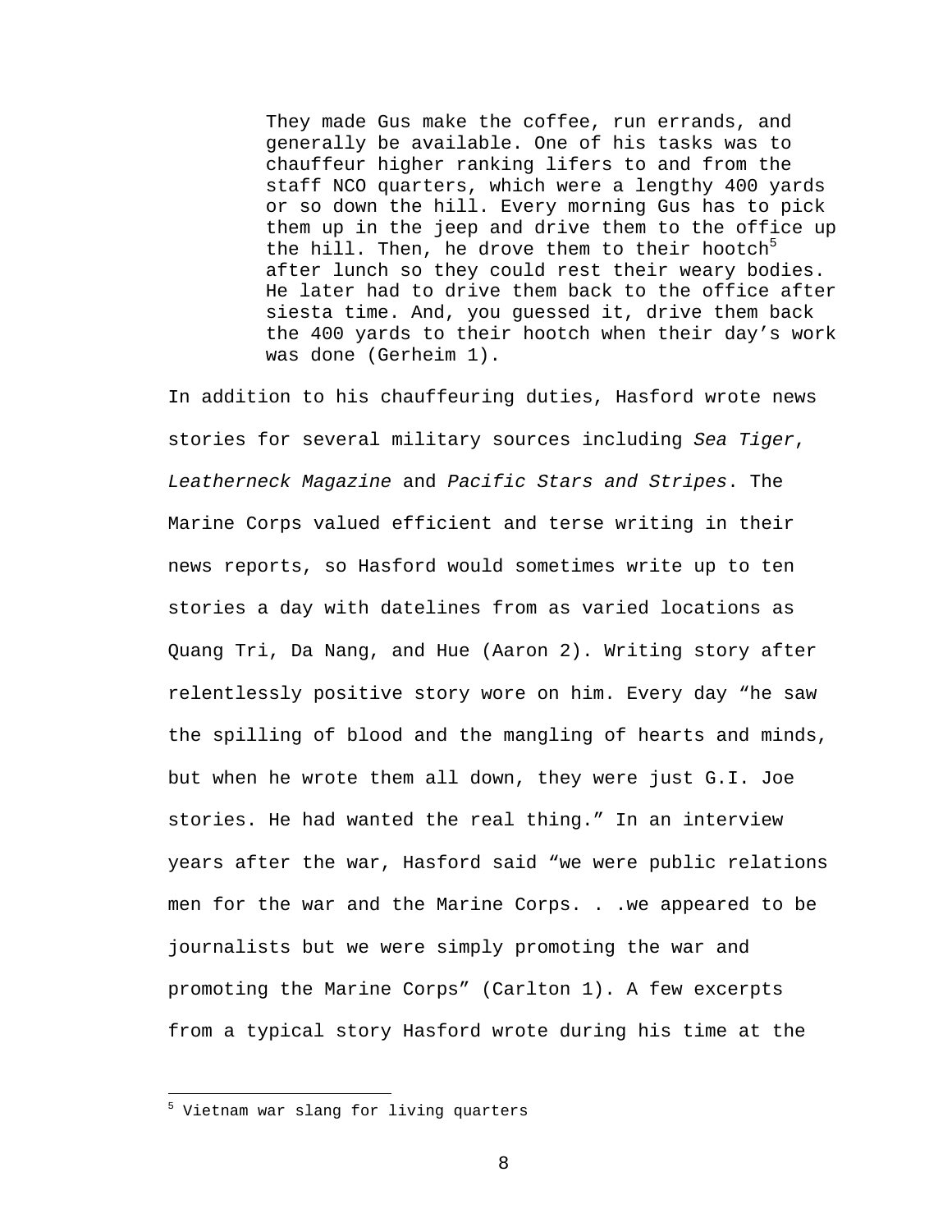> They made Gus make the coffee, run errands, and generally be available. One of his tasks was to chauffeur higher ranking lifers to and from the staff NCO quarters, which were a lengthy 400 yards or so down the hill. Every morning Gus has to pick them up in the jeep and drive them to the office up the hill. Then, he drove them to their hootch[5] after lunch so they could rest their weary bodies. He later had to drive them back to the office after siesta time. And, you guessed it, drive them back the 400 yards to their hootch when their day's work was done (Gerheim 1).

In addition to his chauffeuring duties, Hasford wrote news stories for several military sources including *Sea Tiger*, *Leatherneck Magazine* and *Pacific Stars and Stripes*. The Marine Corps valued efficient and terse writing in their news reports, so Hasford would sometimes write up to ten stories a day with datelines from as varied locations as Quang Tri, Da Nang, and Hue (Aaron 2). Writing story after relentlessly positive story wore on him. Every day "he saw the spilling of blood and the mangling of hearts and minds, but when he wrote them all down, they were just G.I. Joe stories. He had wanted the real thing." In an interview years after the war, Hasford said "we were public relations men for the war and the Marine Corps. . .we appeared to be journalists but we were simply promoting the war and promoting the Marine Corps" (Carlton 1). A few excerpts from a typical story Hasford wrote during his time at the

[5] Vietnam war slang for living quarters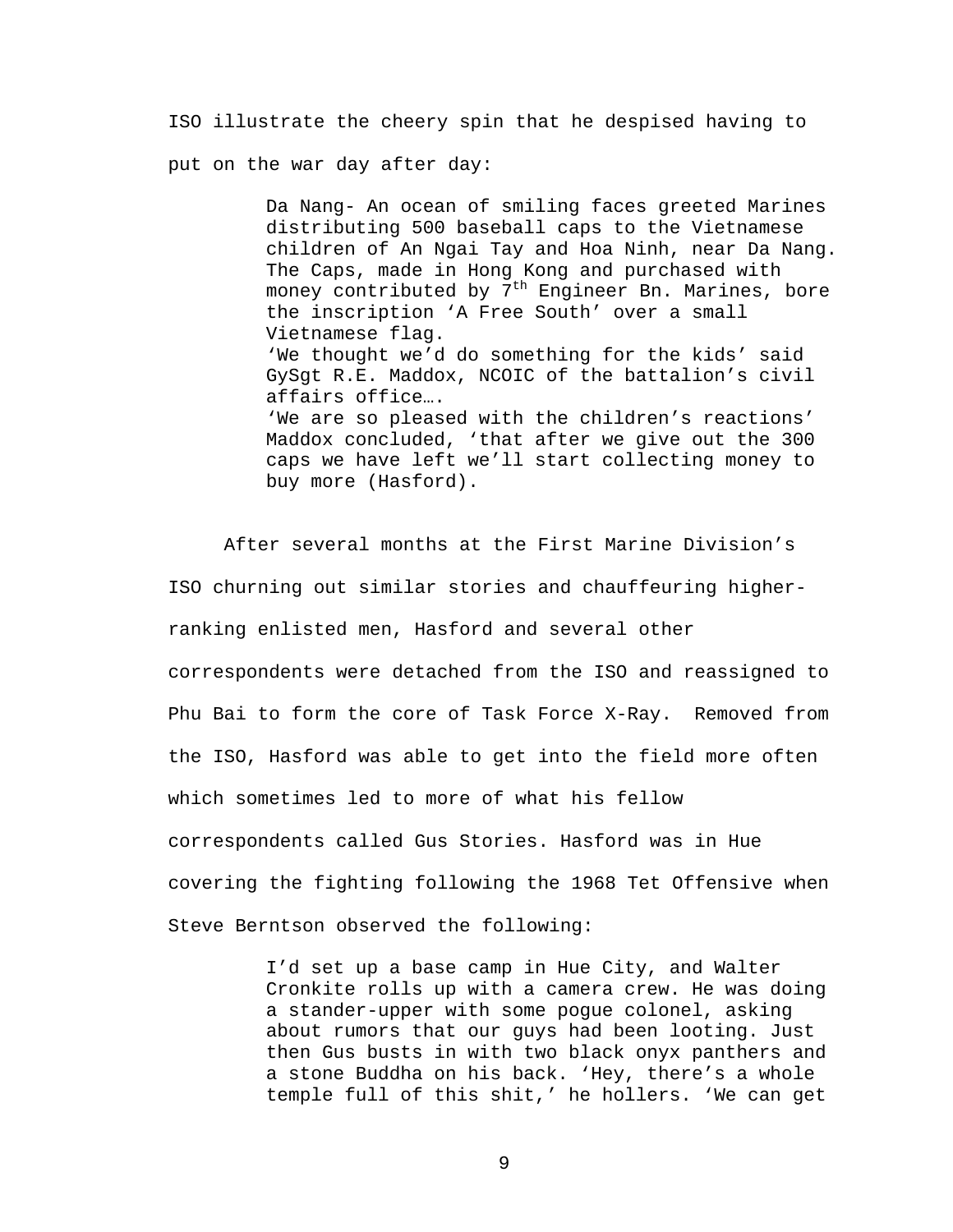ISO illustrate the cheery spin that he despised having to put on the war day after day:

> Da Nang- An ocean of smiling faces greeted Marines distributing 500 baseball caps to the Vietnamese children of An Ngai Tay and Hoa Ninh, near Da Nang. The Caps, made in Hong Kong and purchased with money contributed by 7th Engineer Bn. Marines, bore the inscription 'A Free South' over a small Vietnamese flag.
> 'We thought we'd do something for the kids' said GySgt R.E. Maddox, NCOIC of the battalion's civil affairs office….
> 'We are so pleased with the children's reactions' Maddox concluded, 'that after we give out the 300 caps we have left we'll start collecting money to buy more (Hasford).

After several months at the First Marine Division's ISO churning out similar stories and chauffeuring higher-ranking enlisted men, Hasford and several other correspondents were detached from the ISO and reassigned to Phu Bai to form the core of Task Force X-Ray. Removed from the ISO, Hasford was able to get into the field more often which sometimes led to more of what his fellow correspondents called Gus Stories. Hasford was in Hue covering the fighting following the 1968 Tet Offensive when Steve Berntson observed the following:

> I'd set up a base camp in Hue City, and Walter Cronkite rolls up with a camera crew. He was doing a stander-upper with some pogue colonel, asking about rumors that our guys had been looting. Just then Gus busts in with two black onyx panthers and a stone Buddha on his back. 'Hey, there's a whole temple full of this shit,' he hollers. 'We can get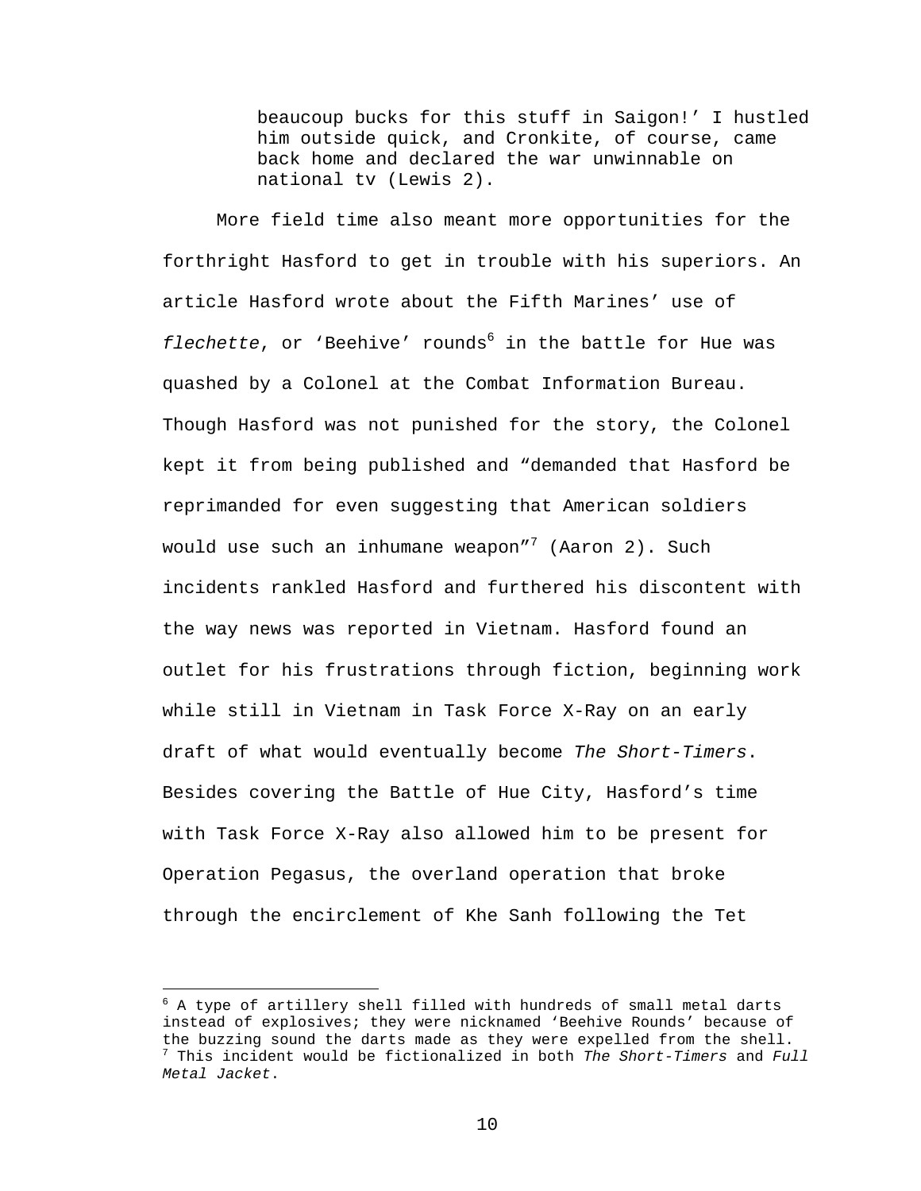> beaucoup bucks for this stuff in Saigon!' I hustled him outside quick, and Cronkite, of course, came back home and declared the war unwinnable on national tv (Lewis 2).

More field time also meant more opportunities for the forthright Hasford to get in trouble with his superiors. An article Hasford wrote about the Fifth Marines' use of *flechette*, or 'Beehive' rounds[6] in the battle for Hue was quashed by a Colonel at the Combat Information Bureau. Though Hasford was not punished for the story, the Colonel kept it from being published and "demanded that Hasford be reprimanded for even suggesting that American soldiers would use such an inhumane weapon"[7] (Aaron 2). Such incidents rankled Hasford and furthered his discontent with the way news was reported in Vietnam. Hasford found an outlet for his frustrations through fiction, beginning work while still in Vietnam in Task Force X-Ray on an early draft of what would eventually become *The Short-Timers*. Besides covering the Battle of Hue City, Hasford's time with Task Force X-Ray also allowed him to be present for Operation Pegasus, the overland operation that broke through the encirclement of Khe Sanh following the Tet

---

[6] A type of artillery shell filled with hundreds of small metal darts instead of explosives; they were nicknamed 'Beehive Rounds' because of the buzzing sound the darts made as they were expelled from the shell.

[7] This incident would be fictionalized in both *The Short-Timers* and *Full Metal Jacket*.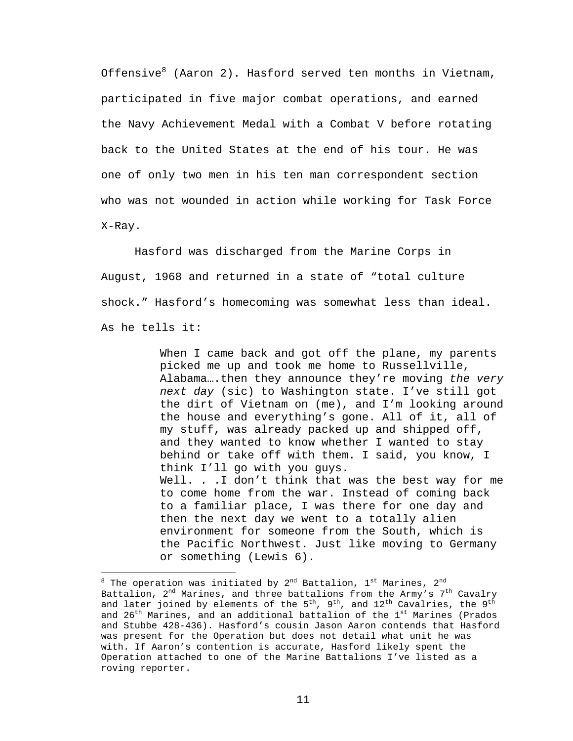Offensive[8] (Aaron 2). Hasford served ten months in Vietnam, participated in five major combat operations, and earned the Navy Achievement Medal with a Combat V before rotating back to the United States at the end of his tour. He was one of only two men in his ten man correspondent section who was not wounded in action while working for Task Force X-Ray.

Hasford was discharged from the Marine Corps in August, 1968 and returned in a state of "total culture shock." Hasford's homecoming was somewhat less than ideal. As he tells it:

> When I came back and got off the plane, my parents picked me up and took me home to Russellville, Alabama….then they announce they're moving *the very next day* (sic) to Washington state. I've still got the dirt of Vietnam on (me), and I'm looking around the house and everything's gone. All of it, all of my stuff, was already packed up and shipped off, and they wanted to know whether I wanted to stay behind or take off with them. I said, you know, I think I'll go with you guys.
> Well. . .I don't think that was the best way for me to come home from the war. Instead of coming back to a familiar place, I was there for one day and then the next day we went to a totally alien environment for someone from the South, which is the Pacific Northwest. Just like moving to Germany or something (Lewis 6).

---

[8] The operation was initiated by 2nd Battalion, 1st Marines, 2nd Battalion, 2nd Marines, and three battalions from the Army's 7th Cavalry and later joined by elements of the 5th, 9th, and 12th Cavalries, the 9th and 26th Marines, and an additional battalion of the 1st Marines (Prados and Stubbe 428-436). Hasford's cousin Jason Aaron contends that Hasford was present for the Operation but does not detail what unit he was with. If Aaron's contention is accurate, Hasford likely spent the Operation attached to one of the Marine Battalions I've listed as a roving reporter.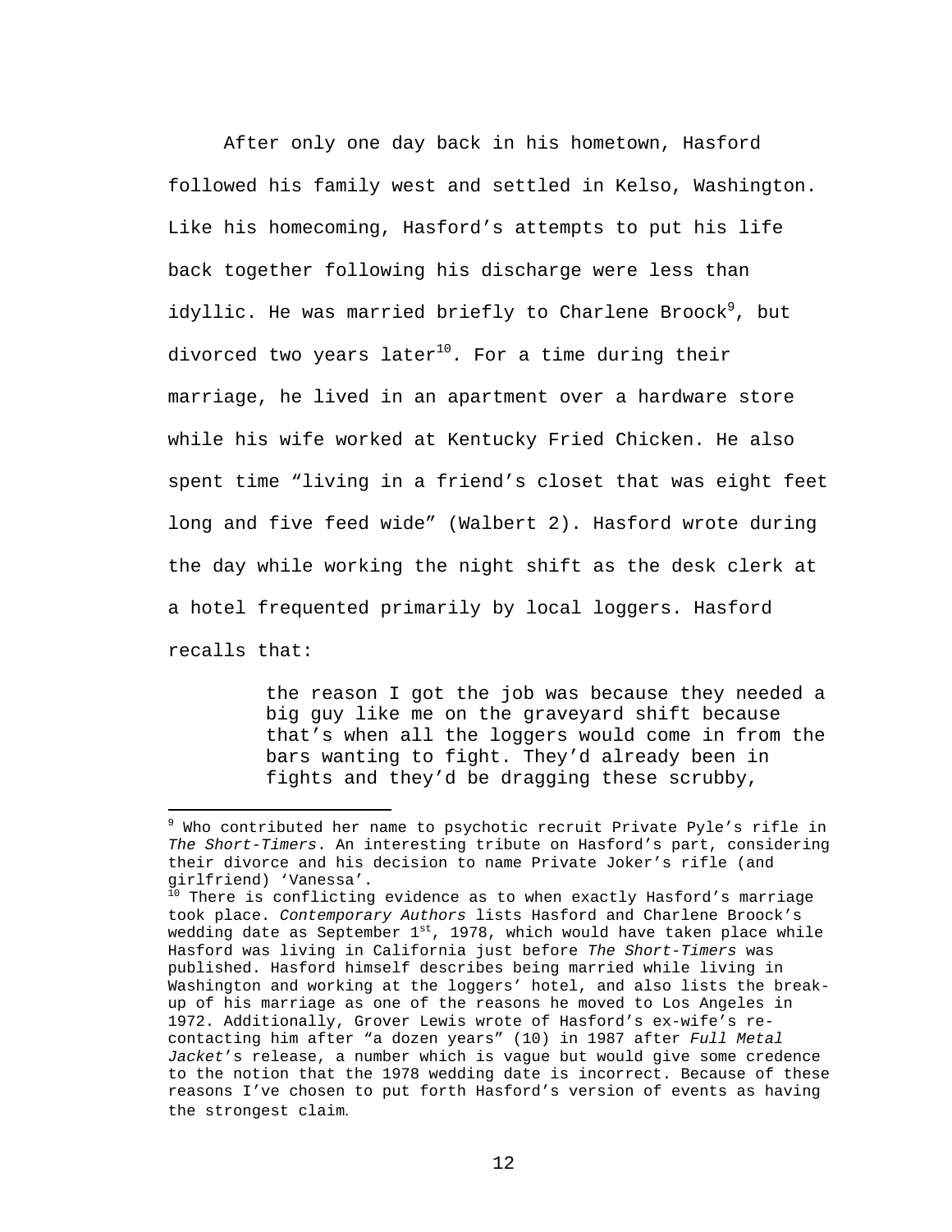After only one day back in his hometown, Hasford followed his family west and settled in Kelso, Washington. Like his homecoming, Hasford's attempts to put his life back together following his discharge were less than idyllic. He was married briefly to Charlene Broock[9], but divorced two years later[10]. For a time during their marriage, he lived in an apartment over a hardware store while his wife worked at Kentucky Fried Chicken. He also spent time "living in a friend's closet that was eight feet long and five feed wide" (Walbert 2). Hasford wrote during the day while working the night shift as the desk clerk at a hotel frequented primarily by local loggers. Hasford recalls that:

> the reason I got the job was because they needed a big guy like me on the graveyard shift because that's when all the loggers would come in from the bars wanting to fight. They'd already been in fights and they'd be dragging these scrubby,

---

[9] Who contributed her name to psychotic recruit Private Pyle's rifle in *The Short-Timers*. An interesting tribute on Hasford's part, considering their divorce and his decision to name Private Joker's rifle (and girlfriend) 'Vanessa'.

[10] There is conflicting evidence as to when exactly Hasford's marriage took place. *Contemporary Authors* lists Hasford and Charlene Broock's wedding date as September 1st, 1978, which would have taken place while Hasford was living in California just before *The Short-Timers* was published. Hasford himself describes being married while living in Washington and working at the loggers' hotel, and also lists the break-up of his marriage as one of the reasons he moved to Los Angeles in 1972. Additionally, Grover Lewis wrote of Hasford's ex-wife's re-contacting him after "a dozen years" (10) in 1987 after *Full Metal Jacket*'s release, a number which is vague but would give some credence to the notion that the 1978 wedding date is incorrect. Because of these reasons I've chosen to put forth Hasford's version of events as having the strongest claim.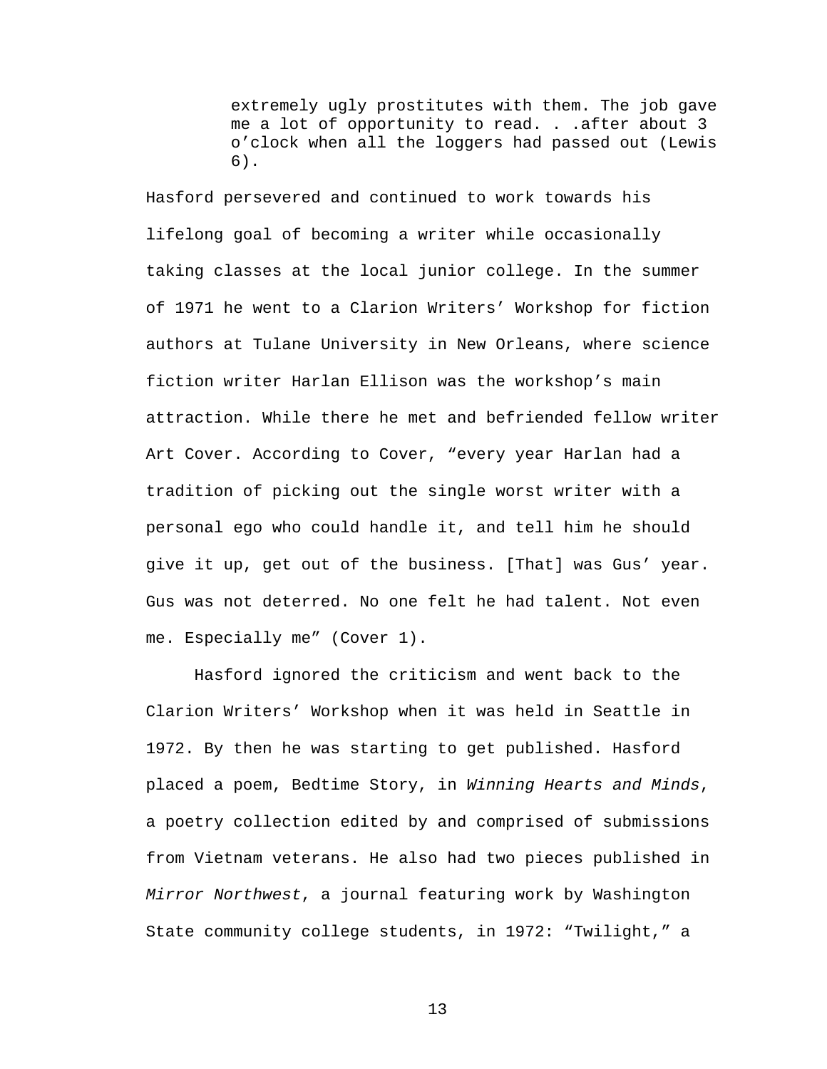> extremely ugly prostitutes with them. The job gave me a lot of opportunity to read. . .after about 3 o'clock when all the loggers had passed out (Lewis 6).

Hasford persevered and continued to work towards his lifelong goal of becoming a writer while occasionally taking classes at the local junior college. In the summer of 1971 he went to a Clarion Writers' Workshop for fiction authors at Tulane University in New Orleans, where science fiction writer Harlan Ellison was the workshop's main attraction. While there he met and befriended fellow writer Art Cover. According to Cover, "every year Harlan had a tradition of picking out the single worst writer with a personal ego who could handle it, and tell him he should give it up, get out of the business. [That] was Gus' year. Gus was not deterred. No one felt he had talent. Not even me. Especially me" (Cover 1).

Hasford ignored the criticism and went back to the Clarion Writers' Workshop when it was held in Seattle in 1972. By then he was starting to get published. Hasford placed a poem, Bedtime Story, in *Winning Hearts and Minds*, a poetry collection edited by and comprised of submissions from Vietnam veterans. He also had two pieces published in *Mirror Northwest*, a journal featuring work by Washington State community college students, in 1972: "Twilight," a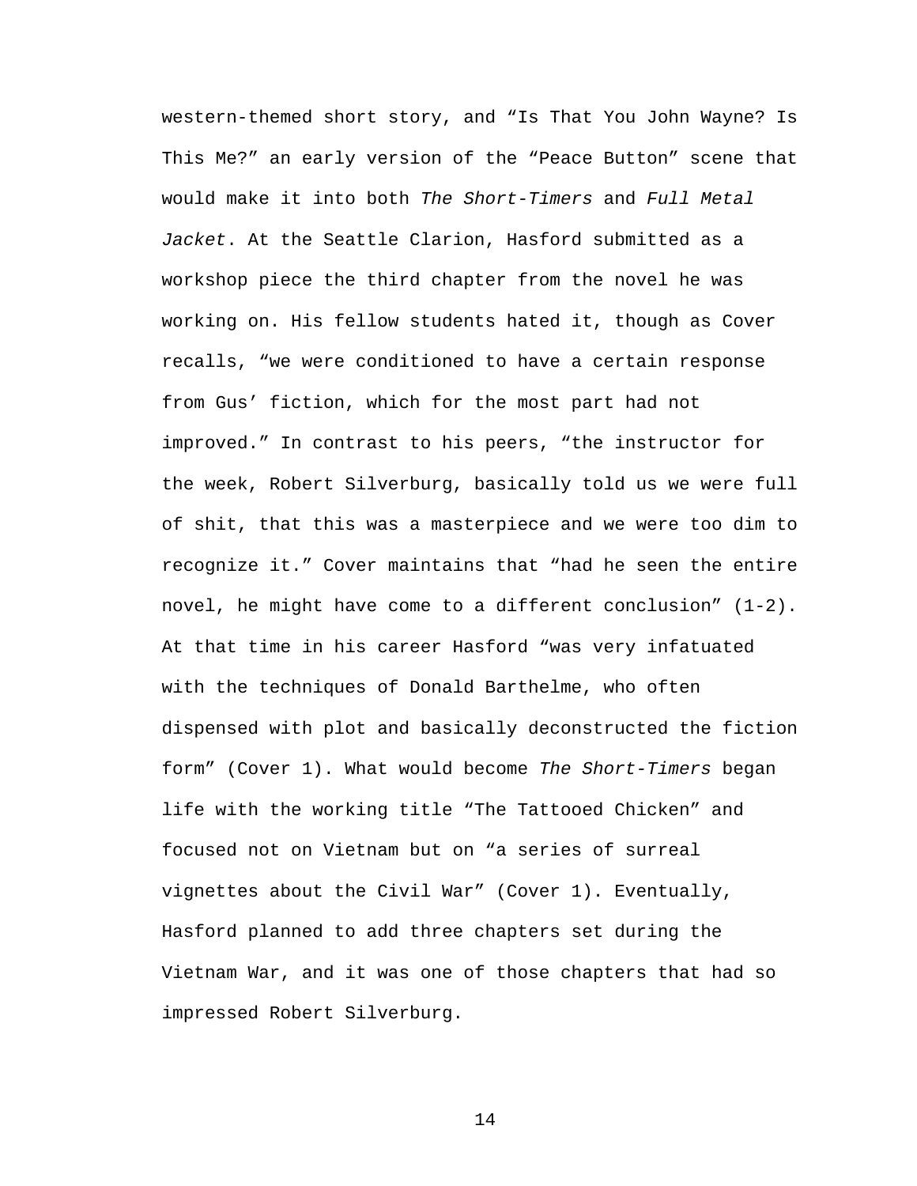western-themed short story, and “Is That You John Wayne? Is This Me?” an early version of the “Peace Button” scene that would make it into both *The Short-Timers* and *Full Metal Jacket*. At the Seattle Clarion, Hasford submitted as a workshop piece the third chapter from the novel he was working on. His fellow students hated it, though as Cover recalls, “we were conditioned to have a certain response from Gus’ fiction, which for the most part had not improved.” In contrast to his peers, “the instructor for the week, Robert Silverburg, basically told us we were full of shit, that this was a masterpiece and we were too dim to recognize it.” Cover maintains that “had he seen the entire novel, he might have come to a different conclusion” (1-2). At that time in his career Hasford “was very infatuated with the techniques of Donald Barthelme, who often dispensed with plot and basically deconstructed the fiction form” (Cover 1). What would become *The Short-Timers* began life with the working title “The Tattooed Chicken” and focused not on Vietnam but on “a series of surreal vignettes about the Civil War” (Cover 1). Eventually, Hasford planned to add three chapters set during the Vietnam War, and it was one of those chapters that had so impressed Robert Silverburg.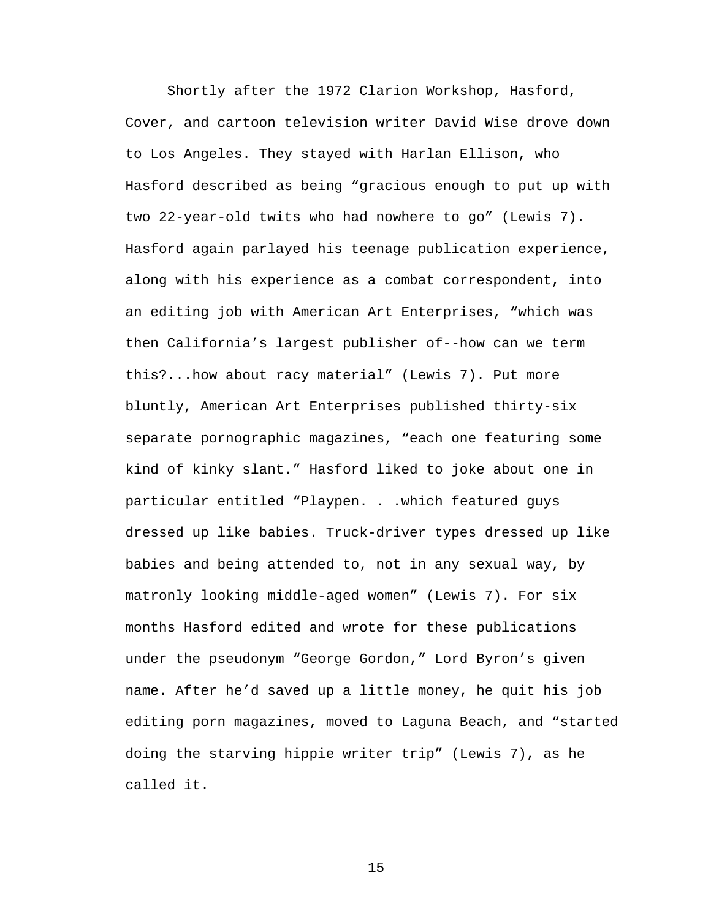Shortly after the 1972 Clarion Workshop, Hasford, Cover, and cartoon television writer David Wise drove down to Los Angeles. They stayed with Harlan Ellison, who Hasford described as being "gracious enough to put up with two 22-year-old twits who had nowhere to go" (Lewis 7). Hasford again parlayed his teenage publication experience, along with his experience as a combat correspondent, into an editing job with American Art Enterprises, "which was then California's largest publisher of--how can we term this?...how about racy material" (Lewis 7). Put more bluntly, American Art Enterprises published thirty-six separate pornographic magazines, "each one featuring some kind of kinky slant." Hasford liked to joke about one in particular entitled "Playpen. . .which featured guys dressed up like babies. Truck-driver types dressed up like babies and being attended to, not in any sexual way, by matronly looking middle-aged women" (Lewis 7). For six months Hasford edited and wrote for these publications under the pseudonym "George Gordon," Lord Byron's given name. After he'd saved up a little money, he quit his job editing porn magazines, moved to Laguna Beach, and "started doing the starving hippie writer trip" (Lewis 7), as he called it.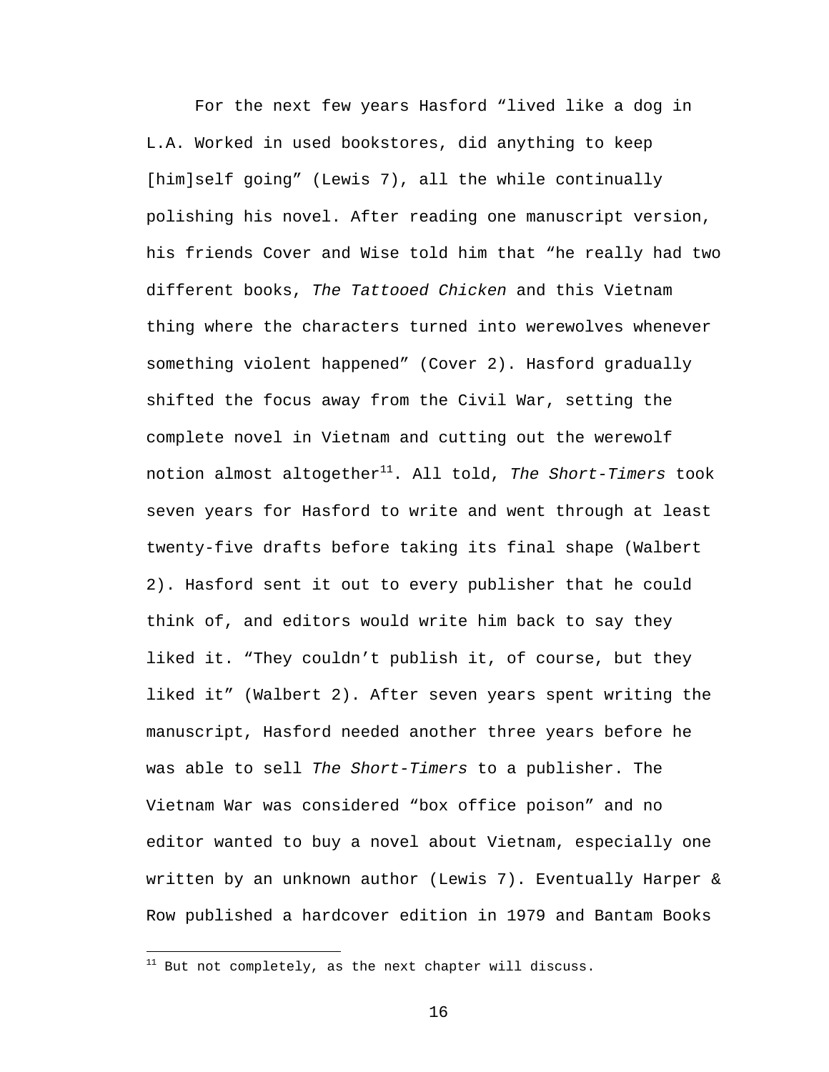For the next few years Hasford "lived like a dog in L.A. Worked in used bookstores, did anything to keep [him]self going" (Lewis 7), all the while continually polishing his novel. After reading one manuscript version, his friends Cover and Wise told him that "he really had two different books, *The Tattooed Chicken* and this Vietnam thing where the characters turned into werewolves whenever something violent happened" (Cover 2). Hasford gradually shifted the focus away from the Civil War, setting the complete novel in Vietnam and cutting out the werewolf notion almost altogether[11]. All told, *The Short-Timers* took seven years for Hasford to write and went through at least twenty-five drafts before taking its final shape (Walbert 2). Hasford sent it out to every publisher that he could think of, and editors would write him back to say they liked it. "They couldn't publish it, of course, but they liked it" (Walbert 2). After seven years spent writing the manuscript, Hasford needed another three years before he was able to sell *The Short-Timers* to a publisher. The Vietnam War was considered "box office poison" and no editor wanted to buy a novel about Vietnam, especially one written by an unknown author (Lewis 7). Eventually Harper & Row published a hardcover edition in 1979 and Bantam Books

[11] But not completely, as the next chapter will discuss.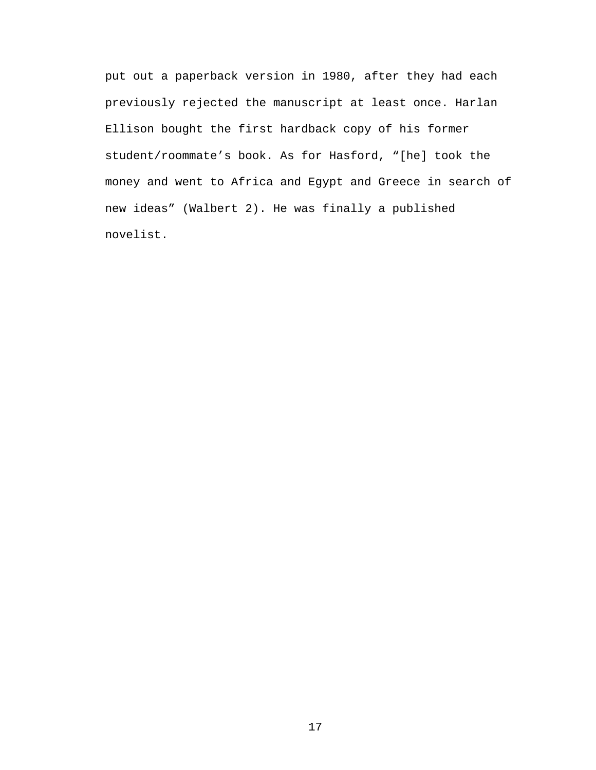put out a paperback version in 1980, after they had each previously rejected the manuscript at least once. Harlan Ellison bought the first hardback copy of his former student/roommate’s book. As for Hasford, “[he] took the money and went to Africa and Egypt and Greece in search of new ideas” (Walbert 2). He was finally a published novelist.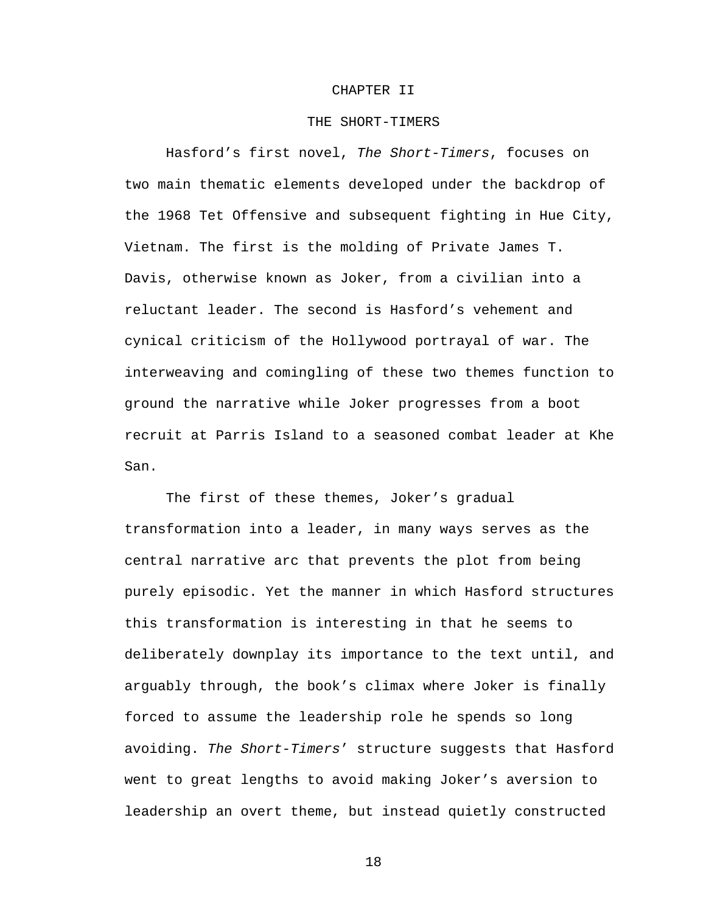# CHAPTER II

## THE SHORT-TIMERS

Hasford's first novel, *The Short-Timers*, focuses on two main thematic elements developed under the backdrop of the 1968 Tet Offensive and subsequent fighting in Hue City, Vietnam. The first is the molding of Private James T. Davis, otherwise known as Joker, from a civilian into a reluctant leader. The second is Hasford's vehement and cynical criticism of the Hollywood portrayal of war. The interweaving and comingling of these two themes function to ground the narrative while Joker progresses from a boot recruit at Parris Island to a seasoned combat leader at Khe San.

The first of these themes, Joker's gradual transformation into a leader, in many ways serves as the central narrative arc that prevents the plot from being purely episodic. Yet the manner in which Hasford structures this transformation is interesting in that he seems to deliberately downplay its importance to the text until, and arguably through, the book's climax where Joker is finally forced to assume the leadership role he spends so long avoiding. *The Short-Timers*' structure suggests that Hasford went to great lengths to avoid making Joker's aversion to leadership an overt theme, but instead quietly constructed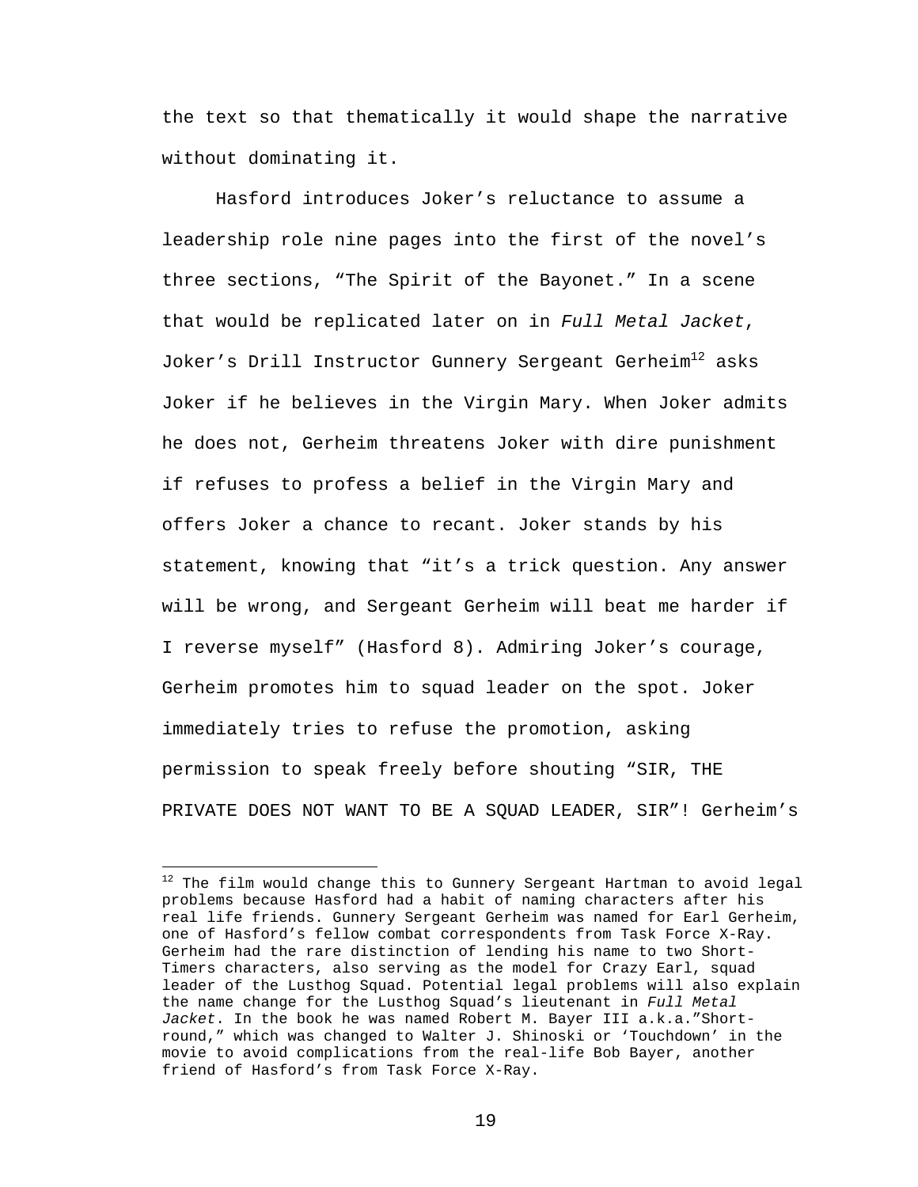the text so that thematically it would shape the narrative without dominating it.

Hasford introduces Joker's reluctance to assume a leadership role nine pages into the first of the novel's three sections, "The Spirit of the Bayonet." In a scene that would be replicated later on in *Full Metal Jacket*, Joker's Drill Instructor Gunnery Sergeant Gerheim[12] asks Joker if he believes in the Virgin Mary. When Joker admits he does not, Gerheim threatens Joker with dire punishment if refuses to profess a belief in the Virgin Mary and offers Joker a chance to recant. Joker stands by his statement, knowing that "it's a trick question. Any answer will be wrong, and Sergeant Gerheim will beat me harder if I reverse myself" (Hasford 8). Admiring Joker's courage, Gerheim promotes him to squad leader on the spot. Joker immediately tries to refuse the promotion, asking permission to speak freely before shouting "SIR, THE PRIVATE DOES NOT WANT TO BE A SQUAD LEADER, SIR"! Gerheim's

---

[12] The film would change this to Gunnery Sergeant Hartman to avoid legal problems because Hasford had a habit of naming characters after his real life friends. Gunnery Sergeant Gerheim was named for Earl Gerheim, one of Hasford's fellow combat correspondents from Task Force X-Ray. Gerheim had the rare distinction of lending his name to two Short-Timers characters, also serving as the model for Crazy Earl, squad leader of the Lusthog Squad. Potential legal problems will also explain the name change for the Lusthog Squad's lieutenant in *Full Metal Jacket*. In the book he was named Robert M. Bayer III a.k.a."Short-round," which was changed to Walter J. Shinoski or 'Touchdown' in the movie to avoid complications from the real-life Bob Bayer, another friend of Hasford's from Task Force X-Ray.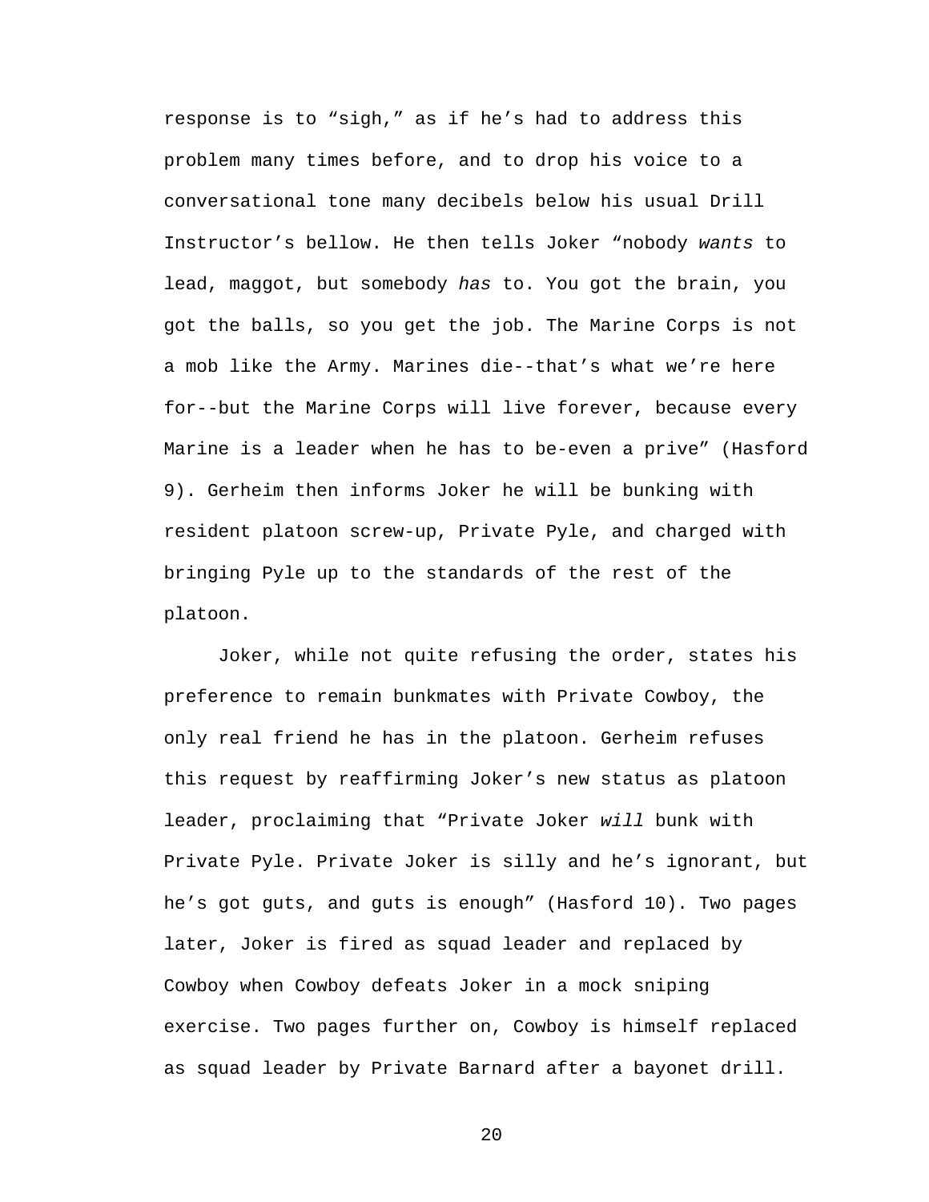response is to “sigh,” as if he’s had to address this problem many times before, and to drop his voice to a conversational tone many decibels below his usual Drill Instructor’s bellow. He then tells Joker “nobody *wants* to lead, maggot, but somebody *has* to. You got the brain, you got the balls, so you get the job. The Marine Corps is not a mob like the Army. Marines die--that’s what we’re here for--but the Marine Corps will live forever, because every Marine is a leader when he has to be-even a prive” (Hasford 9). Gerheim then informs Joker he will be bunking with resident platoon screw-up, Private Pyle, and charged with bringing Pyle up to the standards of the rest of the platoon.

Joker, while not quite refusing the order, states his preference to remain bunkmates with Private Cowboy, the only real friend he has in the platoon. Gerheim refuses this request by reaffirming Joker’s new status as platoon leader, proclaiming that “Private Joker *will* bunk with Private Pyle. Private Joker is silly and he’s ignorant, but he’s got guts, and guts is enough” (Hasford 10). Two pages later, Joker is fired as squad leader and replaced by Cowboy when Cowboy defeats Joker in a mock sniping exercise. Two pages further on, Cowboy is himself replaced as squad leader by Private Barnard after a bayonet drill.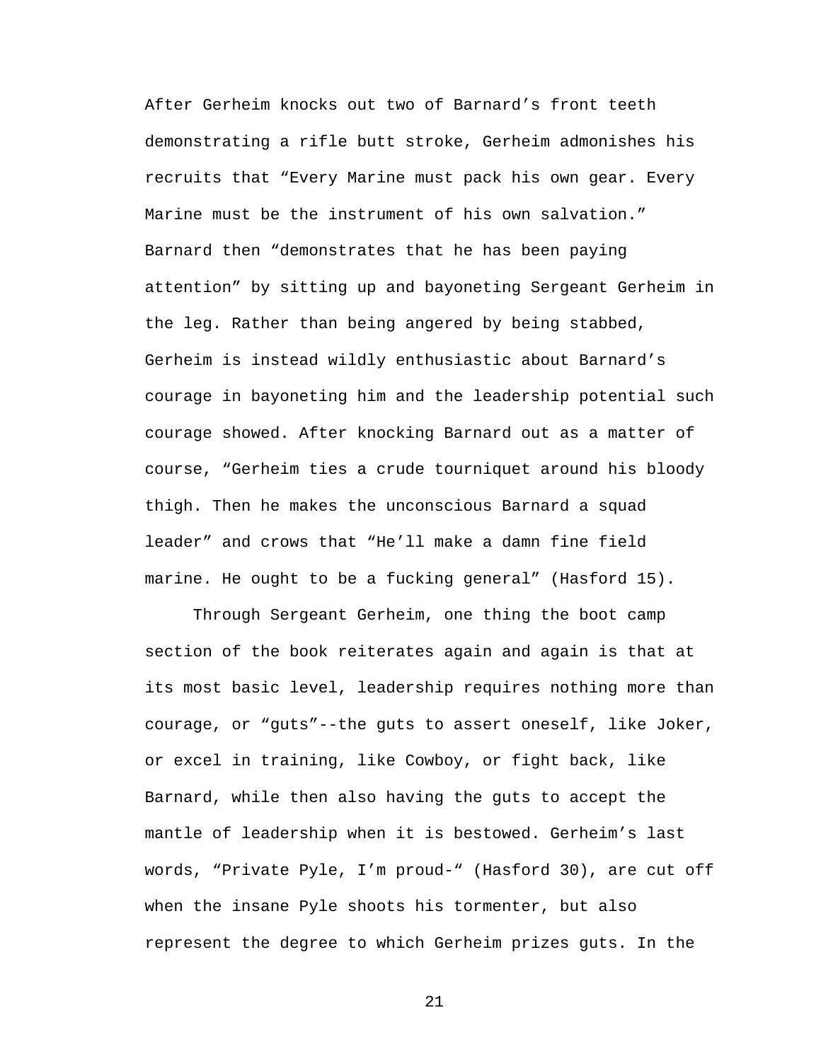After Gerheim knocks out two of Barnard's front teeth demonstrating a rifle butt stroke, Gerheim admonishes his recruits that "Every Marine must pack his own gear. Every Marine must be the instrument of his own salvation." Barnard then "demonstrates that he has been paying attention" by sitting up and bayoneting Sergeant Gerheim in the leg. Rather than being angered by being stabbed, Gerheim is instead wildly enthusiastic about Barnard's courage in bayoneting him and the leadership potential such courage showed. After knocking Barnard out as a matter of course, "Gerheim ties a crude tourniquet around his bloody thigh. Then he makes the unconscious Barnard a squad leader" and crows that "He'll make a damn fine field marine. He ought to be a fucking general" (Hasford 15).

Through Sergeant Gerheim, one thing the boot camp section of the book reiterates again and again is that at its most basic level, leadership requires nothing more than courage, or "guts"--the guts to assert oneself, like Joker, or excel in training, like Cowboy, or fight back, like Barnard, while then also having the guts to accept the mantle of leadership when it is bestowed. Gerheim's last words, "Private Pyle, I'm proud-" (Hasford 30), are cut off when the insane Pyle shoots his tormenter, but also represent the degree to which Gerheim prizes guts. In the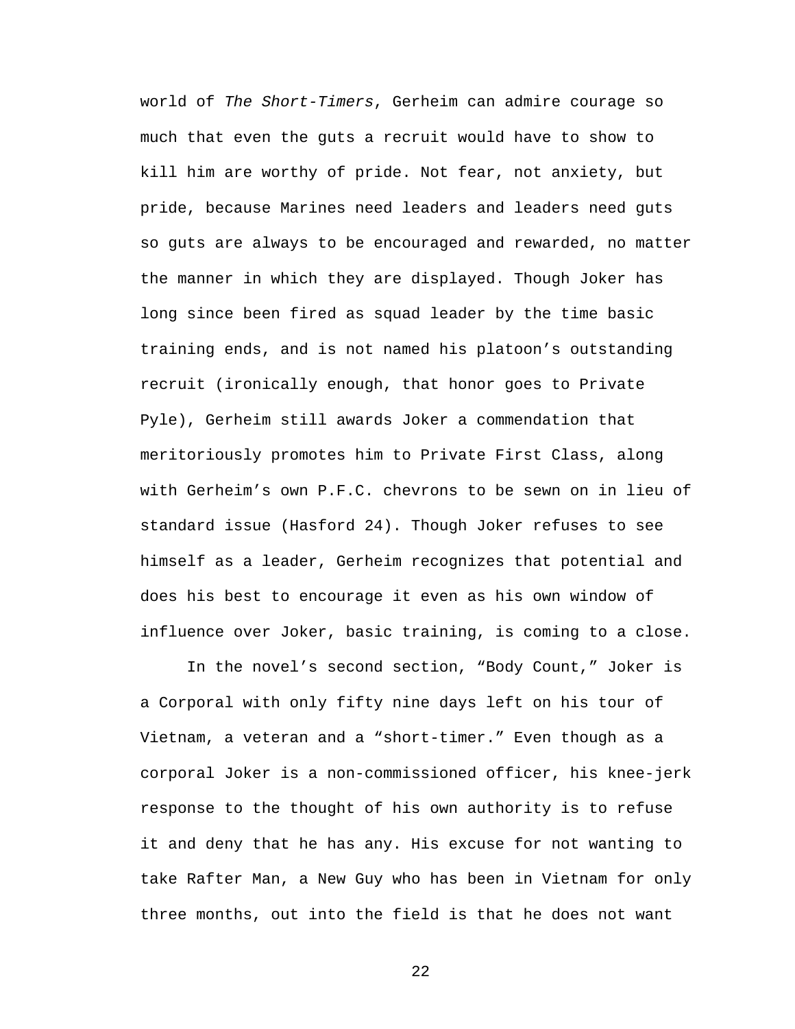world of *The Short-Timers*, Gerheim can admire courage so much that even the guts a recruit would have to show to kill him are worthy of pride. Not fear, not anxiety, but pride, because Marines need leaders and leaders need guts so guts are always to be encouraged and rewarded, no matter the manner in which they are displayed. Though Joker has long since been fired as squad leader by the time basic training ends, and is not named his platoon's outstanding recruit (ironically enough, that honor goes to Private Pyle), Gerheim still awards Joker a commendation that meritoriously promotes him to Private First Class, along with Gerheim's own P.F.C. chevrons to be sewn on in lieu of standard issue (Hasford 24). Though Joker refuses to see himself as a leader, Gerheim recognizes that potential and does his best to encourage it even as his own window of influence over Joker, basic training, is coming to a close.

In the novel's second section, "Body Count," Joker is a Corporal with only fifty nine days left on his tour of Vietnam, a veteran and a "short-timer." Even though as a corporal Joker is a non-commissioned officer, his knee-jerk response to the thought of his own authority is to refuse it and deny that he has any. His excuse for not wanting to take Rafter Man, a New Guy who has been in Vietnam for only three months, out into the field is that he does not want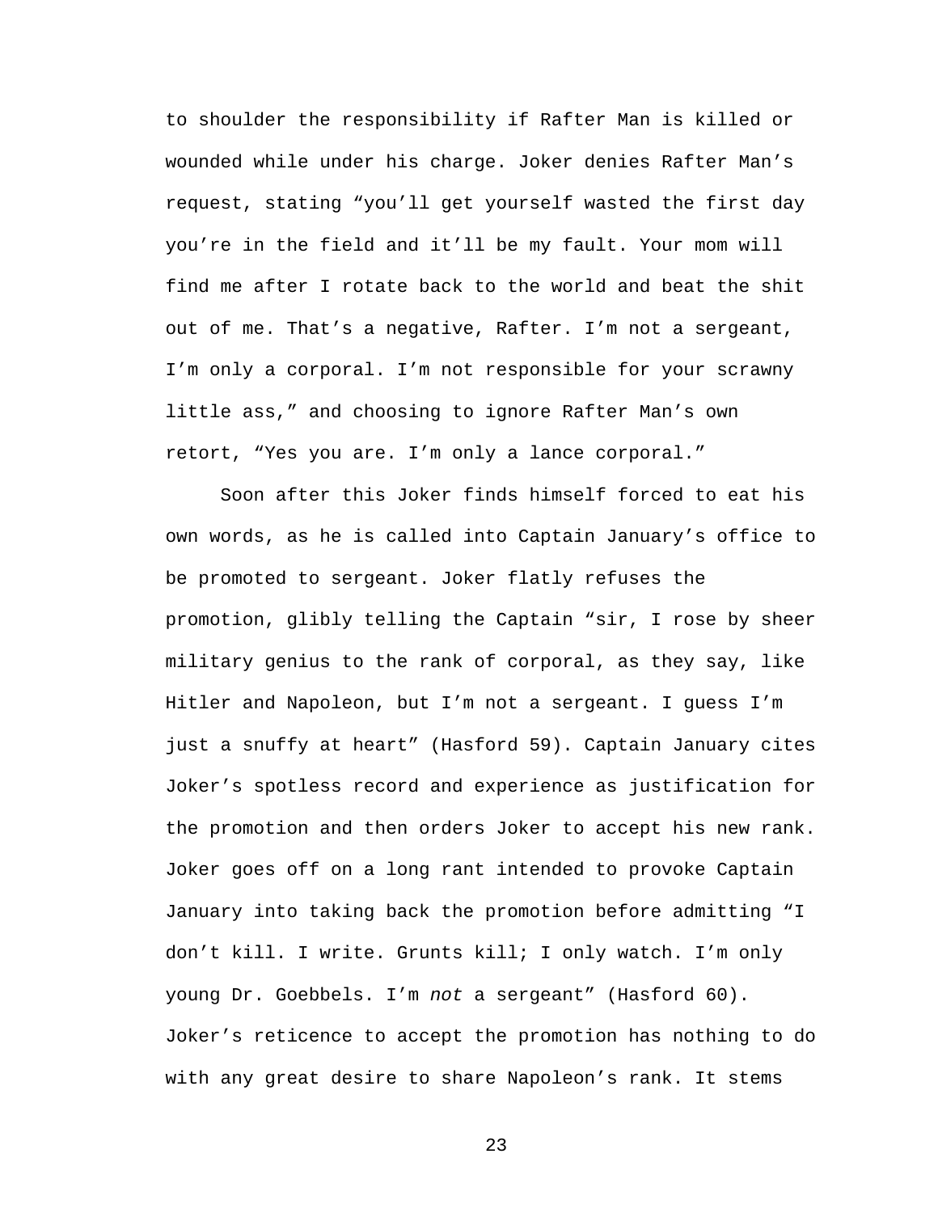to shoulder the responsibility if Rafter Man is killed or wounded while under his charge. Joker denies Rafter Man's request, stating "you'll get yourself wasted the first day you're in the field and it'll be my fault. Your mom will find me after I rotate back to the world and beat the shit out of me. That's a negative, Rafter. I'm not a sergeant, I'm only a corporal. I'm not responsible for your scrawny little ass," and choosing to ignore Rafter Man's own retort, "Yes you are. I'm only a lance corporal."

Soon after this Joker finds himself forced to eat his own words, as he is called into Captain January's office to be promoted to sergeant. Joker flatly refuses the promotion, glibly telling the Captain "sir, I rose by sheer military genius to the rank of corporal, as they say, like Hitler and Napoleon, but I'm not a sergeant. I guess I'm just a snuffy at heart" (Hasford 59). Captain January cites Joker's spotless record and experience as justification for the promotion and then orders Joker to accept his new rank. Joker goes off on a long rant intended to provoke Captain January into taking back the promotion before admitting "I don't kill. I write. Grunts kill; I only watch. I'm only young Dr. Goebbels. I'm *not* a sergeant" (Hasford 60). Joker's reticence to accept the promotion has nothing to do with any great desire to share Napoleon's rank. It stems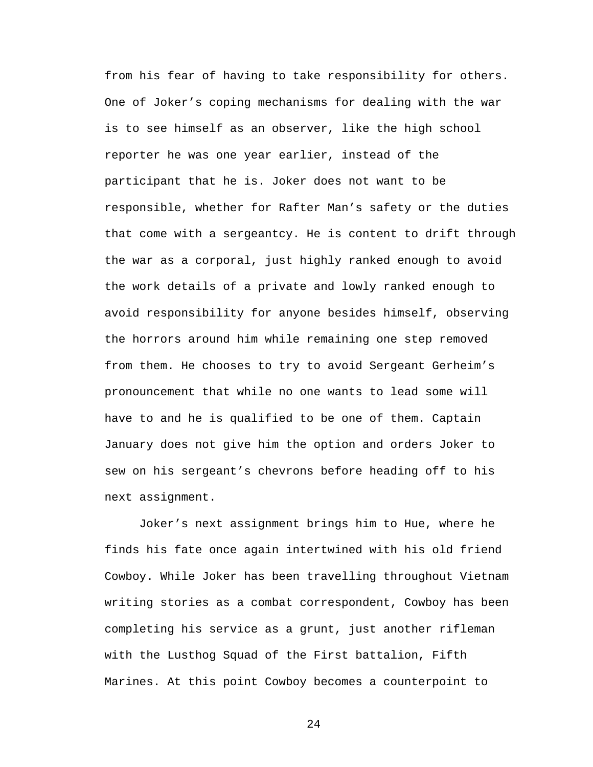from his fear of having to take responsibility for others. One of Joker's coping mechanisms for dealing with the war is to see himself as an observer, like the high school reporter he was one year earlier, instead of the participant that he is. Joker does not want to be responsible, whether for Rafter Man's safety or the duties that come with a sergeantcy. He is content to drift through the war as a corporal, just highly ranked enough to avoid the work details of a private and lowly ranked enough to avoid responsibility for anyone besides himself, observing the horrors around him while remaining one step removed from them. He chooses to try to avoid Sergeant Gerheim's pronouncement that while no one wants to lead some will have to and he is qualified to be one of them. Captain January does not give him the option and orders Joker to sew on his sergeant's chevrons before heading off to his next assignment.

Joker's next assignment brings him to Hue, where he finds his fate once again intertwined with his old friend Cowboy. While Joker has been travelling throughout Vietnam writing stories as a combat correspondent, Cowboy has been completing his service as a grunt, just another rifleman with the Lusthog Squad of the First battalion, Fifth Marines. At this point Cowboy becomes a counterpoint to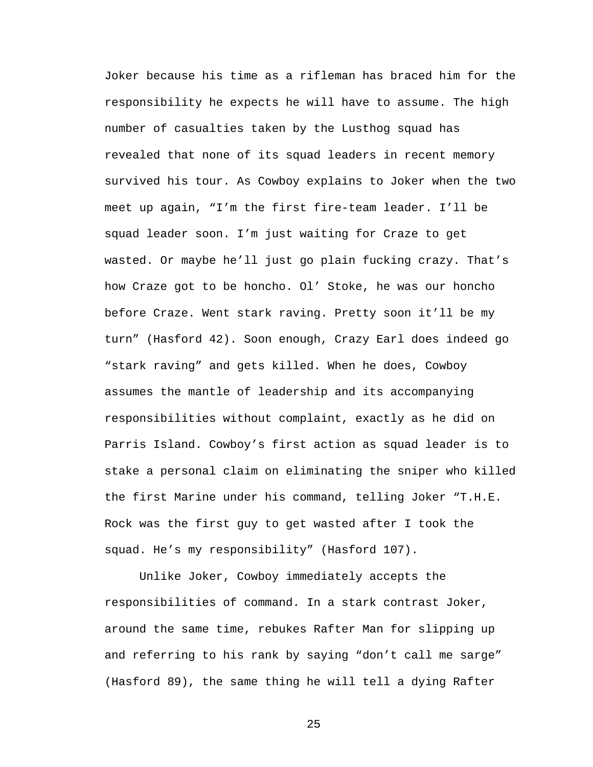Joker because his time as a rifleman has braced him for the responsibility he expects he will have to assume. The high number of casualties taken by the Lusthog squad has revealed that none of its squad leaders in recent memory survived his tour. As Cowboy explains to Joker when the two meet up again, “I’m the first fire-team leader. I’ll be squad leader soon. I’m just waiting for Craze to get wasted. Or maybe he’ll just go plain fucking crazy. That’s how Craze got to be honcho. Ol’ Stoke, he was our honcho before Craze. Went stark raving. Pretty soon it’ll be my turn” (Hasford 42). Soon enough, Crazy Earl does indeed go “stark raving” and gets killed. When he does, Cowboy assumes the mantle of leadership and its accompanying responsibilities without complaint, exactly as he did on Parris Island. Cowboy’s first action as squad leader is to stake a personal claim on eliminating the sniper who killed the first Marine under his command, telling Joker “T.H.E. Rock was the first guy to get wasted after I took the squad. He’s my responsibility” (Hasford 107).

Unlike Joker, Cowboy immediately accepts the responsibilities of command. In a stark contrast Joker, around the same time, rebukes Rafter Man for slipping up and referring to his rank by saying “don’t call me sarge” (Hasford 89), the same thing he will tell a dying Rafter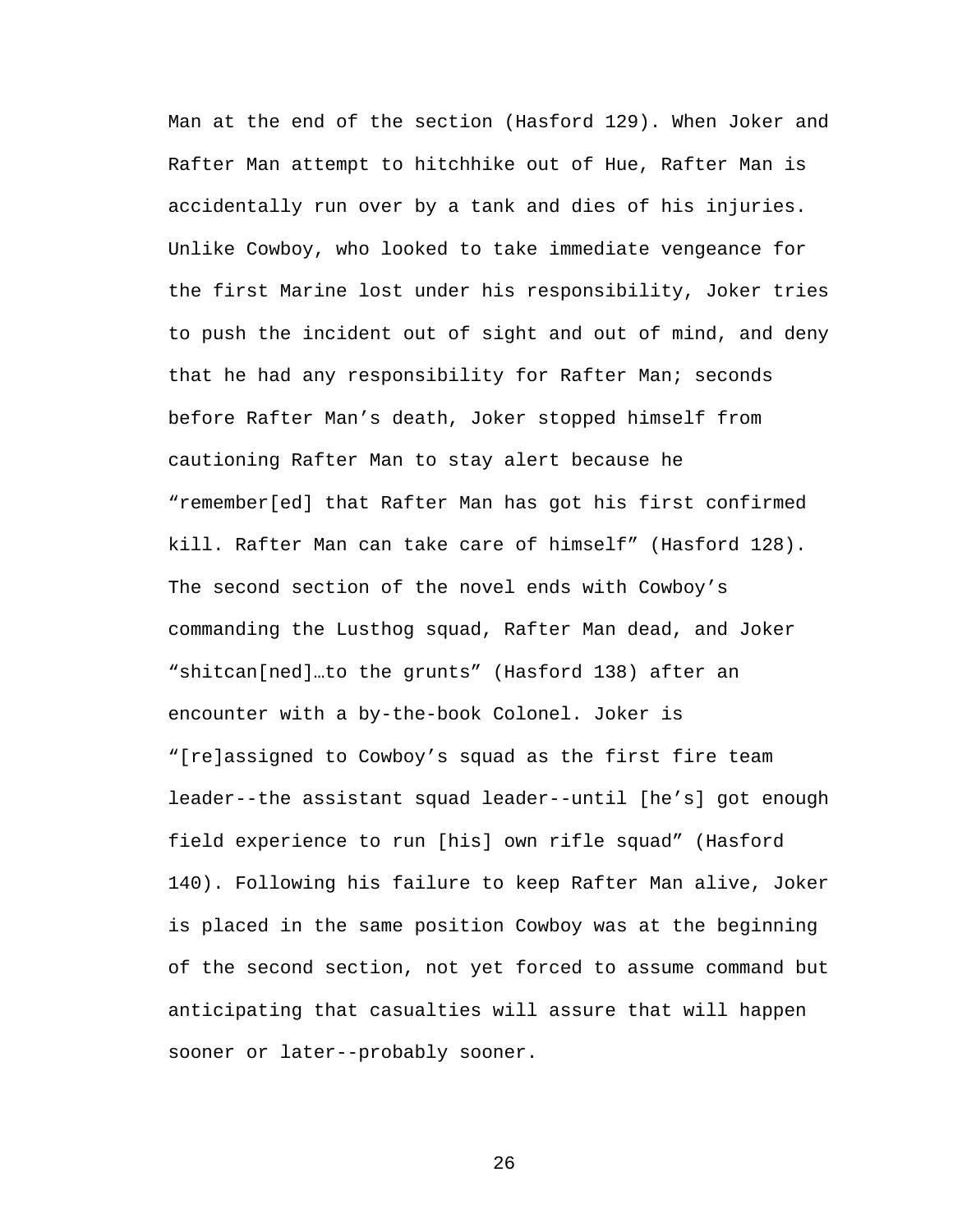Man at the end of the section (Hasford 129). When Joker and Rafter Man attempt to hitchhike out of Hue, Rafter Man is accidentally run over by a tank and dies of his injuries. Unlike Cowboy, who looked to take immediate vengeance for the first Marine lost under his responsibility, Joker tries to push the incident out of sight and out of mind, and deny that he had any responsibility for Rafter Man; seconds before Rafter Man's death, Joker stopped himself from cautioning Rafter Man to stay alert because he "remember[ed] that Rafter Man has got his first confirmed kill. Rafter Man can take care of himself" (Hasford 128). The second section of the novel ends with Cowboy's commanding the Lusthog squad, Rafter Man dead, and Joker "shitcan[ned]…to the grunts" (Hasford 138) after an encounter with a by-the-book Colonel. Joker is "[re]assigned to Cowboy's squad as the first fire team leader--the assistant squad leader--until [he's] got enough field experience to run [his] own rifle squad" (Hasford 140). Following his failure to keep Rafter Man alive, Joker is placed in the same position Cowboy was at the beginning of the second section, not yet forced to assume command but anticipating that casualties will assure that will happen sooner or later--probably sooner.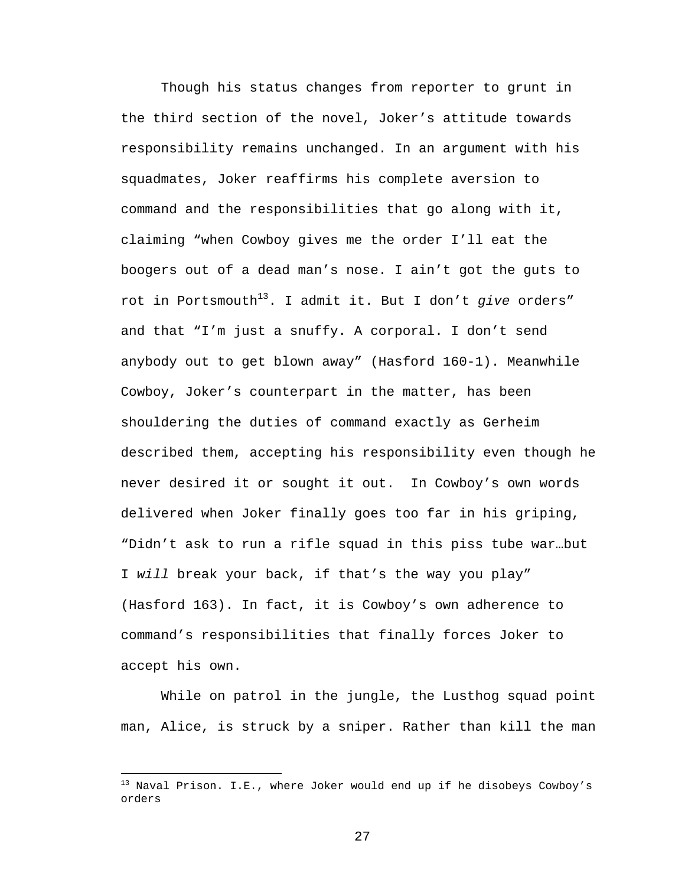Though his status changes from reporter to grunt in the third section of the novel, Joker's attitude towards responsibility remains unchanged. In an argument with his squadmates, Joker reaffirms his complete aversion to command and the responsibilities that go along with it, claiming "when Cowboy gives me the order I'll eat the boogers out of a dead man's nose. I ain't got the guts to rot in Portsmouth[13]. I admit it. But I don't *give* orders" and that "I'm just a snuffy. A corporal. I don't send anybody out to get blown away" (Hasford 160-1). Meanwhile Cowboy, Joker's counterpart in the matter, has been shouldering the duties of command exactly as Gerheim described them, accepting his responsibility even though he never desired it or sought it out. In Cowboy's own words delivered when Joker finally goes too far in his griping, "Didn't ask to run a rifle squad in this piss tube war…but I *will* break your back, if that's the way you play" (Hasford 163). In fact, it is Cowboy's own adherence to command's responsibilities that finally forces Joker to accept his own.

While on patrol in the jungle, the Lusthog squad point man, Alice, is struck by a sniper. Rather than kill the man

[13] Naval Prison. I.E., where Joker would end up if he disobeys Cowboy's orders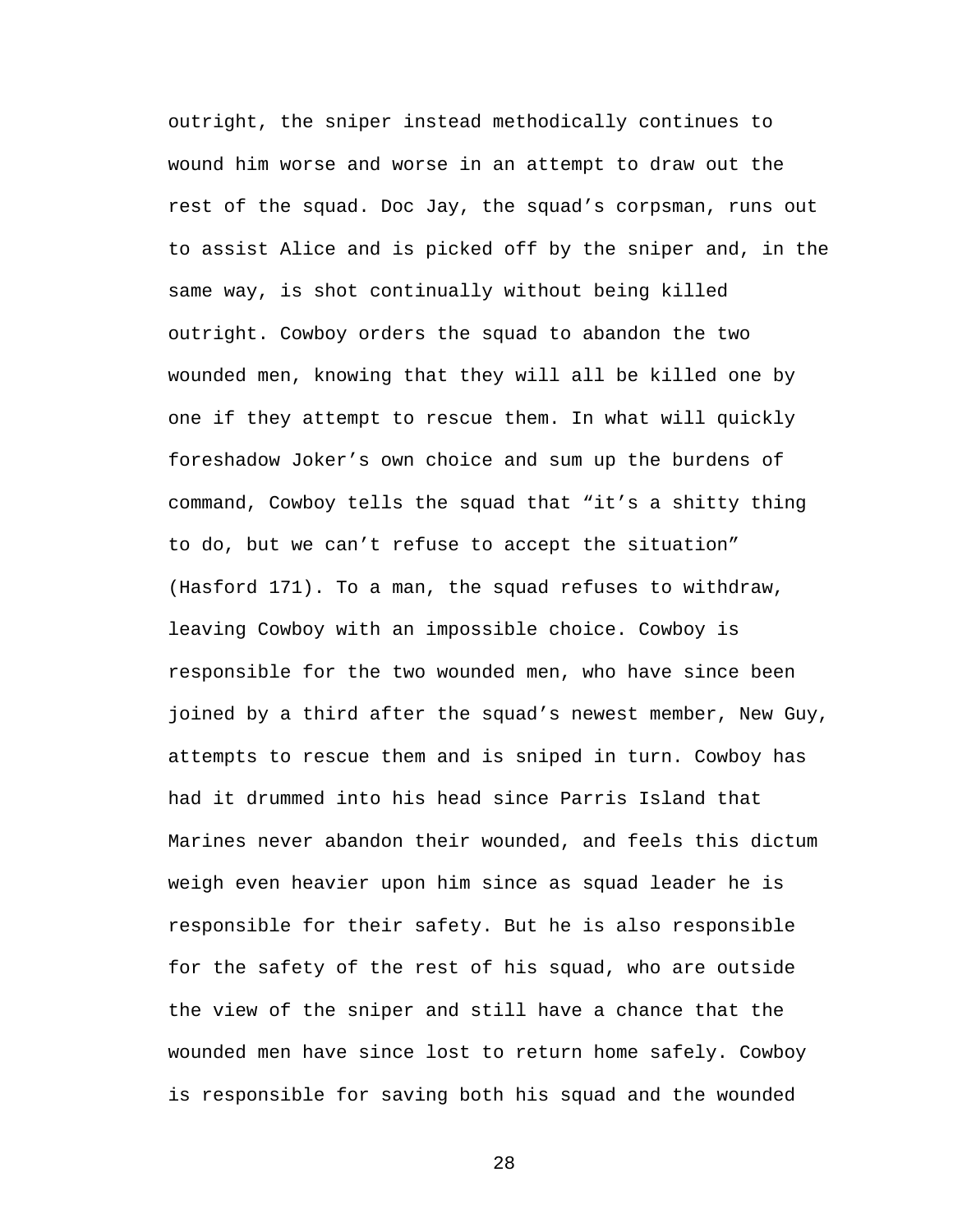outright, the sniper instead methodically continues to wound him worse and worse in an attempt to draw out the rest of the squad. Doc Jay, the squad's corpsman, runs out to assist Alice and is picked off by the sniper and, in the same way, is shot continually without being killed outright. Cowboy orders the squad to abandon the two wounded men, knowing that they will all be killed one by one if they attempt to rescue them. In what will quickly foreshadow Joker's own choice and sum up the burdens of command, Cowboy tells the squad that "it's a shitty thing to do, but we can't refuse to accept the situation" (Hasford 171). To a man, the squad refuses to withdraw, leaving Cowboy with an impossible choice. Cowboy is responsible for the two wounded men, who have since been joined by a third after the squad's newest member, New Guy, attempts to rescue them and is sniped in turn. Cowboy has had it drummed into his head since Parris Island that Marines never abandon their wounded, and feels this dictum weigh even heavier upon him since as squad leader he is responsible for their safety. But he is also responsible for the safety of the rest of his squad, who are outside the view of the sniper and still have a chance that the wounded men have since lost to return home safely. Cowboy is responsible for saving both his squad and the wounded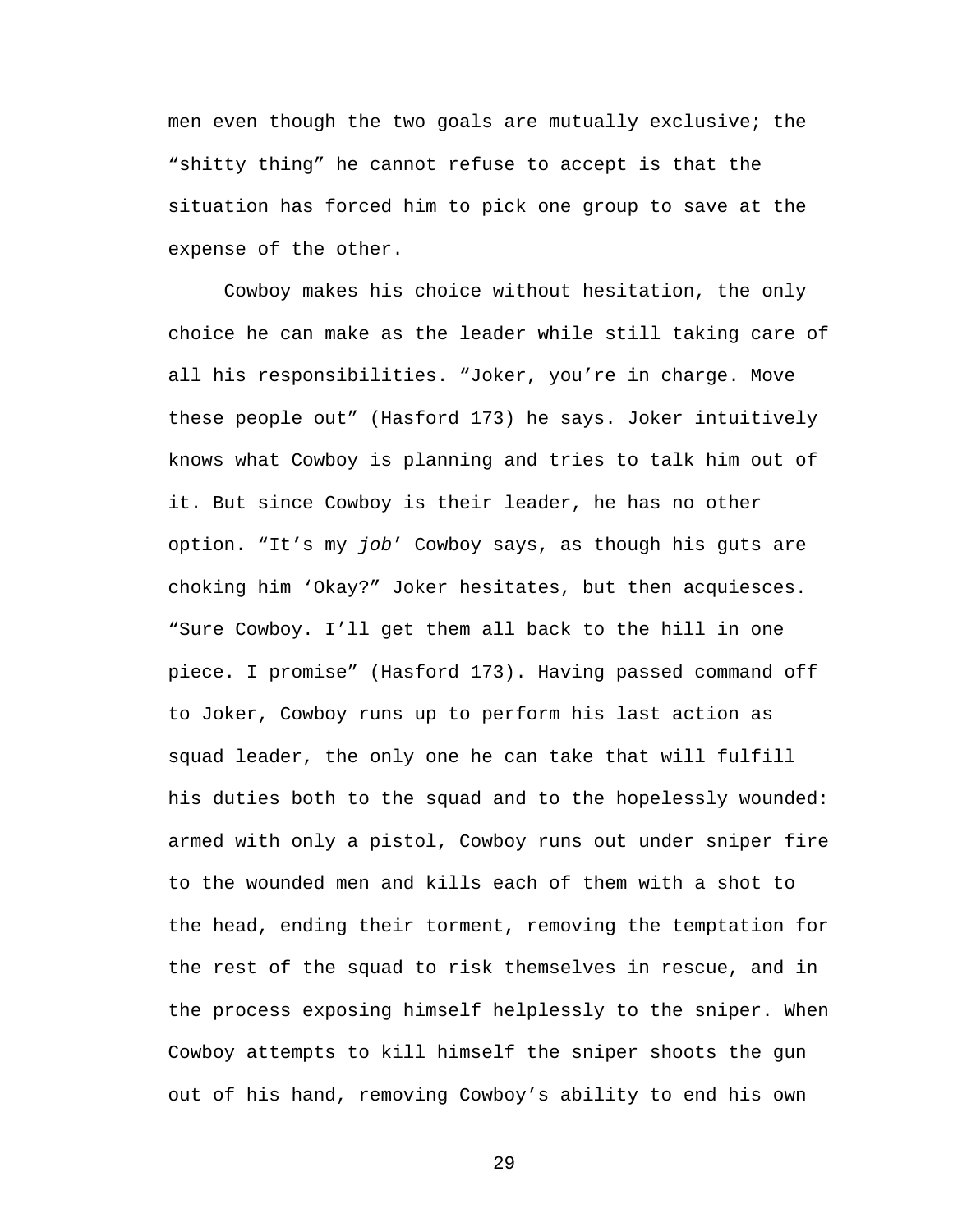men even though the two goals are mutually exclusive; the “shitty thing” he cannot refuse to accept is that the situation has forced him to pick one group to save at the expense of the other.

Cowboy makes his choice without hesitation, the only choice he can make as the leader while still taking care of all his responsibilities. “Joker, you’re in charge. Move these people out” (Hasford 173) he says. Joker intuitively knows what Cowboy is planning and tries to talk him out of it. But since Cowboy is their leader, he has no other option. “It’s my *job*’ Cowboy says, as though his guts are choking him ‘Okay?” Joker hesitates, but then acquiesces. “Sure Cowboy. I’ll get them all back to the hill in one piece. I promise” (Hasford 173). Having passed command off to Joker, Cowboy runs up to perform his last action as squad leader, the only one he can take that will fulfill his duties both to the squad and to the hopelessly wounded: armed with only a pistol, Cowboy runs out under sniper fire to the wounded men and kills each of them with a shot to the head, ending their torment, removing the temptation for the rest of the squad to risk themselves in rescue, and in the process exposing himself helplessly to the sniper. When Cowboy attempts to kill himself the sniper shoots the gun out of his hand, removing Cowboy’s ability to end his own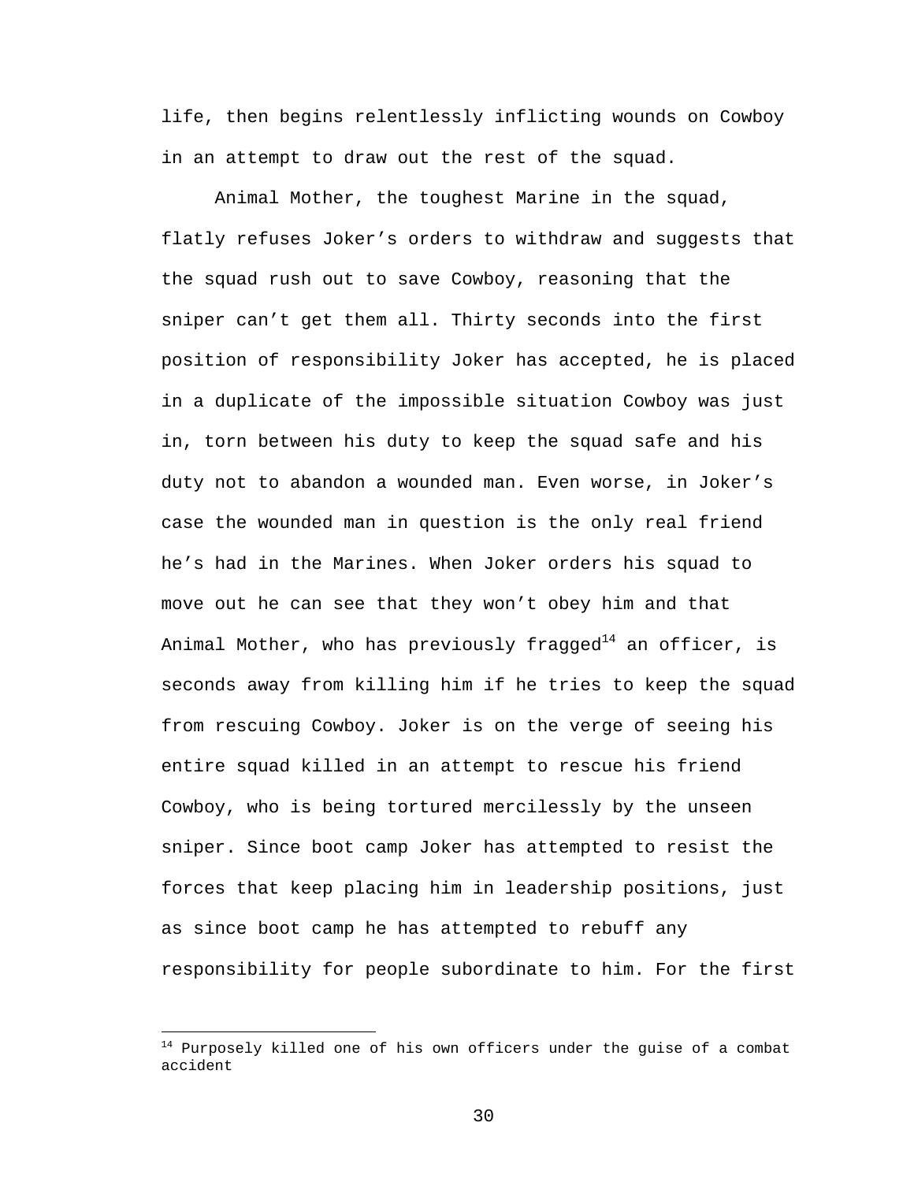life, then begins relentlessly inflicting wounds on Cowboy in an attempt to draw out the rest of the squad.

Animal Mother, the toughest Marine in the squad, flatly refuses Joker's orders to withdraw and suggests that the squad rush out to save Cowboy, reasoning that the sniper can't get them all. Thirty seconds into the first position of responsibility Joker has accepted, he is placed in a duplicate of the impossible situation Cowboy was just in, torn between his duty to keep the squad safe and his duty not to abandon a wounded man. Even worse, in Joker's case the wounded man in question is the only real friend he's had in the Marines. When Joker orders his squad to move out he can see that they won't obey him and that Animal Mother, who has previously fragged[14] an officer, is seconds away from killing him if he tries to keep the squad from rescuing Cowboy. Joker is on the verge of seeing his entire squad killed in an attempt to rescue his friend Cowboy, who is being tortured mercilessly by the unseen sniper. Since boot camp Joker has attempted to resist the forces that keep placing him in leadership positions, just as since boot camp he has attempted to rebuff any responsibility for people subordinate to him. For the first

[14] Purposely killed one of his own officers under the guise of a combat accident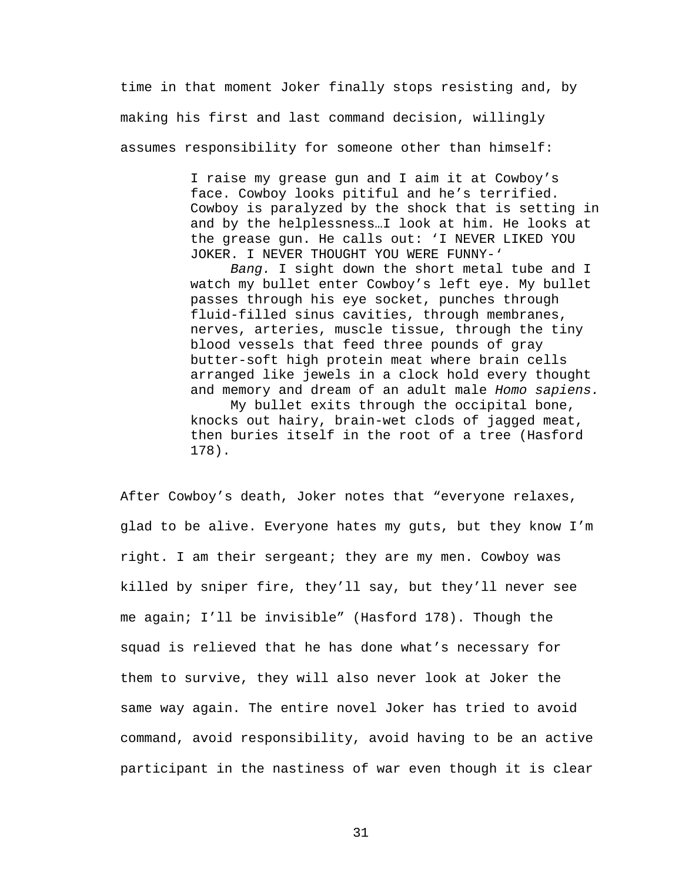time in that moment Joker finally stops resisting and, by making his first and last command decision, willingly assumes responsibility for someone other than himself:

> I raise my grease gun and I aim it at Cowboy's face. Cowboy looks pitiful and he's terrified. Cowboy is paralyzed by the shock that is setting in and by the helplessness…I look at him. He looks at the grease gun. He calls out: 'I NEVER LIKED YOU JOKER. I NEVER THOUGHT YOU WERE FUNNY-'
>
> *Bang.* I sight down the short metal tube and I watch my bullet enter Cowboy's left eye. My bullet passes through his eye socket, punches through fluid-filled sinus cavities, through membranes, nerves, arteries, muscle tissue, through the tiny blood vessels that feed three pounds of gray butter-soft high protein meat where brain cells arranged like jewels in a clock hold every thought and memory and dream of an adult male *Homo sapiens.*
>
> My bullet exits through the occipital bone, knocks out hairy, brain-wet clods of jagged meat, then buries itself in the root of a tree (Hasford 178).

After Cowboy's death, Joker notes that "everyone relaxes, glad to be alive. Everyone hates my guts, but they know I'm right. I am their sergeant; they are my men. Cowboy was killed by sniper fire, they'll say, but they'll never see me again; I'll be invisible" (Hasford 178). Though the squad is relieved that he has done what's necessary for them to survive, they will also never look at Joker the same way again. The entire novel Joker has tried to avoid command, avoid responsibility, avoid having to be an active participant in the nastiness of war even though it is clear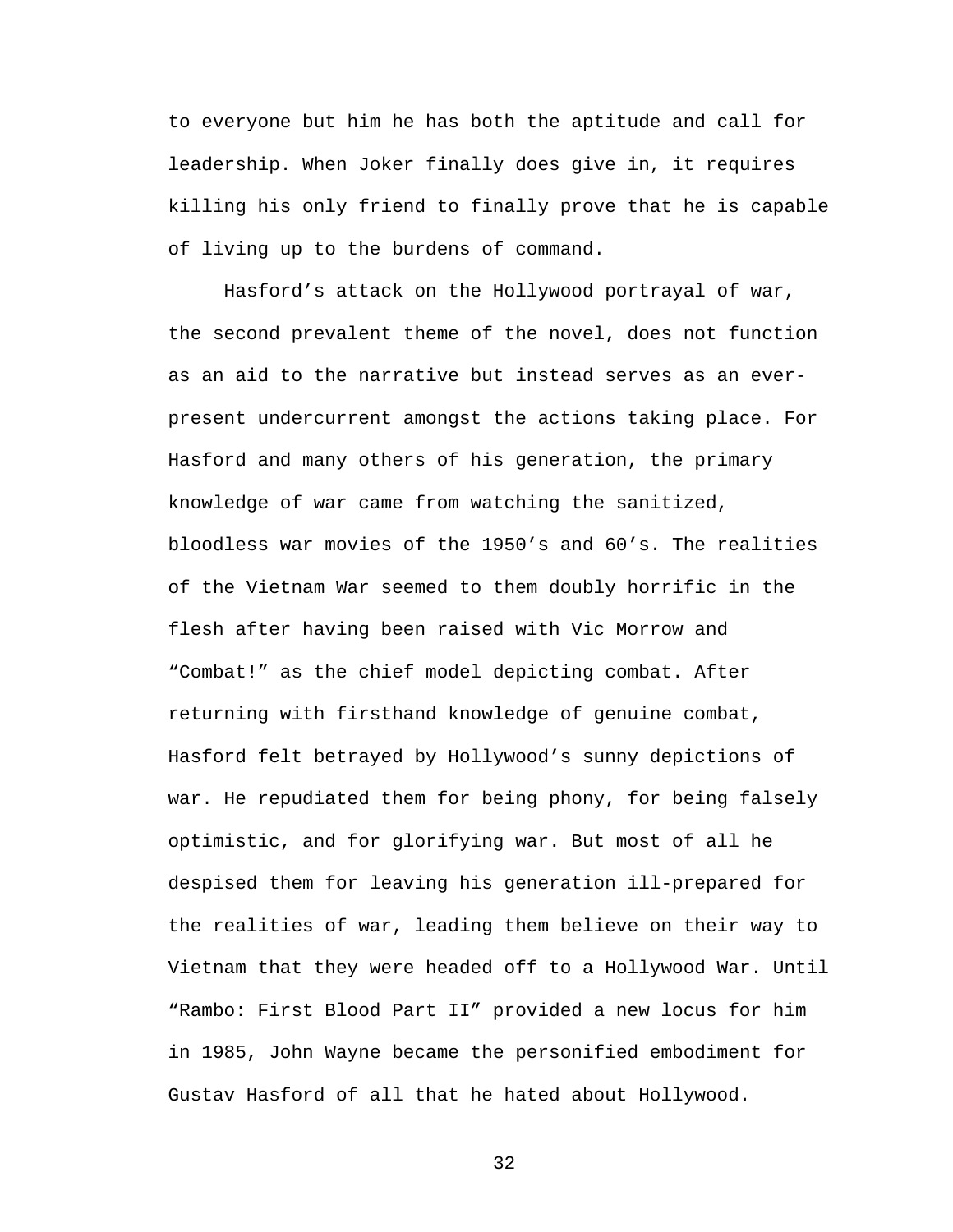to everyone but him he has both the aptitude and call for leadership. When Joker finally does give in, it requires killing his only friend to finally prove that he is capable of living up to the burdens of command.

Hasford's attack on the Hollywood portrayal of war, the second prevalent theme of the novel, does not function as an aid to the narrative but instead serves as an ever-present undercurrent amongst the actions taking place. For Hasford and many others of his generation, the primary knowledge of war came from watching the sanitized, bloodless war movies of the 1950's and 60's. The realities of the Vietnam War seemed to them doubly horrific in the flesh after having been raised with Vic Morrow and "Combat!" as the chief model depicting combat. After returning with firsthand knowledge of genuine combat, Hasford felt betrayed by Hollywood's sunny depictions of war. He repudiated them for being phony, for being falsely optimistic, and for glorifying war. But most of all he despised them for leaving his generation ill-prepared for the realities of war, leading them believe on their way to Vietnam that they were headed off to a Hollywood War. Until "Rambo: First Blood Part II" provided a new locus for him in 1985, John Wayne became the personified embodiment for Gustav Hasford of all that he hated about Hollywood.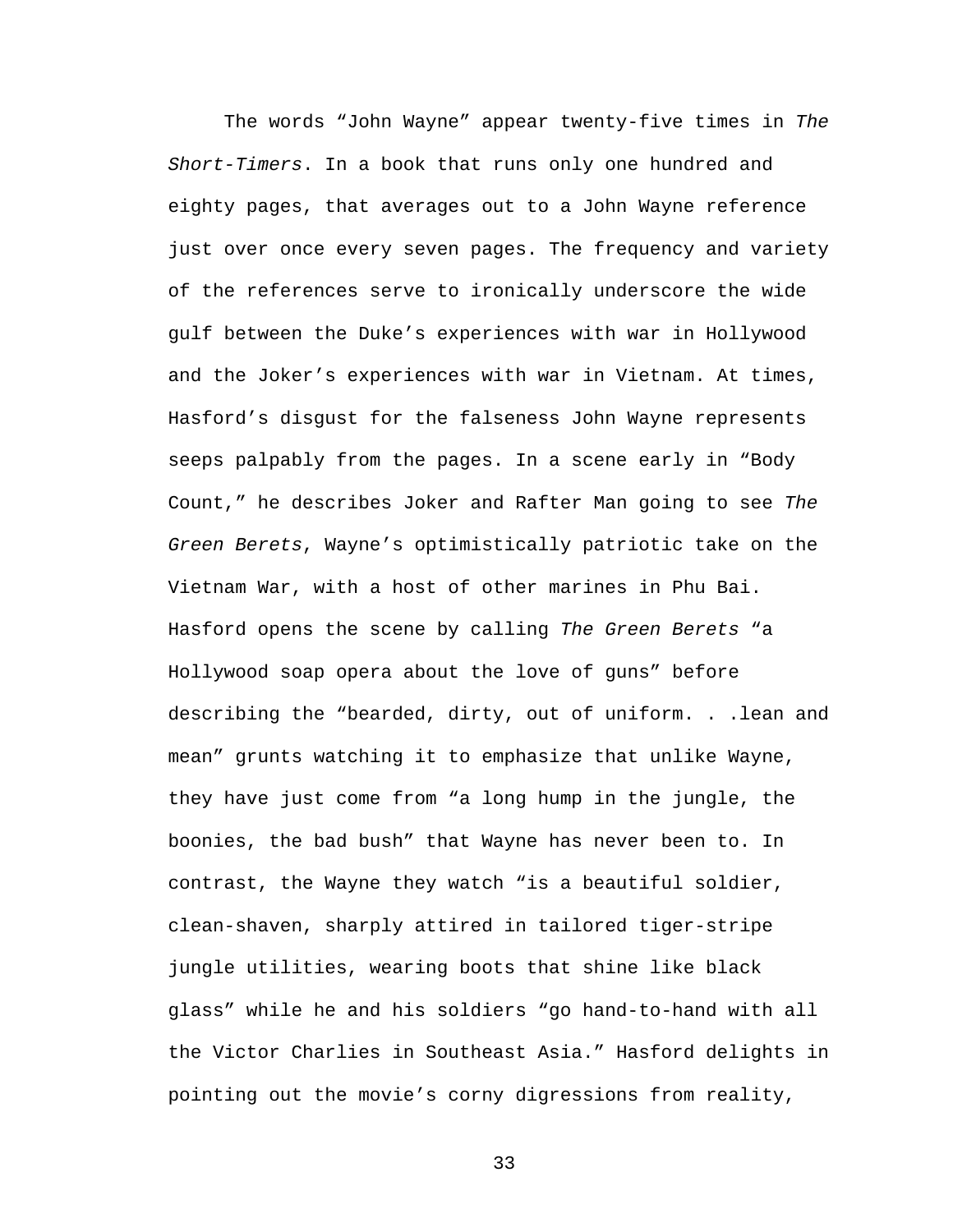The words “John Wayne” appear twenty-five times in *The Short-Timers*. In a book that runs only one hundred and eighty pages, that averages out to a John Wayne reference just over once every seven pages. The frequency and variety of the references serve to ironically underscore the wide gulf between the Duke’s experiences with war in Hollywood and the Joker’s experiences with war in Vietnam. At times, Hasford’s disgust for the falseness John Wayne represents seeps palpably from the pages. In a scene early in “Body Count,” he describes Joker and Rafter Man going to see *The Green Berets*, Wayne’s optimistically patriotic take on the Vietnam War, with a host of other marines in Phu Bai. Hasford opens the scene by calling *The Green Berets* “a Hollywood soap opera about the love of guns” before describing the “bearded, dirty, out of uniform. . .lean and mean” grunts watching it to emphasize that unlike Wayne, they have just come from “a long hump in the jungle, the boonies, the bad bush” that Wayne has never been to. In contrast, the Wayne they watch “is a beautiful soldier, clean-shaven, sharply attired in tailored tiger-stripe jungle utilities, wearing boots that shine like black glass” while he and his soldiers “go hand-to-hand with all the Victor Charlies in Southeast Asia.” Hasford delights in pointing out the movie’s corny digressions from reality,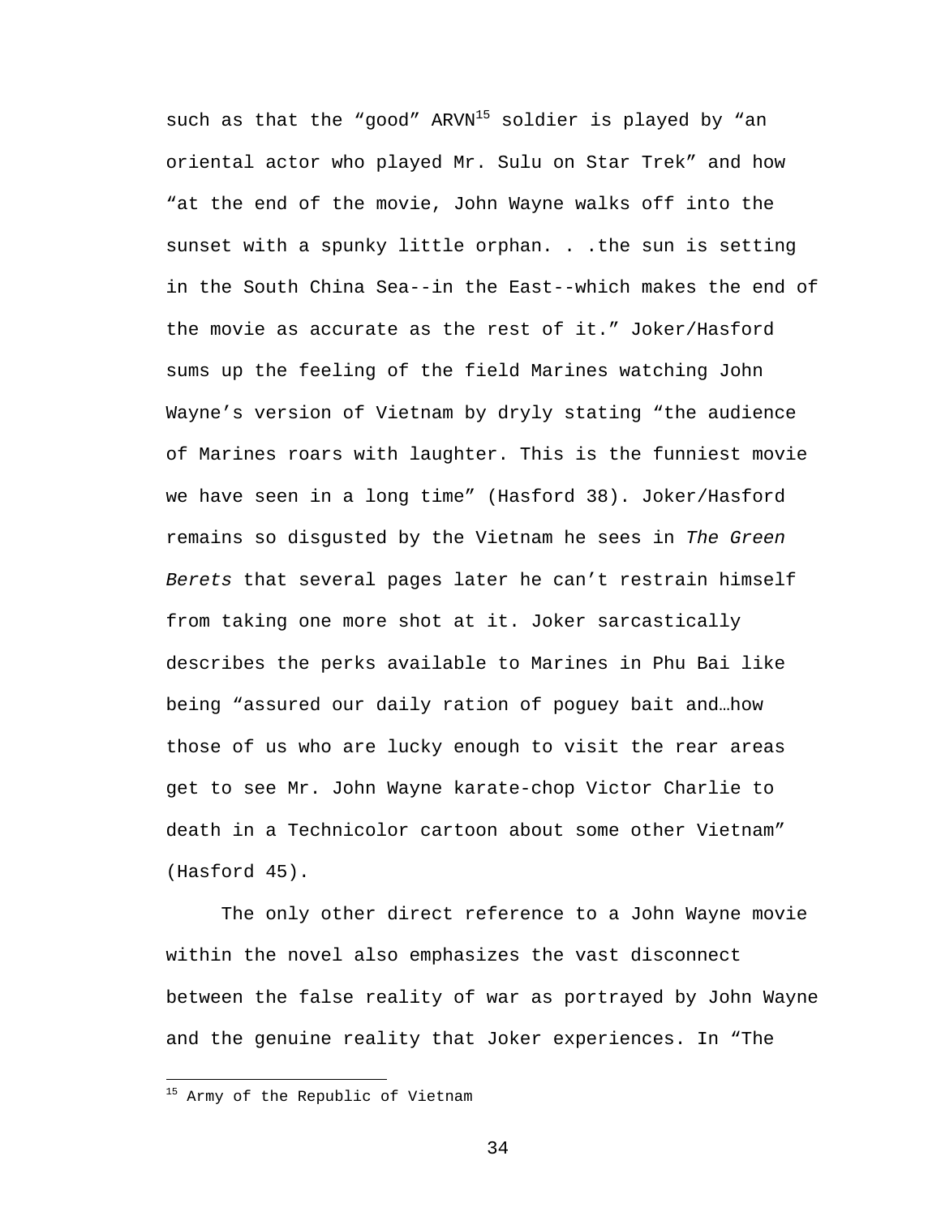such as that the "good" ARVN[15] soldier is played by "an oriental actor who played Mr. Sulu on Star Trek" and how "at the end of the movie, John Wayne walks off into the sunset with a spunky little orphan. . .the sun is setting in the South China Sea--in the East--which makes the end of the movie as accurate as the rest of it." Joker/Hasford sums up the feeling of the field Marines watching John Wayne's version of Vietnam by dryly stating "the audience of Marines roars with laughter. This is the funniest movie we have seen in a long time" (Hasford 38). Joker/Hasford remains so disgusted by the Vietnam he sees in *The Green Berets* that several pages later he can't restrain himself from taking one more shot at it. Joker sarcastically describes the perks available to Marines in Phu Bai like being "assured our daily ration of poguey bait and…how those of us who are lucky enough to visit the rear areas get to see Mr. John Wayne karate-chop Victor Charlie to death in a Technicolor cartoon about some other Vietnam" (Hasford 45).

The only other direct reference to a John Wayne movie within the novel also emphasizes the vast disconnect between the false reality of war as portrayed by John Wayne and the genuine reality that Joker experiences. In "The

[15] Army of the Republic of Vietnam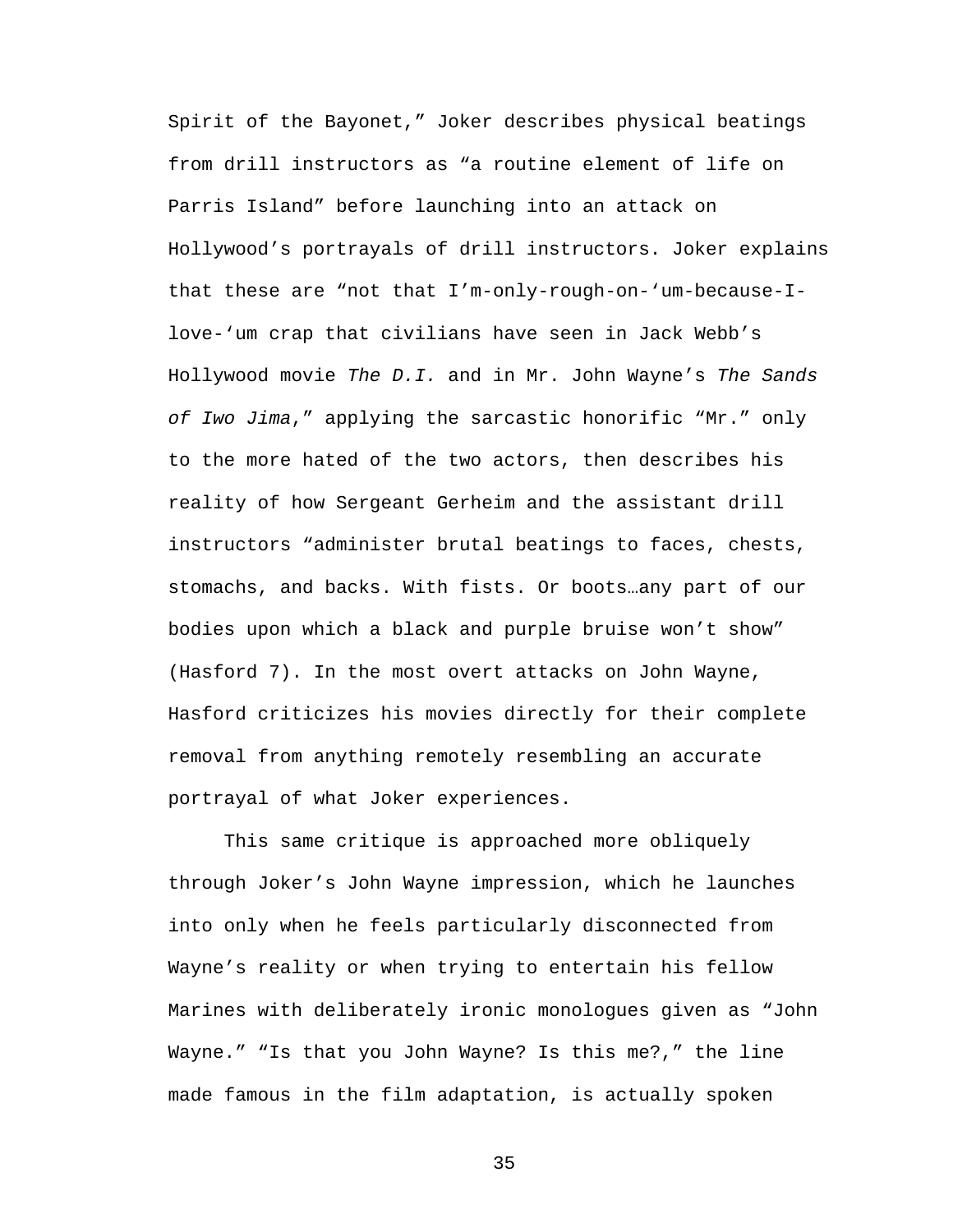Spirit of the Bayonet," Joker describes physical beatings from drill instructors as "a routine element of life on Parris Island" before launching into an attack on Hollywood's portrayals of drill instructors. Joker explains that these are "not that I'm-only-rough-on-'um-because-I-love-'um crap that civilians have seen in Jack Webb's Hollywood movie *The D.I.* and in Mr. John Wayne's *The Sands of Iwo Jima*," applying the sarcastic honorific "Mr." only to the more hated of the two actors, then describes his reality of how Sergeant Gerheim and the assistant drill instructors "administer brutal beatings to faces, chests, stomachs, and backs. With fists. Or boots…any part of our bodies upon which a black and purple bruise won't show" (Hasford 7). In the most overt attacks on John Wayne, Hasford criticizes his movies directly for their complete removal from anything remotely resembling an accurate portrayal of what Joker experiences.

This same critique is approached more obliquely through Joker's John Wayne impression, which he launches into only when he feels particularly disconnected from Wayne's reality or when trying to entertain his fellow Marines with deliberately ironic monologues given as "John Wayne." "Is that you John Wayne? Is this me?," the line made famous in the film adaptation, is actually spoken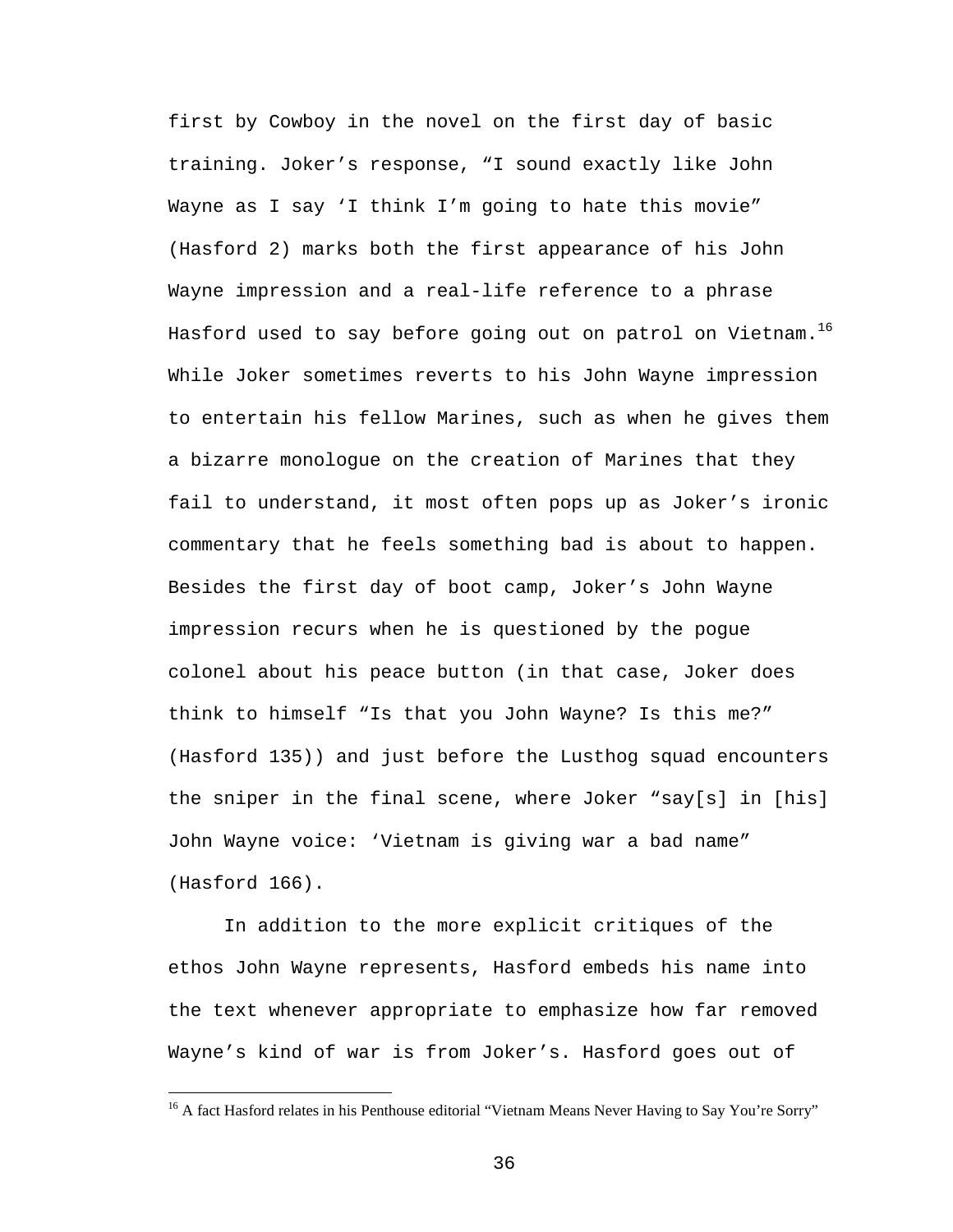first by Cowboy in the novel on the first day of basic training. Joker's response, "I sound exactly like John Wayne as I say 'I think I'm going to hate this movie" (Hasford 2) marks both the first appearance of his John Wayne impression and a real-life reference to a phrase Hasford used to say before going out on patrol on Vietnam.[16] While Joker sometimes reverts to his John Wayne impression to entertain his fellow Marines, such as when he gives them a bizarre monologue on the creation of Marines that they fail to understand, it most often pops up as Joker's ironic commentary that he feels something bad is about to happen. Besides the first day of boot camp, Joker's John Wayne impression recurs when he is questioned by the pogue colonel about his peace button (in that case, Joker does think to himself "Is that you John Wayne? Is this me?" (Hasford 135)) and just before the Lusthog squad encounters the sniper in the final scene, where Joker "say[s] in [his] John Wayne voice: 'Vietnam is giving war a bad name" (Hasford 166).

In addition to the more explicit critiques of the ethos John Wayne represents, Hasford embeds his name into the text whenever appropriate to emphasize how far removed Wayne's kind of war is from Joker's. Hasford goes out of

[16] A fact Hasford relates in his Penthouse editorial "Vietnam Means Never Having to Say You're Sorry"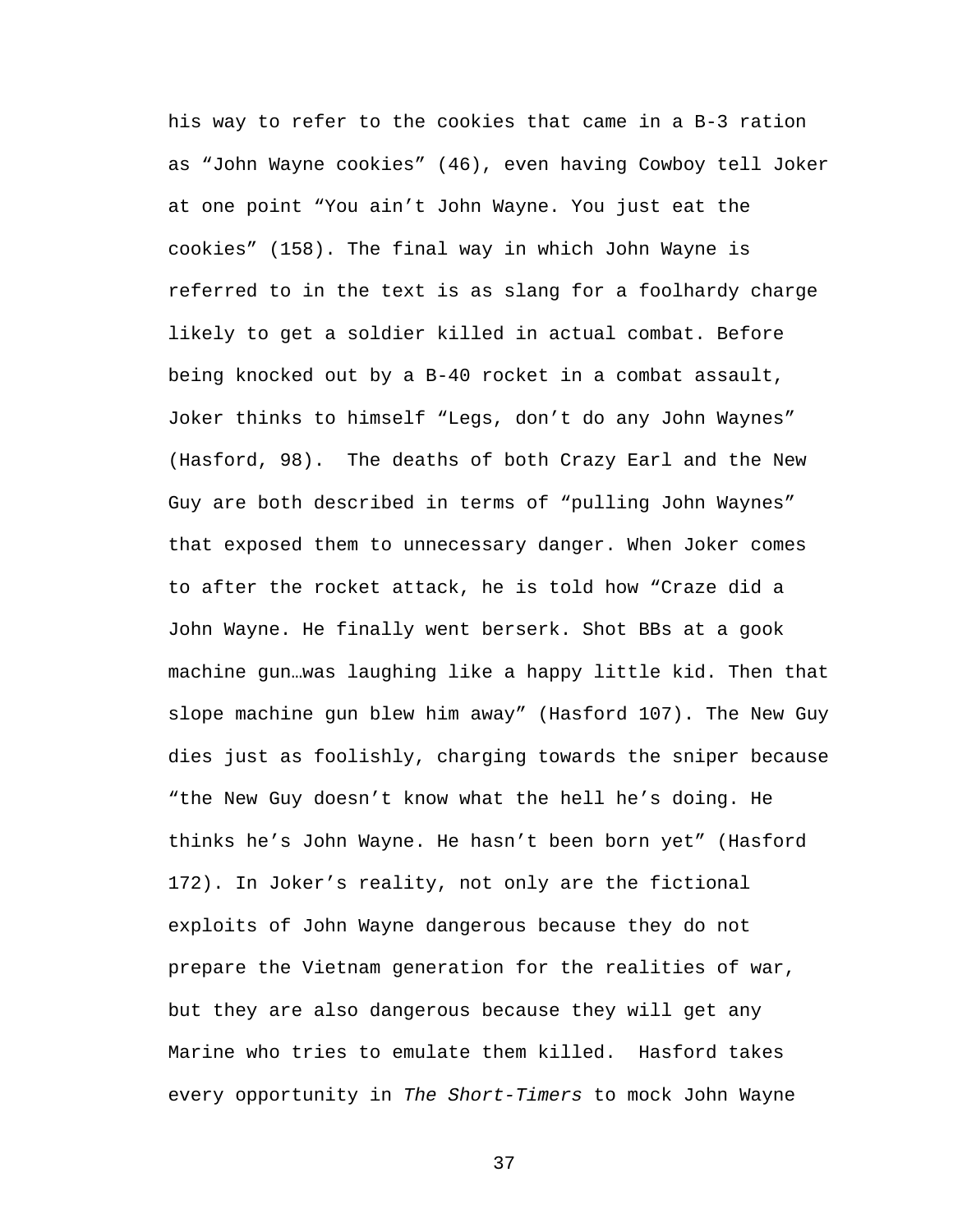his way to refer to the cookies that came in a B-3 ration as “John Wayne cookies” (46), even having Cowboy tell Joker at one point “You ain’t John Wayne. You just eat the cookies” (158). The final way in which John Wayne is referred to in the text is as slang for a foolhardy charge likely to get a soldier killed in actual combat. Before being knocked out by a B-40 rocket in a combat assault, Joker thinks to himself “Legs, don’t do any John Waynes” (Hasford, 98). The deaths of both Crazy Earl and the New Guy are both described in terms of “pulling John Waynes” that exposed them to unnecessary danger. When Joker comes to after the rocket attack, he is told how “Craze did a John Wayne. He finally went berserk. Shot BBs at a gook machine gun…was laughing like a happy little kid. Then that slope machine gun blew him away” (Hasford 107). The New Guy dies just as foolishly, charging towards the sniper because “the New Guy doesn’t know what the hell he’s doing. He thinks he’s John Wayne. He hasn’t been born yet” (Hasford 172). In Joker’s reality, not only are the fictional exploits of John Wayne dangerous because they do not prepare the Vietnam generation for the realities of war, but they are also dangerous because they will get any Marine who tries to emulate them killed. Hasford takes every opportunity in *The Short-Timers* to mock John Wayne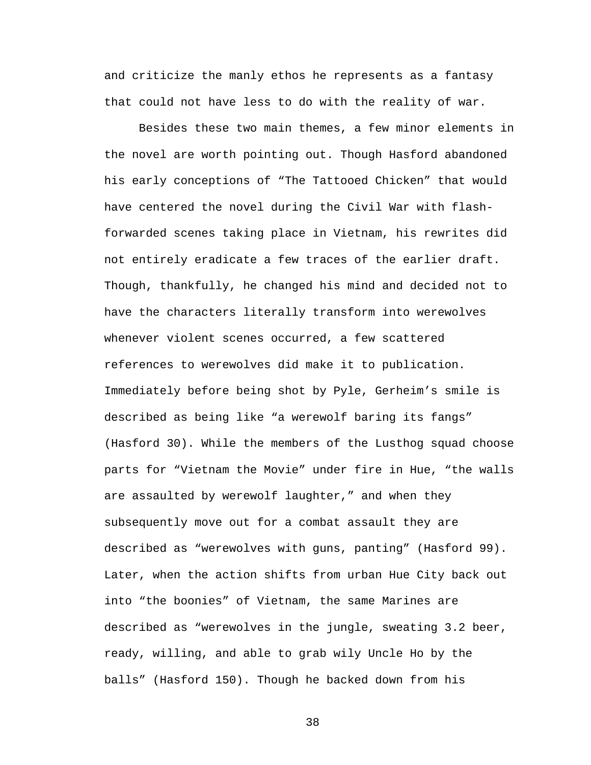and criticize the manly ethos he represents as a fantasy that could not have less to do with the reality of war.

Besides these two main themes, a few minor elements in the novel are worth pointing out. Though Hasford abandoned his early conceptions of “The Tattooed Chicken” that would have centered the novel during the Civil War with flash-forwarded scenes taking place in Vietnam, his rewrites did not entirely eradicate a few traces of the earlier draft. Though, thankfully, he changed his mind and decided not to have the characters literally transform into werewolves whenever violent scenes occurred, a few scattered references to werewolves did make it to publication. Immediately before being shot by Pyle, Gerheim’s smile is described as being like “a werewolf baring its fangs” (Hasford 30). While the members of the Lusthog squad choose parts for “Vietnam the Movie” under fire in Hue, “the walls are assaulted by werewolf laughter,” and when they subsequently move out for a combat assault they are described as “werewolves with guns, panting” (Hasford 99). Later, when the action shifts from urban Hue City back out into “the boonies” of Vietnam, the same Marines are described as “werewolves in the jungle, sweating 3.2 beer, ready, willing, and able to grab wily Uncle Ho by the balls” (Hasford 150). Though he backed down from his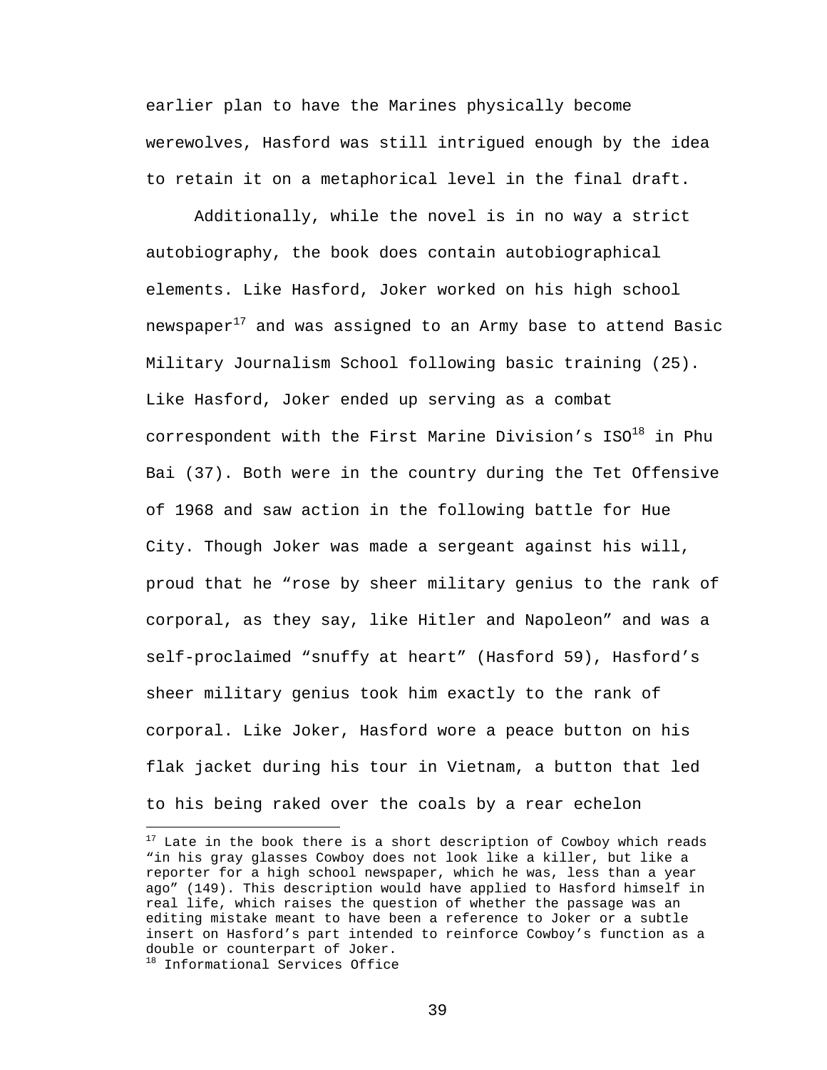earlier plan to have the Marines physically become werewolves, Hasford was still intrigued enough by the idea to retain it on a metaphorical level in the final draft.

Additionally, while the novel is in no way a strict autobiography, the book does contain autobiographical elements. Like Hasford, Joker worked on his high school newspaper[17] and was assigned to an Army base to attend Basic Military Journalism School following basic training (25). Like Hasford, Joker ended up serving as a combat correspondent with the First Marine Division's ISO[18] in Phu Bai (37). Both were in the country during the Tet Offensive of 1968 and saw action in the following battle for Hue City. Though Joker was made a sergeant against his will, proud that he "rose by sheer military genius to the rank of corporal, as they say, like Hitler and Napoleon" and was a self-proclaimed "snuffy at heart" (Hasford 59), Hasford's sheer military genius took him exactly to the rank of corporal. Like Joker, Hasford wore a peace button on his flak jacket during his tour in Vietnam, a button that led to his being raked over the coals by a rear echelon

[17] Late in the book there is a short description of Cowboy which reads "in his gray glasses Cowboy does not look like a killer, but like a reporter for a high school newspaper, which he was, less than a year ago" (149). This description would have applied to Hasford himself in real life, which raises the question of whether the passage was an editing mistake meant to have been a reference to Joker or a subtle insert on Hasford's part intended to reinforce Cowboy's function as a double or counterpart of Joker.

[18] Informational Services Office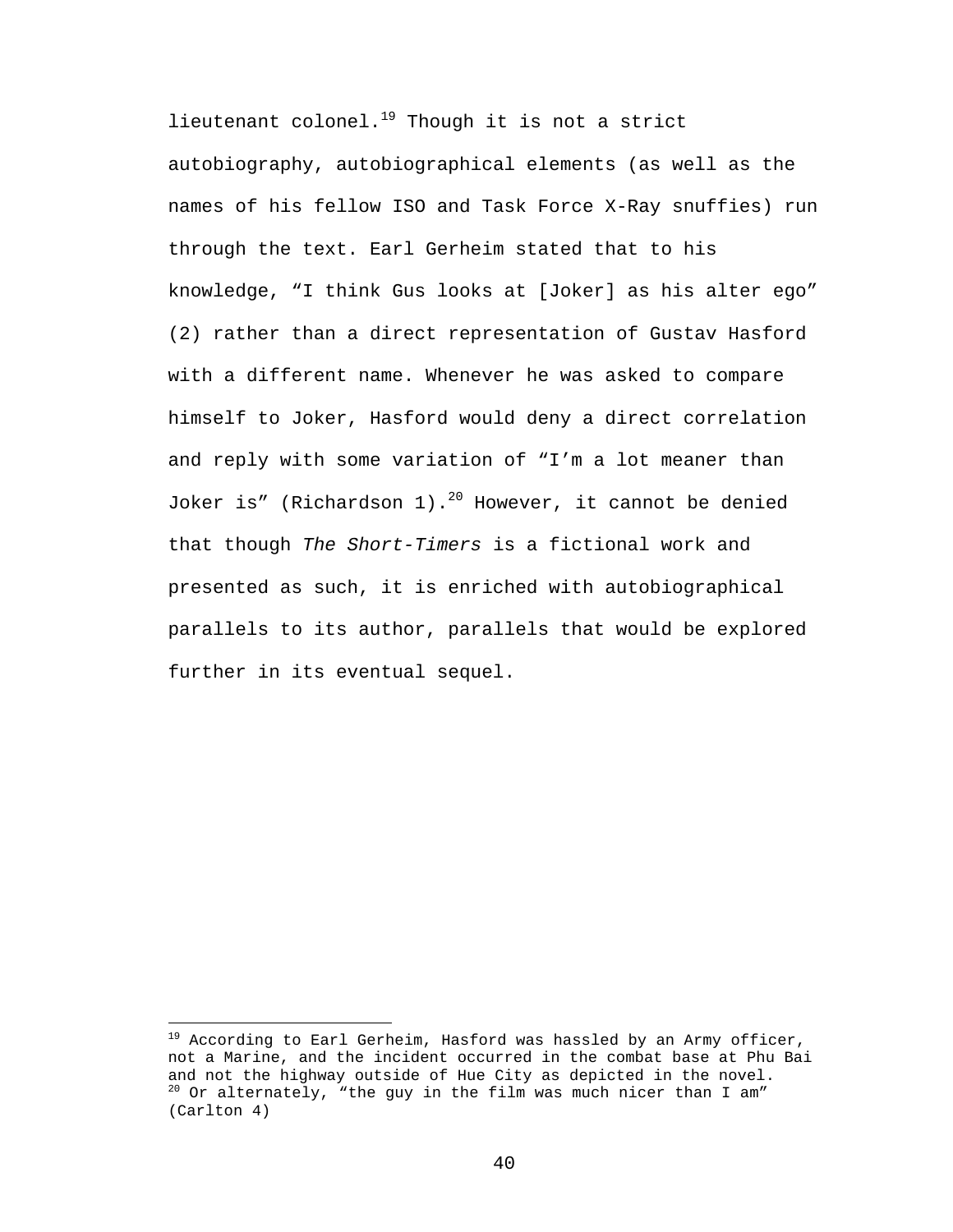lieutenant colonel.[19] Though it is not a strict autobiography, autobiographical elements (as well as the names of his fellow ISO and Task Force X-Ray snuffies) run through the text. Earl Gerheim stated that to his knowledge, "I think Gus looks at [Joker] as his alter ego" (2) rather than a direct representation of Gustav Hasford with a different name. Whenever he was asked to compare himself to Joker, Hasford would deny a direct correlation and reply with some variation of "I'm a lot meaner than Joker is" (Richardson 1).[20] However, it cannot be denied that though *The Short-Timers* is a fictional work and presented as such, it is enriched with autobiographical parallels to its author, parallels that would be explored further in its eventual sequel.

---

[19] According to Earl Gerheim, Hasford was hassled by an Army officer, not a Marine, and the incident occurred in the combat base at Phu Bai and not the highway outside of Hue City as depicted in the novel.

[20] Or alternately, "the guy in the film was much nicer than I am" (Carlton 4)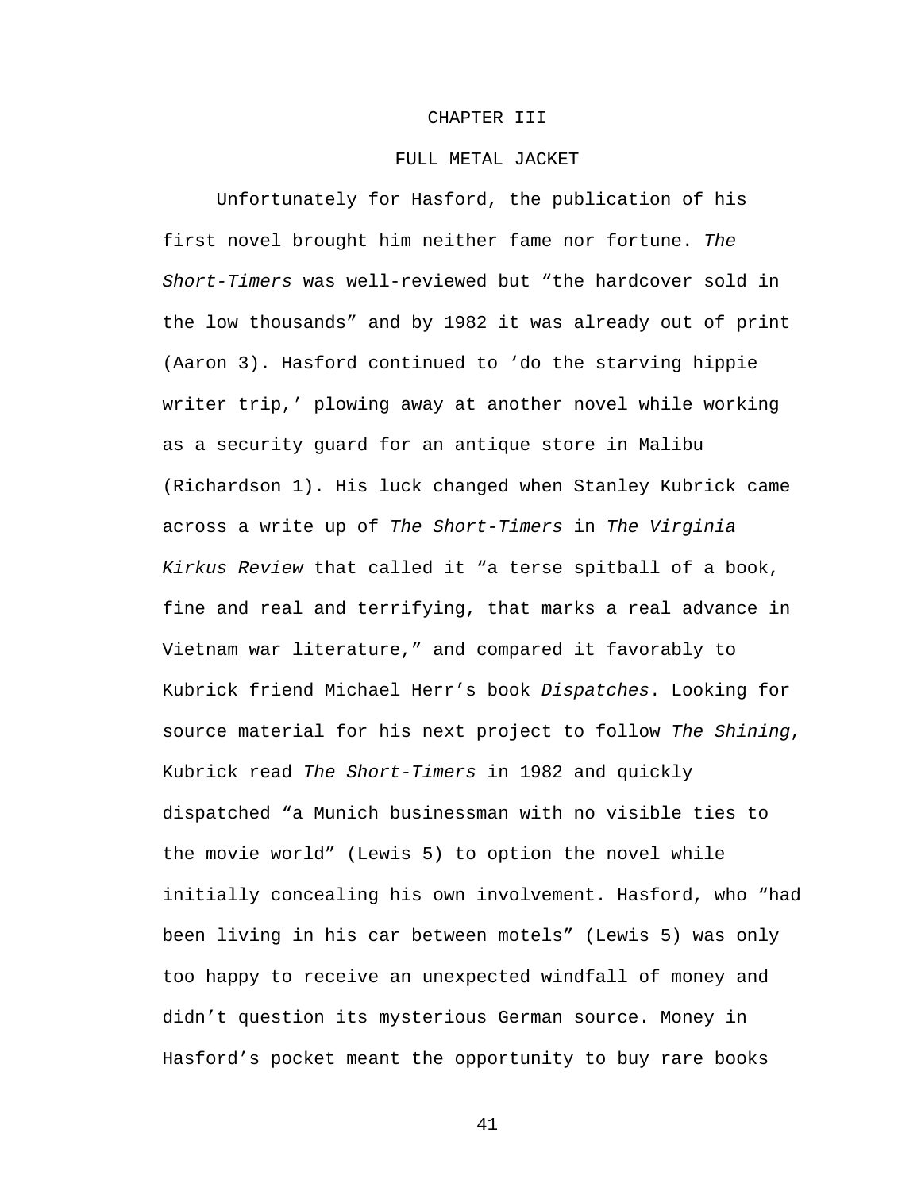# CHAPTER III

## FULL METAL JACKET

Unfortunately for Hasford, the publication of his first novel brought him neither fame nor fortune. *The Short-Timers* was well-reviewed but “the hardcover sold in the low thousands” and by 1982 it was already out of print (Aaron 3). Hasford continued to ‘do the starving hippie writer trip,’ plowing away at another novel while working as a security guard for an antique store in Malibu (Richardson 1). His luck changed when Stanley Kubrick came across a write up of *The Short-Timers* in *The Virginia Kirkus Review* that called it “a terse spitball of a book, fine and real and terrifying, that marks a real advance in Vietnam war literature,” and compared it favorably to Kubrick friend Michael Herr’s book *Dispatches*. Looking for source material for his next project to follow *The Shining*, Kubrick read *The Short-Timers* in 1982 and quickly dispatched “a Munich businessman with no visible ties to the movie world” (Lewis 5) to option the novel while initially concealing his own involvement. Hasford, who “had been living in his car between motels” (Lewis 5) was only too happy to receive an unexpected windfall of money and didn’t question its mysterious German source. Money in Hasford’s pocket meant the opportunity to buy rare books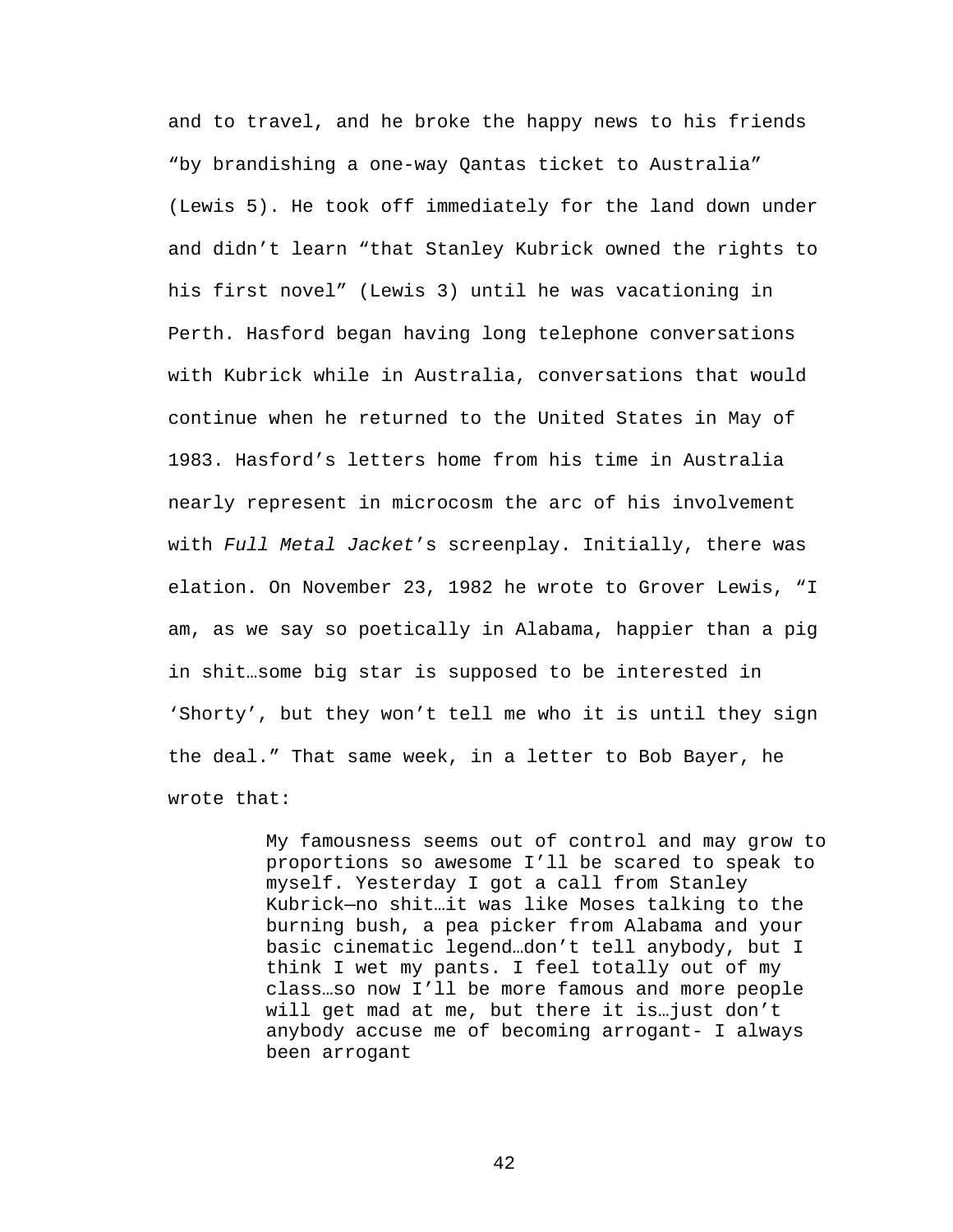and to travel, and he broke the happy news to his friends "by brandishing a one-way Qantas ticket to Australia" (Lewis 5). He took off immediately for the land down under and didn't learn "that Stanley Kubrick owned the rights to his first novel" (Lewis 3) until he was vacationing in Perth. Hasford began having long telephone conversations with Kubrick while in Australia, conversations that would continue when he returned to the United States in May of 1983. Hasford's letters home from his time in Australia nearly represent in microcosm the arc of his involvement with *Full Metal Jacket*'s screenplay. Initially, there was elation. On November 23, 1982 he wrote to Grover Lewis, "I am, as we say so poetically in Alabama, happier than a pig in shit…some big star is supposed to be interested in 'Shorty', but they won't tell me who it is until they sign the deal." That same week, in a letter to Bob Bayer, he wrote that:

> My famousness seems out of control and may grow to proportions so awesome I'll be scared to speak to myself. Yesterday I got a call from Stanley Kubrick—no shit…it was like Moses talking to the burning bush, a pea picker from Alabama and your basic cinematic legend…don't tell anybody, but I think I wet my pants. I feel totally out of my class…so now I'll be more famous and more people will get mad at me, but there it is…just don't anybody accuse me of becoming arrogant- I always been arrogant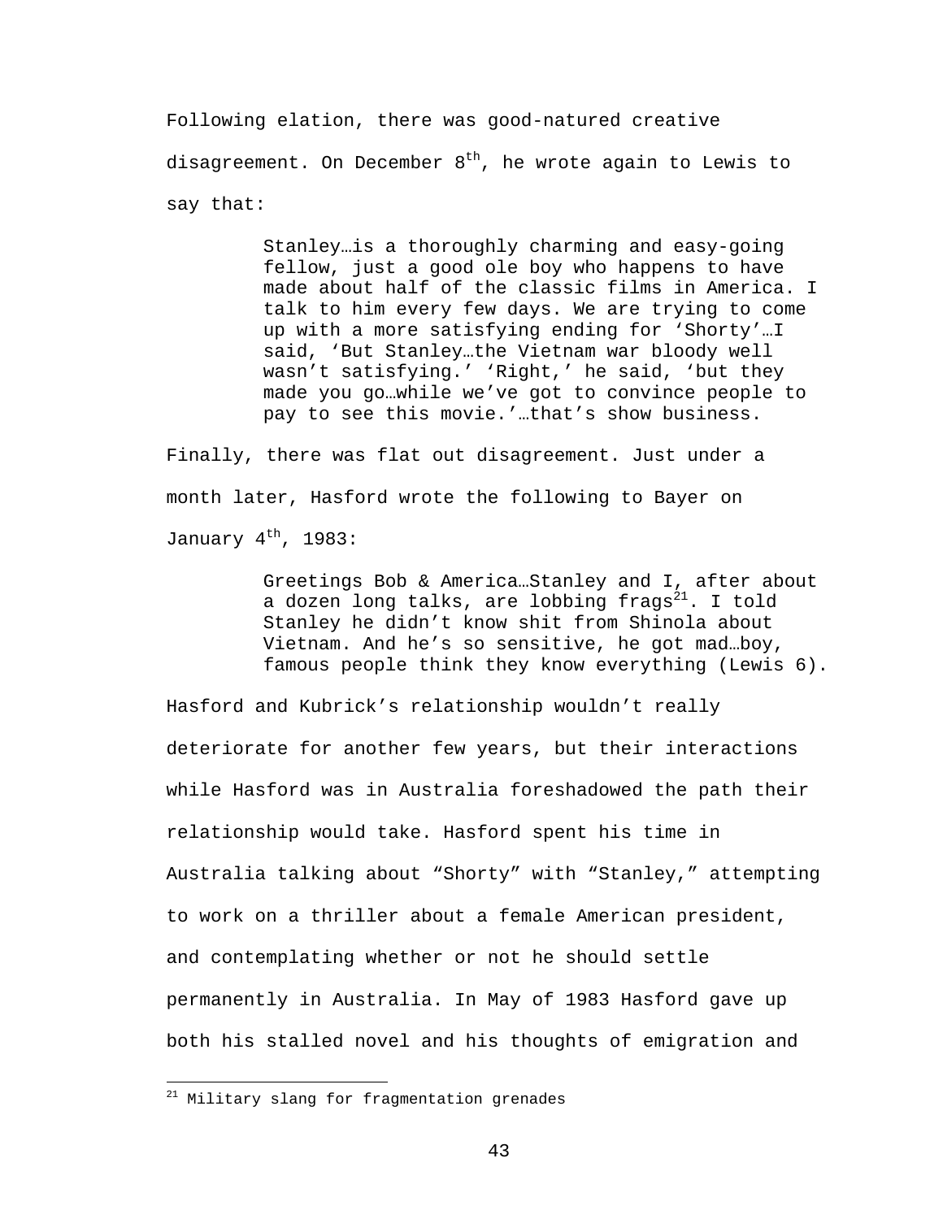Following elation, there was good-natured creative disagreement. On December 8th, he wrote again to Lewis to say that:

> Stanley…is a thoroughly charming and easy-going fellow, just a good ole boy who happens to have made about half of the classic films in America. I talk to him every few days. We are trying to come up with a more satisfying ending for 'Shorty'…I said, 'But Stanley…the Vietnam war bloody well wasn't satisfying.' 'Right,' he said, 'but they made you go…while we've got to convince people to pay to see this movie.'…that's show business.

Finally, there was flat out disagreement. Just under a month later, Hasford wrote the following to Bayer on January 4th, 1983:

> Greetings Bob & America…Stanley and I, after about a dozen long talks, are lobbing frags[21]. I told Stanley he didn't know shit from Shinola about Vietnam. And he's so sensitive, he got mad…boy, famous people think they know everything (Lewis 6).

Hasford and Kubrick's relationship wouldn't really deteriorate for another few years, but their interactions while Hasford was in Australia foreshadowed the path their relationship would take. Hasford spent his time in Australia talking about "Shorty" with "Stanley," attempting to work on a thriller about a female American president, and contemplating whether or not he should settle permanently in Australia. In May of 1983 Hasford gave up both his stalled novel and his thoughts of emigration and

[21] Military slang for fragmentation grenades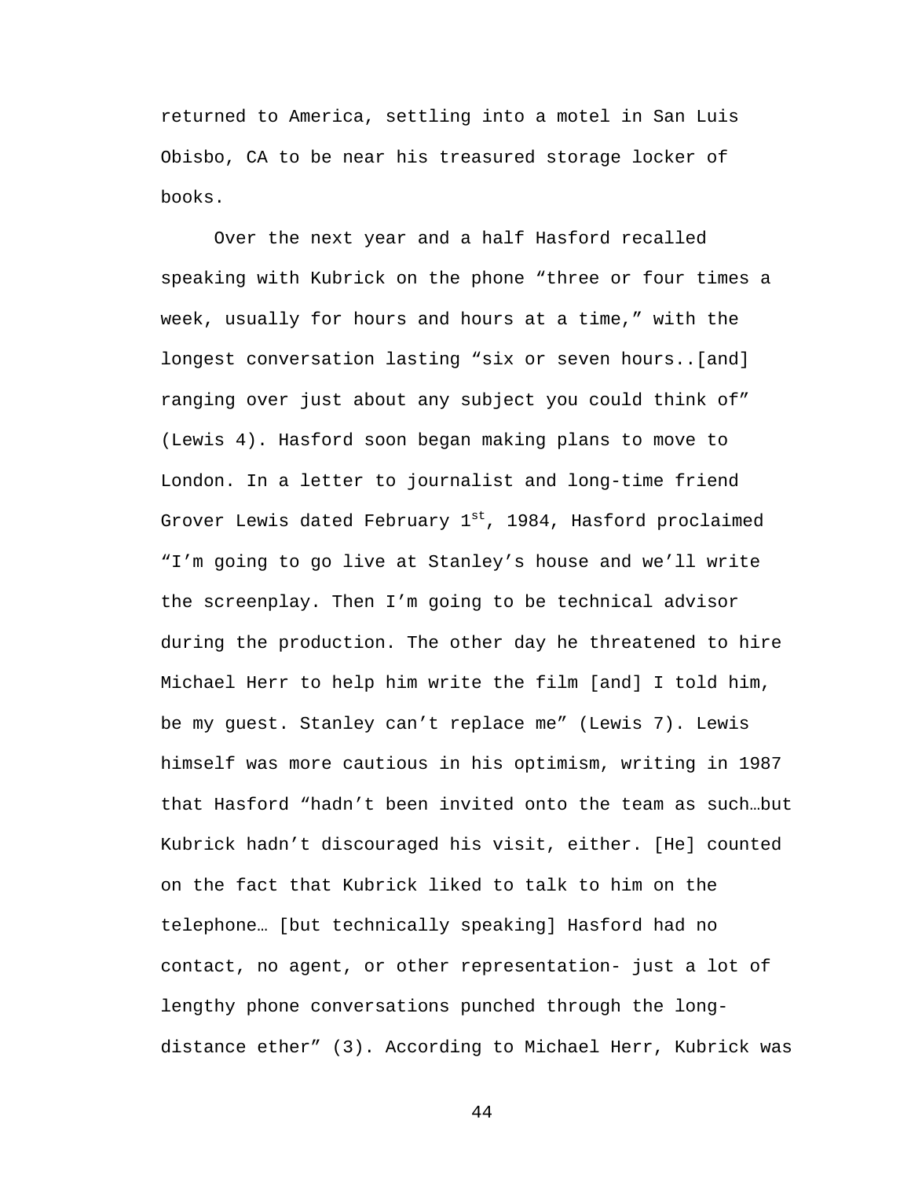returned to America, settling into a motel in San Luis Obisbo, CA to be near his treasured storage locker of books.

Over the next year and a half Hasford recalled speaking with Kubrick on the phone “three or four times a week, usually for hours and hours at a time,” with the longest conversation lasting “six or seven hours..[and] ranging over just about any subject you could think of” (Lewis 4). Hasford soon began making plans to move to London. In a letter to journalist and long-time friend Grover Lewis dated February 1st, 1984, Hasford proclaimed “I’m going to go live at Stanley’s house and we’ll write the screenplay. Then I’m going to be technical advisor during the production. The other day he threatened to hire Michael Herr to help him write the film [and] I told him, be my guest. Stanley can’t replace me” (Lewis 7). Lewis himself was more cautious in his optimism, writing in 1987 that Hasford “hadn’t been invited onto the team as such…but Kubrick hadn’t discouraged his visit, either. [He] counted on the fact that Kubrick liked to talk to him on the telephone… [but technically speaking] Hasford had no contact, no agent, or other representation- just a lot of lengthy phone conversations punched through the long-distance ether” (3). According to Michael Herr, Kubrick was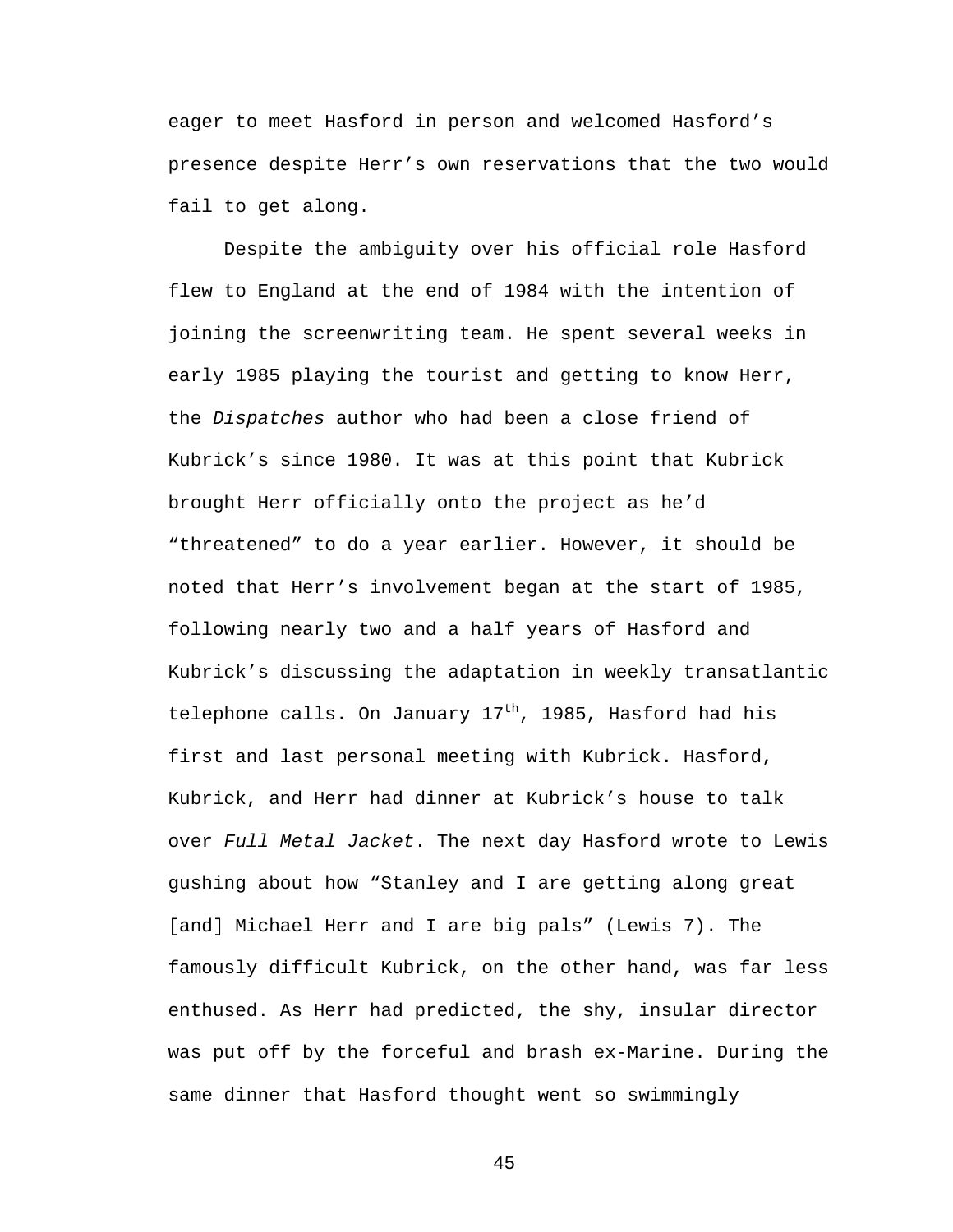eager to meet Hasford in person and welcomed Hasford's presence despite Herr's own reservations that the two would fail to get along.

Despite the ambiguity over his official role Hasford flew to England at the end of 1984 with the intention of joining the screenwriting team. He spent several weeks in early 1985 playing the tourist and getting to know Herr, the *Dispatches* author who had been a close friend of Kubrick's since 1980. It was at this point that Kubrick brought Herr officially onto the project as he'd "threatened" to do a year earlier. However, it should be noted that Herr's involvement began at the start of 1985, following nearly two and a half years of Hasford and Kubrick's discussing the adaptation in weekly transatlantic telephone calls. On January 17th, 1985, Hasford had his first and last personal meeting with Kubrick. Hasford, Kubrick, and Herr had dinner at Kubrick's house to talk over *Full Metal Jacket*. The next day Hasford wrote to Lewis gushing about how "Stanley and I are getting along great [and] Michael Herr and I are big pals" (Lewis 7). The famously difficult Kubrick, on the other hand, was far less enthused. As Herr had predicted, the shy, insular director was put off by the forceful and brash ex-Marine. During the same dinner that Hasford thought went so swimmingly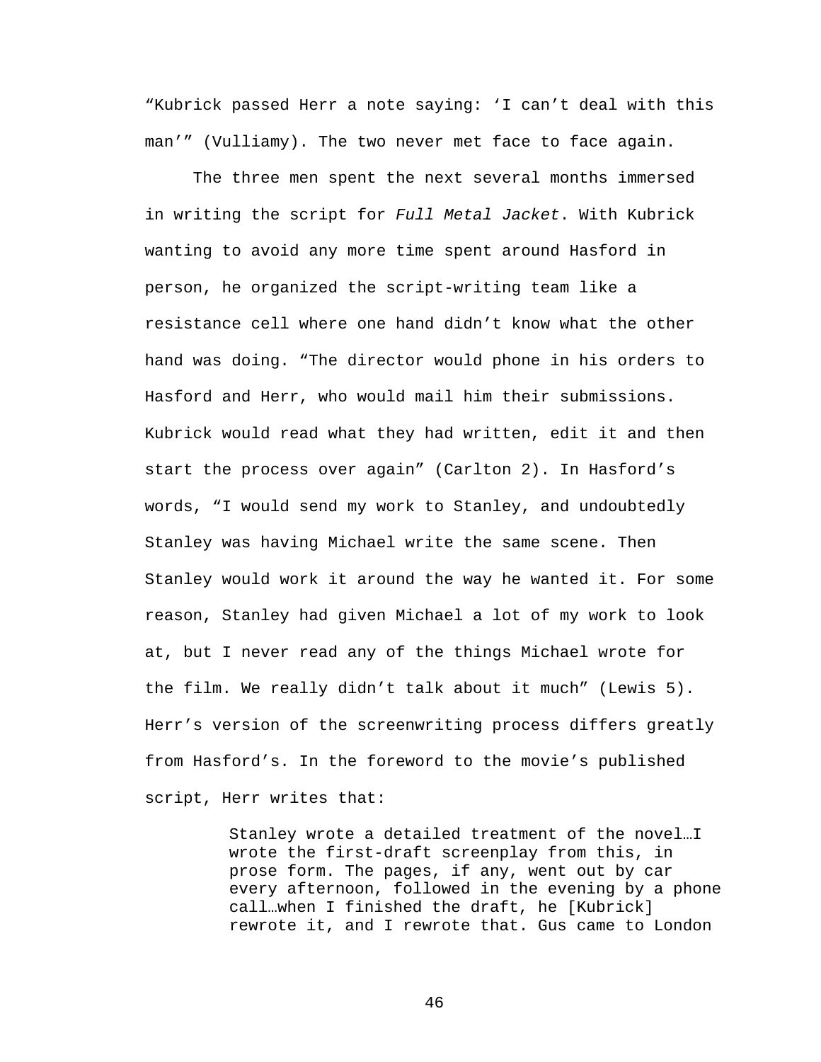"Kubrick passed Herr a note saying: 'I can't deal with this man'" (Vulliamy). The two never met face to face again.

The three men spent the next several months immersed in writing the script for *Full Metal Jacket*. With Kubrick wanting to avoid any more time spent around Hasford in person, he organized the script-writing team like a resistance cell where one hand didn't know what the other hand was doing. "The director would phone in his orders to Hasford and Herr, who would mail him their submissions. Kubrick would read what they had written, edit it and then start the process over again" (Carlton 2). In Hasford's words, "I would send my work to Stanley, and undoubtedly Stanley was having Michael write the same scene. Then Stanley would work it around the way he wanted it. For some reason, Stanley had given Michael a lot of my work to look at, but I never read any of the things Michael wrote for the film. We really didn't talk about it much" (Lewis 5). Herr's version of the screenwriting process differs greatly from Hasford's. In the foreword to the movie's published script, Herr writes that:

> Stanley wrote a detailed treatment of the novel…I wrote the first-draft screenplay from this, in prose form. The pages, if any, went out by car every afternoon, followed in the evening by a phone call…when I finished the draft, he [Kubrick] rewrote it, and I rewrote that. Gus came to London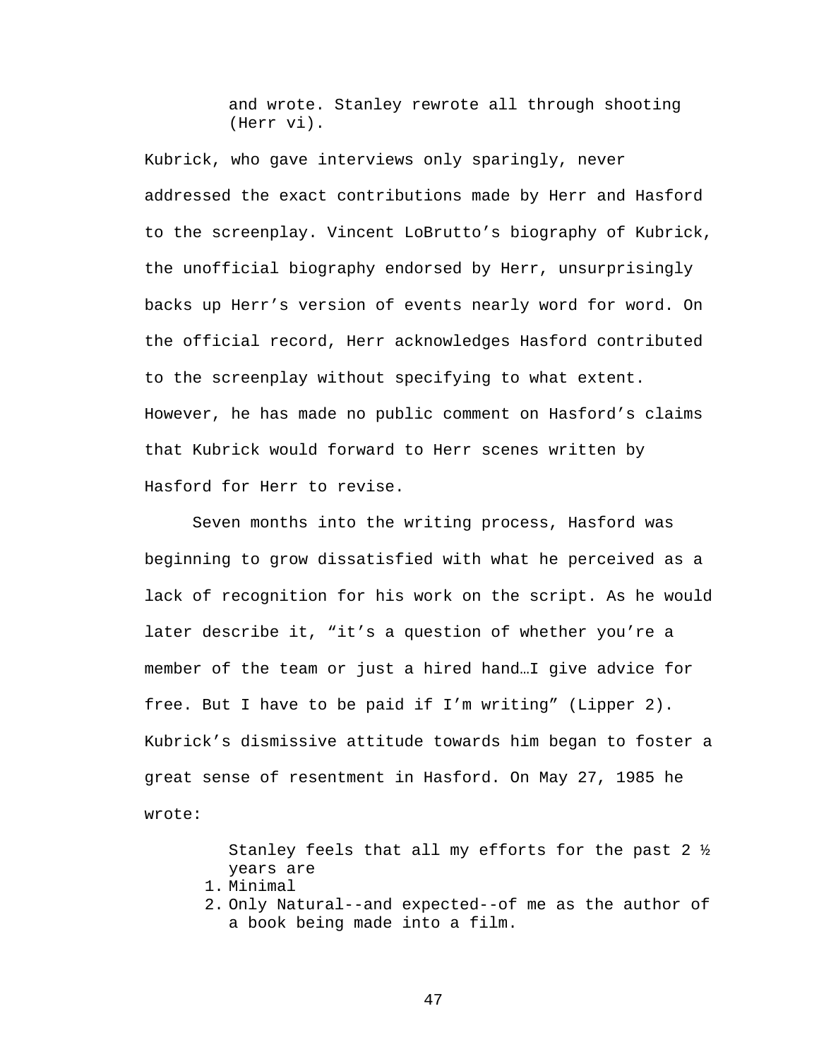> and wrote. Stanley rewrote all through shooting (Herr vi).

Kubrick, who gave interviews only sparingly, never addressed the exact contributions made by Herr and Hasford to the screenplay. Vincent LoBrutto's biography of Kubrick, the unofficial biography endorsed by Herr, unsurprisingly backs up Herr's version of events nearly word for word. On the official record, Herr acknowledges Hasford contributed to the screenplay without specifying to what extent. However, he has made no public comment on Hasford's claims that Kubrick would forward to Herr scenes written by Hasford for Herr to revise.

Seven months into the writing process, Hasford was beginning to grow dissatisfied with what he perceived as a lack of recognition for his work on the script. As he would later describe it, "it's a question of whether you're a member of the team or just a hired hand…I give advice for free. But I have to be paid if I'm writing" (Lipper 2). Kubrick's dismissive attitude towards him began to foster a great sense of resentment in Hasford. On May 27, 1985 he wrote:

> Stanley feels that all my efforts for the past 2 ½ years are
>
> 1. Minimal
> 2. Only Natural--and expected--of me as the author of a book being made into a film.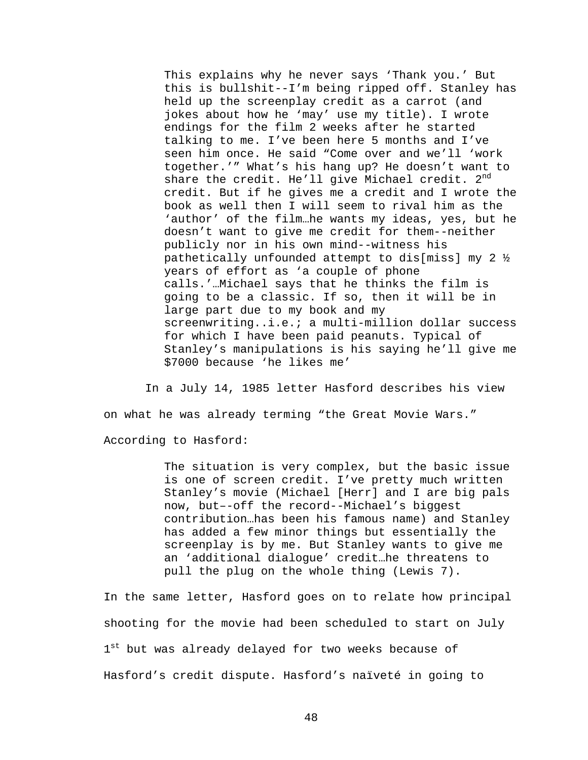> This explains why he never says ‘Thank you.’ But this is bullshit--I’m being ripped off. Stanley has held up the screenplay credit as a carrot (and jokes about how he ‘may’ use my title). I wrote endings for the film 2 weeks after he started talking to me. I’ve been here 5 months and I’ve seen him once. He said “Come over and we’ll ‘work together.’” What’s his hang up? He doesn’t want to share the credit. He’ll give Michael credit. 2nd credit. But if he gives me a credit and I wrote the book as well then I will seem to rival him as the ‘author’ of the film…he wants my ideas, yes, but he doesn’t want to give me credit for them--neither publicly nor in his own mind--witness his pathetically unfounded attempt to dis[miss] my 2 ½ years of effort as ‘a couple of phone calls.’…Michael says that he thinks the film is going to be a classic. If so, then it will be in large part due to my book and my screenwriting..i.e.; a multi-million dollar success for which I have been paid peanuts. Typical of Stanley’s manipulations is his saying he’ll give me $7000 because ‘he likes me’

In a July 14, 1985 letter Hasford describes his view on what he was already terming “the Great Movie Wars.” According to Hasford:

> The situation is very complex, but the basic issue is one of screen credit. I’ve pretty much written Stanley’s movie (Michael [Herr] and I are big pals now, but–-off the record--Michael’s biggest contribution…has been his famous name) and Stanley has added a few minor things but essentially the screenplay is by me. But Stanley wants to give me an ‘additional dialogue’ credit…he threatens to pull the plug on the whole thing (Lewis 7).

In the same letter, Hasford goes on to relate how principal shooting for the movie had been scheduled to start on July 1st but was already delayed for two weeks because of Hasford’s credit dispute. Hasford’s naïveté in going to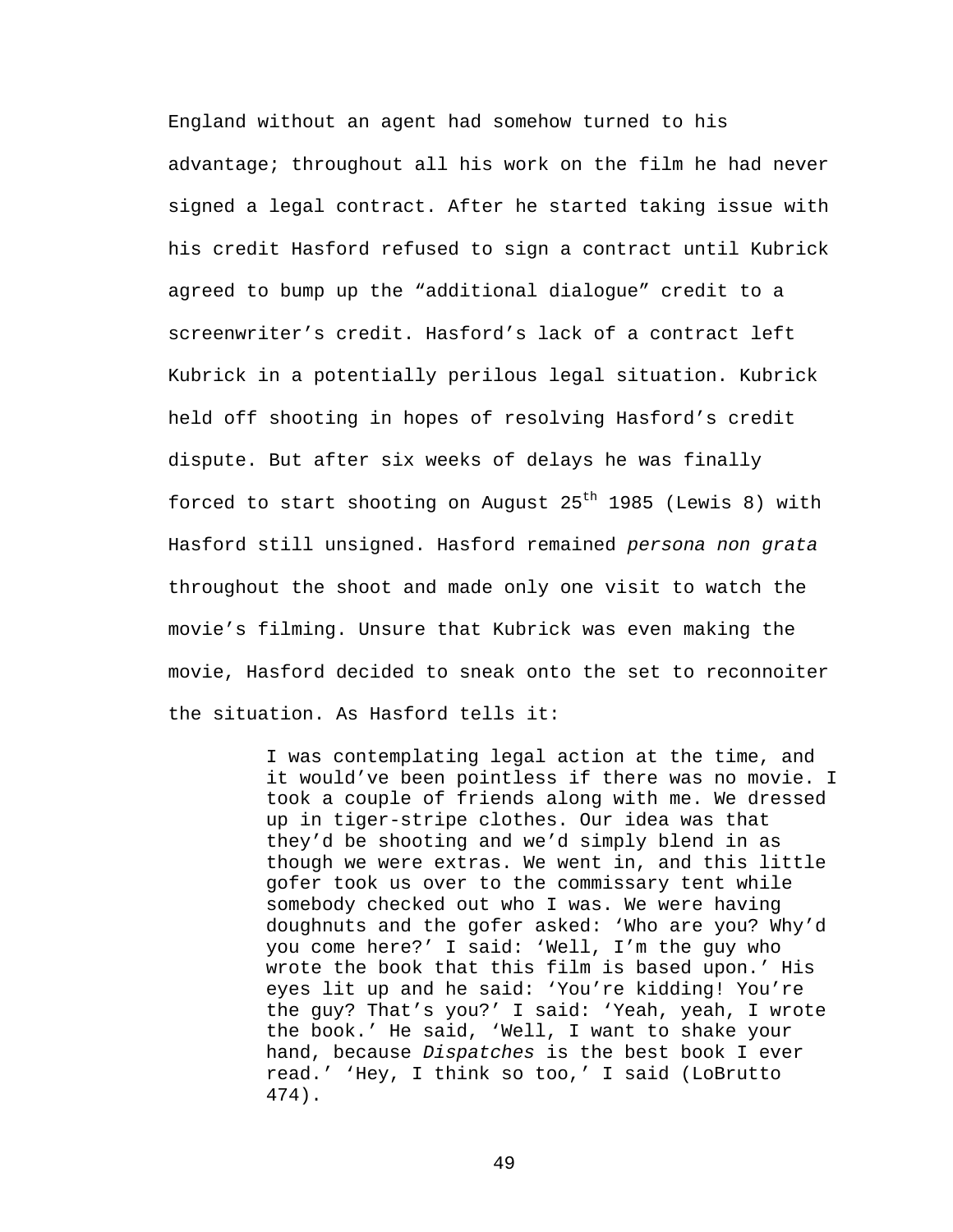England without an agent had somehow turned to his advantage; throughout all his work on the film he had never signed a legal contract. After he started taking issue with his credit Hasford refused to sign a contract until Kubrick agreed to bump up the “additional dialogue” credit to a screenwriter’s credit. Hasford’s lack of a contract left Kubrick in a potentially perilous legal situation. Kubrick held off shooting in hopes of resolving Hasford’s credit dispute. But after six weeks of delays he was finally forced to start shooting on August 25th 1985 (Lewis 8) with Hasford still unsigned. Hasford remained *persona non grata* throughout the shoot and made only one visit to watch the movie’s filming. Unsure that Kubrick was even making the movie, Hasford decided to sneak onto the set to reconnoiter the situation. As Hasford tells it:

> I was contemplating legal action at the time, and it would’ve been pointless if there was no movie. I took a couple of friends along with me. We dressed up in tiger-stripe clothes. Our idea was that they’d be shooting and we’d simply blend in as though we were extras. We went in, and this little gofer took us over to the commissary tent while somebody checked out who I was. We were having doughnuts and the gofer asked: ‘Who are you? Why’d you come here?’ I said: ‘Well, I’m the guy who wrote the book that this film is based upon.’ His eyes lit up and he said: ‘You’re kidding! You’re the guy? That’s you?’ I said: ‘Yeah, yeah, I wrote the book.’ He said, ‘Well, I want to shake your hand, because *Dispatches* is the best book I ever read.’ ‘Hey, I think so too,’ I said (LoBrutto 474).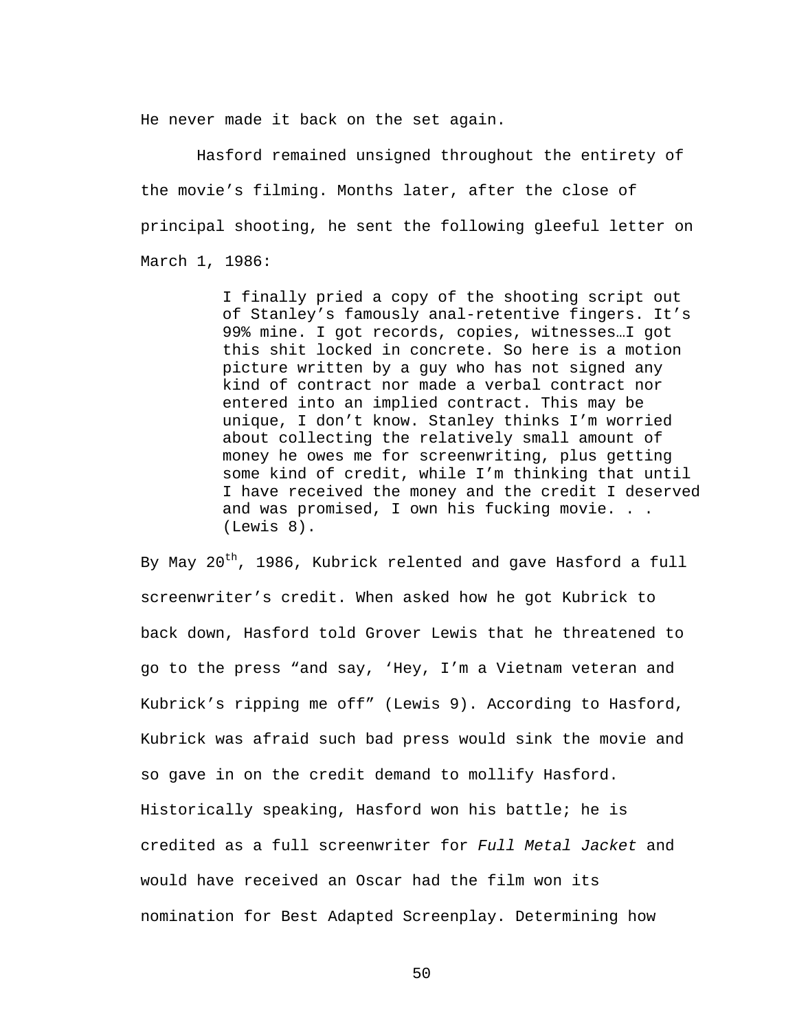He never made it back on the set again.

Hasford remained unsigned throughout the entirety of the movie's filming. Months later, after the close of principal shooting, he sent the following gleeful letter on March 1, 1986:

> I finally pried a copy of the shooting script out of Stanley's famously anal-retentive fingers. It's 99% mine. I got records, copies, witnesses…I got this shit locked in concrete. So here is a motion picture written by a guy who has not signed any kind of contract nor made a verbal contract nor entered into an implied contract. This may be unique, I don't know. Stanley thinks I'm worried about collecting the relatively small amount of money he owes me for screenwriting, plus getting some kind of credit, while I'm thinking that until I have received the money and the credit I deserved and was promised, I own his fucking movie. . . (Lewis 8).

By May 20th, 1986, Kubrick relented and gave Hasford a full screenwriter's credit. When asked how he got Kubrick to back down, Hasford told Grover Lewis that he threatened to go to the press "and say, 'Hey, I'm a Vietnam veteran and Kubrick's ripping me off" (Lewis 9). According to Hasford, Kubrick was afraid such bad press would sink the movie and so gave in on the credit demand to mollify Hasford. Historically speaking, Hasford won his battle; he is credited as a full screenwriter for *Full Metal Jacket* and would have received an Oscar had the film won its nomination for Best Adapted Screenplay. Determining how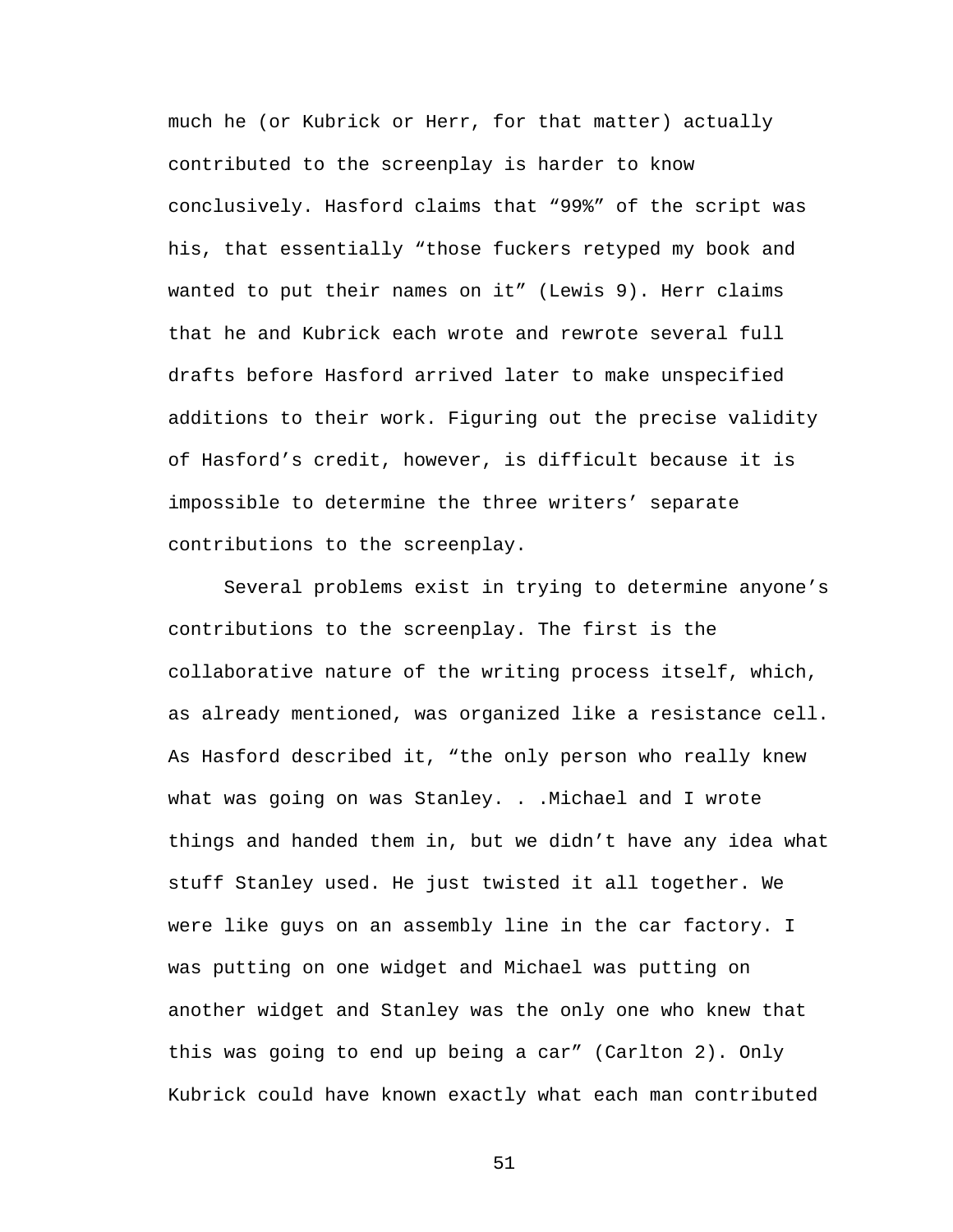much he (or Kubrick or Herr, for that matter) actually contributed to the screenplay is harder to know conclusively. Hasford claims that "99%" of the script was his, that essentially "those fuckers retyped my book and wanted to put their names on it" (Lewis 9). Herr claims that he and Kubrick each wrote and rewrote several full drafts before Hasford arrived later to make unspecified additions to their work. Figuring out the precise validity of Hasford's credit, however, is difficult because it is impossible to determine the three writers' separate contributions to the screenplay.

Several problems exist in trying to determine anyone's contributions to the screenplay. The first is the collaborative nature of the writing process itself, which, as already mentioned, was organized like a resistance cell. As Hasford described it, "the only person who really knew what was going on was Stanley. . .Michael and I wrote things and handed them in, but we didn't have any idea what stuff Stanley used. He just twisted it all together. We were like guys on an assembly line in the car factory. I was putting on one widget and Michael was putting on another widget and Stanley was the only one who knew that this was going to end up being a car" (Carlton 2). Only Kubrick could have known exactly what each man contributed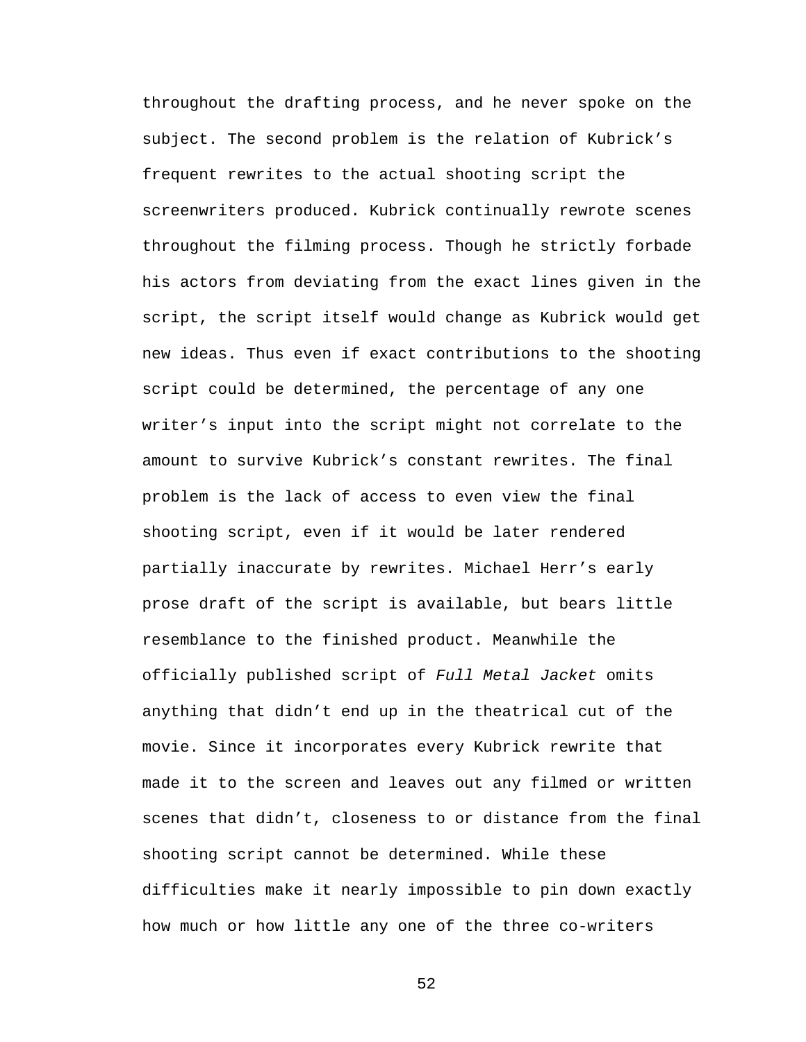throughout the drafting process, and he never spoke on the subject. The second problem is the relation of Kubrick's frequent rewrites to the actual shooting script the screenwriters produced. Kubrick continually rewrote scenes throughout the filming process. Though he strictly forbade his actors from deviating from the exact lines given in the script, the script itself would change as Kubrick would get new ideas. Thus even if exact contributions to the shooting script could be determined, the percentage of any one writer's input into the script might not correlate to the amount to survive Kubrick's constant rewrites. The final problem is the lack of access to even view the final shooting script, even if it would be later rendered partially inaccurate by rewrites. Michael Herr's early prose draft of the script is available, but bears little resemblance to the finished product. Meanwhile the officially published script of *Full Metal Jacket* omits anything that didn't end up in the theatrical cut of the movie. Since it incorporates every Kubrick rewrite that made it to the screen and leaves out any filmed or written scenes that didn't, closeness to or distance from the final shooting script cannot be determined. While these difficulties make it nearly impossible to pin down exactly how much or how little any one of the three co-writers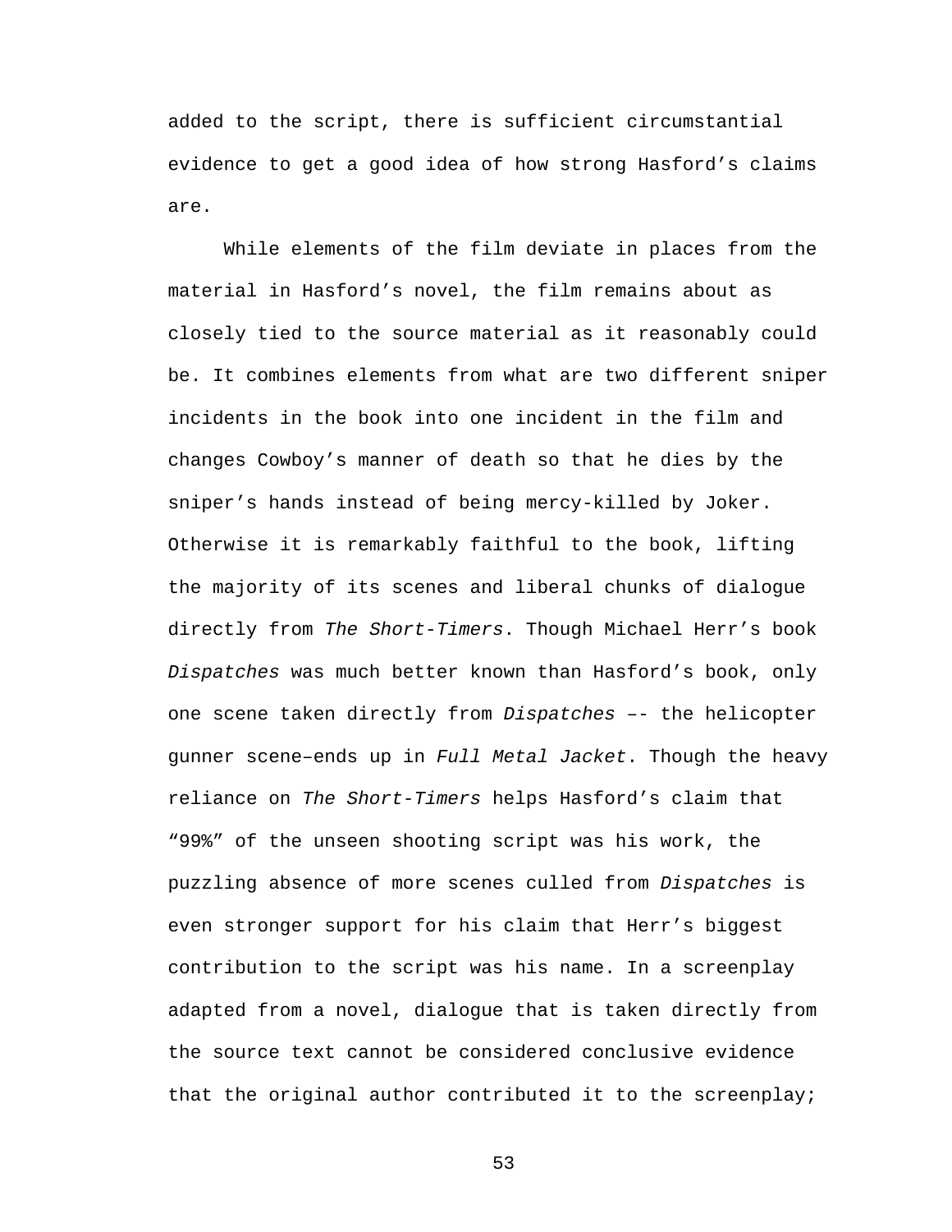added to the script, there is sufficient circumstantial evidence to get a good idea of how strong Hasford's claims are.

While elements of the film deviate in places from the material in Hasford's novel, the film remains about as closely tied to the source material as it reasonably could be. It combines elements from what are two different sniper incidents in the book into one incident in the film and changes Cowboy's manner of death so that he dies by the sniper's hands instead of being mercy-killed by Joker. Otherwise it is remarkably faithful to the book, lifting the majority of its scenes and liberal chunks of dialogue directly from *The Short-Timers*. Though Michael Herr's book *Dispatches* was much better known than Hasford's book, only one scene taken directly from *Dispatches* –- the helicopter gunner scene–ends up in *Full Metal Jacket*. Though the heavy reliance on *The Short-Timers* helps Hasford's claim that "99%" of the unseen shooting script was his work, the puzzling absence of more scenes culled from *Dispatches* is even stronger support for his claim that Herr's biggest contribution to the script was his name. In a screenplay adapted from a novel, dialogue that is taken directly from the source text cannot be considered conclusive evidence that the original author contributed it to the screenplay;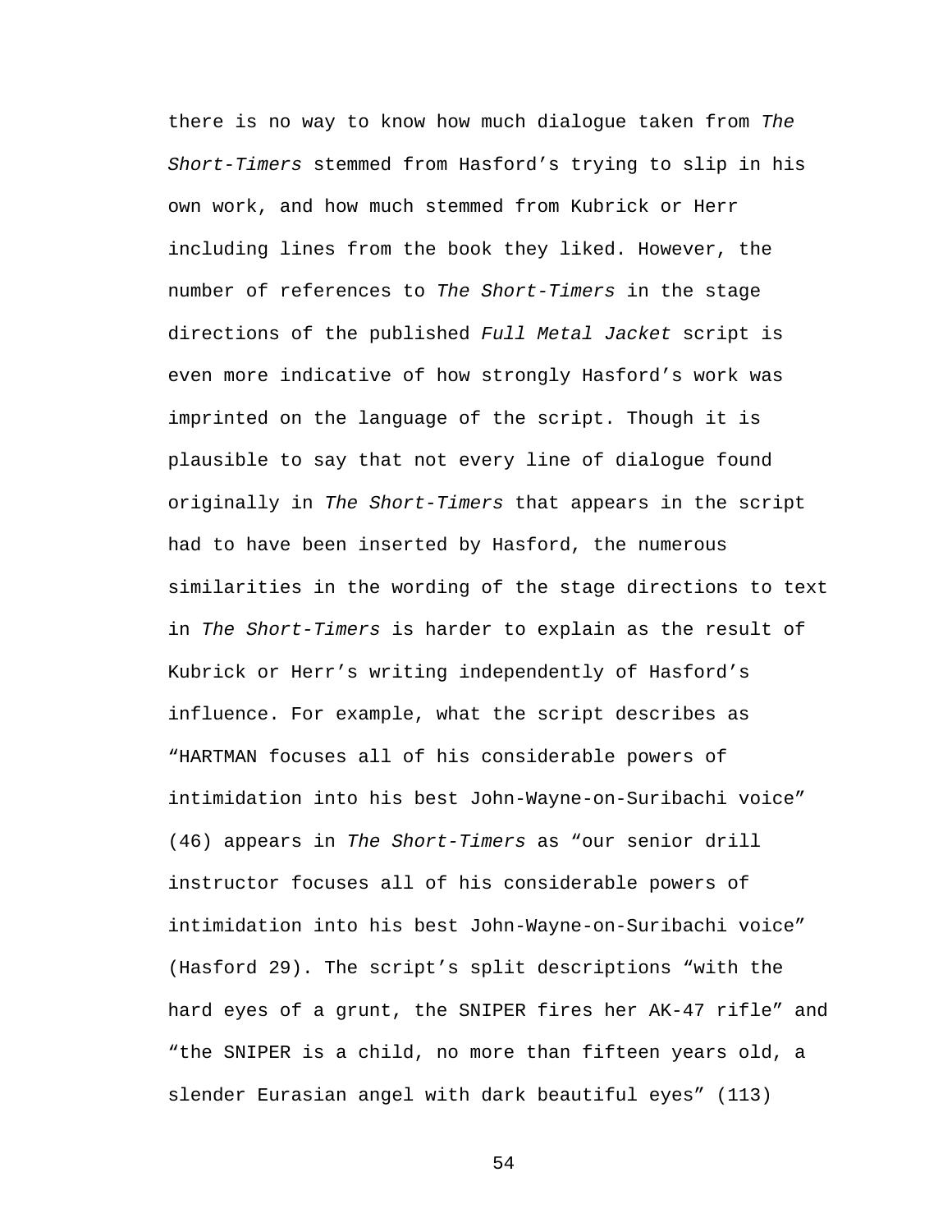there is no way to know how much dialogue taken from *The Short-Timers* stemmed from Hasford's trying to slip in his own work, and how much stemmed from Kubrick or Herr including lines from the book they liked. However, the number of references to *The Short-Timers* in the stage directions of the published *Full Metal Jacket* script is even more indicative of how strongly Hasford's work was imprinted on the language of the script. Though it is plausible to say that not every line of dialogue found originally in *The Short-Timers* that appears in the script had to have been inserted by Hasford, the numerous similarities in the wording of the stage directions to text in *The Short-Timers* is harder to explain as the result of Kubrick or Herr's writing independently of Hasford's influence. For example, what the script describes as "HARTMAN focuses all of his considerable powers of intimidation into his best John-Wayne-on-Suribachi voice" (46) appears in *The Short-Timers* as "our senior drill instructor focuses all of his considerable powers of intimidation into his best John-Wayne-on-Suribachi voice" (Hasford 29). The script's split descriptions "with the hard eyes of a grunt, the SNIPER fires her AK-47 rifle" and "the SNIPER is a child, no more than fifteen years old, a slender Eurasian angel with dark beautiful eyes" (113)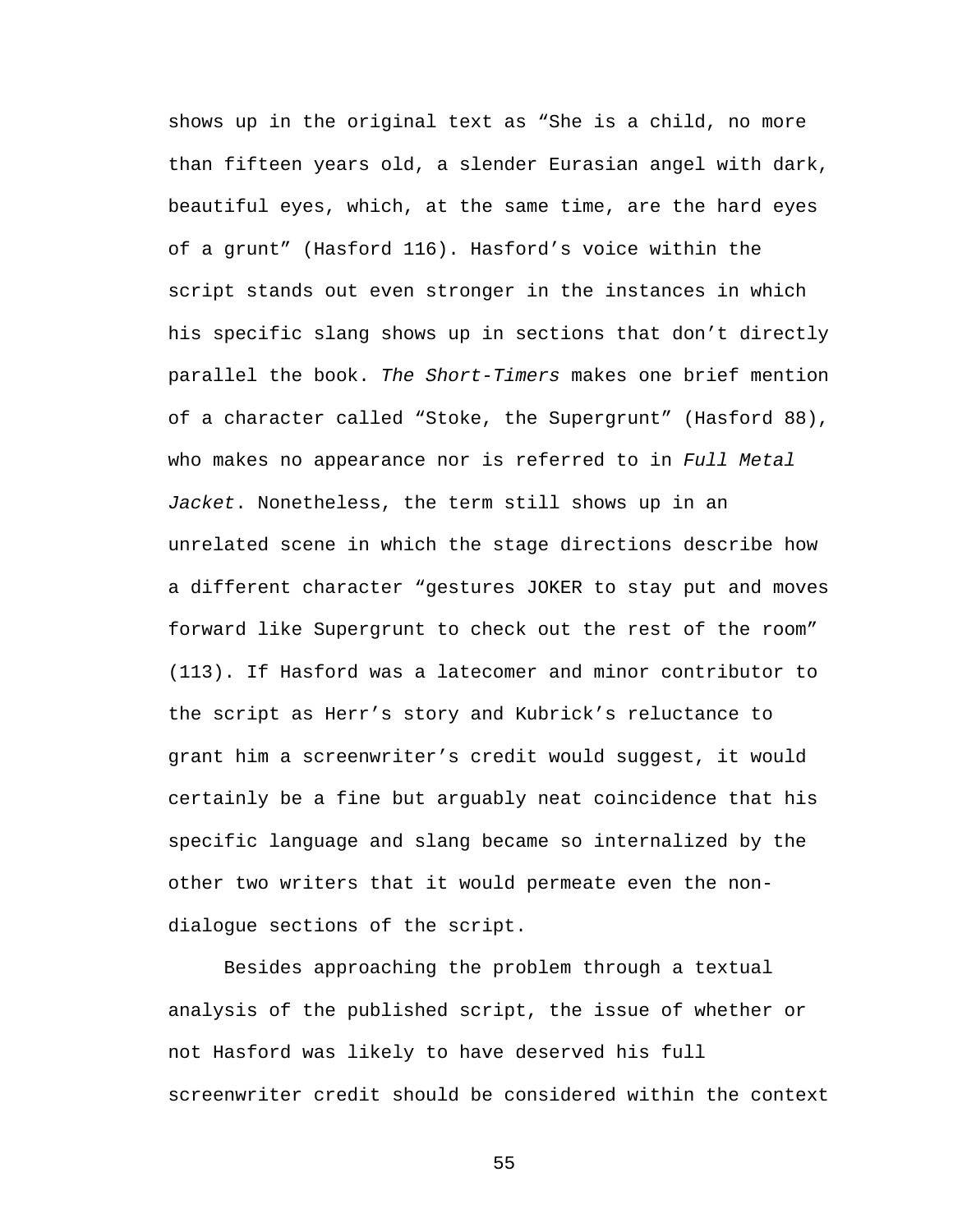shows up in the original text as “She is a child, no more than fifteen years old, a slender Eurasian angel with dark, beautiful eyes, which, at the same time, are the hard eyes of a grunt” (Hasford 116). Hasford’s voice within the script stands out even stronger in the instances in which his specific slang shows up in sections that don’t directly parallel the book. *The Short-Timers* makes one brief mention of a character called “Stoke, the Supergrunt” (Hasford 88), who makes no appearance nor is referred to in *Full Metal Jacket*. Nonetheless, the term still shows up in an unrelated scene in which the stage directions describe how a different character “gestures JOKER to stay put and moves forward like Supergrunt to check out the rest of the room” (113). If Hasford was a latecomer and minor contributor to the script as Herr’s story and Kubrick’s reluctance to grant him a screenwriter’s credit would suggest, it would certainly be a fine but arguably neat coincidence that his specific language and slang became so internalized by the other two writers that it would permeate even the non-dialogue sections of the script.

Besides approaching the problem through a textual analysis of the published script, the issue of whether or not Hasford was likely to have deserved his full screenwriter credit should be considered within the context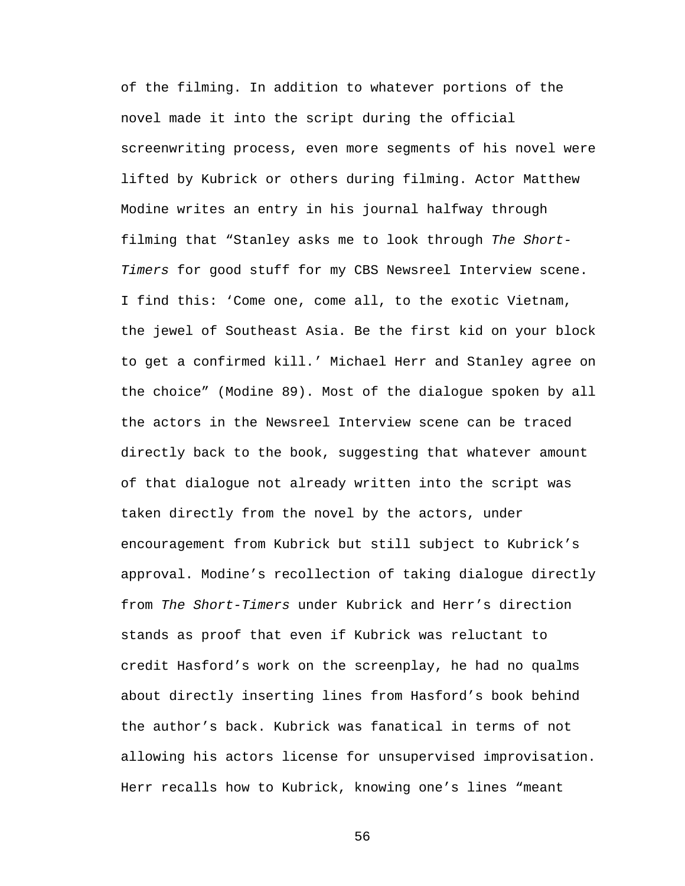of the filming. In addition to whatever portions of the novel made it into the script during the official screenwriting process, even more segments of his novel were lifted by Kubrick or others during filming. Actor Matthew Modine writes an entry in his journal halfway through filming that “Stanley asks me to look through *The Short-Timers* for good stuff for my CBS Newsreel Interview scene. I find this: ‘Come one, come all, to the exotic Vietnam, the jewel of Southeast Asia. Be the first kid on your block to get a confirmed kill.’ Michael Herr and Stanley agree on the choice” (Modine 89). Most of the dialogue spoken by all the actors in the Newsreel Interview scene can be traced directly back to the book, suggesting that whatever amount of that dialogue not already written into the script was taken directly from the novel by the actors, under encouragement from Kubrick but still subject to Kubrick’s approval. Modine’s recollection of taking dialogue directly from *The Short-Timers* under Kubrick and Herr’s direction stands as proof that even if Kubrick was reluctant to credit Hasford’s work on the screenplay, he had no qualms about directly inserting lines from Hasford’s book behind the author’s back. Kubrick was fanatical in terms of not allowing his actors license for unsupervised improvisation. Herr recalls how to Kubrick, knowing one’s lines “meant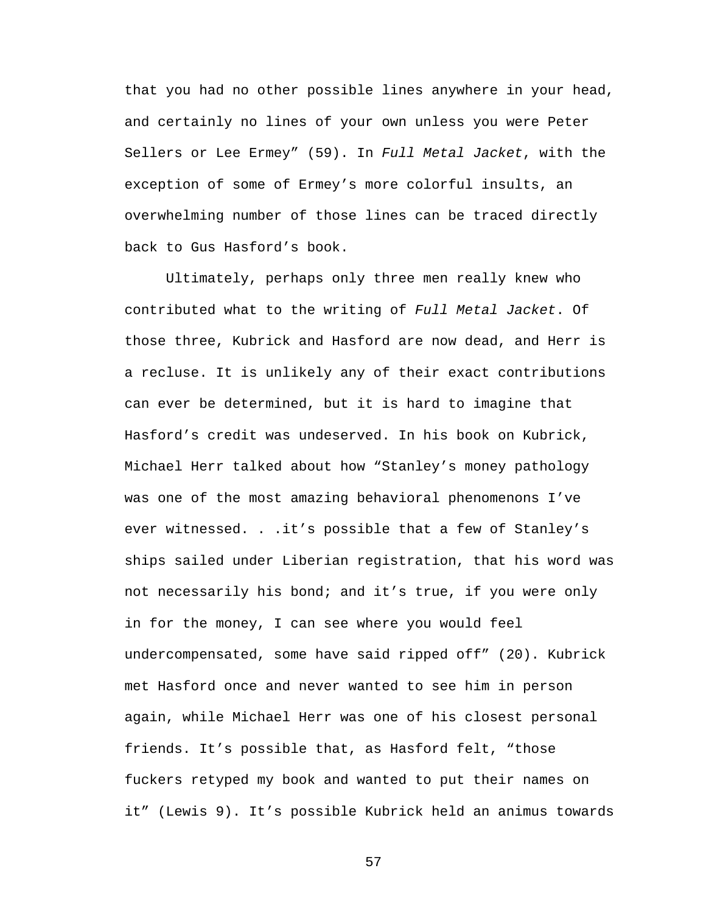that you had no other possible lines anywhere in your head, and certainly no lines of your own unless you were Peter Sellers or Lee Ermey" (59). In *Full Metal Jacket*, with the exception of some of Ermey's more colorful insults, an overwhelming number of those lines can be traced directly back to Gus Hasford's book.

Ultimately, perhaps only three men really knew who contributed what to the writing of *Full Metal Jacket*. Of those three, Kubrick and Hasford are now dead, and Herr is a recluse. It is unlikely any of their exact contributions can ever be determined, but it is hard to imagine that Hasford's credit was undeserved. In his book on Kubrick, Michael Herr talked about how "Stanley's money pathology was one of the most amazing behavioral phenomenons I've ever witnessed. . .it's possible that a few of Stanley's ships sailed under Liberian registration, that his word was not necessarily his bond; and it's true, if you were only in for the money, I can see where you would feel undercompensated, some have said ripped off" (20). Kubrick met Hasford once and never wanted to see him in person again, while Michael Herr was one of his closest personal friends. It's possible that, as Hasford felt, "those fuckers retyped my book and wanted to put their names on it" (Lewis 9). It's possible Kubrick held an animus towards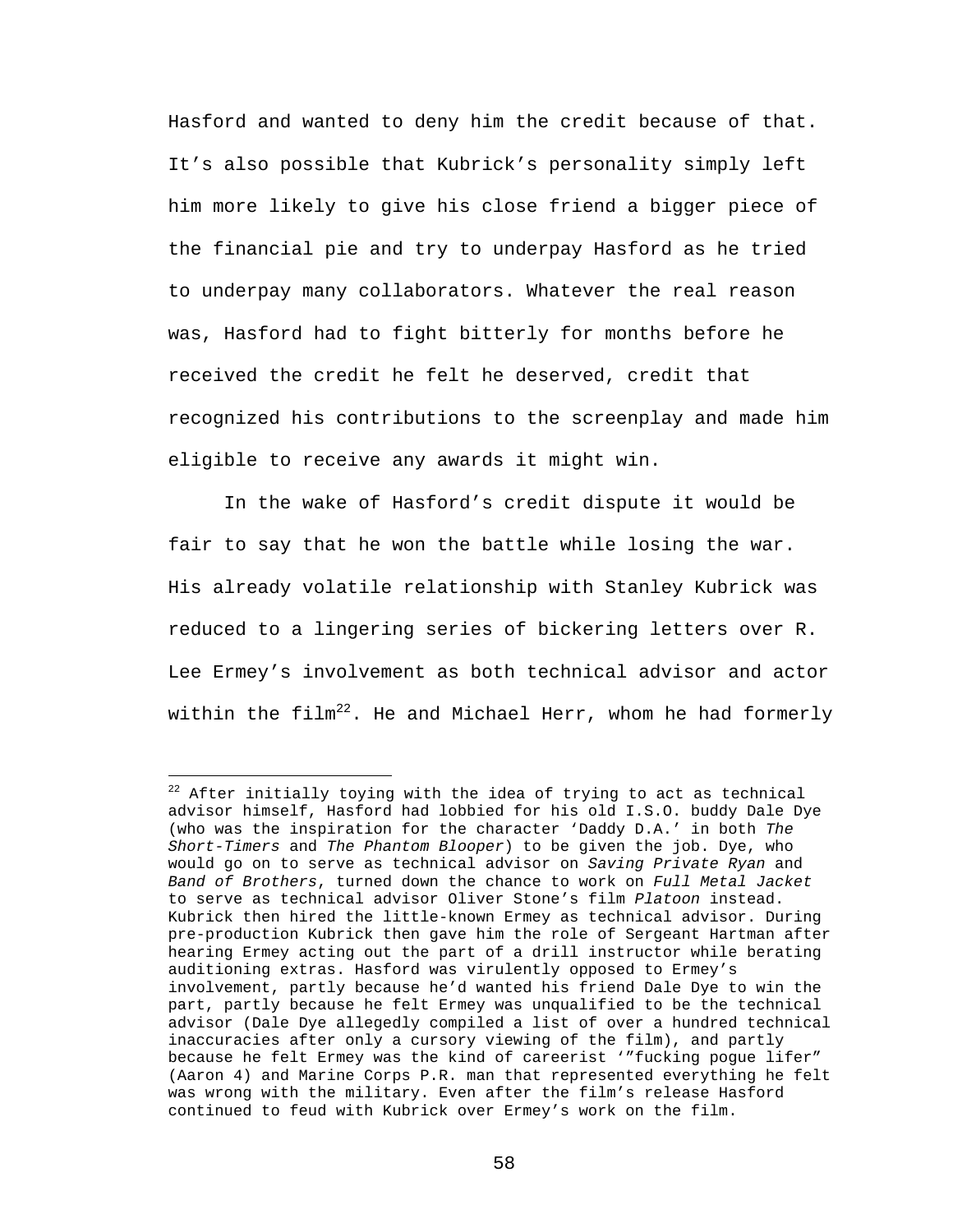Hasford and wanted to deny him the credit because of that. It's also possible that Kubrick's personality simply left him more likely to give his close friend a bigger piece of the financial pie and try to underpay Hasford as he tried to underpay many collaborators. Whatever the real reason was, Hasford had to fight bitterly for months before he received the credit he felt he deserved, credit that recognized his contributions to the screenplay and made him eligible to receive any awards it might win.

In the wake of Hasford's credit dispute it would be fair to say that he won the battle while losing the war. His already volatile relationship with Stanley Kubrick was reduced to a lingering series of bickering letters over R. Lee Ermey's involvement as both technical advisor and actor within the film[22]. He and Michael Herr, whom he had formerly

---

[22] After initially toying with the idea of trying to act as technical advisor himself, Hasford had lobbied for his old I.S.O. buddy Dale Dye (who was the inspiration for the character 'Daddy D.A.' in both *The Short-Timers* and *The Phantom Blooper*) to be given the job. Dye, who would go on to serve as technical advisor on *Saving Private Ryan* and *Band of Brothers*, turned down the chance to work on *Full Metal Jacket* to serve as technical advisor Oliver Stone's film *Platoon* instead. Kubrick then hired the little-known Ermey as technical advisor. During pre-production Kubrick then gave him the role of Sergeant Hartman after hearing Ermey acting out the part of a drill instructor while berating auditioning extras. Hasford was virulently opposed to Ermey's involvement, partly because he'd wanted his friend Dale Dye to win the part, partly because he felt Ermey was unqualified to be the technical advisor (Dale Dye allegedly compiled a list of over a hundred technical inaccuracies after only a cursory viewing of the film), and partly because he felt Ermey was the kind of careerist '"fucking pogue lifer" (Aaron 4) and Marine Corps P.R. man that represented everything he felt was wrong with the military. Even after the film's release Hasford continued to feud with Kubrick over Ermey's work on the film.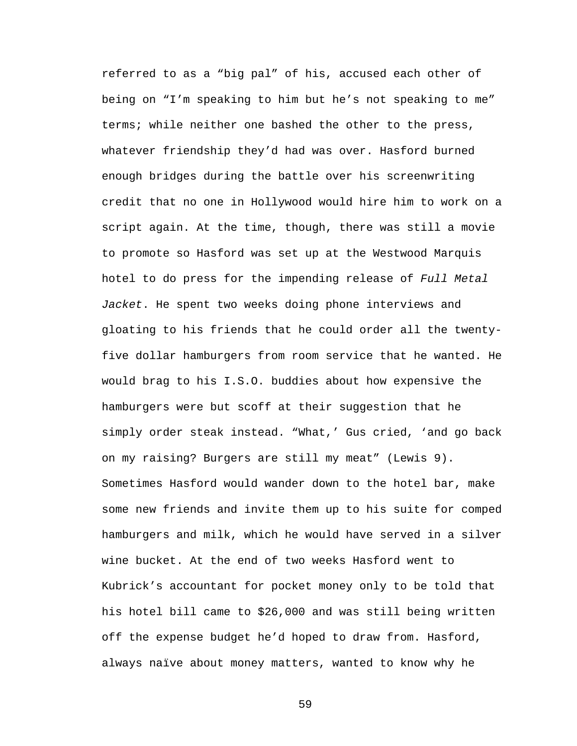referred to as a “big pal” of his, accused each other of being on “I’m speaking to him but he’s not speaking to me” terms; while neither one bashed the other to the press, whatever friendship they’d had was over. Hasford burned enough bridges during the battle over his screenwriting credit that no one in Hollywood would hire him to work on a script again. At the time, though, there was still a movie to promote so Hasford was set up at the Westwood Marquis hotel to do press for the impending release of *Full Metal Jacket*. He spent two weeks doing phone interviews and gloating to his friends that he could order all the twenty-five dollar hamburgers from room service that he wanted. He would brag to his I.S.O. buddies about how expensive the hamburgers were but scoff at their suggestion that he simply order steak instead. “What,’ Gus cried, ‘and go back on my raising? Burgers are still my meat” (Lewis 9). Sometimes Hasford would wander down to the hotel bar, make some new friends and invite them up to his suite for comped hamburgers and milk, which he would have served in a silver wine bucket. At the end of two weeks Hasford went to Kubrick’s accountant for pocket money only to be told that his hotel bill came to $26,000 and was still being written off the expense budget he’d hoped to draw from. Hasford, always naïve about money matters, wanted to know why he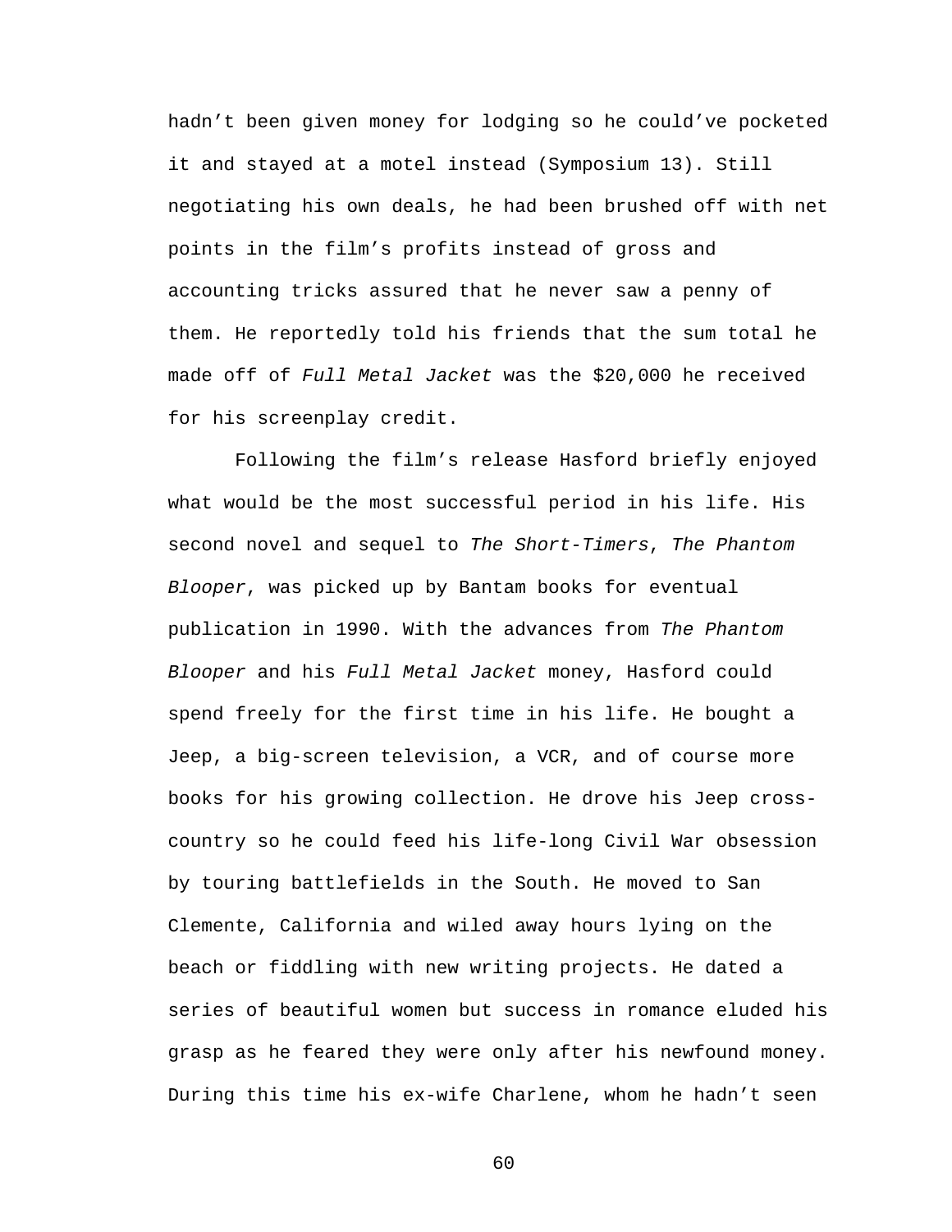hadn’t been given money for lodging so he could’ve pocketed it and stayed at a motel instead (Symposium 13). Still negotiating his own deals, he had been brushed off with net points in the film’s profits instead of gross and accounting tricks assured that he never saw a penny of them. He reportedly told his friends that the sum total he made off of *Full Metal Jacket* was the $20,000 he received for his screenplay credit.

Following the film’s release Hasford briefly enjoyed what would be the most successful period in his life. His second novel and sequel to *The Short-Timers*, *The Phantom Blooper*, was picked up by Bantam books for eventual publication in 1990. With the advances from *The Phantom Blooper* and his *Full Metal Jacket* money, Hasford could spend freely for the first time in his life. He bought a Jeep, a big-screen television, a VCR, and of course more books for his growing collection. He drove his Jeep cross-country so he could feed his life-long Civil War obsession by touring battlefields in the South. He moved to San Clemente, California and wiled away hours lying on the beach or fiddling with new writing projects. He dated a series of beautiful women but success in romance eluded his grasp as he feared they were only after his newfound money. During this time his ex-wife Charlene, whom he hadn’t seen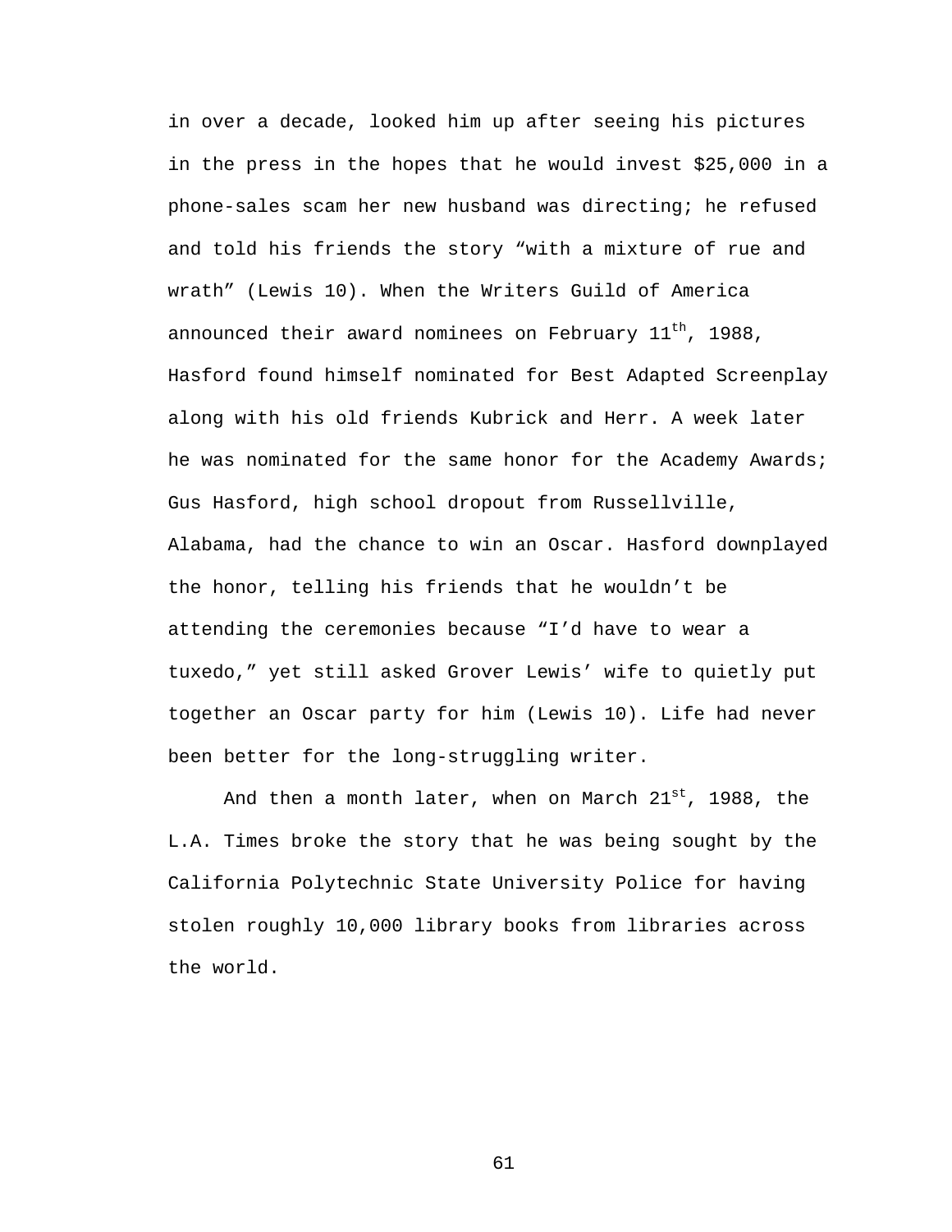in over a decade, looked him up after seeing his pictures in the press in the hopes that he would invest $25,000 in a phone-sales scam her new husband was directing; he refused and told his friends the story "with a mixture of rue and wrath" (Lewis 10). When the Writers Guild of America announced their award nominees on February 11th, 1988, Hasford found himself nominated for Best Adapted Screenplay along with his old friends Kubrick and Herr. A week later he was nominated for the same honor for the Academy Awards; Gus Hasford, high school dropout from Russellville, Alabama, had the chance to win an Oscar. Hasford downplayed the honor, telling his friends that he wouldn't be attending the ceremonies because "I'd have to wear a tuxedo," yet still asked Grover Lewis' wife to quietly put together an Oscar party for him (Lewis 10). Life had never been better for the long-struggling writer.

And then a month later, when on March 21st, 1988, the L.A. Times broke the story that he was being sought by the California Polytechnic State University Police for having stolen roughly 10,000 library books from libraries across the world.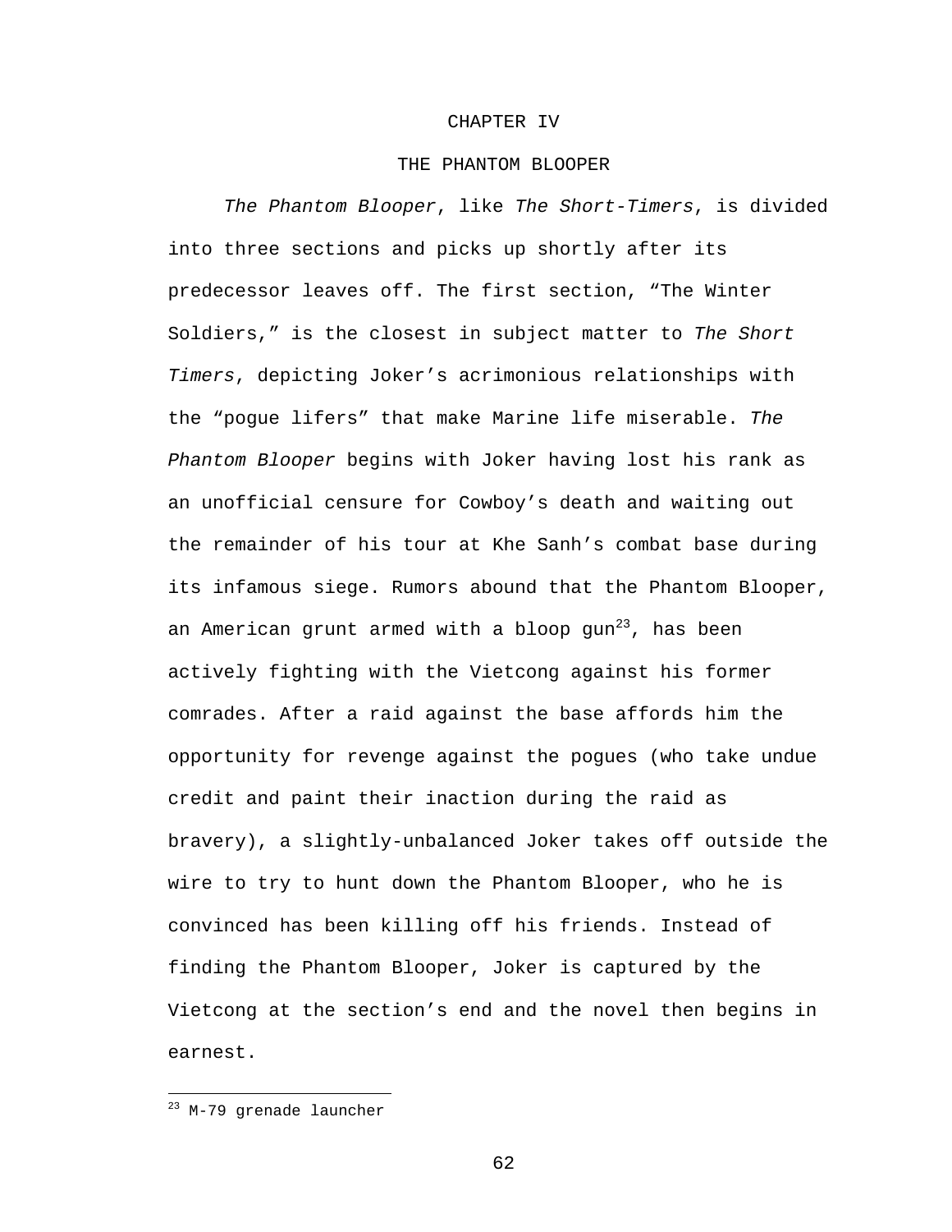# CHAPTER IV

## THE PHANTOM BLOOPER

*The Phantom Blooper*, like *The Short-Timers*, is divided into three sections and picks up shortly after its predecessor leaves off. The first section, "The Winter Soldiers," is the closest in subject matter to *The Short Timers*, depicting Joker's acrimonious relationships with the "pogue lifers" that make Marine life miserable. *The Phantom Blooper* begins with Joker having lost his rank as an unofficial censure for Cowboy's death and waiting out the remainder of his tour at Khe Sanh's combat base during its infamous siege. Rumors abound that the Phantom Blooper, an American grunt armed with a bloop gun[23], has been actively fighting with the Vietcong against his former comrades. After a raid against the base affords him the opportunity for revenge against the pogues (who take undue credit and paint their inaction during the raid as bravery), a slightly-unbalanced Joker takes off outside the wire to try to hunt down the Phantom Blooper, who he is convinced has been killing off his friends. Instead of finding the Phantom Blooper, Joker is captured by the Vietcong at the section's end and the novel then begins in earnest.

---

[23] M-79 grenade launcher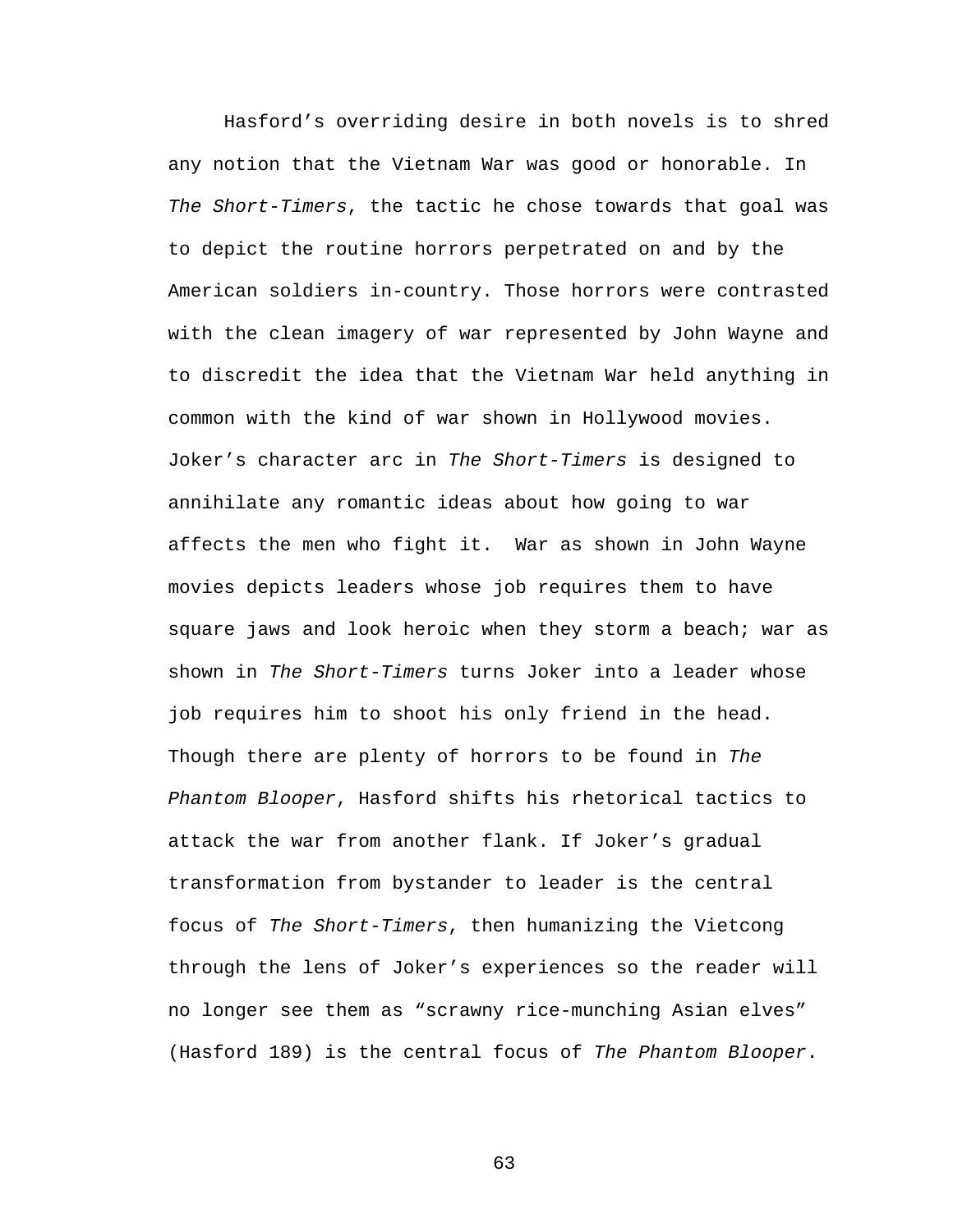Hasford's overriding desire in both novels is to shred any notion that the Vietnam War was good or honorable. In *The Short-Timers*, the tactic he chose towards that goal was to depict the routine horrors perpetrated on and by the American soldiers in-country. Those horrors were contrasted with the clean imagery of war represented by John Wayne and to discredit the idea that the Vietnam War held anything in common with the kind of war shown in Hollywood movies. Joker's character arc in *The Short-Timers* is designed to annihilate any romantic ideas about how going to war affects the men who fight it. War as shown in John Wayne movies depicts leaders whose job requires them to have square jaws and look heroic when they storm a beach; war as shown in *The Short-Timers* turns Joker into a leader whose job requires him to shoot his only friend in the head. Though there are plenty of horrors to be found in *The Phantom Blooper*, Hasford shifts his rhetorical tactics to attack the war from another flank. If Joker's gradual transformation from bystander to leader is the central focus of *The Short-Timers*, then humanizing the Vietcong through the lens of Joker's experiences so the reader will no longer see them as "scrawny rice-munching Asian elves" (Hasford 189) is the central focus of *The Phantom Blooper*.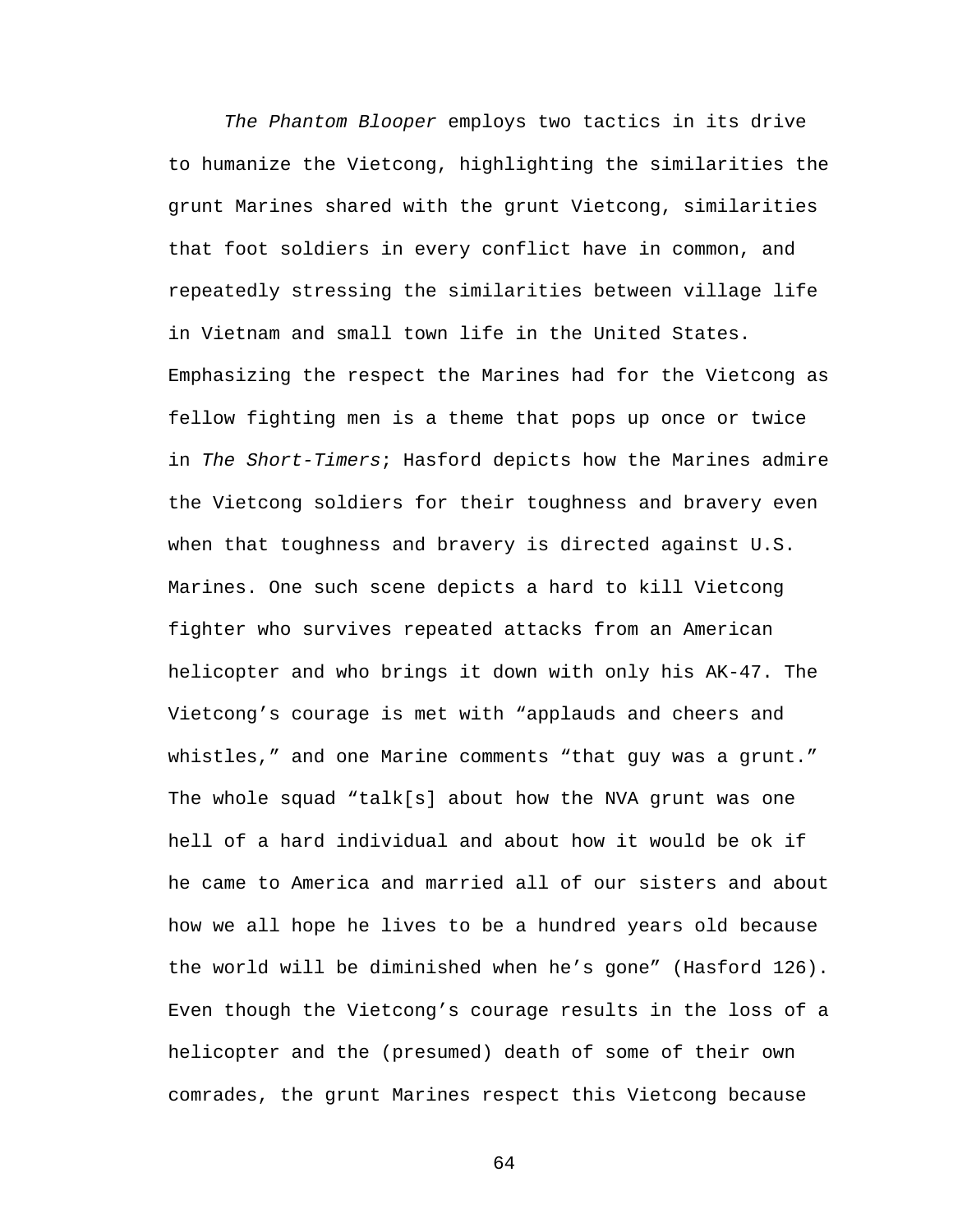*The Phantom Blooper* employs two tactics in its drive to humanize the Vietcong, highlighting the similarities the grunt Marines shared with the grunt Vietcong, similarities that foot soldiers in every conflict have in common, and repeatedly stressing the similarities between village life in Vietnam and small town life in the United States. Emphasizing the respect the Marines had for the Vietcong as fellow fighting men is a theme that pops up once or twice in *The Short-Timers*; Hasford depicts how the Marines admire the Vietcong soldiers for their toughness and bravery even when that toughness and bravery is directed against U.S. Marines. One such scene depicts a hard to kill Vietcong fighter who survives repeated attacks from an American helicopter and who brings it down with only his AK-47. The Vietcong's courage is met with "applauds and cheers and whistles," and one Marine comments "that guy was a grunt." The whole squad "talk[s] about how the NVA grunt was one hell of a hard individual and about how it would be ok if he came to America and married all of our sisters and about how we all hope he lives to be a hundred years old because the world will be diminished when he's gone" (Hasford 126). Even though the Vietcong's courage results in the loss of a helicopter and the (presumed) death of some of their own comrades, the grunt Marines respect this Vietcong because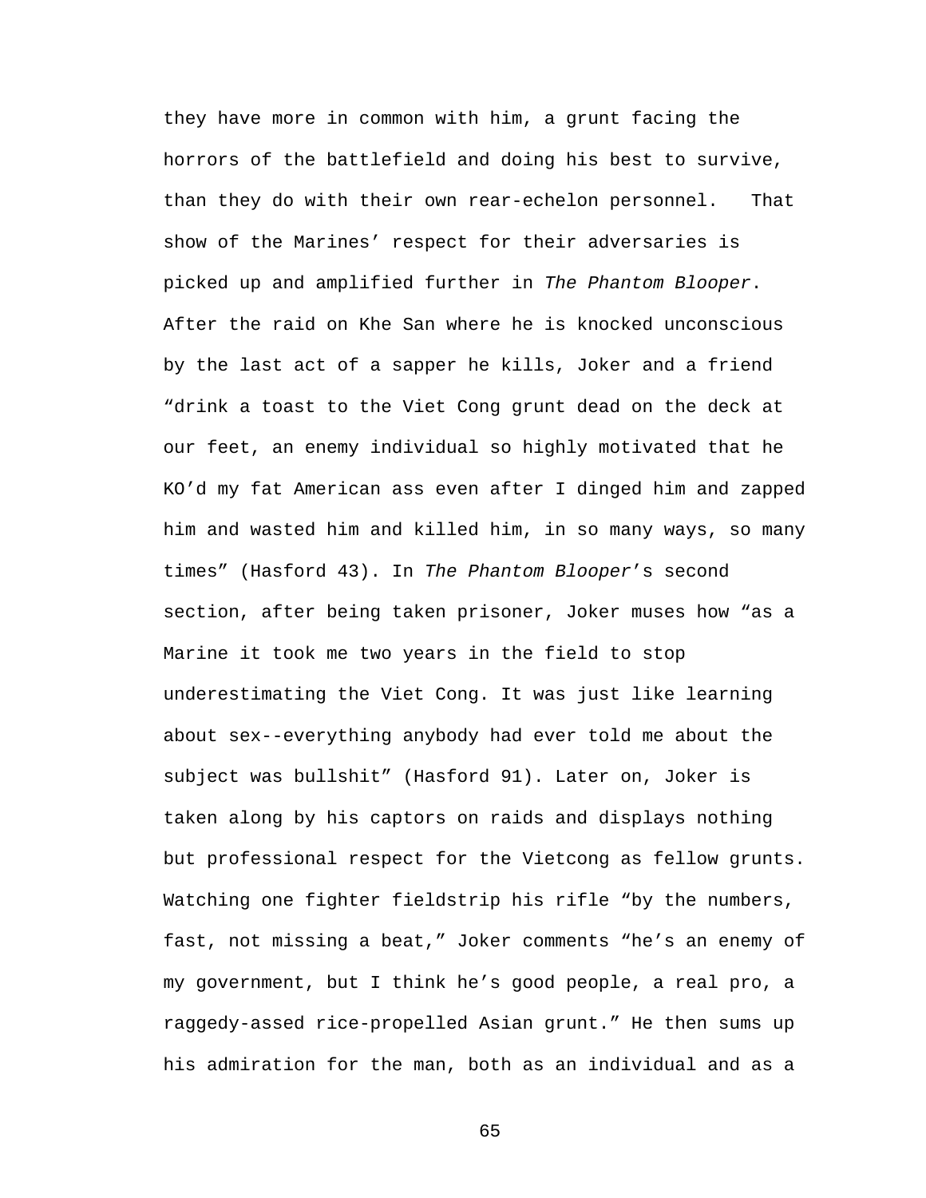they have more in common with him, a grunt facing the horrors of the battlefield and doing his best to survive, than they do with their own rear-echelon personnel. That show of the Marines' respect for their adversaries is picked up and amplified further in *The Phantom Blooper*. After the raid on Khe San where he is knocked unconscious by the last act of a sapper he kills, Joker and a friend "drink a toast to the Viet Cong grunt dead on the deck at our feet, an enemy individual so highly motivated that he KO'd my fat American ass even after I dinged him and zapped him and wasted him and killed him, in so many ways, so many times" (Hasford 43). In *The Phantom Blooper*'s second section, after being taken prisoner, Joker muses how "as a Marine it took me two years in the field to stop underestimating the Viet Cong. It was just like learning about sex--everything anybody had ever told me about the subject was bullshit" (Hasford 91). Later on, Joker is taken along by his captors on raids and displays nothing but professional respect for the Vietcong as fellow grunts. Watching one fighter fieldstrip his rifle "by the numbers, fast, not missing a beat," Joker comments "he's an enemy of my government, but I think he's good people, a real pro, a raggedy-assed rice-propelled Asian grunt." He then sums up his admiration for the man, both as an individual and as a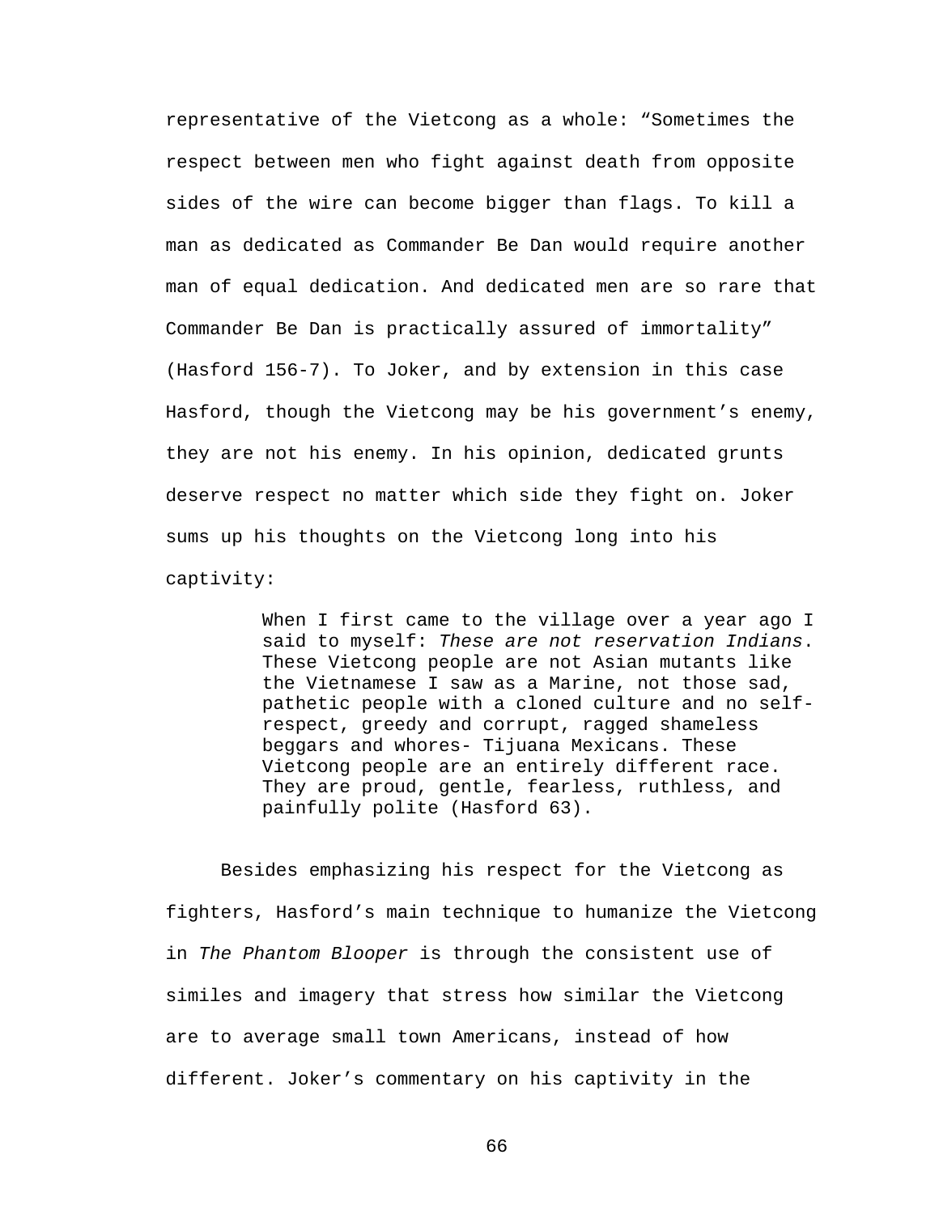representative of the Vietcong as a whole: “Sometimes the respect between men who fight against death from opposite sides of the wire can become bigger than flags. To kill a man as dedicated as Commander Be Dan would require another man of equal dedication. And dedicated men are so rare that Commander Be Dan is practically assured of immortality” (Hasford 156-7). To Joker, and by extension in this case Hasford, though the Vietcong may be his government’s enemy, they are not his enemy. In his opinion, dedicated grunts deserve respect no matter which side they fight on. Joker sums up his thoughts on the Vietcong long into his captivity:

> When I first came to the village over a year ago I said to myself: *These are not reservation Indians*. These Vietcong people are not Asian mutants like the Vietnamese I saw as a Marine, not those sad, pathetic people with a cloned culture and no self-respect, greedy and corrupt, ragged shameless beggars and whores- Tijuana Mexicans. These Vietcong people are an entirely different race. They are proud, gentle, fearless, ruthless, and painfully polite (Hasford 63).

Besides emphasizing his respect for the Vietcong as fighters, Hasford’s main technique to humanize the Vietcong in *The Phantom Blooper* is through the consistent use of similes and imagery that stress how similar the Vietcong are to average small town Americans, instead of how different. Joker’s commentary on his captivity in the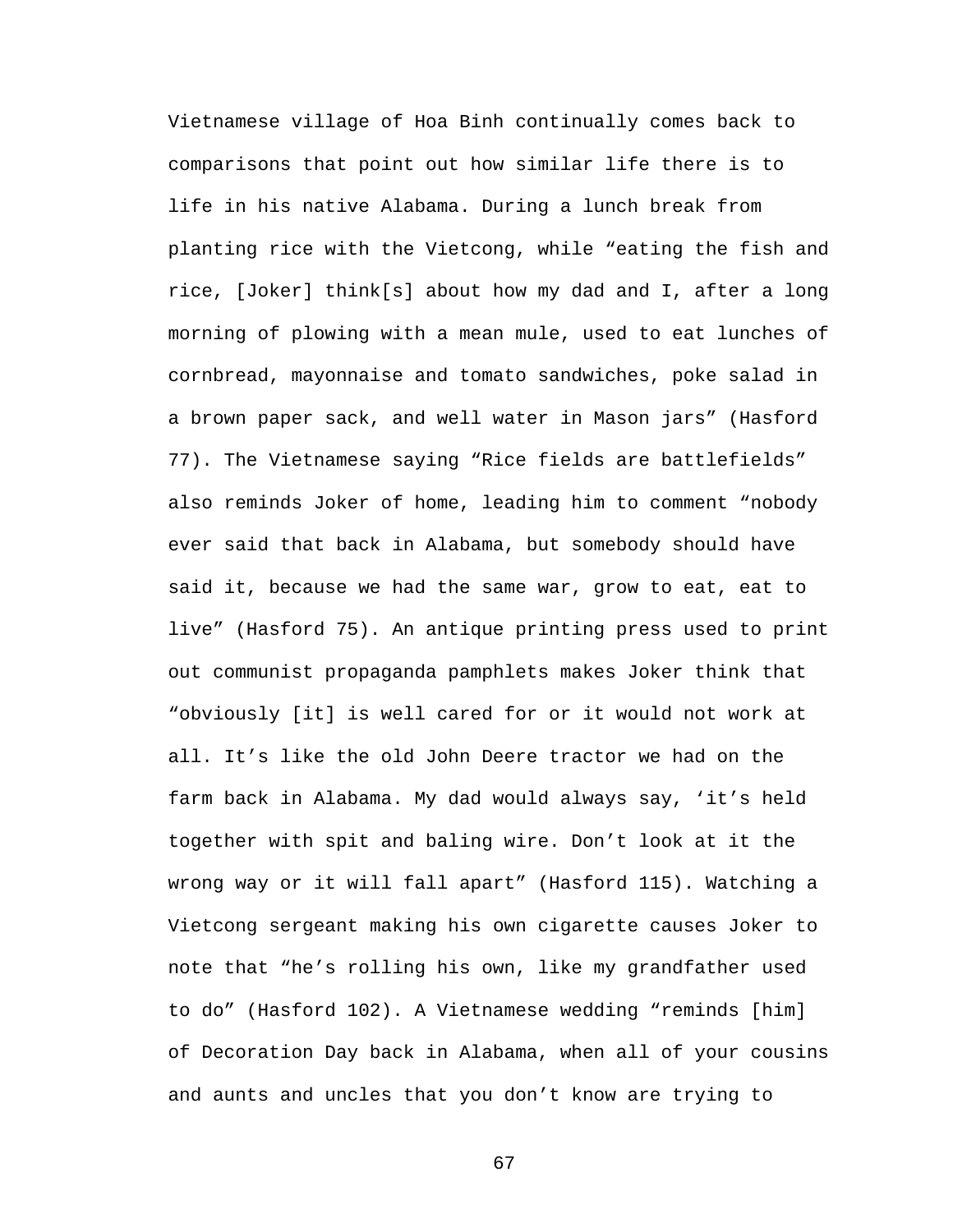Vietnamese village of Hoa Binh continually comes back to comparisons that point out how similar life there is to life in his native Alabama. During a lunch break from planting rice with the Vietcong, while “eating the fish and rice, [Joker] think[s] about how my dad and I, after a long morning of plowing with a mean mule, used to eat lunches of cornbread, mayonnaise and tomato sandwiches, poke salad in a brown paper sack, and well water in Mason jars” (Hasford 77). The Vietnamese saying “Rice fields are battlefields” also reminds Joker of home, leading him to comment “nobody ever said that back in Alabama, but somebody should have said it, because we had the same war, grow to eat, eat to live” (Hasford 75). An antique printing press used to print out communist propaganda pamphlets makes Joker think that “obviously [it] is well cared for or it would not work at all. It’s like the old John Deere tractor we had on the farm back in Alabama. My dad would always say, ‘it’s held together with spit and baling wire. Don’t look at it the wrong way or it will fall apart” (Hasford 115). Watching a Vietcong sergeant making his own cigarette causes Joker to note that “he’s rolling his own, like my grandfather used to do” (Hasford 102). A Vietnamese wedding “reminds [him] of Decoration Day back in Alabama, when all of your cousins and aunts and uncles that you don’t know are trying to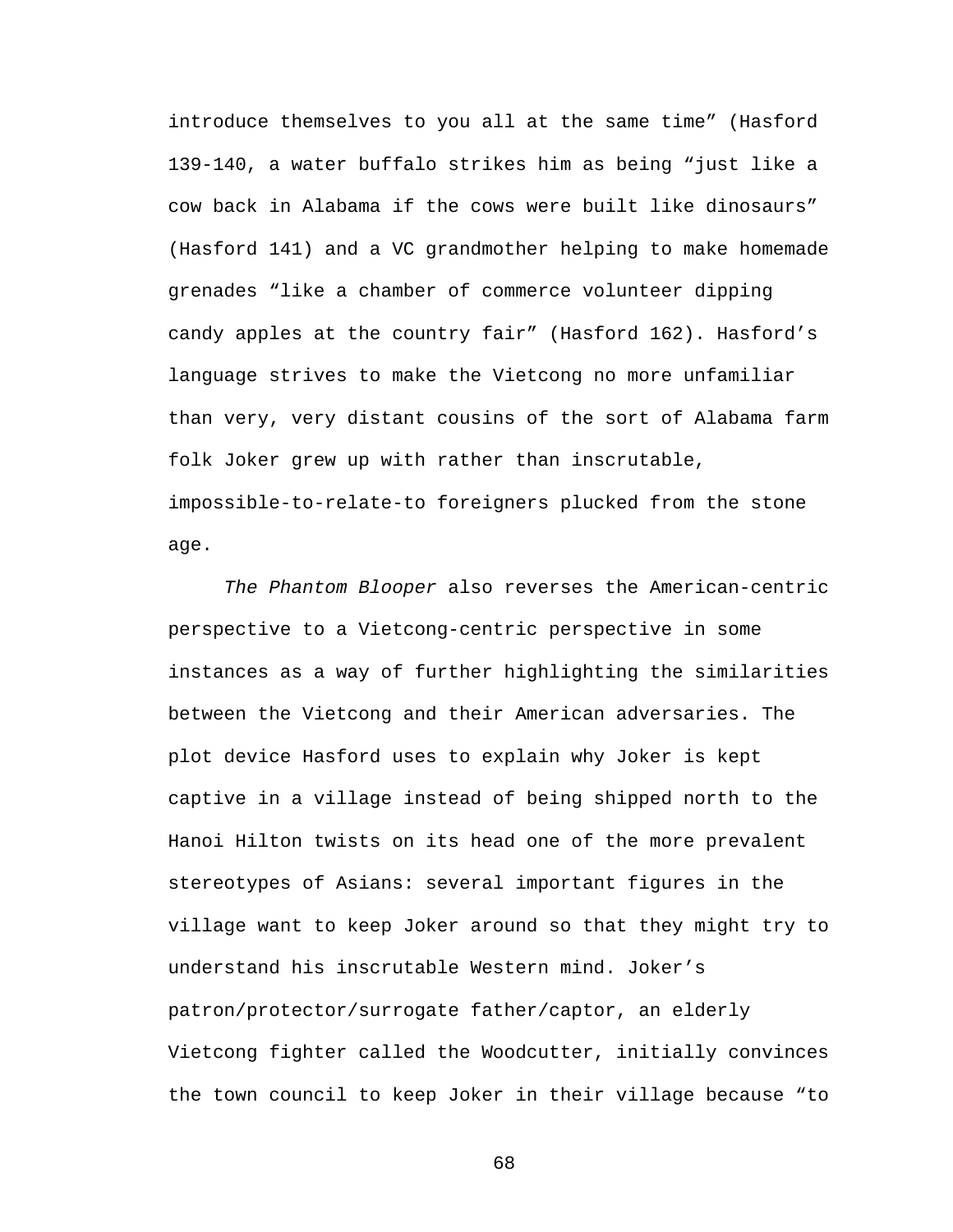introduce themselves to you all at the same time" (Hasford 139-140, a water buffalo strikes him as being "just like a cow back in Alabama if the cows were built like dinosaurs" (Hasford 141) and a VC grandmother helping to make homemade grenades "like a chamber of commerce volunteer dipping candy apples at the country fair" (Hasford 162). Hasford's language strives to make the Vietcong no more unfamiliar than very, very distant cousins of the sort of Alabama farm folk Joker grew up with rather than inscrutable, impossible-to-relate-to foreigners plucked from the stone age.

*The Phantom Blooper* also reverses the American-centric perspective to a Vietcong-centric perspective in some instances as a way of further highlighting the similarities between the Vietcong and their American adversaries. The plot device Hasford uses to explain why Joker is kept captive in a village instead of being shipped north to the Hanoi Hilton twists on its head one of the more prevalent stereotypes of Asians: several important figures in the village want to keep Joker around so that they might try to understand his inscrutable Western mind. Joker's patron/protector/surrogate father/captor, an elderly Vietcong fighter called the Woodcutter, initially convinces the town council to keep Joker in their village because "to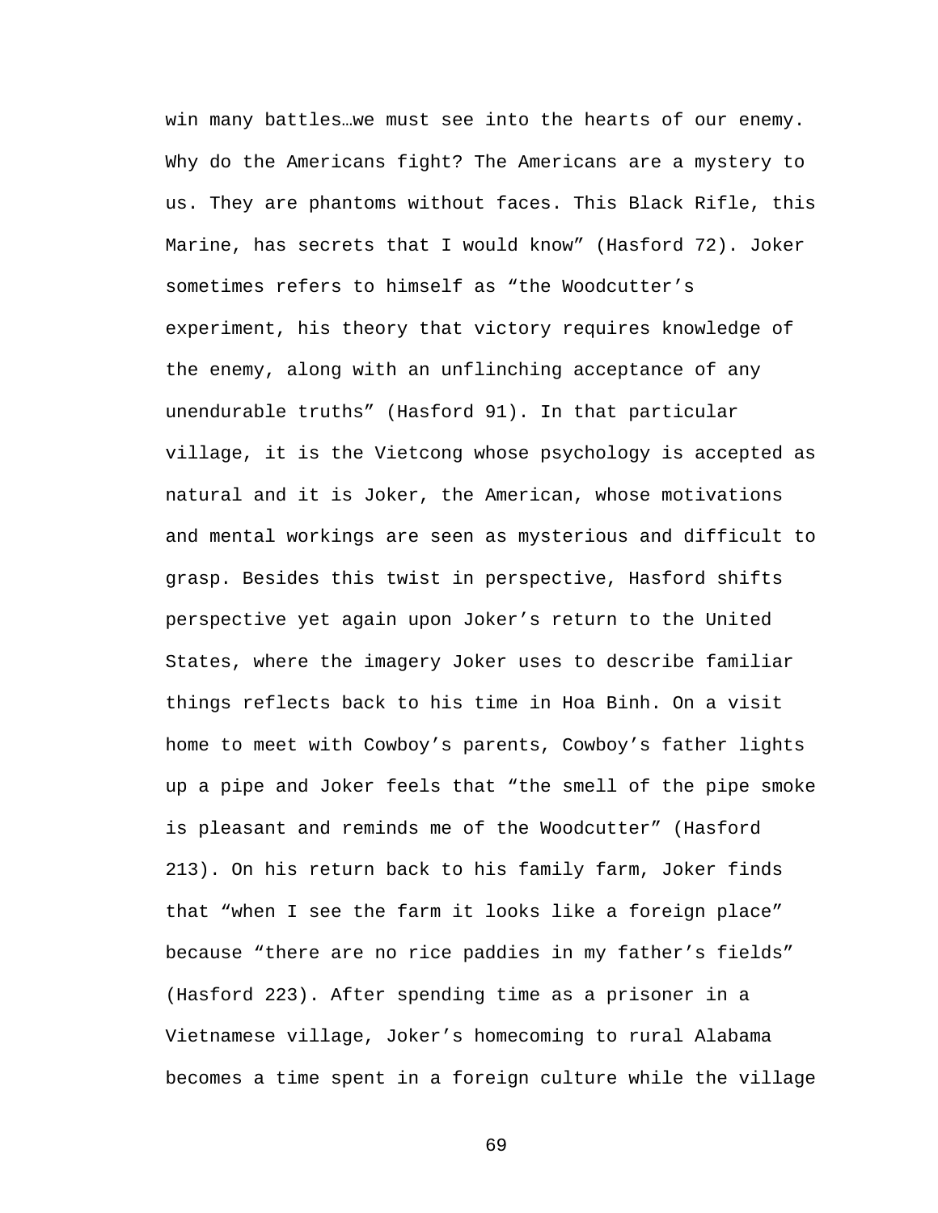win many battles…we must see into the hearts of our enemy. Why do the Americans fight? The Americans are a mystery to us. They are phantoms without faces. This Black Rifle, this Marine, has secrets that I would know" (Hasford 72). Joker sometimes refers to himself as "the Woodcutter's experiment, his theory that victory requires knowledge of the enemy, along with an unflinching acceptance of any unendurable truths" (Hasford 91). In that particular village, it is the Vietcong whose psychology is accepted as natural and it is Joker, the American, whose motivations and mental workings are seen as mysterious and difficult to grasp. Besides this twist in perspective, Hasford shifts perspective yet again upon Joker's return to the United States, where the imagery Joker uses to describe familiar things reflects back to his time in Hoa Binh. On a visit home to meet with Cowboy's parents, Cowboy's father lights up a pipe and Joker feels that "the smell of the pipe smoke is pleasant and reminds me of the Woodcutter" (Hasford 213). On his return back to his family farm, Joker finds that "when I see the farm it looks like a foreign place" because "there are no rice paddies in my father's fields" (Hasford 223). After spending time as a prisoner in a Vietnamese village, Joker's homecoming to rural Alabama becomes a time spent in a foreign culture while the village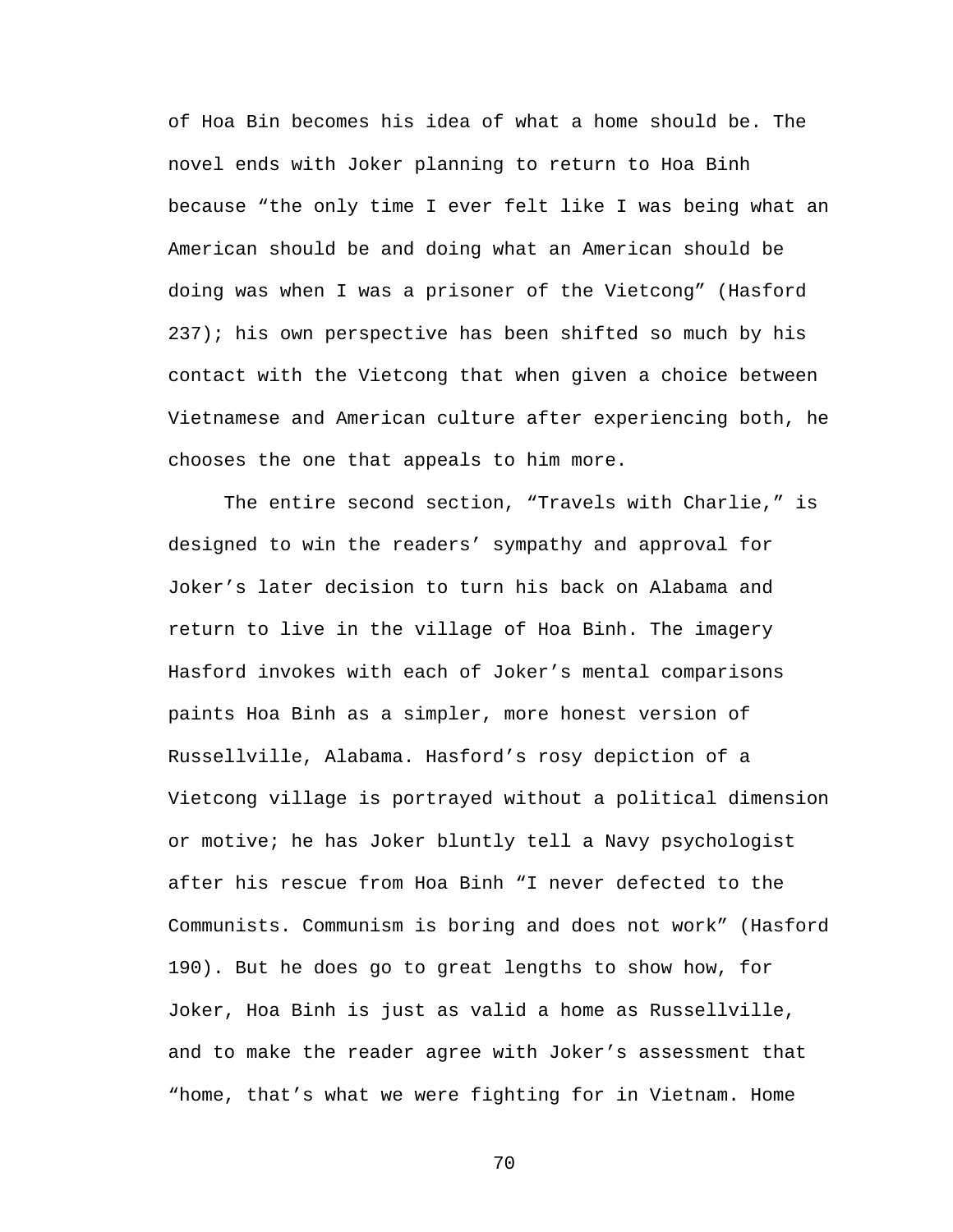of Hoa Bin becomes his idea of what a home should be. The novel ends with Joker planning to return to Hoa Binh because “the only time I ever felt like I was being what an American should be and doing what an American should be doing was when I was a prisoner of the Vietcong” (Hasford 237); his own perspective has been shifted so much by his contact with the Vietcong that when given a choice between Vietnamese and American culture after experiencing both, he chooses the one that appeals to him more.

The entire second section, “Travels with Charlie,” is designed to win the readers’ sympathy and approval for Joker’s later decision to turn his back on Alabama and return to live in the village of Hoa Binh. The imagery Hasford invokes with each of Joker’s mental comparisons paints Hoa Binh as a simpler, more honest version of Russellville, Alabama. Hasford’s rosy depiction of a Vietcong village is portrayed without a political dimension or motive; he has Joker bluntly tell a Navy psychologist after his rescue from Hoa Binh “I never defected to the Communists. Communism is boring and does not work” (Hasford 190). But he does go to great lengths to show how, for Joker, Hoa Binh is just as valid a home as Russellville, and to make the reader agree with Joker’s assessment that “home, that’s what we were fighting for in Vietnam. Home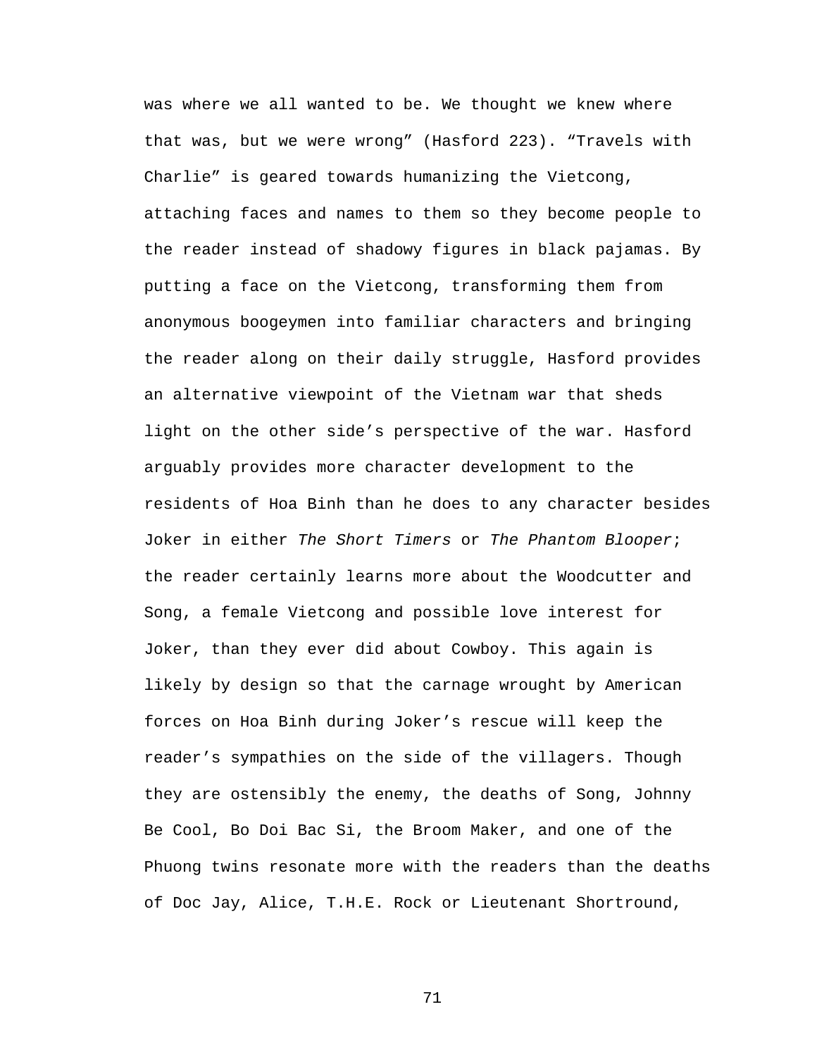was where we all wanted to be. We thought we knew where that was, but we were wrong" (Hasford 223). "Travels with Charlie" is geared towards humanizing the Vietcong, attaching faces and names to them so they become people to the reader instead of shadowy figures in black pajamas. By putting a face on the Vietcong, transforming them from anonymous boogeymen into familiar characters and bringing the reader along on their daily struggle, Hasford provides an alternative viewpoint of the Vietnam war that sheds light on the other side's perspective of the war. Hasford arguably provides more character development to the residents of Hoa Binh than he does to any character besides Joker in either *The Short Timers* or *The Phantom Blooper*; the reader certainly learns more about the Woodcutter and Song, a female Vietcong and possible love interest for Joker, than they ever did about Cowboy. This again is likely by design so that the carnage wrought by American forces on Hoa Binh during Joker's rescue will keep the reader's sympathies on the side of the villagers. Though they are ostensibly the enemy, the deaths of Song, Johnny Be Cool, Bo Doi Bac Si, the Broom Maker, and one of the Phuong twins resonate more with the readers than the deaths of Doc Jay, Alice, T.H.E. Rock or Lieutenant Shortround,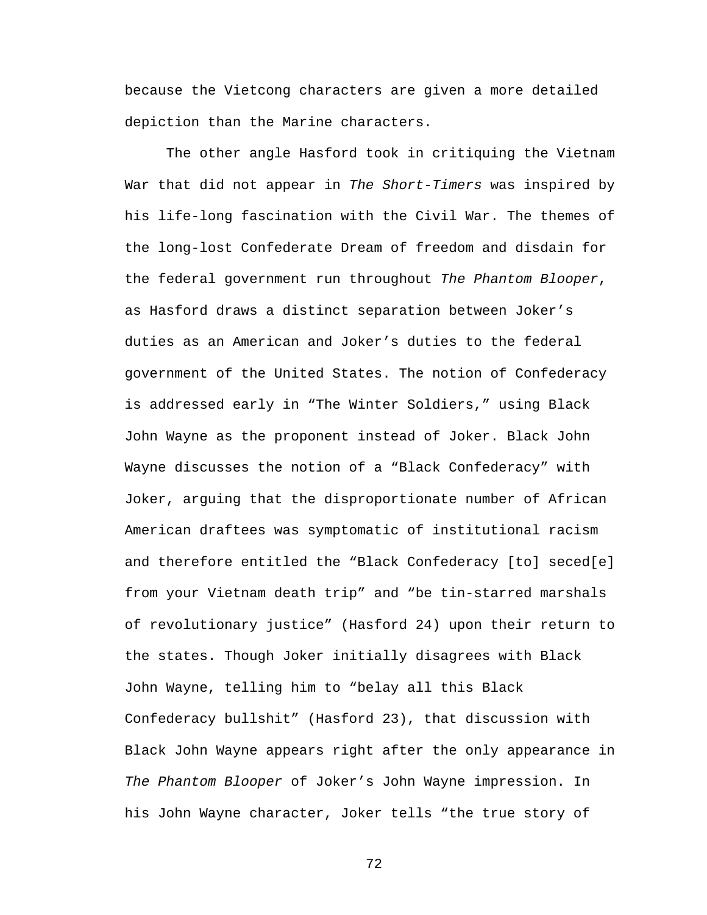because the Vietcong characters are given a more detailed depiction than the Marine characters.

The other angle Hasford took in critiquing the Vietnam War that did not appear in *The Short-Timers* was inspired by his life-long fascination with the Civil War. The themes of the long-lost Confederate Dream of freedom and disdain for the federal government run throughout *The Phantom Blooper*, as Hasford draws a distinct separation between Joker's duties as an American and Joker's duties to the federal government of the United States. The notion of Confederacy is addressed early in "The Winter Soldiers," using Black John Wayne as the proponent instead of Joker. Black John Wayne discusses the notion of a "Black Confederacy" with Joker, arguing that the disproportionate number of African American draftees was symptomatic of institutional racism and therefore entitled the "Black Confederacy [to] seced[e] from your Vietnam death trip" and "be tin-starred marshals of revolutionary justice" (Hasford 24) upon their return to the states. Though Joker initially disagrees with Black John Wayne, telling him to "belay all this Black Confederacy bullshit" (Hasford 23), that discussion with Black John Wayne appears right after the only appearance in *The Phantom Blooper* of Joker's John Wayne impression. In his John Wayne character, Joker tells "the true story of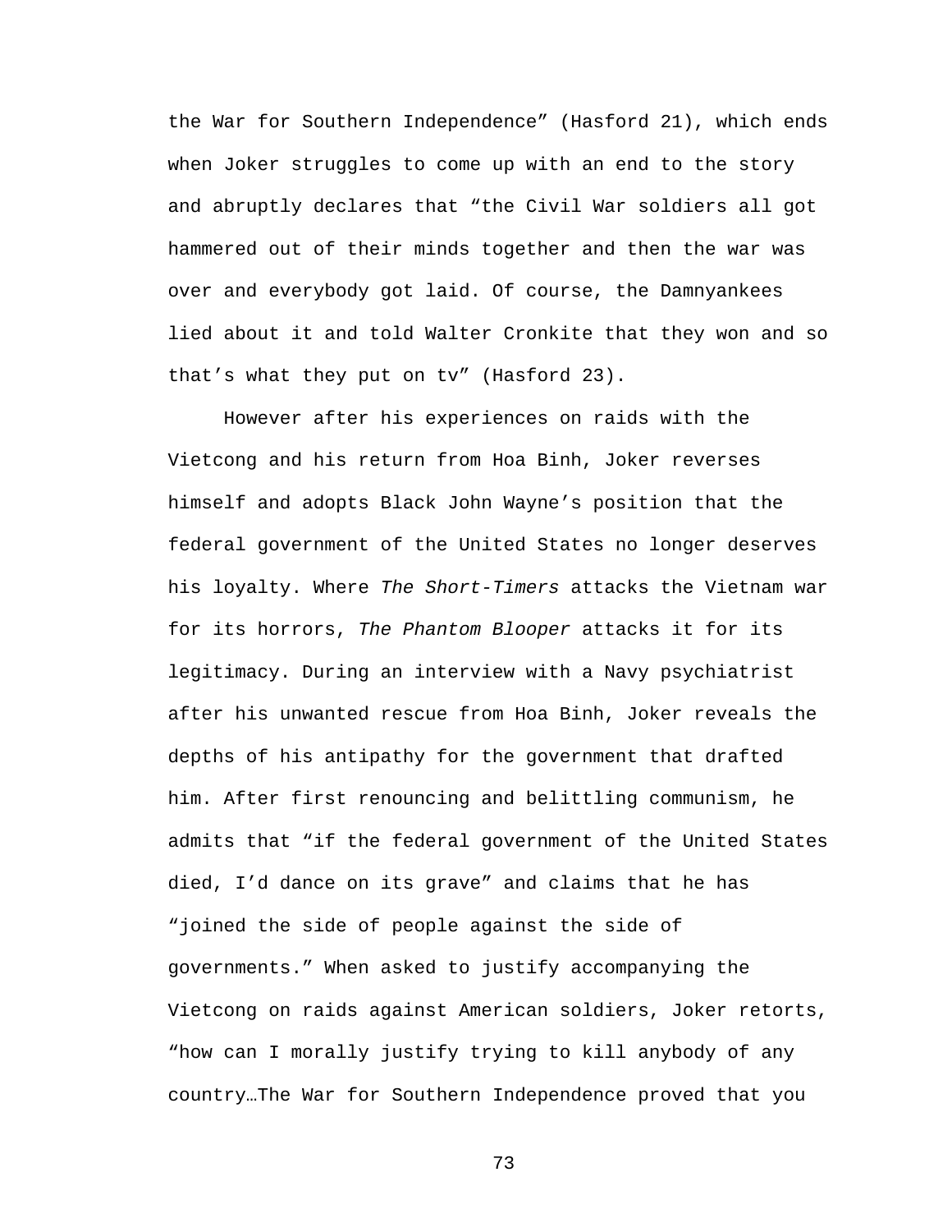the War for Southern Independence” (Hasford 21), which ends when Joker struggles to come up with an end to the story and abruptly declares that “the Civil War soldiers all got hammered out of their minds together and then the war was over and everybody got laid. Of course, the Damnyankees lied about it and told Walter Cronkite that they won and so that’s what they put on tv” (Hasford 23).

However after his experiences on raids with the Vietcong and his return from Hoa Binh, Joker reverses himself and adopts Black John Wayne’s position that the federal government of the United States no longer deserves his loyalty. Where *The Short-Timers* attacks the Vietnam war for its horrors, *The Phantom Blooper* attacks it for its legitimacy. During an interview with a Navy psychiatrist after his unwanted rescue from Hoa Binh, Joker reveals the depths of his antipathy for the government that drafted him. After first renouncing and belittling communism, he admits that “if the federal government of the United States died, I’d dance on its grave” and claims that he has “joined the side of people against the side of governments.” When asked to justify accompanying the Vietcong on raids against American soldiers, Joker retorts, “how can I morally justify trying to kill anybody of any country…The War for Southern Independence proved that you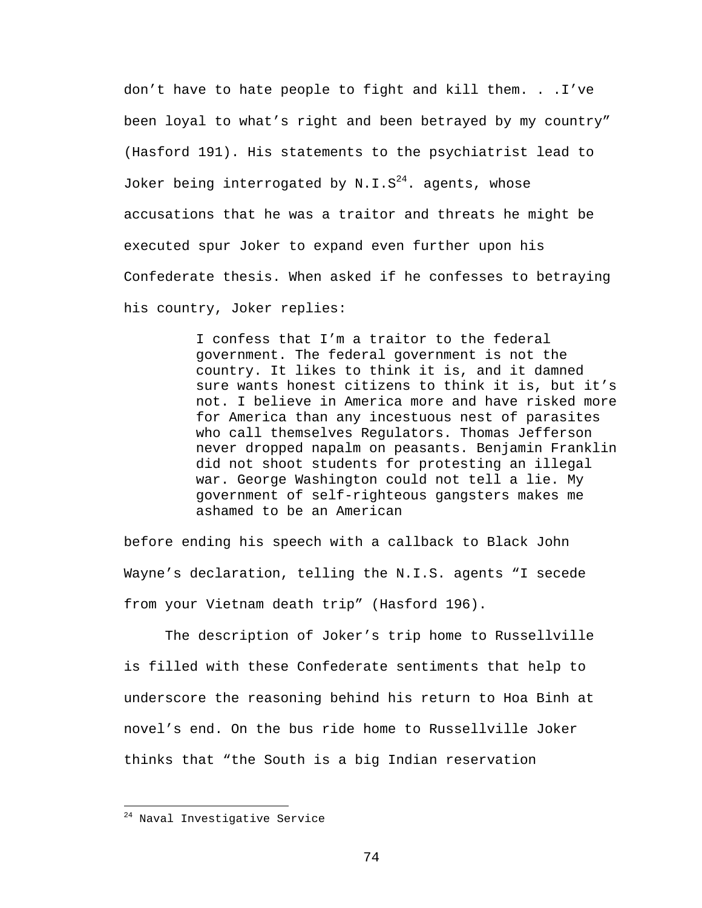don't have to hate people to fight and kill them. . .I've been loyal to what's right and been betrayed by my country" (Hasford 191). His statements to the psychiatrist lead to Joker being interrogated by N.I.S[24]. agents, whose accusations that he was a traitor and threats he might be executed spur Joker to expand even further upon his Confederate thesis. When asked if he confesses to betraying his country, Joker replies:

> I confess that I'm a traitor to the federal government. The federal government is not the country. It likes to think it is, and it damned sure wants honest citizens to think it is, but it's not. I believe in America more and have risked more for America than any incestuous nest of parasites who call themselves Regulators. Thomas Jefferson never dropped napalm on peasants. Benjamin Franklin did not shoot students for protesting an illegal war. George Washington could not tell a lie. My government of self-righteous gangsters makes me ashamed to be an American

before ending his speech with a callback to Black John Wayne's declaration, telling the N.I.S. agents "I secede from your Vietnam death trip" (Hasford 196).

The description of Joker's trip home to Russellville is filled with these Confederate sentiments that help to underscore the reasoning behind his return to Hoa Binh at novel's end. On the bus ride home to Russellville Joker thinks that "the South is a big Indian reservation

---

[24] Naval Investigative Service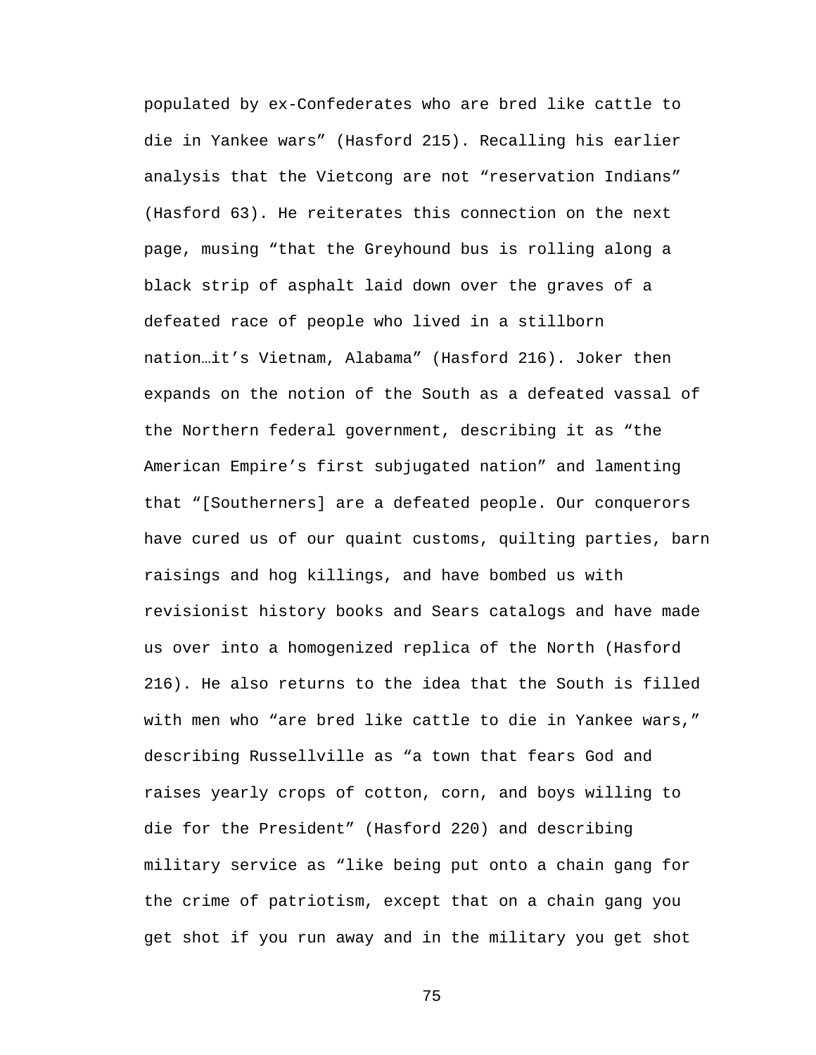populated by ex-Confederates who are bred like cattle to die in Yankee wars” (Hasford 215). Recalling his earlier analysis that the Vietcong are not “reservation Indians” (Hasford 63). He reiterates this connection on the next page, musing “that the Greyhound bus is rolling along a black strip of asphalt laid down over the graves of a defeated race of people who lived in a stillborn nation…it’s Vietnam, Alabama” (Hasford 216). Joker then expands on the notion of the South as a defeated vassal of the Northern federal government, describing it as “the American Empire’s first subjugated nation” and lamenting that “[Southerners] are a defeated people. Our conquerors have cured us of our quaint customs, quilting parties, barn raisings and hog killings, and have bombed us with revisionist history books and Sears catalogs and have made us over into a homogenized replica of the North (Hasford 216). He also returns to the idea that the South is filled with men who “are bred like cattle to die in Yankee wars,” describing Russellville as “a town that fears God and raises yearly crops of cotton, corn, and boys willing to die for the President” (Hasford 220) and describing military service as “like being put onto a chain gang for the crime of patriotism, except that on a chain gang you get shot if you run away and in the military you get shot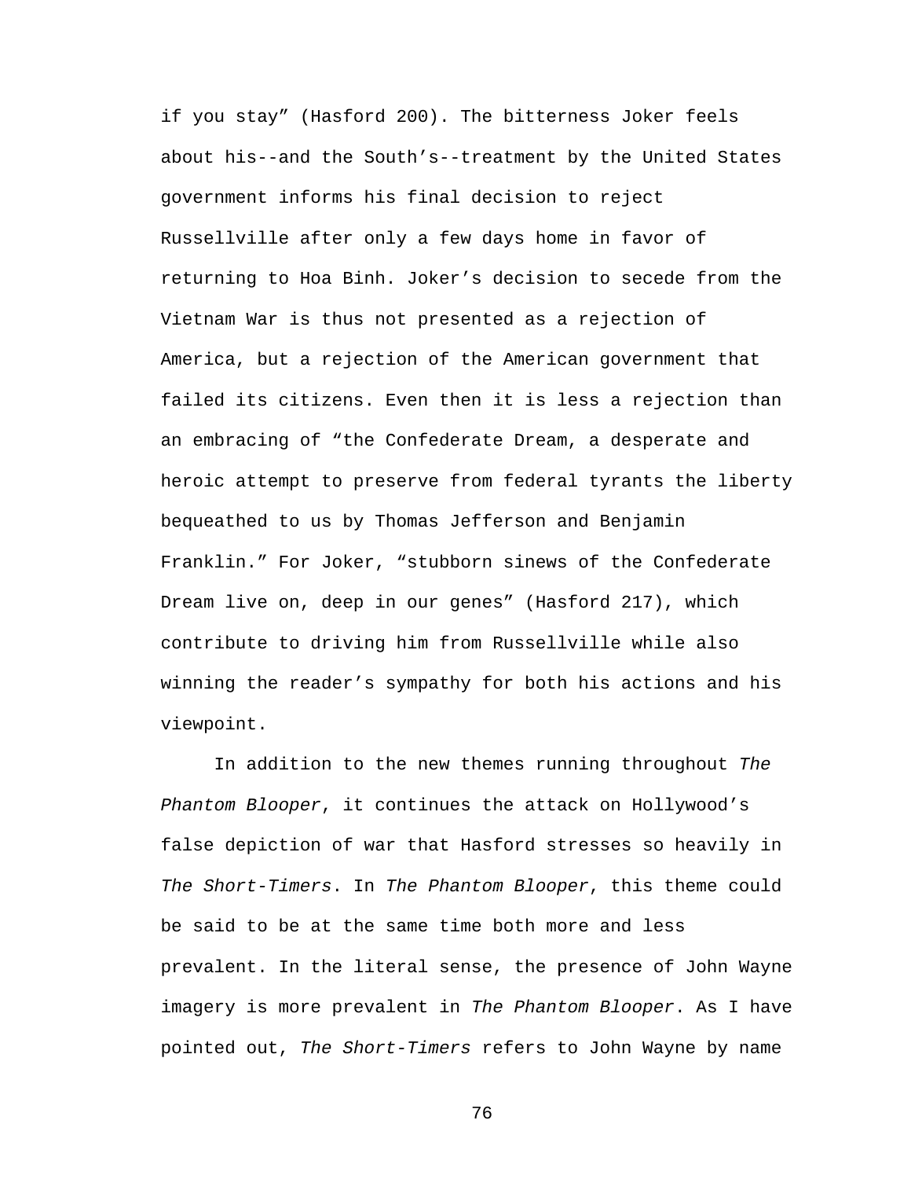if you stay" (Hasford 200). The bitterness Joker feels about his--and the South's--treatment by the United States government informs his final decision to reject Russellville after only a few days home in favor of returning to Hoa Binh. Joker's decision to secede from the Vietnam War is thus not presented as a rejection of America, but a rejection of the American government that failed its citizens. Even then it is less a rejection than an embracing of "the Confederate Dream, a desperate and heroic attempt to preserve from federal tyrants the liberty bequeathed to us by Thomas Jefferson and Benjamin Franklin." For Joker, "stubborn sinews of the Confederate Dream live on, deep in our genes" (Hasford 217), which contribute to driving him from Russellville while also winning the reader's sympathy for both his actions and his viewpoint.

In addition to the new themes running throughout *The Phantom Blooper*, it continues the attack on Hollywood's false depiction of war that Hasford stresses so heavily in *The Short-Timers*. In *The Phantom Blooper*, this theme could be said to be at the same time both more and less prevalent. In the literal sense, the presence of John Wayne imagery is more prevalent in *The Phantom Blooper*. As I have pointed out, *The Short-Timers* refers to John Wayne by name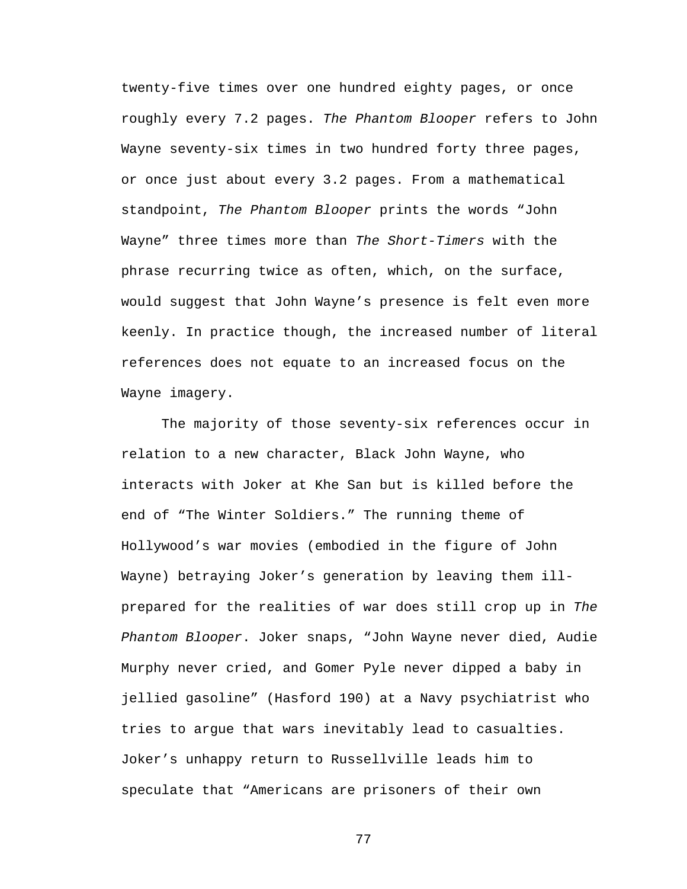twenty-five times over one hundred eighty pages, or once roughly every 7.2 pages. *The Phantom Blooper* refers to John Wayne seventy-six times in two hundred forty three pages, or once just about every 3.2 pages. From a mathematical standpoint, *The Phantom Blooper* prints the words “John Wayne” three times more than *The Short-Timers* with the phrase recurring twice as often, which, on the surface, would suggest that John Wayne’s presence is felt even more keenly. In practice though, the increased number of literal references does not equate to an increased focus on the Wayne imagery.

The majority of those seventy-six references occur in relation to a new character, Black John Wayne, who interacts with Joker at Khe San but is killed before the end of “The Winter Soldiers.” The running theme of Hollywood’s war movies (embodied in the figure of John Wayne) betraying Joker’s generation by leaving them ill-prepared for the realities of war does still crop up in *The Phantom Blooper*. Joker snaps, “John Wayne never died, Audie Murphy never cried, and Gomer Pyle never dipped a baby in jellied gasoline” (Hasford 190) at a Navy psychiatrist who tries to argue that wars inevitably lead to casualties. Joker’s unhappy return to Russellville leads him to speculate that “Americans are prisoners of their own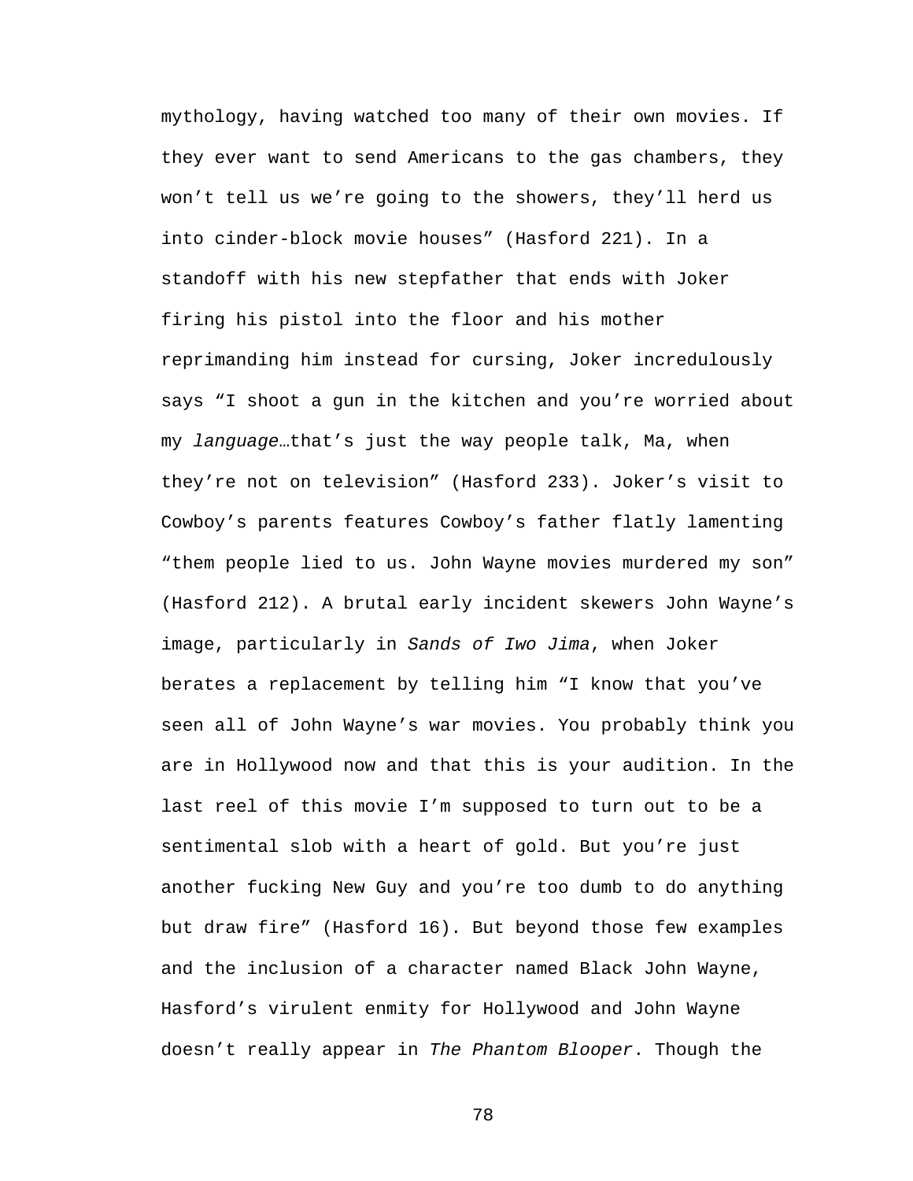mythology, having watched too many of their own movies. If they ever want to send Americans to the gas chambers, they won't tell us we're going to the showers, they'll herd us into cinder-block movie houses" (Hasford 221). In a standoff with his new stepfather that ends with Joker firing his pistol into the floor and his mother reprimanding him instead for cursing, Joker incredulously says "I shoot a gun in the kitchen and you're worried about my *language*…that's just the way people talk, Ma, when they're not on television" (Hasford 233). Joker's visit to Cowboy's parents features Cowboy's father flatly lamenting "them people lied to us. John Wayne movies murdered my son" (Hasford 212). A brutal early incident skewers John Wayne's image, particularly in *Sands of Iwo Jima*, when Joker berates a replacement by telling him "I know that you've seen all of John Wayne's war movies. You probably think you are in Hollywood now and that this is your audition. In the last reel of this movie I'm supposed to turn out to be a sentimental slob with a heart of gold. But you're just another fucking New Guy and you're too dumb to do anything but draw fire" (Hasford 16). But beyond those few examples and the inclusion of a character named Black John Wayne, Hasford's virulent enmity for Hollywood and John Wayne doesn't really appear in *The Phantom Blooper*. Though the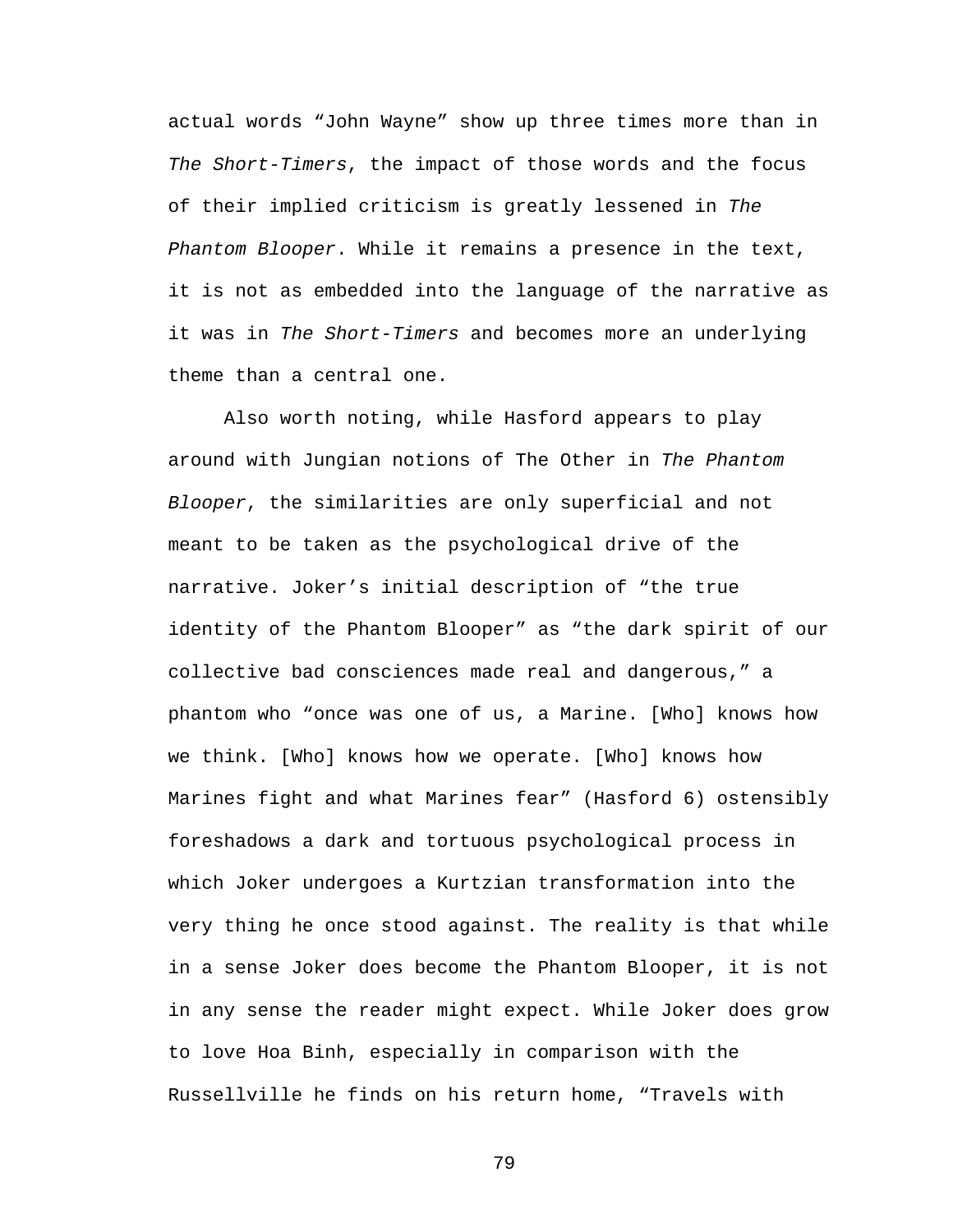actual words “John Wayne” show up three times more than in *The Short-Timers*, the impact of those words and the focus of their implied criticism is greatly lessened in *The Phantom Blooper*. While it remains a presence in the text, it is not as embedded into the language of the narrative as it was in *The Short-Timers* and becomes more an underlying theme than a central one.

Also worth noting, while Hasford appears to play around with Jungian notions of The Other in *The Phantom Blooper*, the similarities are only superficial and not meant to be taken as the psychological drive of the narrative. Joker’s initial description of “the true identity of the Phantom Blooper” as “the dark spirit of our collective bad consciences made real and dangerous,” a phantom who “once was one of us, a Marine. [Who] knows how we think. [Who] knows how we operate. [Who] knows how Marines fight and what Marines fear” (Hasford 6) ostensibly foreshadows a dark and tortuous psychological process in which Joker undergoes a Kurtzian transformation into the very thing he once stood against. The reality is that while in a sense Joker does become the Phantom Blooper, it is not in any sense the reader might expect. While Joker does grow to love Hoa Binh, especially in comparison with the Russellville he finds on his return home, “Travels with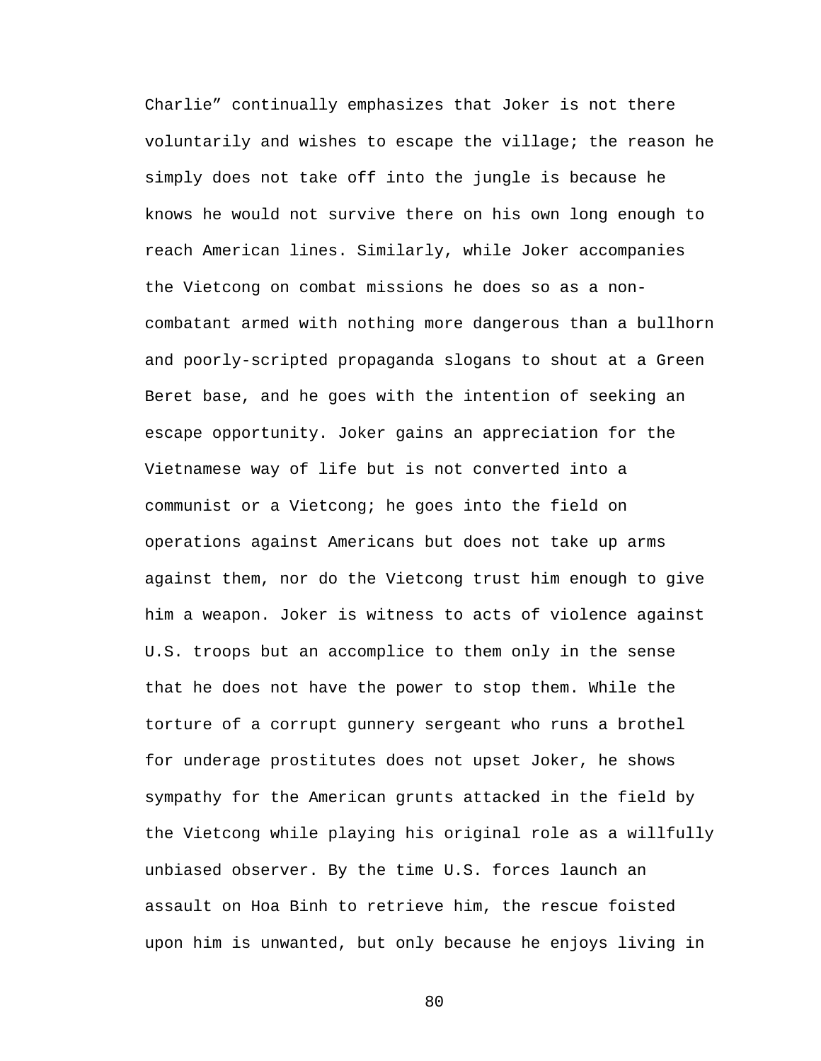Charlie” continually emphasizes that Joker is not there voluntarily and wishes to escape the village; the reason he simply does not take off into the jungle is because he knows he would not survive there on his own long enough to reach American lines. Similarly, while Joker accompanies the Vietcong on combat missions he does so as a non-combatant armed with nothing more dangerous than a bullhorn and poorly-scripted propaganda slogans to shout at a Green Beret base, and he goes with the intention of seeking an escape opportunity. Joker gains an appreciation for the Vietnamese way of life but is not converted into a communist or a Vietcong; he goes into the field on operations against Americans but does not take up arms against them, nor do the Vietcong trust him enough to give him a weapon. Joker is witness to acts of violence against U.S. troops but an accomplice to them only in the sense that he does not have the power to stop them. While the torture of a corrupt gunnery sergeant who runs a brothel for underage prostitutes does not upset Joker, he shows sympathy for the American grunts attacked in the field by the Vietcong while playing his original role as a willfully unbiased observer. By the time U.S. forces launch an assault on Hoa Binh to retrieve him, the rescue foisted upon him is unwanted, but only because he enjoys living in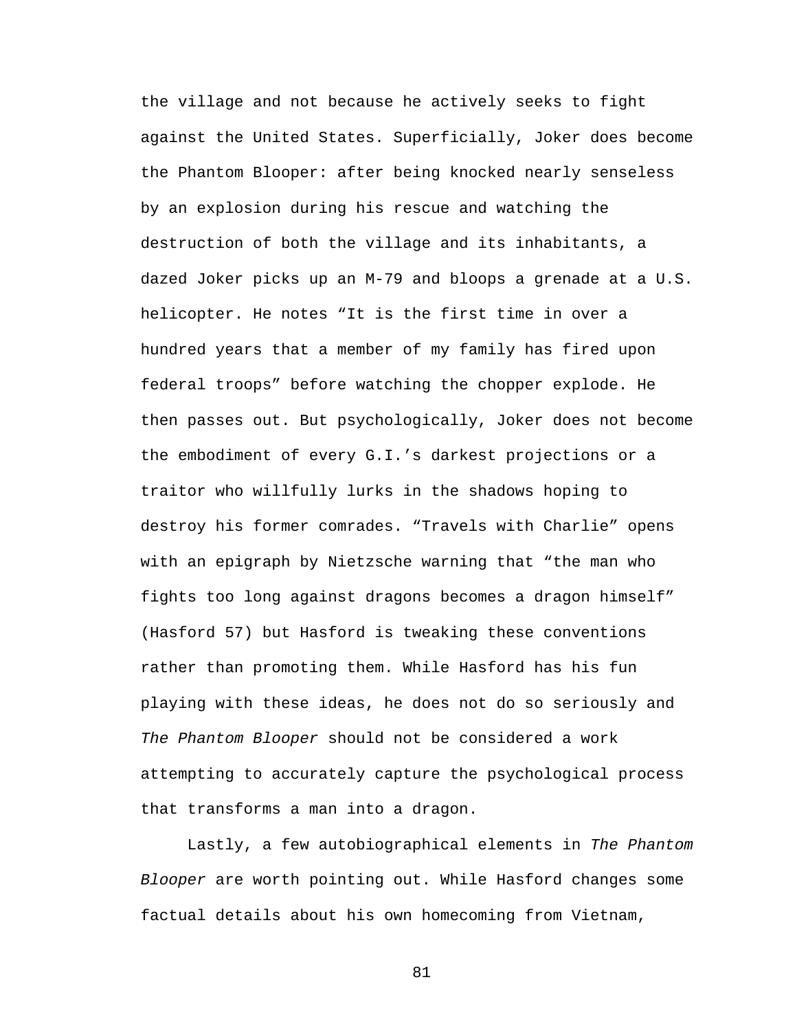the village and not because he actively seeks to fight against the United States. Superficially, Joker does become the Phantom Blooper: after being knocked nearly senseless by an explosion during his rescue and watching the destruction of both the village and its inhabitants, a dazed Joker picks up an M-79 and bloops a grenade at a U.S. helicopter. He notes "It is the first time in over a hundred years that a member of my family has fired upon federal troops" before watching the chopper explode. He then passes out. But psychologically, Joker does not become the embodiment of every G.I.'s darkest projections or a traitor who willfully lurks in the shadows hoping to destroy his former comrades. "Travels with Charlie" opens with an epigraph by Nietzsche warning that "the man who fights too long against dragons becomes a dragon himself" (Hasford 57) but Hasford is tweaking these conventions rather than promoting them. While Hasford has his fun playing with these ideas, he does not do so seriously and *The Phantom Blooper* should not be considered a work attempting to accurately capture the psychological process that transforms a man into a dragon.

Lastly, a few autobiographical elements in *The Phantom Blooper* are worth pointing out. While Hasford changes some factual details about his own homecoming from Vietnam,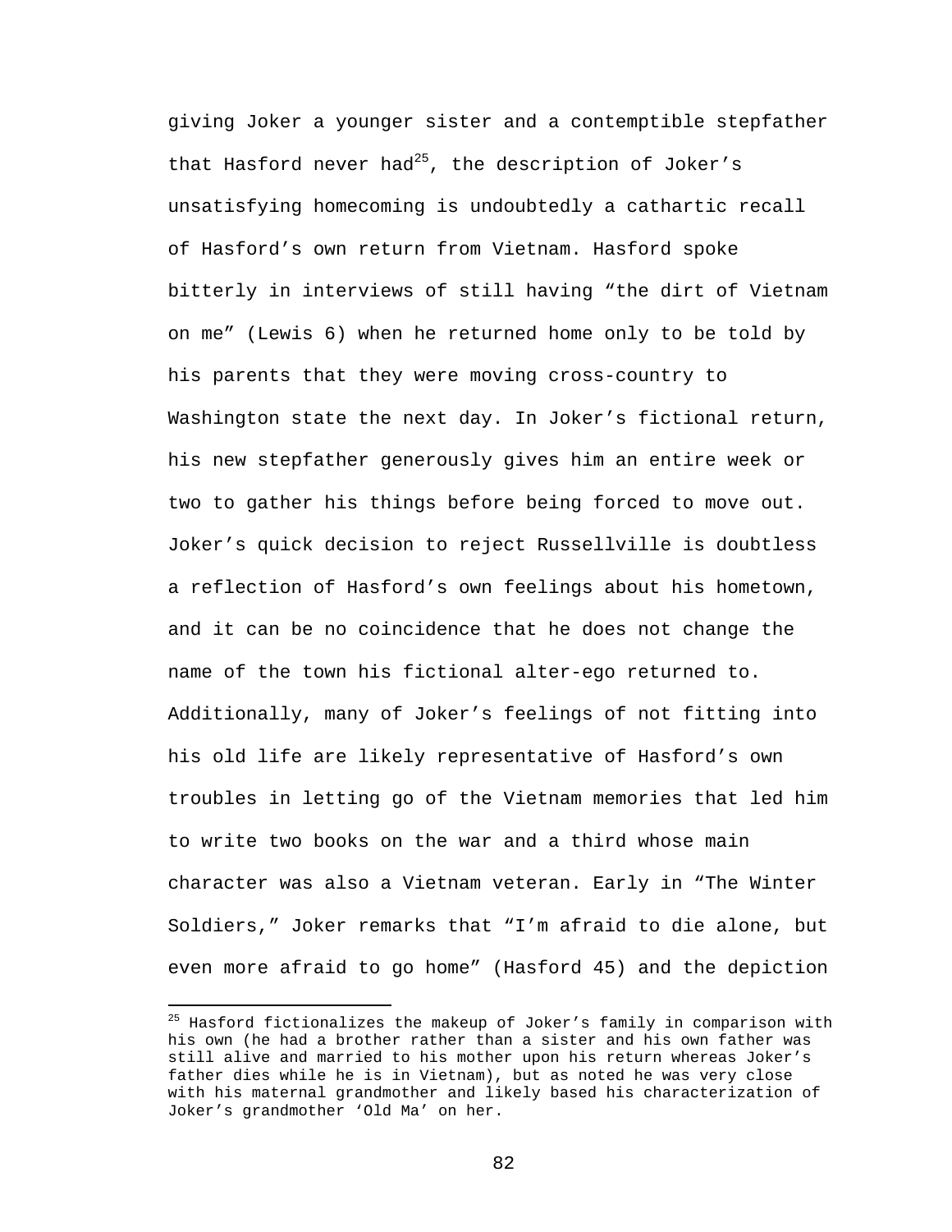giving Joker a younger sister and a contemptible stepfather that Hasford never had[25], the description of Joker's unsatisfying homecoming is undoubtedly a cathartic recall of Hasford's own return from Vietnam. Hasford spoke bitterly in interviews of still having "the dirt of Vietnam on me" (Lewis 6) when he returned home only to be told by his parents that they were moving cross-country to Washington state the next day. In Joker's fictional return, his new stepfather generously gives him an entire week or two to gather his things before being forced to move out. Joker's quick decision to reject Russellville is doubtless a reflection of Hasford's own feelings about his hometown, and it can be no coincidence that he does not change the name of the town his fictional alter-ego returned to. Additionally, many of Joker's feelings of not fitting into his old life are likely representative of Hasford's own troubles in letting go of the Vietnam memories that led him to write two books on the war and a third whose main character was also a Vietnam veteran. Early in "The Winter Soldiers," Joker remarks that "I'm afraid to die alone, but even more afraid to go home" (Hasford 45) and the depiction

[25] Hasford fictionalizes the makeup of Joker's family in comparison with his own (he had a brother rather than a sister and his own father was still alive and married to his mother upon his return whereas Joker's father dies while he is in Vietnam), but as noted he was very close with his maternal grandmother and likely based his characterization of Joker's grandmother 'Old Ma' on her.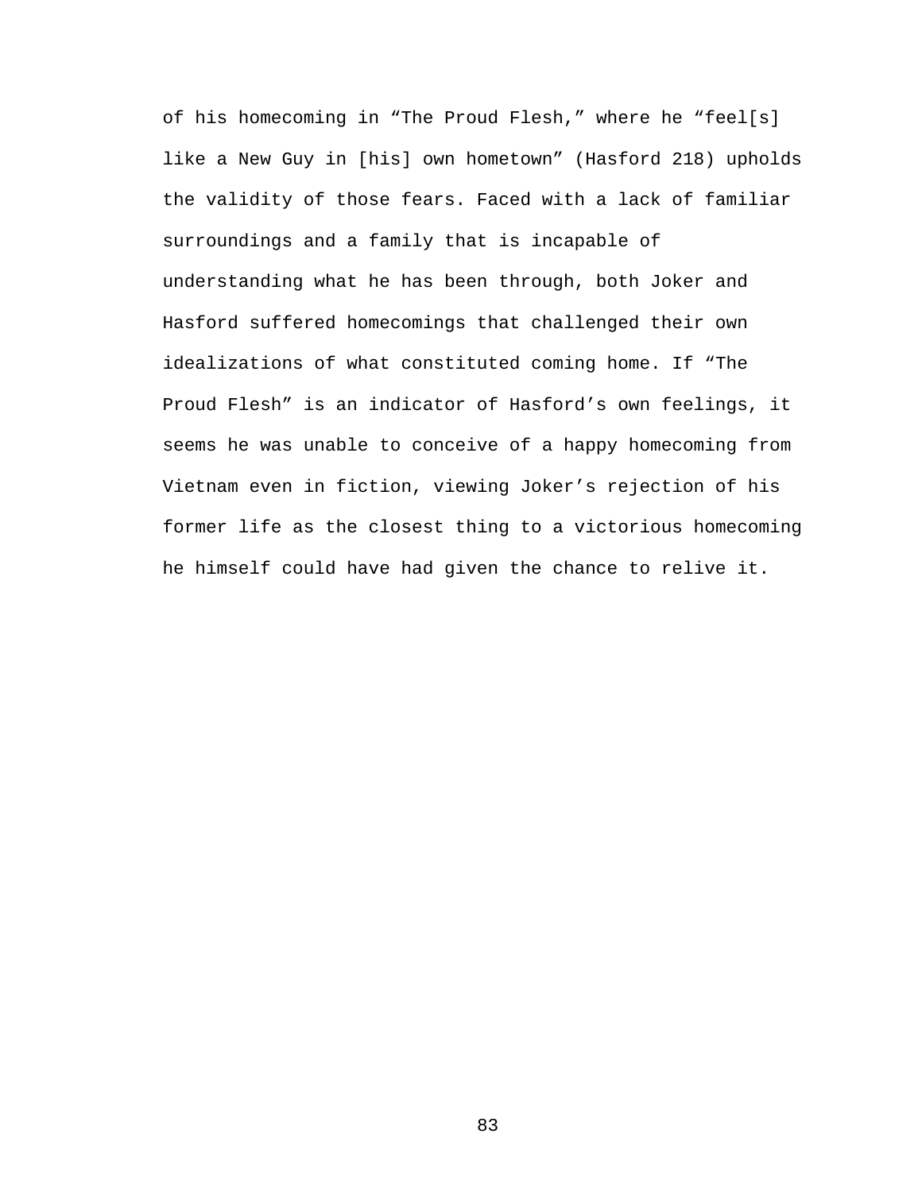of his homecoming in “The Proud Flesh,” where he “feel[s] like a New Guy in [his] own hometown” (Hasford 218) upholds the validity of those fears. Faced with a lack of familiar surroundings and a family that is incapable of understanding what he has been through, both Joker and Hasford suffered homecomings that challenged their own idealizations of what constituted coming home. If “The Proud Flesh” is an indicator of Hasford’s own feelings, it seems he was unable to conceive of a happy homecoming from Vietnam even in fiction, viewing Joker’s rejection of his former life as the closest thing to a victorious homecoming he himself could have had given the chance to relive it.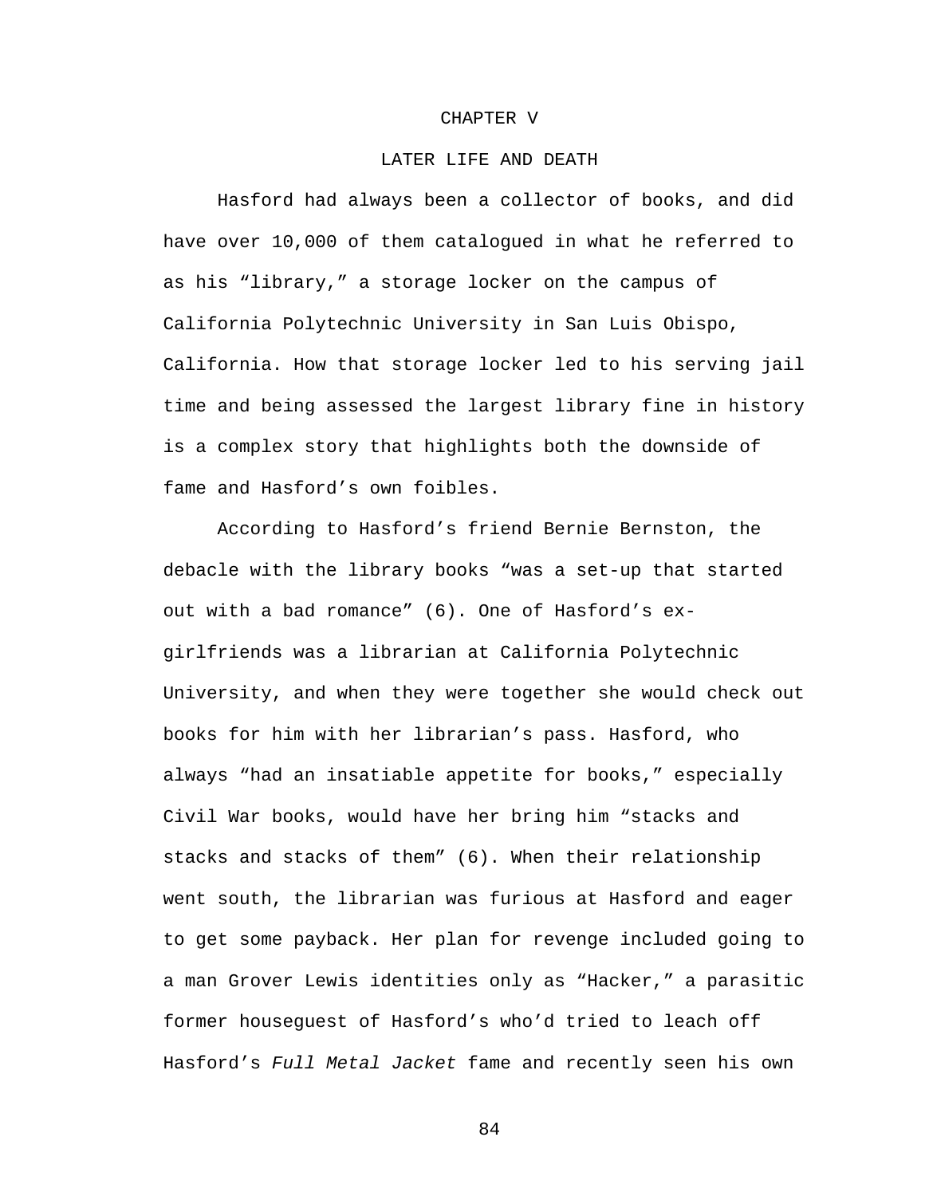# CHAPTER V

## LATER LIFE AND DEATH

Hasford had always been a collector of books, and did have over 10,000 of them catalogued in what he referred to as his "library," a storage locker on the campus of California Polytechnic University in San Luis Obispo, California. How that storage locker led to his serving jail time and being assessed the largest library fine in history is a complex story that highlights both the downside of fame and Hasford's own foibles.

According to Hasford's friend Bernie Bernston, the debacle with the library books "was a set-up that started out with a bad romance" (6). One of Hasford's ex-girlfriends was a librarian at California Polytechnic University, and when they were together she would check out books for him with her librarian's pass. Hasford, who always "had an insatiable appetite for books," especially Civil War books, would have her bring him "stacks and stacks and stacks of them" (6). When their relationship went south, the librarian was furious at Hasford and eager to get some payback. Her plan for revenge included going to a man Grover Lewis identities only as "Hacker," a parasitic former houseguest of Hasford's who'd tried to leach off Hasford's *Full Metal Jacket* fame and recently seen his own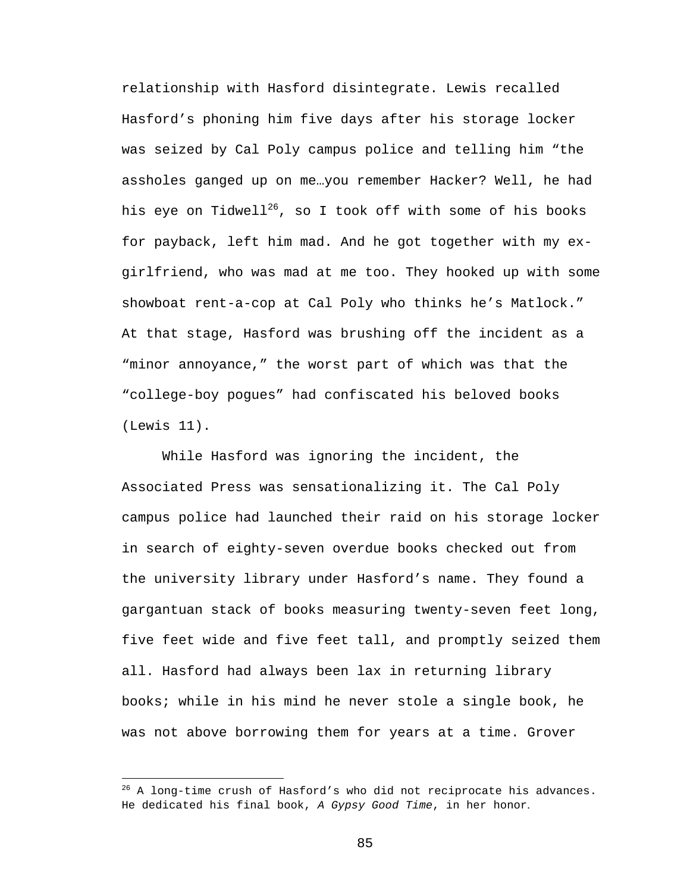relationship with Hasford disintegrate. Lewis recalled Hasford's phoning him five days after his storage locker was seized by Cal Poly campus police and telling him "the assholes ganged up on me…you remember Hacker? Well, he had his eye on Tidwell[26], so I took off with some of his books for payback, left him mad. And he got together with my ex-girlfriend, who was mad at me too. They hooked up with some showboat rent-a-cop at Cal Poly who thinks he's Matlock." At that stage, Hasford was brushing off the incident as a "minor annoyance," the worst part of which was that the "college-boy pogues" had confiscated his beloved books (Lewis 11).

While Hasford was ignoring the incident, the Associated Press was sensationalizing it. The Cal Poly campus police had launched their raid on his storage locker in search of eighty-seven overdue books checked out from the university library under Hasford's name. They found a gargantuan stack of books measuring twenty-seven feet long, five feet wide and five feet tall, and promptly seized them all. Hasford had always been lax in returning library books; while in his mind he never stole a single book, he was not above borrowing them for years at a time. Grover

[26] A long-time crush of Hasford's who did not reciprocate his advances. He dedicated his final book, *A Gypsy Good Time*, in her honor.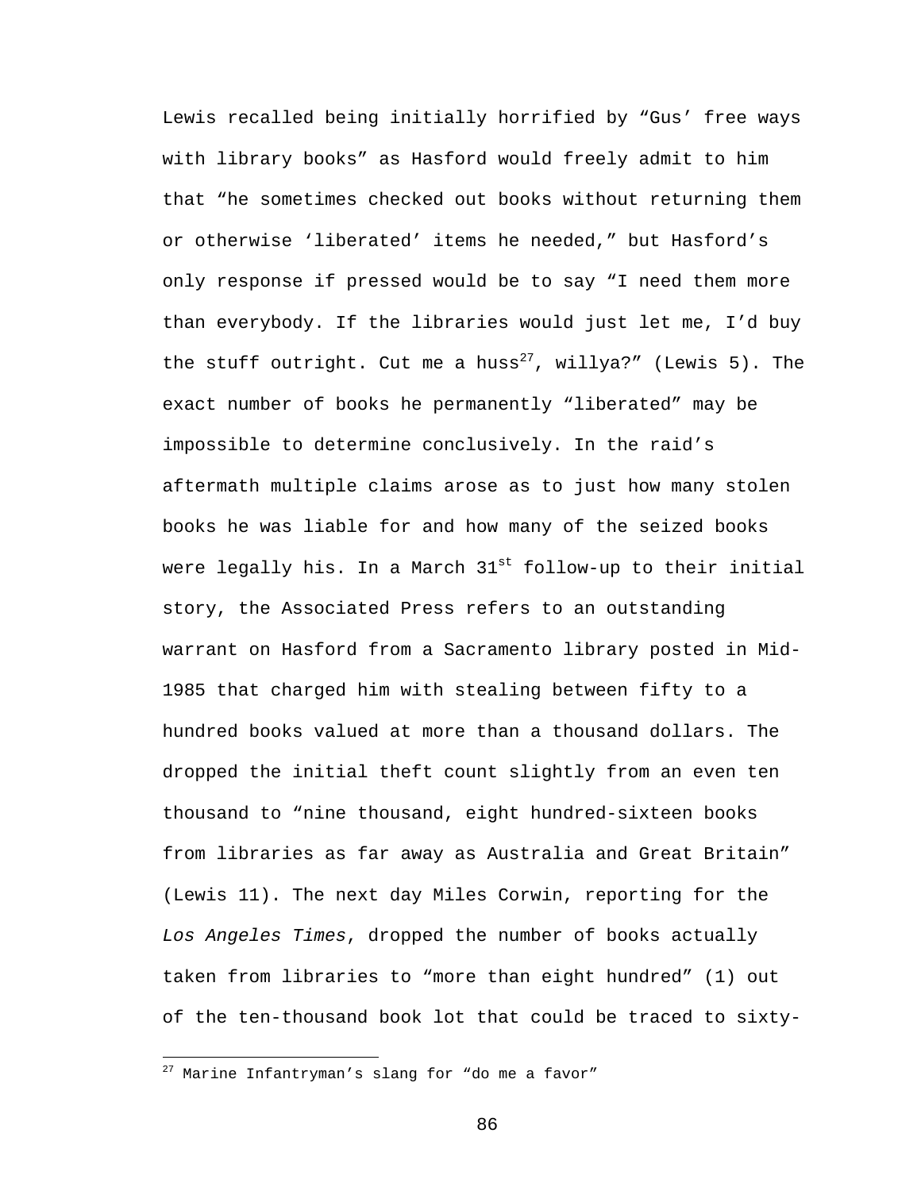Lewis recalled being initially horrified by “Gus’ free ways with library books” as Hasford would freely admit to him that “he sometimes checked out books without returning them or otherwise ‘liberated’ items he needed,” but Hasford’s only response if pressed would be to say “I need them more than everybody. If the libraries would just let me, I’d buy the stuff outright. Cut me a huss[27], willya?” (Lewis 5). The exact number of books he permanently “liberated” may be impossible to determine conclusively. In the raid’s aftermath multiple claims arose as to just how many stolen books he was liable for and how many of the seized books were legally his. In a March 31st follow-up to their initial story, the Associated Press refers to an outstanding warrant on Hasford from a Sacramento library posted in Mid-1985 that charged him with stealing between fifty to a hundred books valued at more than a thousand dollars. The dropped the initial theft count slightly from an even ten thousand to “nine thousand, eight hundred-sixteen books from libraries as far away as Australia and Great Britain” (Lewis 11). The next day Miles Corwin, reporting for the *Los Angeles Times*, dropped the number of books actually taken from libraries to “more than eight hundred” (1) out of the ten-thousand book lot that could be traced to sixty-

[27] Marine Infantryman’s slang for “do me a favor”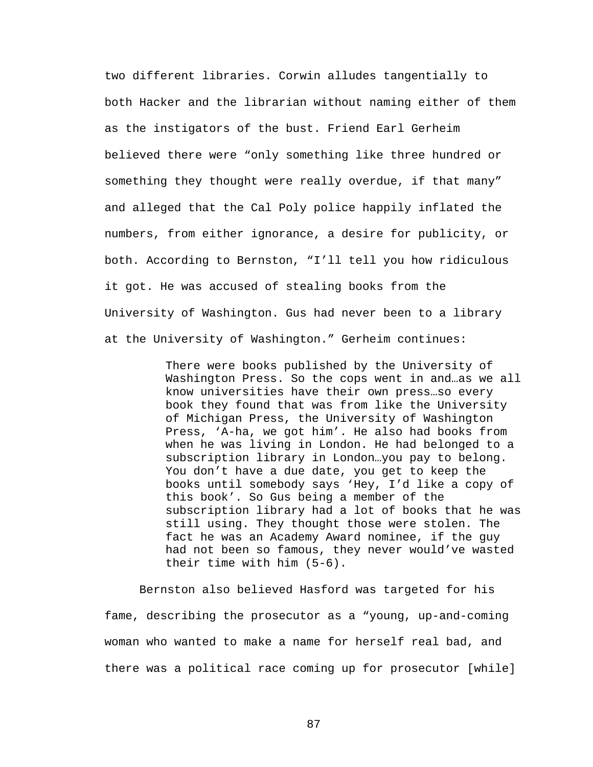two different libraries. Corwin alludes tangentially to both Hacker and the librarian without naming either of them as the instigators of the bust. Friend Earl Gerheim believed there were “only something like three hundred or something they thought were really overdue, if that many” and alleged that the Cal Poly police happily inflated the numbers, from either ignorance, a desire for publicity, or both. According to Bernston, “I’ll tell you how ridiculous it got. He was accused of stealing books from the University of Washington. Gus had never been to a library at the University of Washington.” Gerheim continues:

> There were books published by the University of Washington Press. So the cops went in and…as we all know universities have their own press…so every book they found that was from like the University of Michigan Press, the University of Washington Press, ‘A-ha, we got him’. He also had books from when he was living in London. He had belonged to a subscription library in London…you pay to belong. You don’t have a due date, you get to keep the books until somebody says ‘Hey, I’d like a copy of this book’. So Gus being a member of the subscription library had a lot of books that he was still using. They thought those were stolen. The fact he was an Academy Award nominee, if the guy had not been so famous, they never would’ve wasted their time with him (5-6).

Bernston also believed Hasford was targeted for his fame, describing the prosecutor as a “young, up-and-coming woman who wanted to make a name for herself real bad, and there was a political race coming up for prosecutor [while]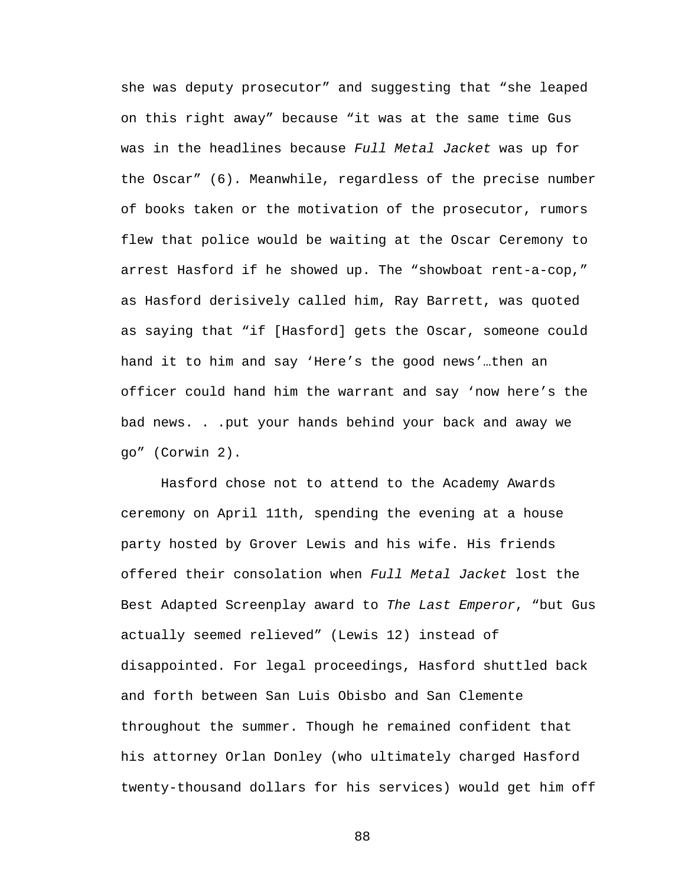she was deputy prosecutor" and suggesting that "she leaped on this right away" because "it was at the same time Gus was in the headlines because *Full Metal Jacket* was up for the Oscar" (6). Meanwhile, regardless of the precise number of books taken or the motivation of the prosecutor, rumors flew that police would be waiting at the Oscar Ceremony to arrest Hasford if he showed up. The "showboat rent-a-cop," as Hasford derisively called him, Ray Barrett, was quoted as saying that "if [Hasford] gets the Oscar, someone could hand it to him and say 'Here's the good news'…then an officer could hand him the warrant and say 'now here's the bad news. . .put your hands behind your back and away we go" (Corwin 2).

Hasford chose not to attend to the Academy Awards ceremony on April 11th, spending the evening at a house party hosted by Grover Lewis and his wife. His friends offered their consolation when *Full Metal Jacket* lost the Best Adapted Screenplay award to *The Last Emperor*, "but Gus actually seemed relieved" (Lewis 12) instead of disappointed. For legal proceedings, Hasford shuttled back and forth between San Luis Obisbo and San Clemente throughout the summer. Though he remained confident that his attorney Orlan Donley (who ultimately charged Hasford twenty-thousand dollars for his services) would get him off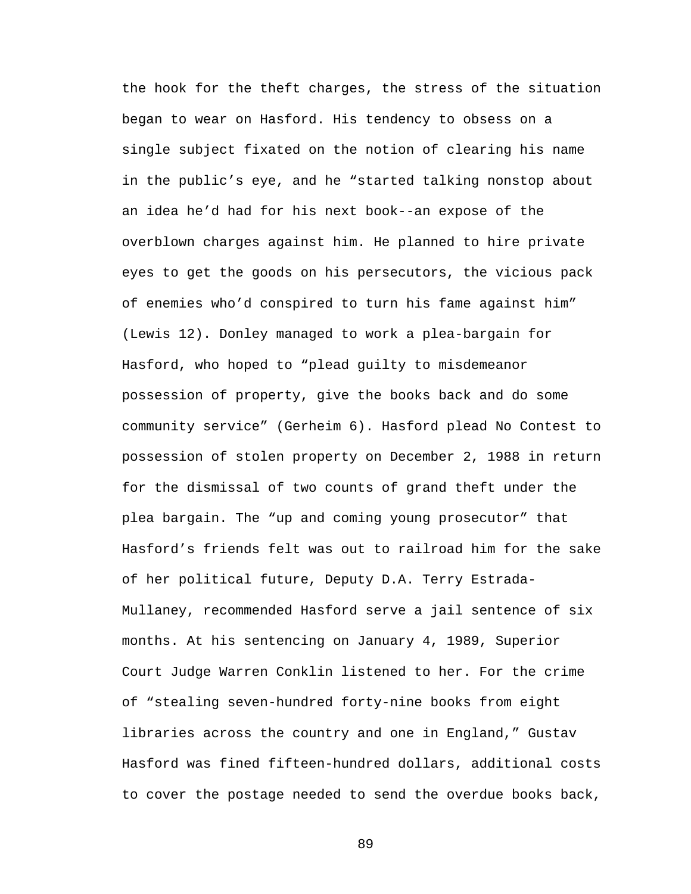the hook for the theft charges, the stress of the situation began to wear on Hasford. His tendency to obsess on a single subject fixated on the notion of clearing his name in the public's eye, and he "started talking nonstop about an idea he'd had for his next book--an expose of the overblown charges against him. He planned to hire private eyes to get the goods on his persecutors, the vicious pack of enemies who'd conspired to turn his fame against him" (Lewis 12). Donley managed to work a plea-bargain for Hasford, who hoped to "plead guilty to misdemeanor possession of property, give the books back and do some community service" (Gerheim 6). Hasford plead No Contest to possession of stolen property on December 2, 1988 in return for the dismissal of two counts of grand theft under the plea bargain. The "up and coming young prosecutor" that Hasford's friends felt was out to railroad him for the sake of her political future, Deputy D.A. Terry Estrada-Mullaney, recommended Hasford serve a jail sentence of six months. At his sentencing on January 4, 1989, Superior Court Judge Warren Conklin listened to her. For the crime of "stealing seven-hundred forty-nine books from eight libraries across the country and one in England," Gustav Hasford was fined fifteen-hundred dollars, additional costs to cover the postage needed to send the overdue books back,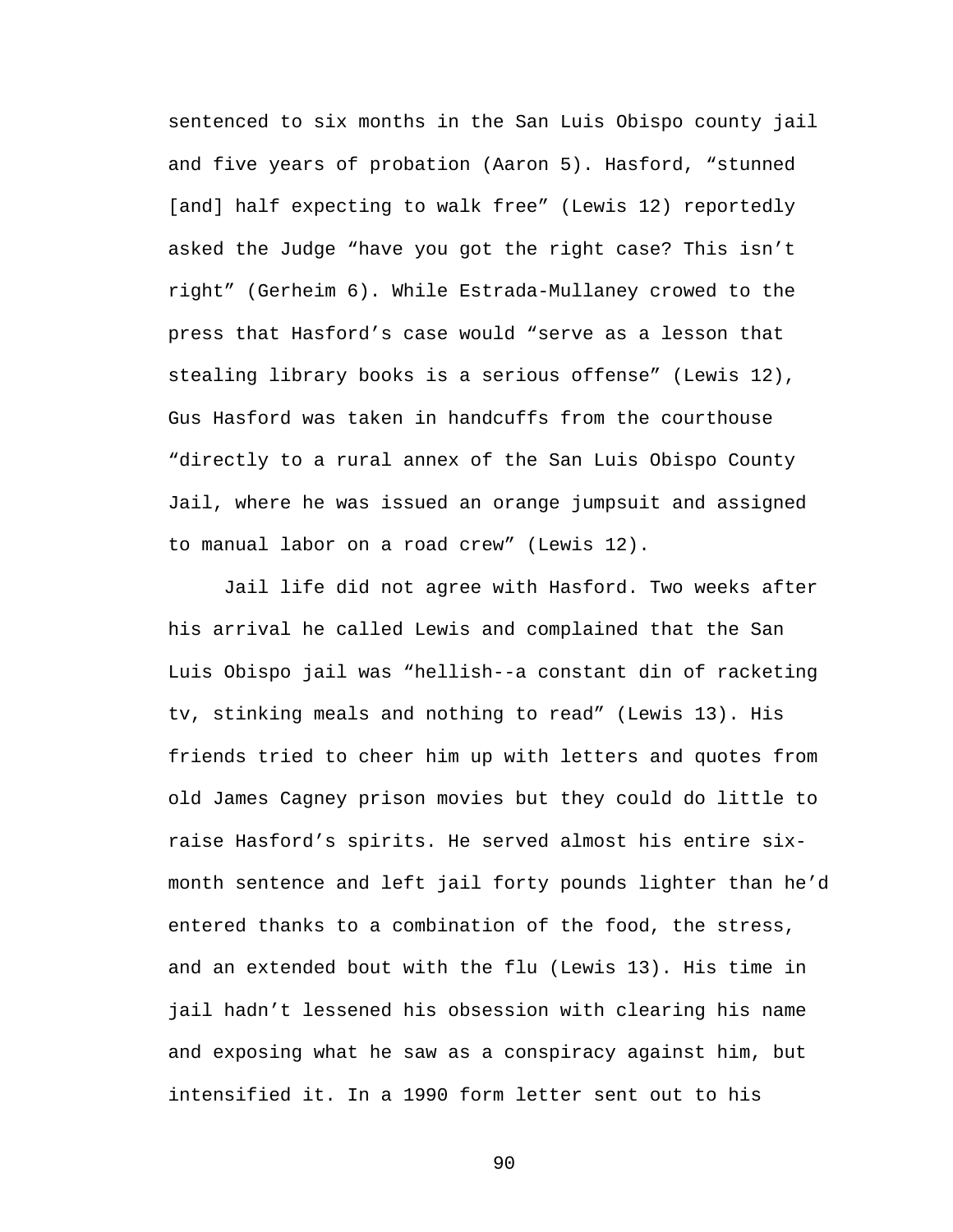sentenced to six months in the San Luis Obispo county jail and five years of probation (Aaron 5). Hasford, "stunned [and] half expecting to walk free" (Lewis 12) reportedly asked the Judge "have you got the right case? This isn't right" (Gerheim 6). While Estrada-Mullaney crowed to the press that Hasford's case would "serve as a lesson that stealing library books is a serious offense" (Lewis 12), Gus Hasford was taken in handcuffs from the courthouse "directly to a rural annex of the San Luis Obispo County Jail, where he was issued an orange jumpsuit and assigned to manual labor on a road crew" (Lewis 12).

Jail life did not agree with Hasford. Two weeks after his arrival he called Lewis and complained that the San Luis Obispo jail was "hellish--a constant din of racketing tv, stinking meals and nothing to read" (Lewis 13). His friends tried to cheer him up with letters and quotes from old James Cagney prison movies but they could do little to raise Hasford's spirits. He served almost his entire six-month sentence and left jail forty pounds lighter than he'd entered thanks to a combination of the food, the stress, and an extended bout with the flu (Lewis 13). His time in jail hadn't lessened his obsession with clearing his name and exposing what he saw as a conspiracy against him, but intensified it. In a 1990 form letter sent out to his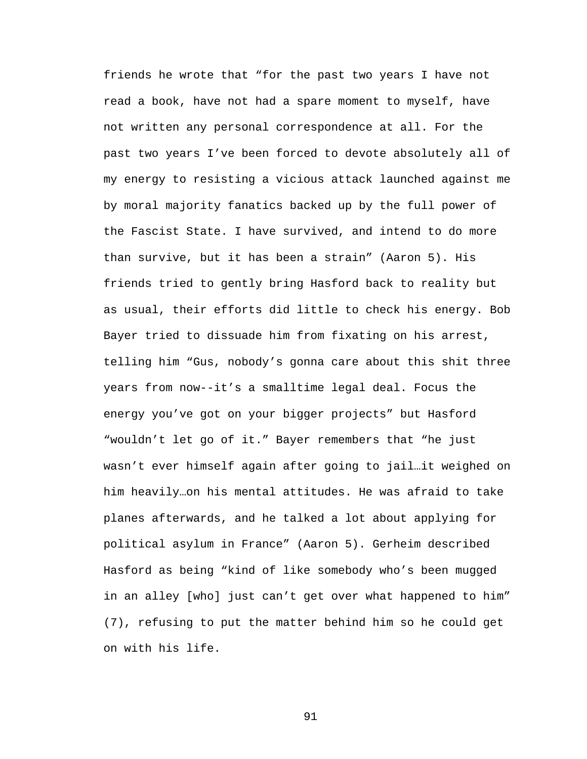friends he wrote that “for the past two years I have not read a book, have not had a spare moment to myself, have not written any personal correspondence at all. For the past two years I’ve been forced to devote absolutely all of my energy to resisting a vicious attack launched against me by moral majority fanatics backed up by the full power of the Fascist State. I have survived, and intend to do more than survive, but it has been a strain” (Aaron 5). His friends tried to gently bring Hasford back to reality but as usual, their efforts did little to check his energy. Bob Bayer tried to dissuade him from fixating on his arrest, telling him “Gus, nobody’s gonna care about this shit three years from now--it’s a smalltime legal deal. Focus the energy you’ve got on your bigger projects” but Hasford “wouldn’t let go of it.” Bayer remembers that “he just wasn’t ever himself again after going to jail…it weighed on him heavily…on his mental attitudes. He was afraid to take planes afterwards, and he talked a lot about applying for political asylum in France” (Aaron 5). Gerheim described Hasford as being “kind of like somebody who’s been mugged in an alley [who] just can’t get over what happened to him” (7), refusing to put the matter behind him so he could get on with his life.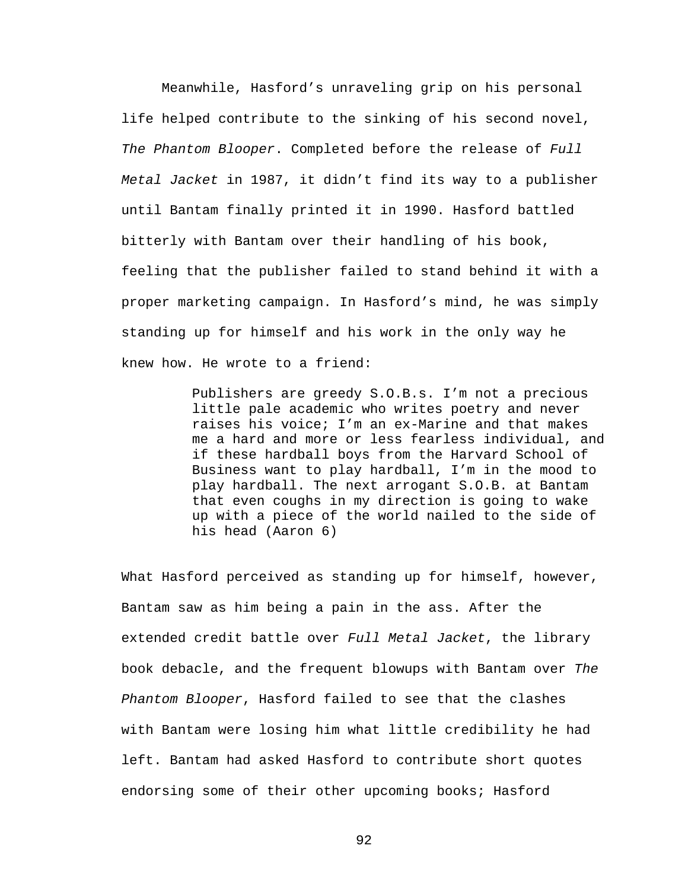Meanwhile, Hasford's unraveling grip on his personal life helped contribute to the sinking of his second novel, *The Phantom Blooper*. Completed before the release of *Full Metal Jacket* in 1987, it didn't find its way to a publisher until Bantam finally printed it in 1990. Hasford battled bitterly with Bantam over their handling of his book, feeling that the publisher failed to stand behind it with a proper marketing campaign. In Hasford's mind, he was simply standing up for himself and his work in the only way he knew how. He wrote to a friend:

> Publishers are greedy S.O.B.s. I'm not a precious little pale academic who writes poetry and never raises his voice; I'm an ex-Marine and that makes me a hard and more or less fearless individual, and if these hardball boys from the Harvard School of Business want to play hardball, I'm in the mood to play hardball. The next arrogant S.O.B. at Bantam that even coughs in my direction is going to wake up with a piece of the world nailed to the side of his head (Aaron 6)

What Hasford perceived as standing up for himself, however, Bantam saw as him being a pain in the ass. After the extended credit battle over *Full Metal Jacket*, the library book debacle, and the frequent blowups with Bantam over *The Phantom Blooper*, Hasford failed to see that the clashes with Bantam were losing him what little credibility he had left. Bantam had asked Hasford to contribute short quotes endorsing some of their other upcoming books; Hasford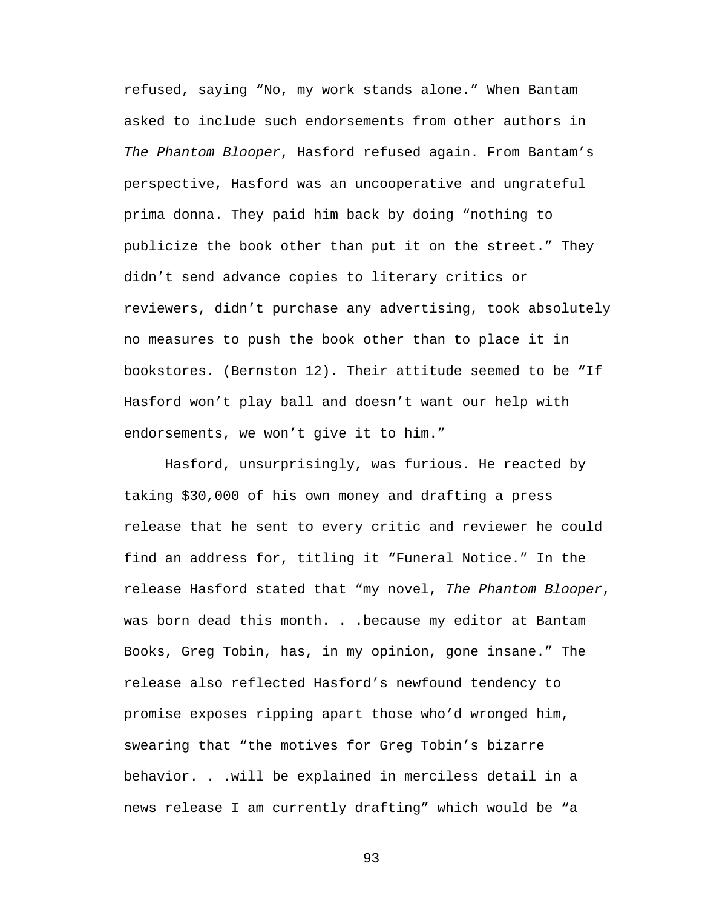refused, saying "No, my work stands alone." When Bantam asked to include such endorsements from other authors in *The Phantom Blooper*, Hasford refused again. From Bantam's perspective, Hasford was an uncooperative and ungrateful prima donna. They paid him back by doing "nothing to publicize the book other than put it on the street." They didn't send advance copies to literary critics or reviewers, didn't purchase any advertising, took absolutely no measures to push the book other than to place it in bookstores. (Bernston 12). Their attitude seemed to be "If Hasford won't play ball and doesn't want our help with endorsements, we won't give it to him."

Hasford, unsurprisingly, was furious. He reacted by taking $30,000 of his own money and drafting a press release that he sent to every critic and reviewer he could find an address for, titling it "Funeral Notice." In the release Hasford stated that "my novel, *The Phantom Blooper*, was born dead this month. . .because my editor at Bantam Books, Greg Tobin, has, in my opinion, gone insane." The release also reflected Hasford's newfound tendency to promise exposes ripping apart those who'd wronged him, swearing that "the motives for Greg Tobin's bizarre behavior. . .will be explained in merciless detail in a news release I am currently drafting" which would be "a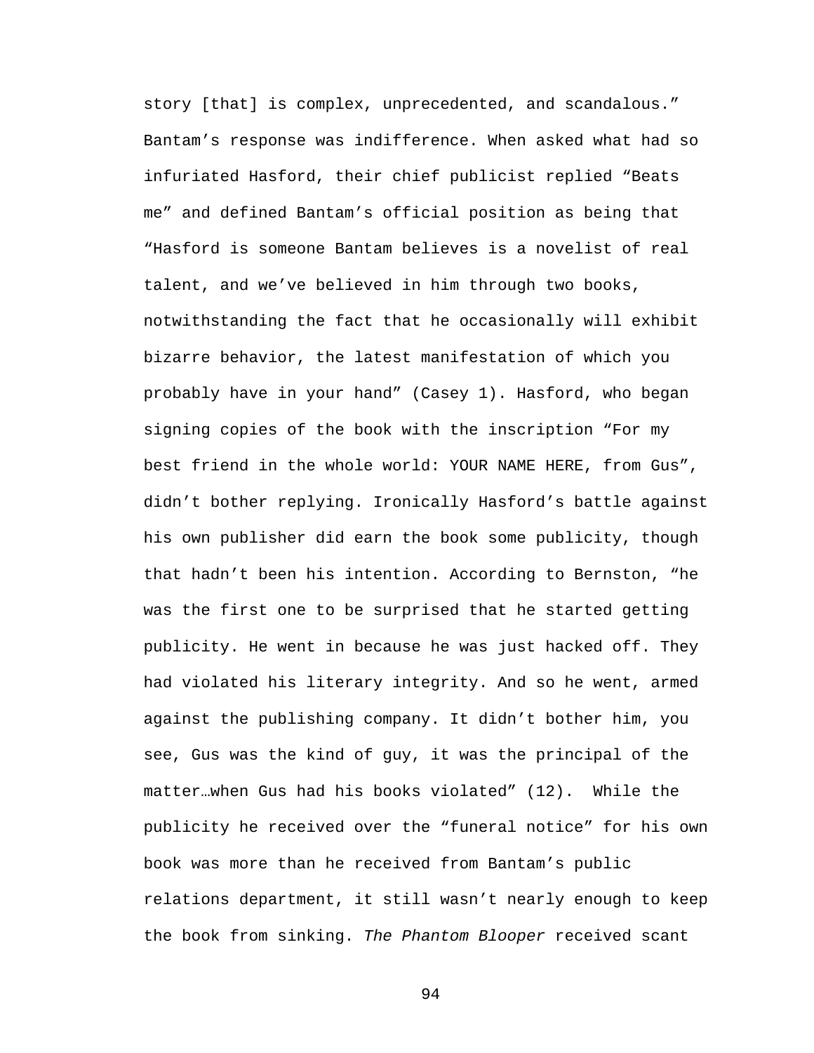story [that] is complex, unprecedented, and scandalous." Bantam's response was indifference. When asked what had so infuriated Hasford, their chief publicist replied "Beats me" and defined Bantam's official position as being that "Hasford is someone Bantam believes is a novelist of real talent, and we've believed in him through two books, notwithstanding the fact that he occasionally will exhibit bizarre behavior, the latest manifestation of which you probably have in your hand" (Casey 1). Hasford, who began signing copies of the book with the inscription "For my best friend in the whole world: YOUR NAME HERE, from Gus", didn't bother replying. Ironically Hasford's battle against his own publisher did earn the book some publicity, though that hadn't been his intention. According to Bernston, "he was the first one to be surprised that he started getting publicity. He went in because he was just hacked off. They had violated his literary integrity. And so he went, armed against the publishing company. It didn't bother him, you see, Gus was the kind of guy, it was the principal of the matter…when Gus had his books violated" (12). While the publicity he received over the "funeral notice" for his own book was more than he received from Bantam's public relations department, it still wasn't nearly enough to keep the book from sinking. *The Phantom Blooper* received scant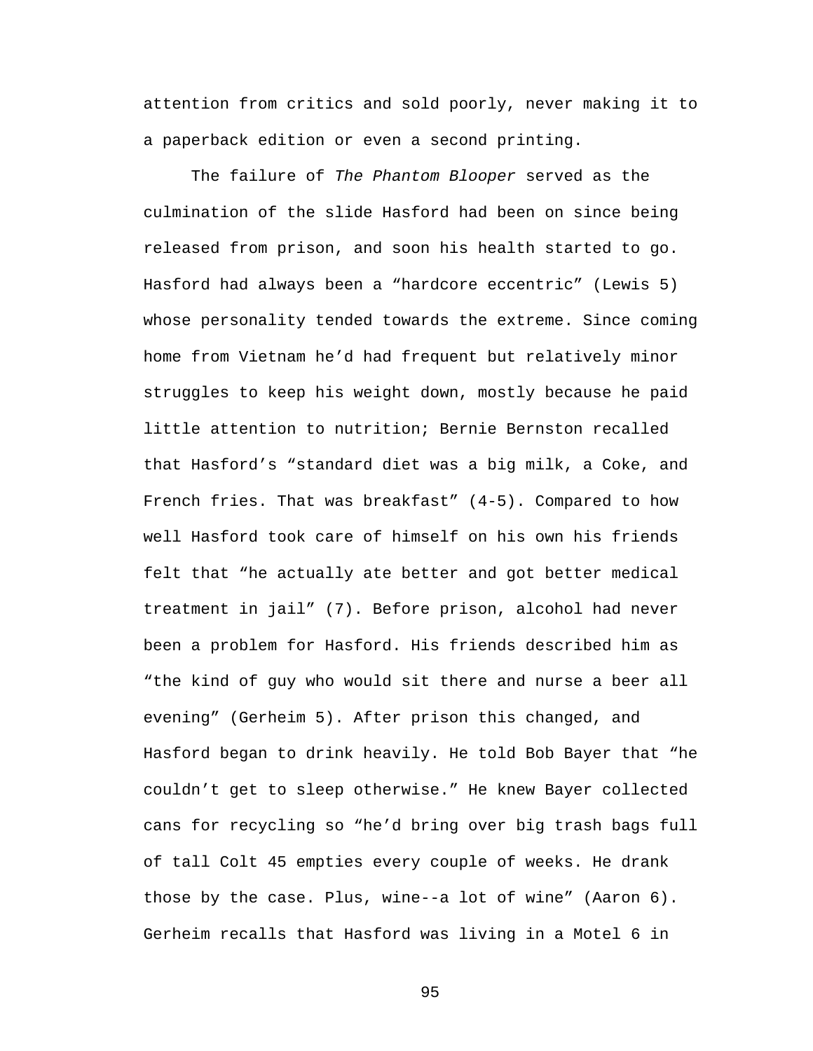attention from critics and sold poorly, never making it to a paperback edition or even a second printing.

The failure of *The Phantom Blooper* served as the culmination of the slide Hasford had been on since being released from prison, and soon his health started to go. Hasford had always been a “hardcore eccentric” (Lewis 5) whose personality tended towards the extreme. Since coming home from Vietnam he’d had frequent but relatively minor struggles to keep his weight down, mostly because he paid little attention to nutrition; Bernie Bernston recalled that Hasford’s “standard diet was a big milk, a Coke, and French fries. That was breakfast” (4-5). Compared to how well Hasford took care of himself on his own his friends felt that “he actually ate better and got better medical treatment in jail” (7). Before prison, alcohol had never been a problem for Hasford. His friends described him as “the kind of guy who would sit there and nurse a beer all evening” (Gerheim 5). After prison this changed, and Hasford began to drink heavily. He told Bob Bayer that “he couldn’t get to sleep otherwise.” He knew Bayer collected cans for recycling so “he’d bring over big trash bags full of tall Colt 45 empties every couple of weeks. He drank those by the case. Plus, wine--a lot of wine” (Aaron 6). Gerheim recalls that Hasford was living in a Motel 6 in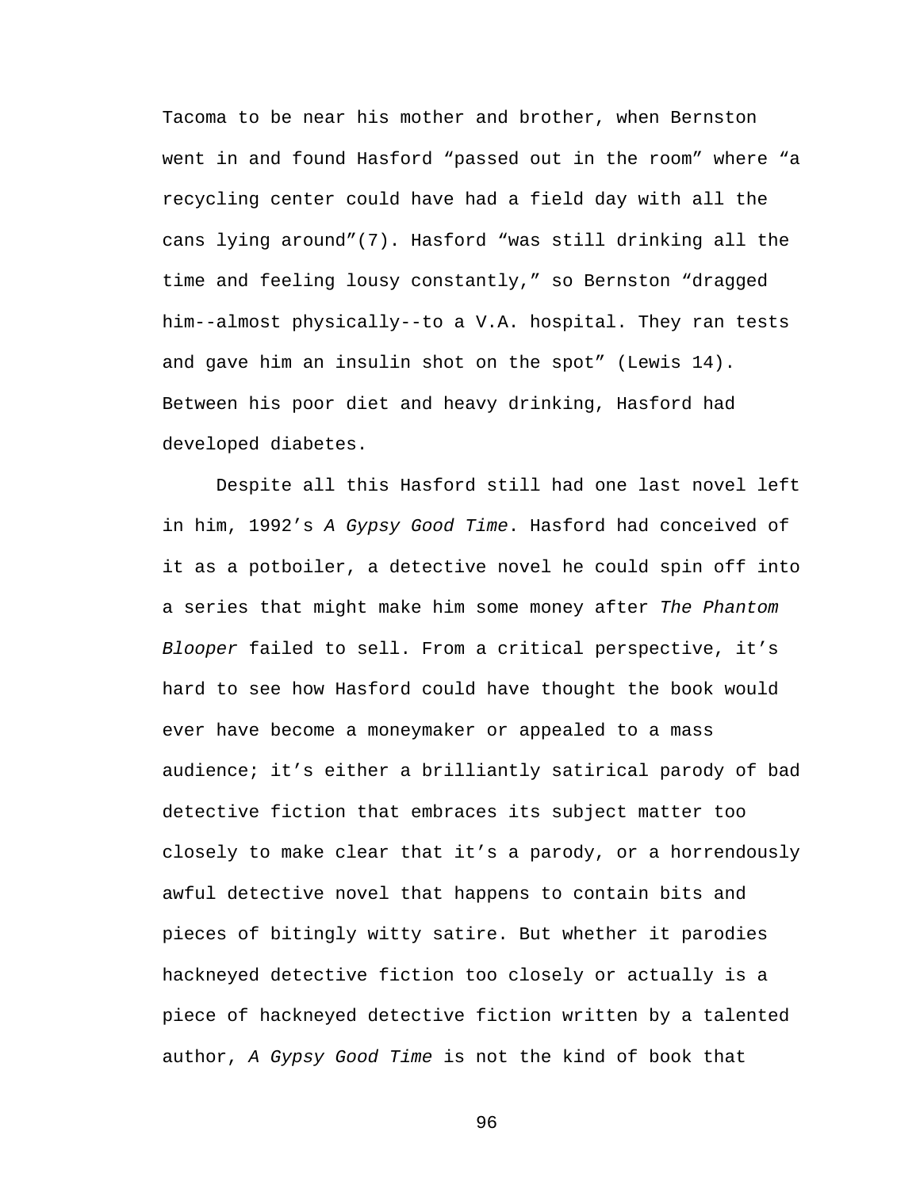Tacoma to be near his mother and brother, when Bernston went in and found Hasford "passed out in the room" where "a recycling center could have had a field day with all the cans lying around"(7). Hasford "was still drinking all the time and feeling lousy constantly," so Bernston "dragged him--almost physically--to a V.A. hospital. They ran tests and gave him an insulin shot on the spot" (Lewis 14). Between his poor diet and heavy drinking, Hasford had developed diabetes.

Despite all this Hasford still had one last novel left in him, 1992's *A Gypsy Good Time*. Hasford had conceived of it as a potboiler, a detective novel he could spin off into a series that might make him some money after *The Phantom Blooper* failed to sell. From a critical perspective, it's hard to see how Hasford could have thought the book would ever have become a moneymaker or appealed to a mass audience; it's either a brilliantly satirical parody of bad detective fiction that embraces its subject matter too closely to make clear that it's a parody, or a horrendously awful detective novel that happens to contain bits and pieces of bitingly witty satire. But whether it parodies hackneyed detective fiction too closely or actually is a piece of hackneyed detective fiction written by a talented author, *A Gypsy Good Time* is not the kind of book that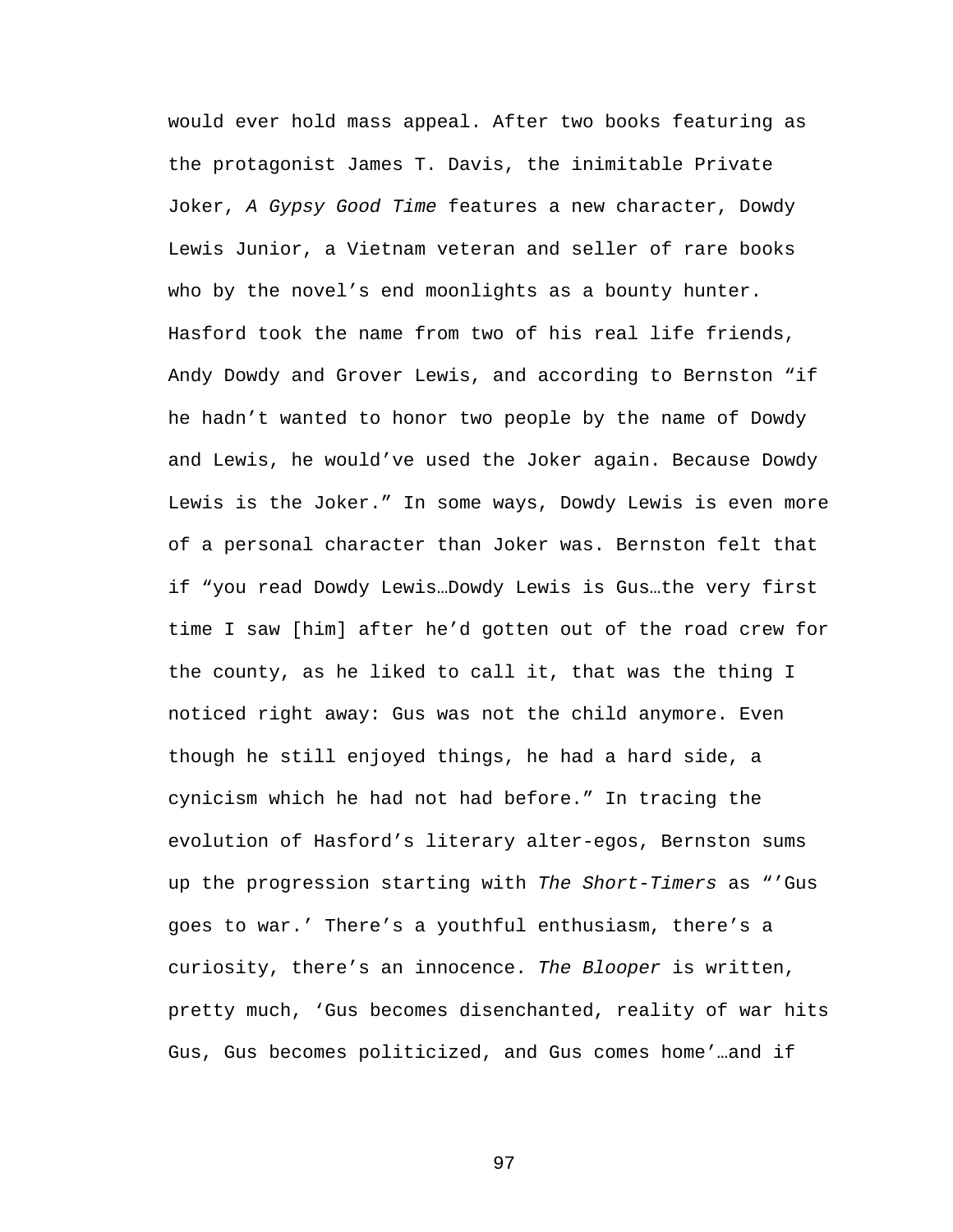would ever hold mass appeal. After two books featuring as the protagonist James T. Davis, the inimitable Private Joker, *A Gypsy Good Time* features a new character, Dowdy Lewis Junior, a Vietnam veteran and seller of rare books who by the novel's end moonlights as a bounty hunter. Hasford took the name from two of his real life friends, Andy Dowdy and Grover Lewis, and according to Bernston "if he hadn't wanted to honor two people by the name of Dowdy and Lewis, he would've used the Joker again. Because Dowdy Lewis is the Joker." In some ways, Dowdy Lewis is even more of a personal character than Joker was. Bernston felt that if "you read Dowdy Lewis…Dowdy Lewis is Gus…the very first time I saw [him] after he'd gotten out of the road crew for the county, as he liked to call it, that was the thing I noticed right away: Gus was not the child anymore. Even though he still enjoyed things, he had a hard side, a cynicism which he had not had before." In tracing the evolution of Hasford's literary alter-egos, Bernston sums up the progression starting with *The Short-Timers* as "'Gus goes to war.' There's a youthful enthusiasm, there's a curiosity, there's an innocence. *The Blooper* is written, pretty much, 'Gus becomes disenchanted, reality of war hits Gus, Gus becomes politicized, and Gus comes home'…and if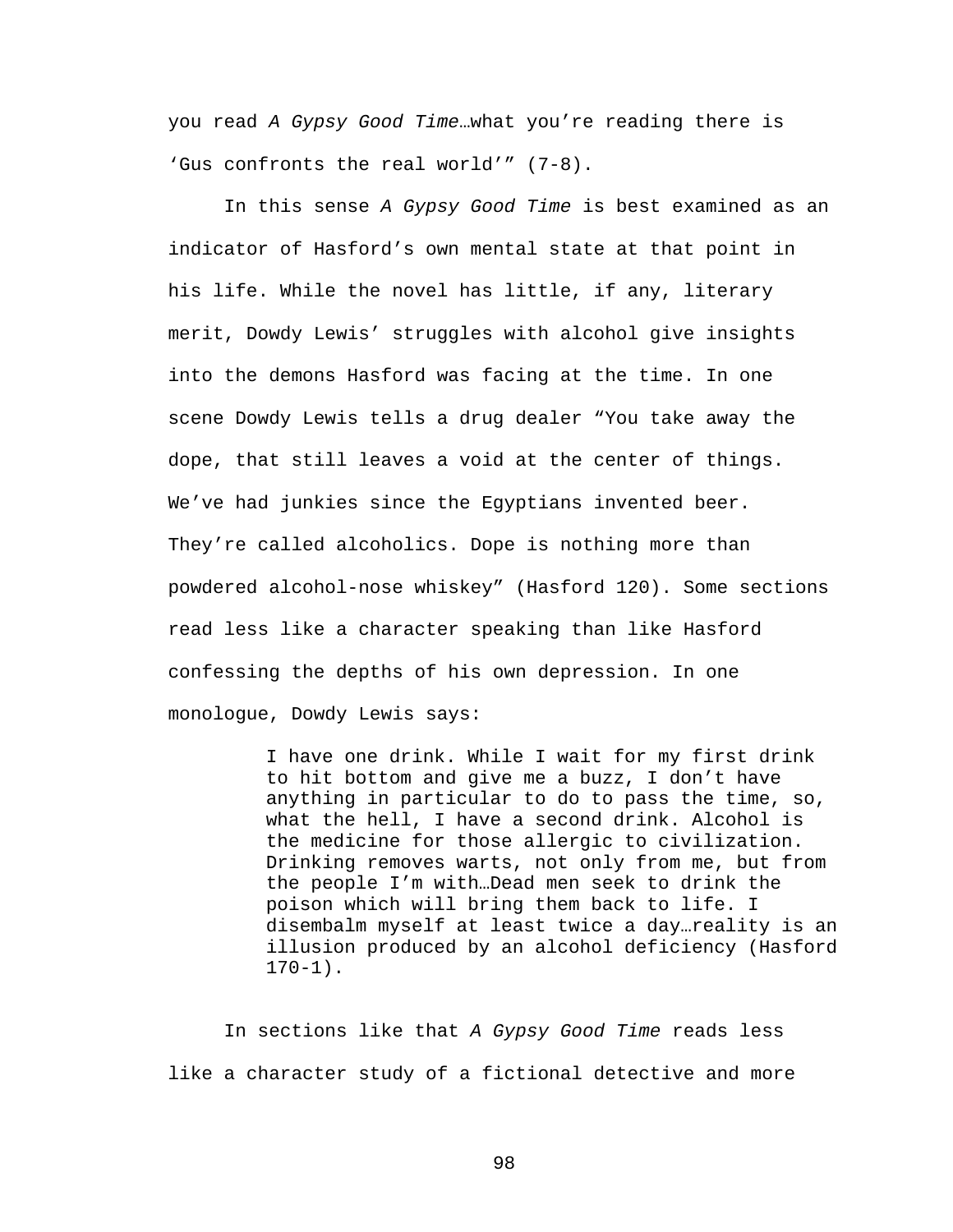you read *A Gypsy Good Time*…what you're reading there is 'Gus confronts the real world'" (7-8).

In this sense *A Gypsy Good Time* is best examined as an indicator of Hasford's own mental state at that point in his life. While the novel has little, if any, literary merit, Dowdy Lewis' struggles with alcohol give insights into the demons Hasford was facing at the time. In one scene Dowdy Lewis tells a drug dealer "You take away the dope, that still leaves a void at the center of things. We've had junkies since the Egyptians invented beer. They're called alcoholics. Dope is nothing more than powdered alcohol-nose whiskey" (Hasford 120). Some sections read less like a character speaking than like Hasford confessing the depths of his own depression. In one monologue, Dowdy Lewis says:

> I have one drink. While I wait for my first drink to hit bottom and give me a buzz, I don't have anything in particular to do to pass the time, so, what the hell, I have a second drink. Alcohol is the medicine for those allergic to civilization. Drinking removes warts, not only from me, but from the people I'm with…Dead men seek to drink the poison which will bring them back to life. I disembalm myself at least twice a day…reality is an illusion produced by an alcohol deficiency (Hasford 170-1).

In sections like that *A Gypsy Good Time* reads less like a character study of a fictional detective and more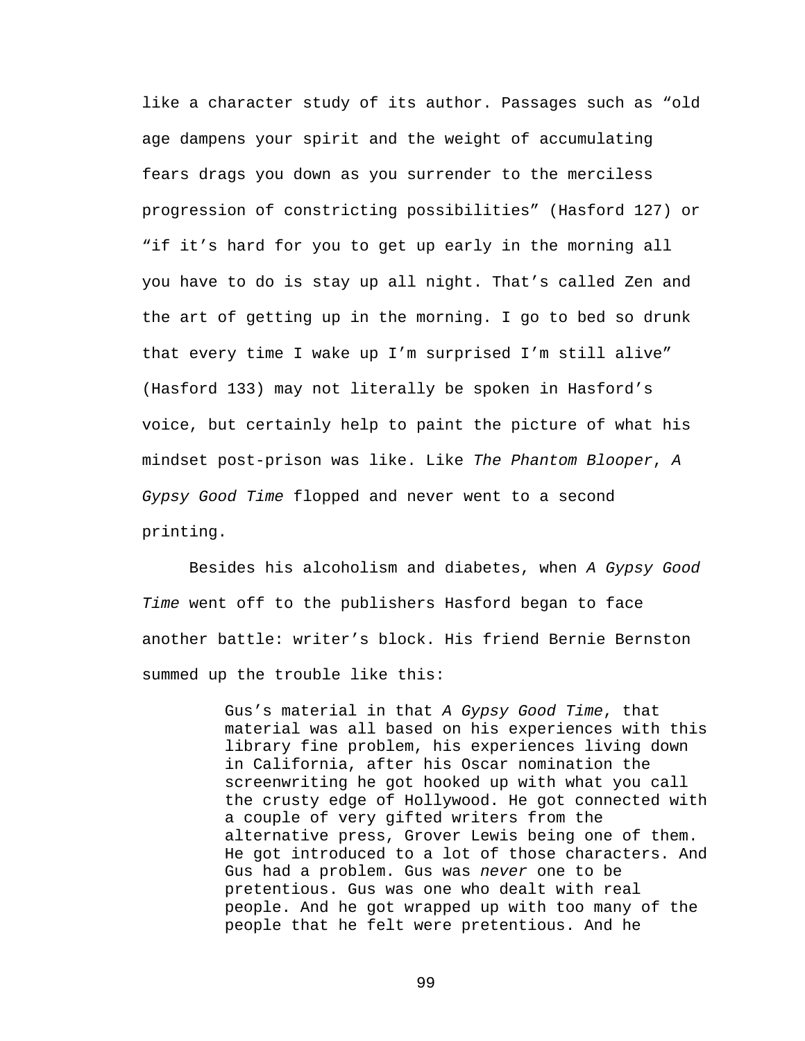like a character study of its author. Passages such as “old age dampens your spirit and the weight of accumulating fears drags you down as you surrender to the merciless progression of constricting possibilities” (Hasford 127) or “if it’s hard for you to get up early in the morning all you have to do is stay up all night. That’s called Zen and the art of getting up in the morning. I go to bed so drunk that every time I wake up I’m surprised I’m still alive” (Hasford 133) may not literally be spoken in Hasford’s voice, but certainly help to paint the picture of what his mindset post-prison was like. Like *The Phantom Blooper*, *A Gypsy Good Time* flopped and never went to a second printing.

Besides his alcoholism and diabetes, when *A Gypsy Good Time* went off to the publishers Hasford began to face another battle: writer’s block. His friend Bernie Bernston summed up the trouble like this:

> Gus’s material in that *A Gypsy Good Time*, that material was all based on his experiences with this library fine problem, his experiences living down in California, after his Oscar nomination the screenwriting he got hooked up with what you call the crusty edge of Hollywood. He got connected with a couple of very gifted writers from the alternative press, Grover Lewis being one of them. He got introduced to a lot of those characters. And Gus had a problem. Gus was *never* one to be pretentious. Gus was one who dealt with real people. And he got wrapped up with too many of the people that he felt were pretentious. And he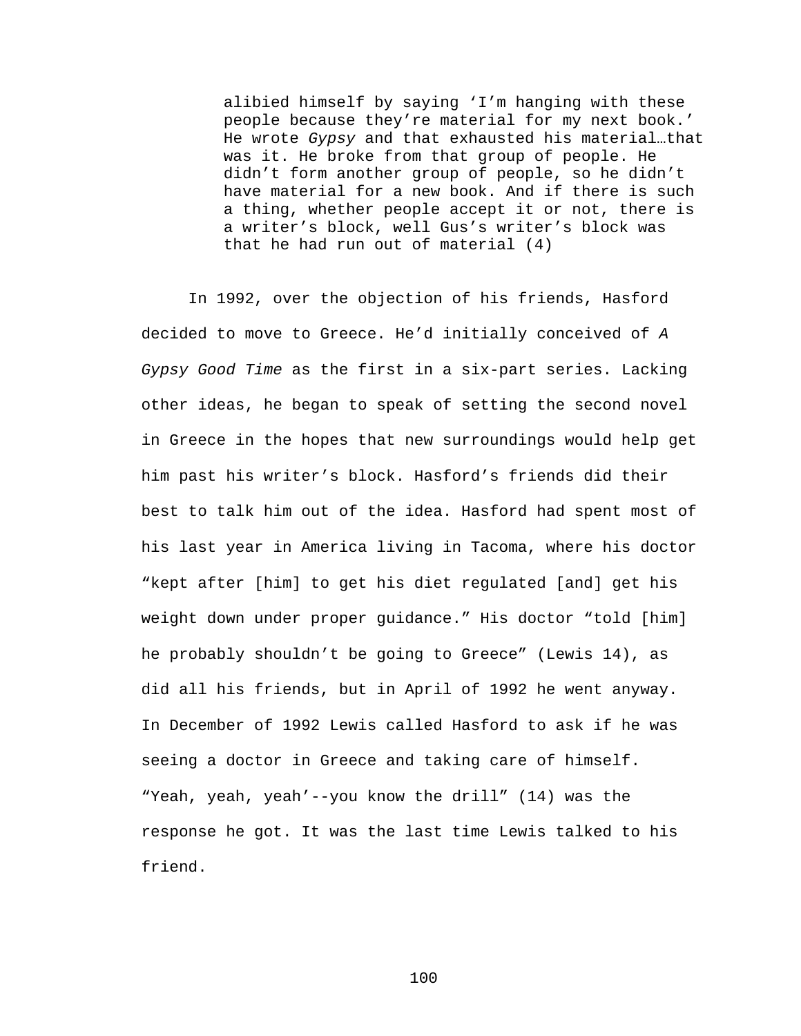> alibied himself by saying 'I'm hanging with these people because they're material for my next book.' He wrote *Gypsy* and that exhausted his material…that was it. He broke from that group of people. He didn't form another group of people, so he didn't have material for a new book. And if there is such a thing, whether people accept it or not, there is a writer's block, well Gus's writer's block was that he had run out of material (4)

In 1992, over the objection of his friends, Hasford decided to move to Greece. He'd initially conceived of *A Gypsy Good Time* as the first in a six-part series. Lacking other ideas, he began to speak of setting the second novel in Greece in the hopes that new surroundings would help get him past his writer's block. Hasford's friends did their best to talk him out of the idea. Hasford had spent most of his last year in America living in Tacoma, where his doctor "kept after [him] to get his diet regulated [and] get his weight down under proper guidance." His doctor "told [him] he probably shouldn't be going to Greece" (Lewis 14), as did all his friends, but in April of 1992 he went anyway. In December of 1992 Lewis called Hasford to ask if he was seeing a doctor in Greece and taking care of himself. "Yeah, yeah, yeah'--you know the drill" (14) was the response he got. It was the last time Lewis talked to his friend.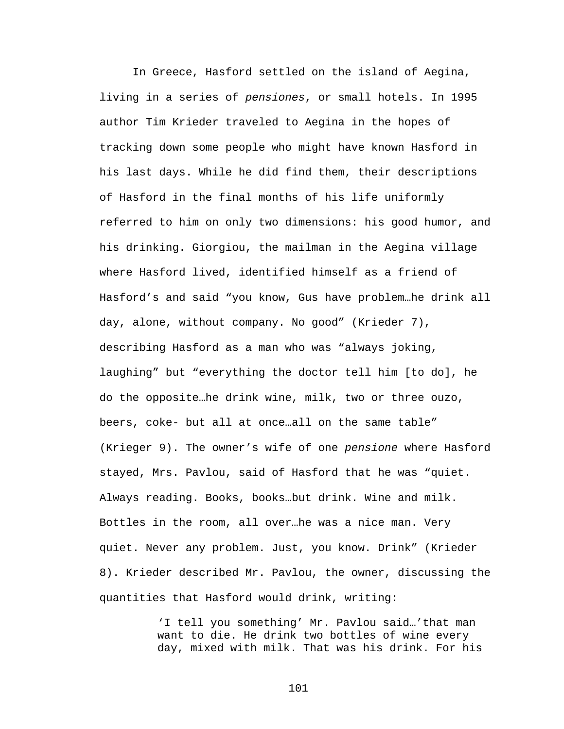In Greece, Hasford settled on the island of Aegina, living in a series of *pensiones*, or small hotels. In 1995 author Tim Krieder traveled to Aegina in the hopes of tracking down some people who might have known Hasford in his last days. While he did find them, their descriptions of Hasford in the final months of his life uniformly referred to him on only two dimensions: his good humor, and his drinking. Giorgiou, the mailman in the Aegina village where Hasford lived, identified himself as a friend of Hasford's and said "you know, Gus have problem…he drink all day, alone, without company. No good" (Krieder 7), describing Hasford as a man who was "always joking, laughing" but "everything the doctor tell him [to do], he do the opposite…he drink wine, milk, two or three ouzo, beers, coke- but all at once…all on the same table" (Krieger 9). The owner's wife of one *pensione* where Hasford stayed, Mrs. Pavlou, said of Hasford that he was "quiet. Always reading. Books, books…but drink. Wine and milk. Bottles in the room, all over…he was a nice man. Very quiet. Never any problem. Just, you know. Drink" (Krieder 8). Krieder described Mr. Pavlou, the owner, discussing the quantities that Hasford would drink, writing:

> 'I tell you something' Mr. Pavlou said…'that man want to die. He drink two bottles of wine every day, mixed with milk. That was his drink. For his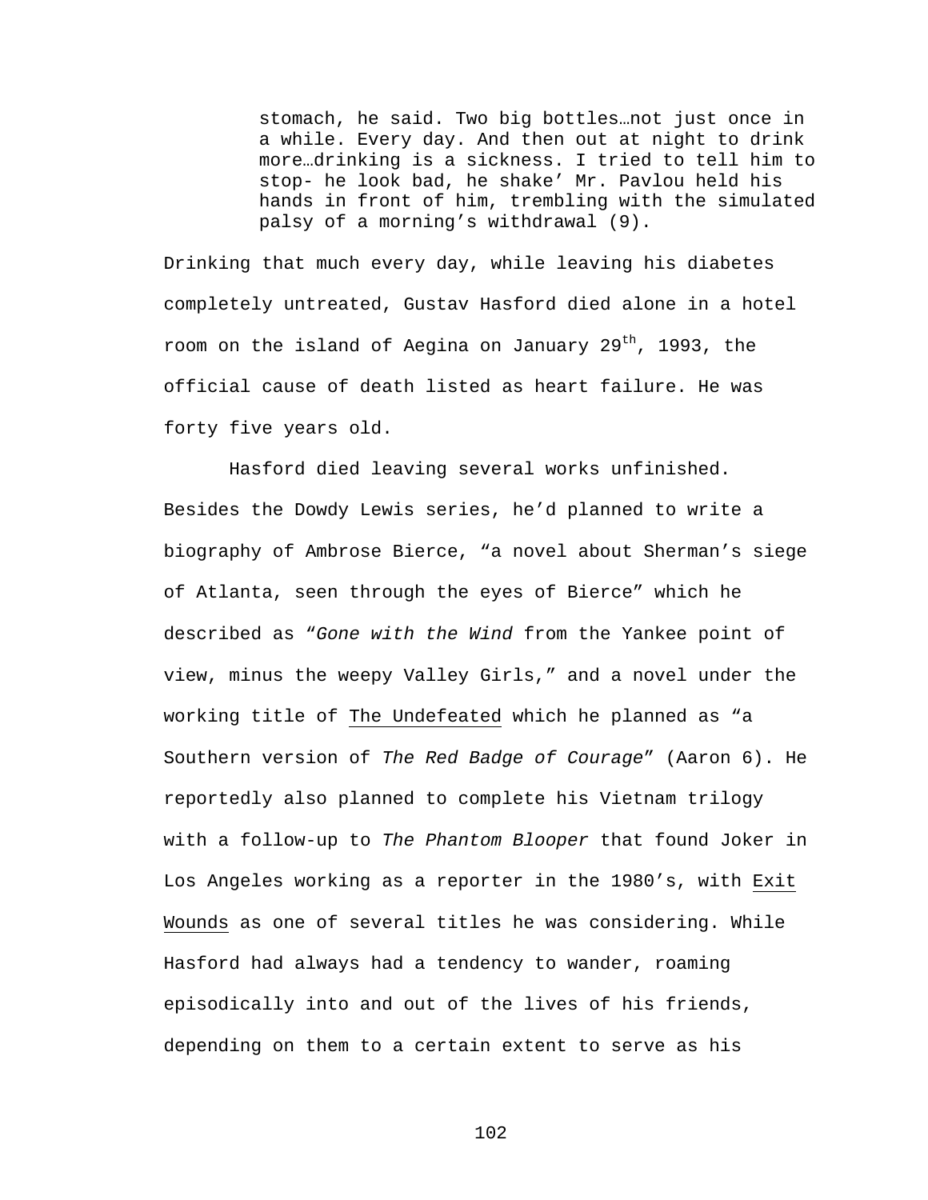> stomach, he said. Two big bottles…not just once in a while. Every day. And then out at night to drink more…drinking is a sickness. I tried to tell him to stop- he look bad, he shake' Mr. Pavlou held his hands in front of him, trembling with the simulated palsy of a morning's withdrawal (9).

Drinking that much every day, while leaving his diabetes completely untreated, Gustav Hasford died alone in a hotel room on the island of Aegina on January 29th, 1993, the official cause of death listed as heart failure. He was forty five years old.

Hasford died leaving several works unfinished. Besides the Dowdy Lewis series, he'd planned to write a biography of Ambrose Bierce, "a novel about Sherman's siege of Atlanta, seen through the eyes of Bierce" which he described as "*Gone with the Wind* from the Yankee point of view, minus the weepy Valley Girls," and a novel under the working title of The Undefeated which he planned as "a Southern version of *The Red Badge of Courage*" (Aaron 6). He reportedly also planned to complete his Vietnam trilogy with a follow-up to *The Phantom Blooper* that found Joker in Los Angeles working as a reporter in the 1980's, with Exit Wounds as one of several titles he was considering. While Hasford had always had a tendency to wander, roaming episodically into and out of the lives of his friends, depending on them to a certain extent to serve as his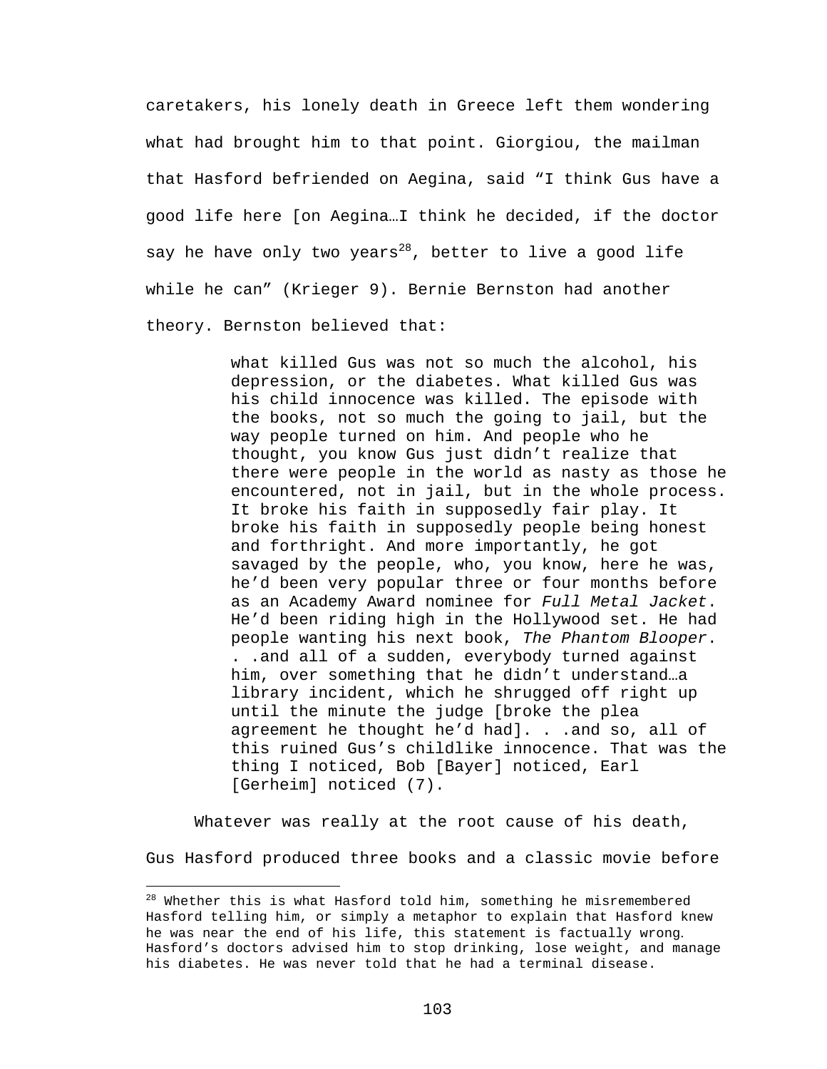caretakers, his lonely death in Greece left them wondering what had brought him to that point. Giorgiou, the mailman that Hasford befriended on Aegina, said “I think Gus have a good life here [on Aegina…I think he decided, if the doctor say he have only two years[28], better to live a good life while he can” (Krieger 9). Bernie Bernston had another theory. Bernston believed that:

> what killed Gus was not so much the alcohol, his depression, or the diabetes. What killed Gus was his child innocence was killed. The episode with the books, not so much the going to jail, but the way people turned on him. And people who he thought, you know Gus just didn’t realize that there were people in the world as nasty as those he encountered, not in jail, but in the whole process. It broke his faith in supposedly fair play. It broke his faith in supposedly people being honest and forthright. And more importantly, he got savaged by the people, who, you know, here he was, he’d been very popular three or four months before as an Academy Award nominee for *Full Metal Jacket*. He’d been riding high in the Hollywood set. He had people wanting his next book, *The Phantom Blooper*. . .and all of a sudden, everybody turned against him, over something that he didn’t understand…a library incident, which he shrugged off right up until the minute the judge [broke the plea agreement he thought he’d had]. . .and so, all of this ruined Gus’s childlike innocence. That was the thing I noticed, Bob [Bayer] noticed, Earl [Gerheim] noticed (7).

Whatever was really at the root cause of his death, Gus Hasford produced three books and a classic movie before

[28] Whether this is what Hasford told him, something he misremembered Hasford telling him, or simply a metaphor to explain that Hasford knew he was near the end of his life, this statement is factually wrong. Hasford’s doctors advised him to stop drinking, lose weight, and manage his diabetes. He was never told that he had a terminal disease.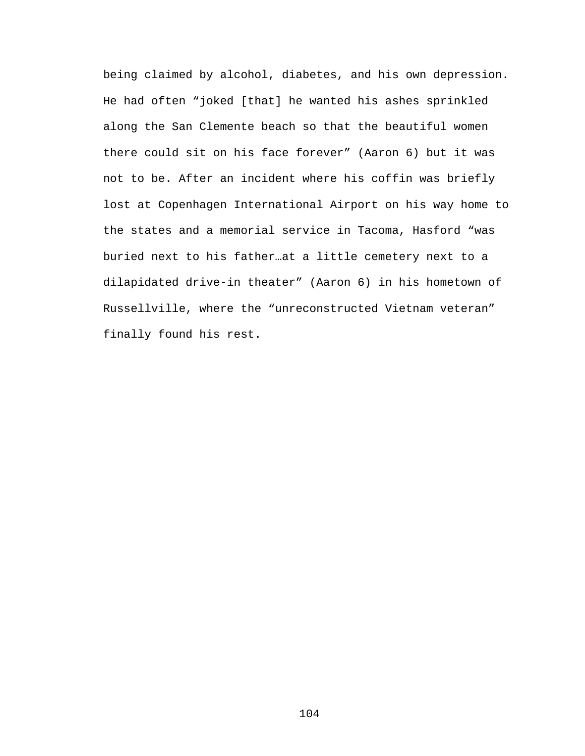being claimed by alcohol, diabetes, and his own depression. He had often “joked [that] he wanted his ashes sprinkled along the San Clemente beach so that the beautiful women there could sit on his face forever” (Aaron 6) but it was not to be. After an incident where his coffin was briefly lost at Copenhagen International Airport on his way home to the states and a memorial service in Tacoma, Hasford “was buried next to his father…at a little cemetery next to a dilapidated drive-in theater” (Aaron 6) in his hometown of Russellville, where the “unreconstructed Vietnam veteran” finally found his rest.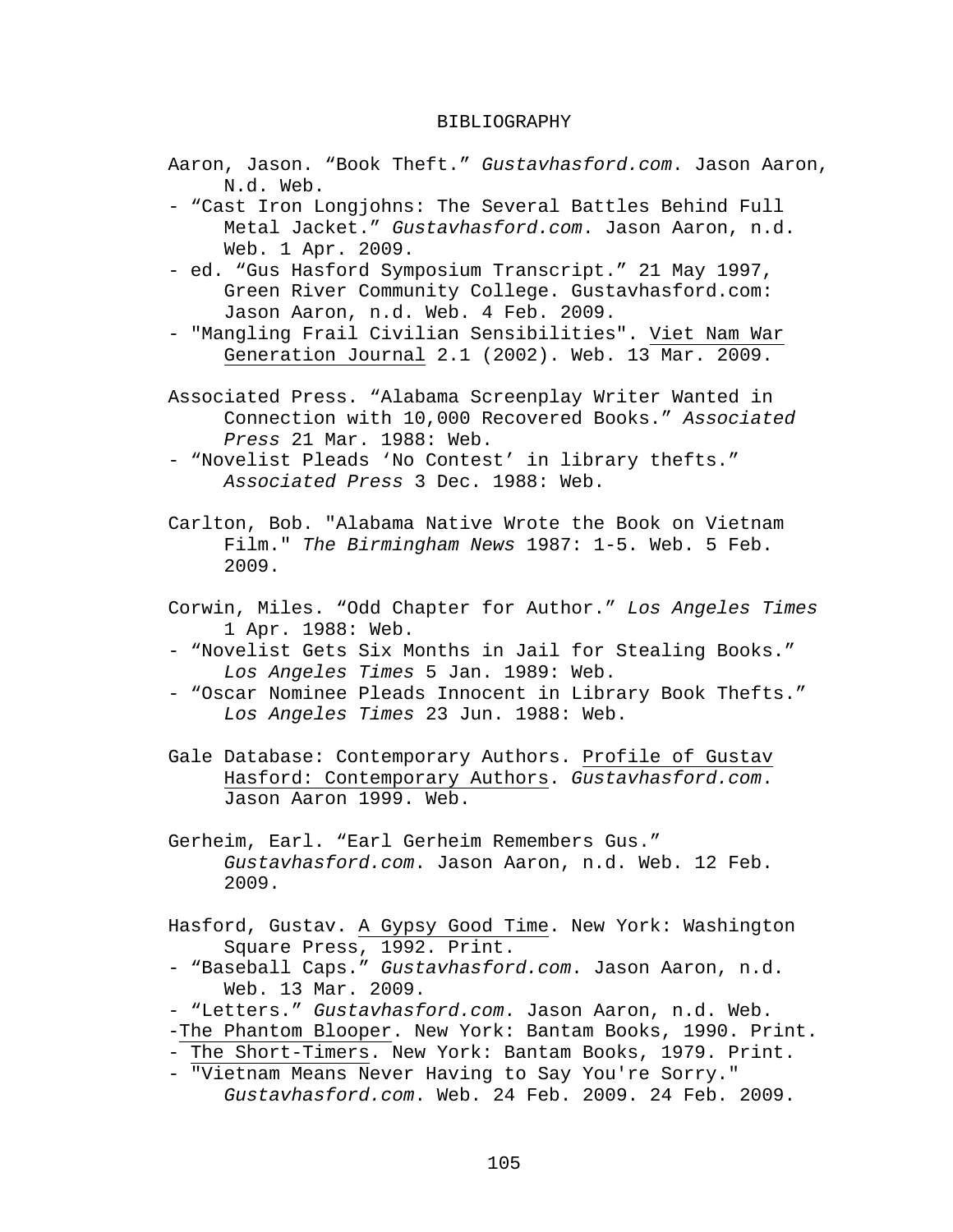# BIBLIOGRAPHY

Aaron, Jason. "Book Theft." *Gustavhasford.com*. Jason Aaron, N.d. Web.

- "Cast Iron Longjohns: The Several Battles Behind Full Metal Jacket." *Gustavhasford.com*. Jason Aaron, n.d. Web. 1 Apr. 2009.
- ed. "Gus Hasford Symposium Transcript." 21 May 1997, Green River Community College. Gustavhasford.com: Jason Aaron, n.d. Web. 4 Feb. 2009.
- "Mangling Frail Civilian Sensibilities". <u>Viet Nam War Generation Journal</u> 2.1 (2002). Web. 13 Mar. 2009.

Associated Press. "Alabama Screenplay Writer Wanted in Connection with 10,000 Recovered Books." *Associated Press* 21 Mar. 1988: Web.

- "Novelist Pleads 'No Contest' in library thefts." *Associated Press* 3 Dec. 1988: Web.

Carlton, Bob. "Alabama Native Wrote the Book on Vietnam Film." *The Birmingham News* 1987: 1-5. Web. 5 Feb. 2009.

Corwin, Miles. "Odd Chapter for Author." *Los Angeles Times* 1 Apr. 1988: Web.

- "Novelist Gets Six Months in Jail for Stealing Books." *Los Angeles Times* 5 Jan. 1989: Web.
- "Oscar Nominee Pleads Innocent in Library Book Thefts." *Los Angeles Times* 23 Jun. 1988: Web.

Gale Database: Contemporary Authors. <u>Profile of Gustav Hasford: Contemporary Authors</u>. *Gustavhasford.com*. Jason Aaron 1999. Web.

Gerheim, Earl. "Earl Gerheim Remembers Gus." *Gustavhasford.com*. Jason Aaron, n.d. Web. 12 Feb. 2009.

Hasford, Gustav. <u>A Gypsy Good Time</u>. New York: Washington Square Press, 1992. Print.

- "Baseball Caps." *Gustavhasford.com*. Jason Aaron, n.d. Web. 13 Mar. 2009.
- "Letters." *Gustavhasford.com*. Jason Aaron, n.d. Web.
- <u>The Phantom Blooper</u>. New York: Bantam Books, 1990. Print.
- <u>The Short-Timers</u>. New York: Bantam Books, 1979. Print.
- "Vietnam Means Never Having to Say You're Sorry." *Gustavhasford.com*. Web. 24 Feb. 2009. 24 Feb. 2009.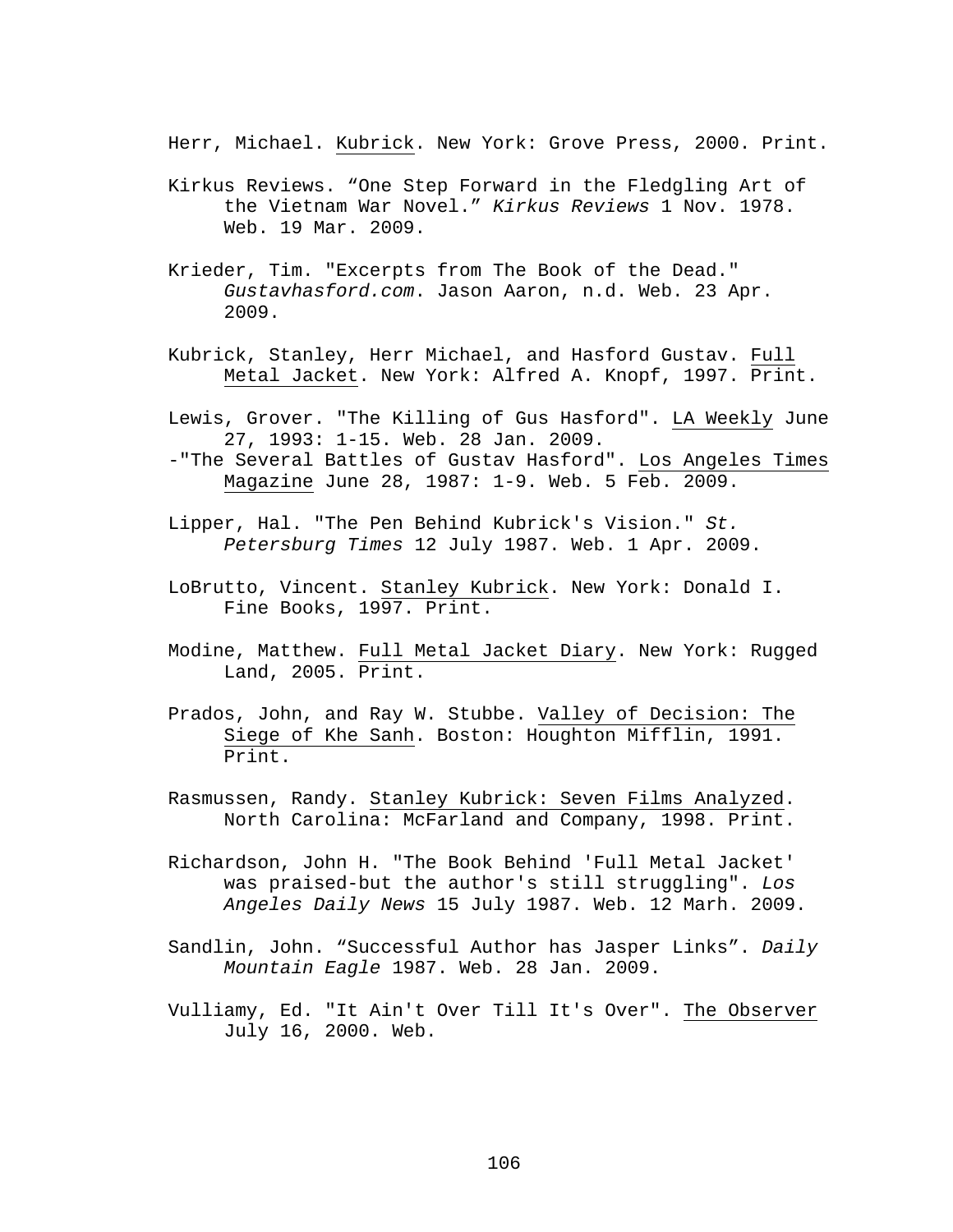Herr, Michael. Kubrick. New York: Grove Press, 2000. Print.

Kirkus Reviews. “One Step Forward in the Fledgling Art of the Vietnam War Novel.” *Kirkus Reviews* 1 Nov. 1978. Web. 19 Mar. 2009.

Krieder, Tim. "Excerpts from The Book of the Dead." *Gustavhasford.com*. Jason Aaron, n.d. Web. 23 Apr. 2009.

Kubrick, Stanley, Herr Michael, and Hasford Gustav. Full Metal Jacket. New York: Alfred A. Knopf, 1997. Print.

Lewis, Grover. "The Killing of Gus Hasford". LA Weekly June 27, 1993: 1-15. Web. 28 Jan. 2009.
-"The Several Battles of Gustav Hasford". Los Angeles Times Magazine June 28, 1987: 1-9. Web. 5 Feb. 2009.

Lipper, Hal. "The Pen Behind Kubrick's Vision." *St. Petersburg Times* 12 July 1987. Web. 1 Apr. 2009.

LoBrutto, Vincent. Stanley Kubrick. New York: Donald I. Fine Books, 1997. Print.

Modine, Matthew. Full Metal Jacket Diary. New York: Rugged Land, 2005. Print.

Prados, John, and Ray W. Stubbe. Valley of Decision: The Siege of Khe Sanh. Boston: Houghton Mifflin, 1991. Print.

Rasmussen, Randy. Stanley Kubrick: Seven Films Analyzed. North Carolina: McFarland and Company, 1998. Print.

Richardson, John H. "The Book Behind 'Full Metal Jacket' was praised-but the author's still struggling". *Los Angeles Daily News* 15 July 1987. Web. 12 Marh. 2009.

Sandlin, John. “Successful Author has Jasper Links”. *Daily Mountain Eagle* 1987. Web. 28 Jan. 2009.

Vulliamy, Ed. "It Ain't Over Till It's Over". The Observer July 16, 2000. Web.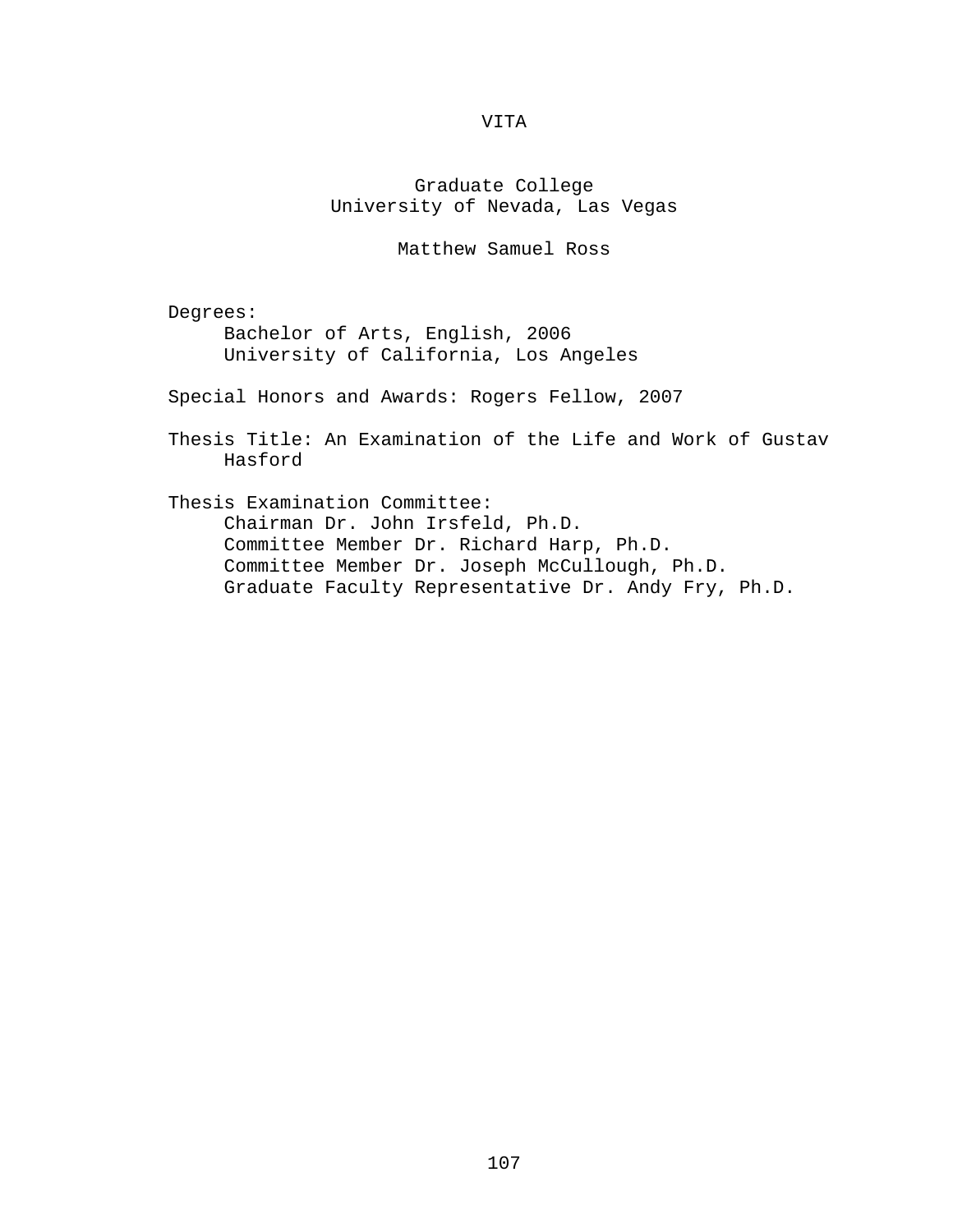# VITA

Graduate College
University of Nevada, Las Vegas

Matthew Samuel Ross

Degrees:
Bachelor of Arts, English, 2006
University of California, Los Angeles

Special Honors and Awards: Rogers Fellow, 2007

Thesis Title: An Examination of the Life and Work of Gustav Hasford

Thesis Examination Committee:
Chairman Dr. John Irsfeld, Ph.D.
Committee Member Dr. Richard Harp, Ph.D.
Committee Member Dr. Joseph McCullough, Ph.D.
Graduate Faculty Representative Dr. Andy Fry, Ph.D.